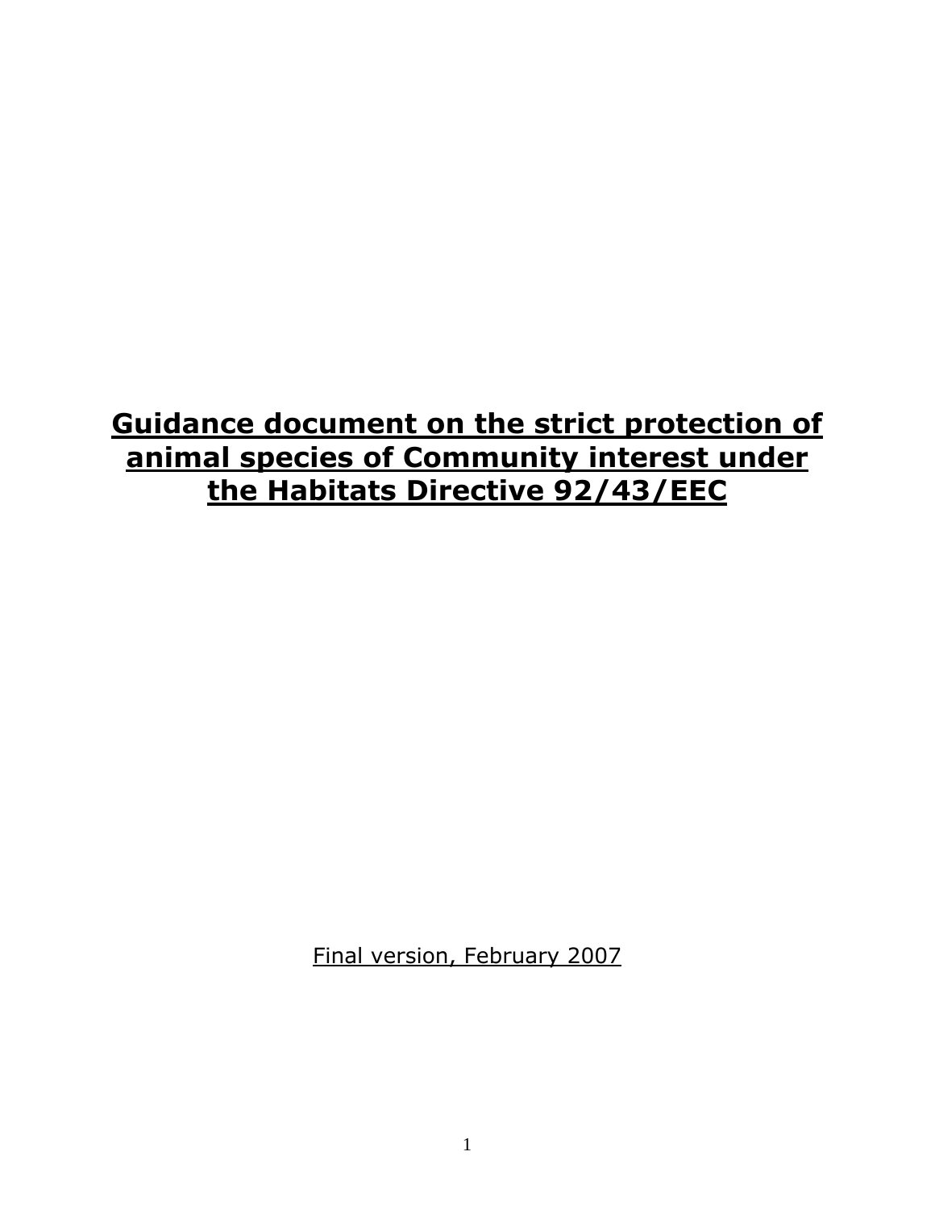# Guidance document on the strict protection of animal species of Community interest under the Habitats Directive 92/43/EEC

Final version, February 2007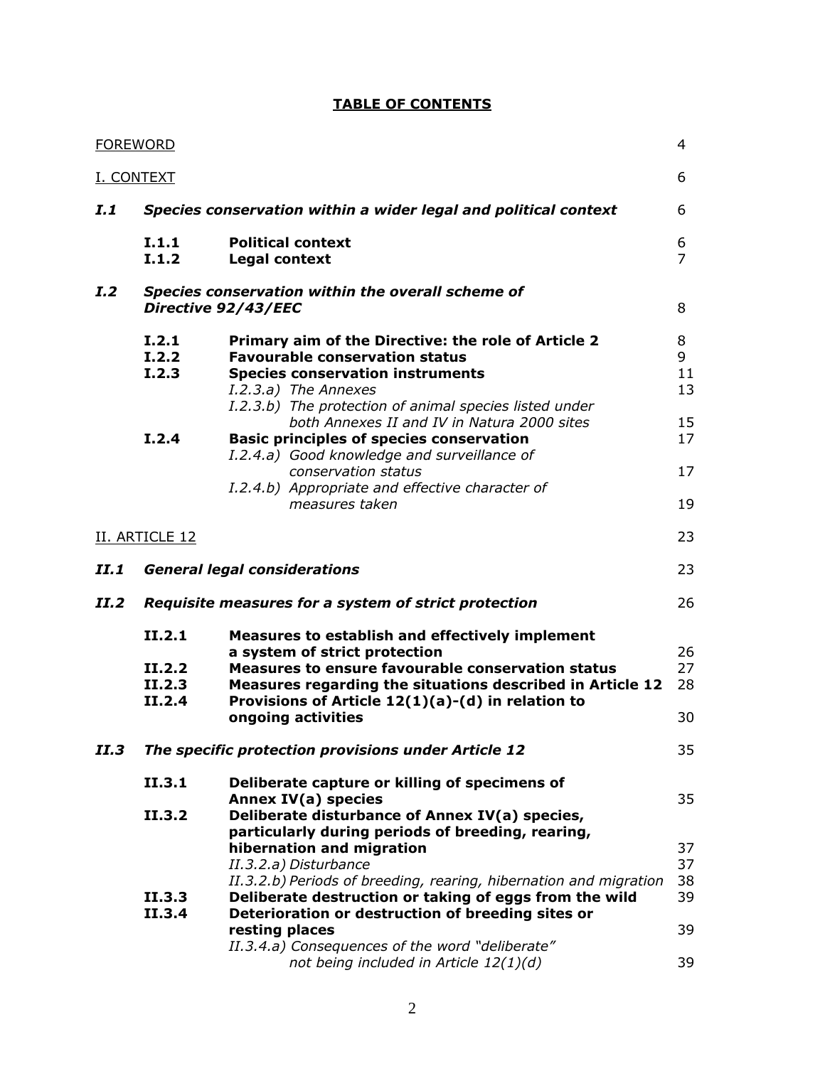**TABLE OF CONTENTS**

| | | | |
|---|---|---|---|
| FOREWORD | | | 4 |
| I. CONTEXT | | | 6 |
| ***I.1*** | ***Species conservation within a wider legal and political context*** | | 6 |
| | **I.1.1** | **Political context** | 6 |
| | **I.1.2** | **Legal context** | 7 |
| ***I.2*** | ***Species conservation within the overall scheme of Directive 92/43/EEC*** | | 8 |
| | **I.2.1** | **Primary aim of the Directive: the role of Article 2** | 8 |
| | **I.2.2** | **Favourable conservation status** | 9 |
| | **I.2.3** | **Species conservation instruments** | 11 |
| | | *I.2.3.a) The Annexes* | 13 |
| | | *I.2.3.b) The protection of animal species listed under both Annexes II and IV in Natura 2000 sites* | 15 |
| | **I.2.4** | **Basic principles of species conservation** | 17 |
| | | *I.2.4.a) Good knowledge and surveillance of conservation status* | 17 |
| | | *I.2.4.b) Appropriate and effective character of measures taken* | 19 |
| II. ARTICLE 12 | | | 23 |
| ***II.1*** | ***General legal considerations*** | | 23 |
| ***II.2*** | ***Requisite measures for a system of strict protection*** | | 26 |
| | **II.2.1** | **Measures to establish and effectively implement a system of strict protection** | 26 |
| | **II.2.2** | **Measures to ensure favourable conservation status** | 27 |
| | **II.2.3** | **Measures regarding the situations described in Article 12** | 28 |
| | **II.2.4** | **Provisions of Article 12(1)(a)-(d) in relation to ongoing activities** | 30 |
| ***II.3*** | ***The specific protection provisions under Article 12*** | | 35 |
| | **II.3.1** | **Deliberate capture or killing of specimens of Annex IV(a) species** | 35 |
| | **II.3.2** | **Deliberate disturbance of Annex IV(a) species, particularly during periods of breeding, rearing, hibernation and migration** | 37 |
| | | *II.3.2.a) Disturbance* | 37 |
| | | *II.3.2.b) Periods of breeding, rearing, hibernation and migration* | 38 |
| | **II.3.3** | **Deliberate destruction or taking of eggs from the wild** | 39 |
| | **II.3.4** | **Deterioration or destruction of breeding sites or resting places** | 39 |
| | | *II.3.4.a) Consequences of the word "deliberate" not being included in Article 12(1)(d)* | 39 |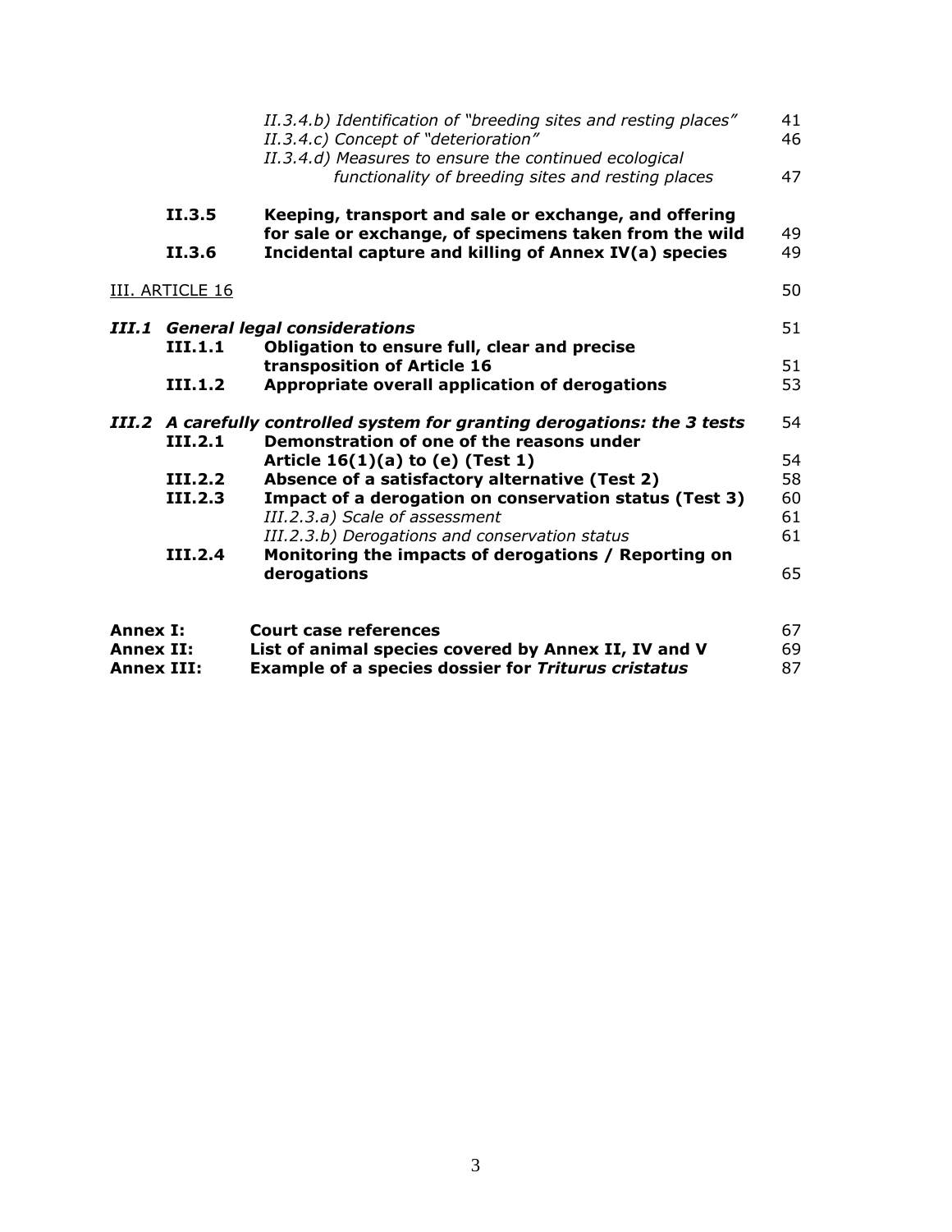*II.3.4.b) Identification of "breeding sites and resting places"* 41
*II.3.4.c) Concept of "deterioration"* 46
*II.3.4.d) Measures to ensure the continued ecological functionality of breeding sites and resting places* 47

**II.3.5 Keeping, transport and sale or exchange, and offering for sale or exchange, of specimens taken from the wild** 49
**II.3.6 Incidental capture and killing of Annex IV(a) species** 49

III. ARTICLE 16 50

***III.1 General legal considerations*** 51
**III.1.1 Obligation to ensure full, clear and precise transposition of Article 16** 51
**III.1.2 Appropriate overall application of derogations** 53

***III.2 A carefully controlled system for granting derogations: the 3 tests*** 54
**III.2.1 Demonstration of one of the reasons under Article 16(1)(a) to (e) (Test 1)** 54
**III.2.2 Absence of a satisfactory alternative (Test 2)** 58
**III.2.3 Impact of a derogation on conservation status (Test 3)** 60
*III.2.3.a) Scale of assessment* 61
*III.2.3.b) Derogations and conservation status* 61
**III.2.4 Monitoring the impacts of derogations / Reporting on derogations** 65

**Annex I: Court case references** 67
**Annex II: List of animal species covered by Annex II, IV and V** 69
**Annex III: Example of a species dossier for *Triturus cristatus*** 87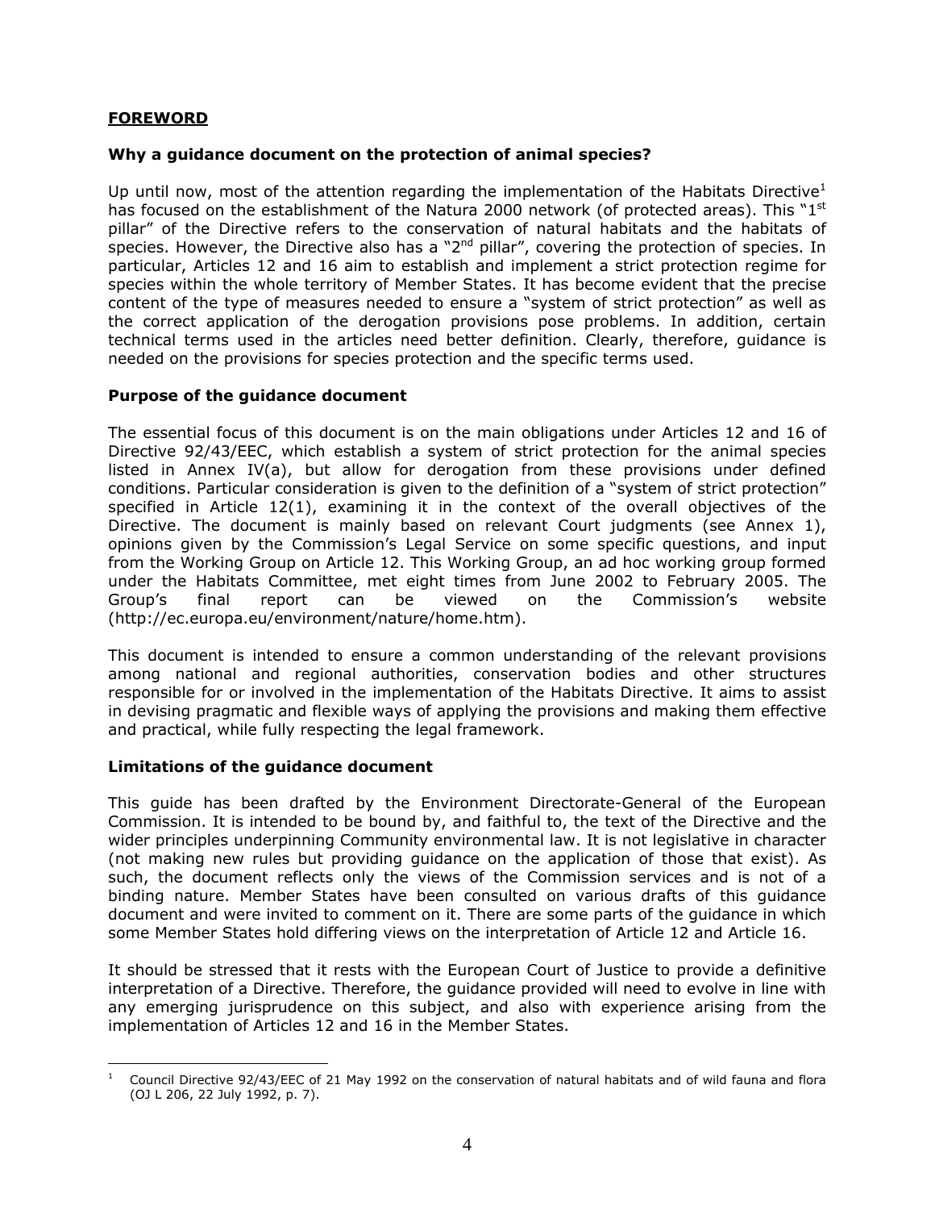## FOREWORD

### Why a guidance document on the protection of animal species?

Up until now, most of the attention regarding the implementation of the Habitats Directive[1] has focused on the establishment of the Natura 2000 network (of protected areas). This "1st pillar" of the Directive refers to the conservation of natural habitats and the habitats of species. However, the Directive also has a "2nd pillar", covering the protection of species. In particular, Articles 12 and 16 aim to establish and implement a strict protection regime for species within the whole territory of Member States. It has become evident that the precise content of the type of measures needed to ensure a "system of strict protection" as well as the correct application of the derogation provisions pose problems. In addition, certain technical terms used in the articles need better definition. Clearly, therefore, guidance is needed on the provisions for species protection and the specific terms used.

### Purpose of the guidance document

The essential focus of this document is on the main obligations under Articles 12 and 16 of Directive 92/43/EEC, which establish a system of strict protection for the animal species listed in Annex IV(a), but allow for derogation from these provisions under defined conditions. Particular consideration is given to the definition of a "system of strict protection" specified in Article 12(1), examining it in the context of the overall objectives of the Directive. The document is mainly based on relevant Court judgments (see Annex 1), opinions given by the Commission's Legal Service on some specific questions, and input from the Working Group on Article 12. This Working Group, an ad hoc working group formed under the Habitats Committee, met eight times from June 2002 to February 2005. The Group's final report can be viewed on the Commission's website (http://ec.europa.eu/environment/nature/home.htm).

This document is intended to ensure a common understanding of the relevant provisions among national and regional authorities, conservation bodies and other structures responsible for or involved in the implementation of the Habitats Directive. It aims to assist in devising pragmatic and flexible ways of applying the provisions and making them effective and practical, while fully respecting the legal framework.

### Limitations of the guidance document

This guide has been drafted by the Environment Directorate-General of the European Commission. It is intended to be bound by, and faithful to, the text of the Directive and the wider principles underpinning Community environmental law. It is not legislative in character (not making new rules but providing guidance on the application of those that exist). As such, the document reflects only the views of the Commission services and is not of a binding nature. Member States have been consulted on various drafts of this guidance document and were invited to comment on it. There are some parts of the guidance in which some Member States hold differing views on the interpretation of Article 12 and Article 16.

It should be stressed that it rests with the European Court of Justice to provide a definitive interpretation of a Directive. Therefore, the guidance provided will need to evolve in line with any emerging jurisprudence on this subject, and also with experience arising from the implementation of Articles 12 and 16 in the Member States.

---

[1] Council Directive 92/43/EEC of 21 May 1992 on the conservation of natural habitats and of wild fauna and flora (OJ L 206, 22 July 1992, p. 7).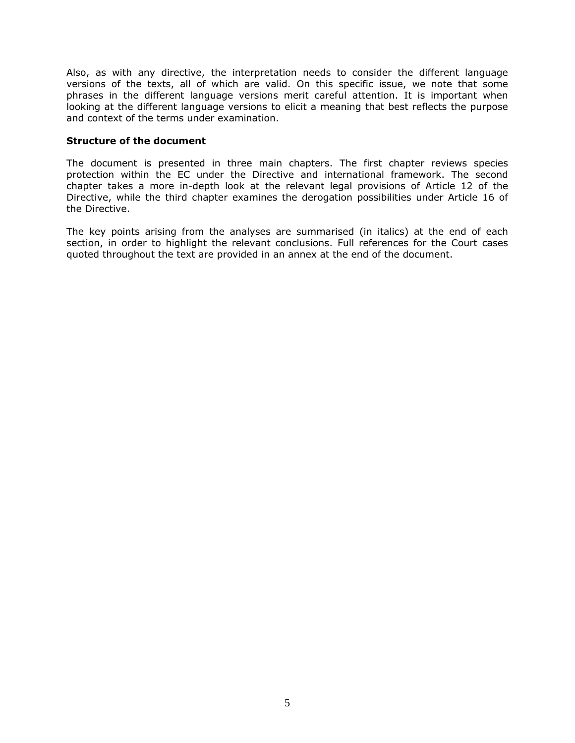Also, as with any directive, the interpretation needs to consider the different language versions of the texts, all of which are valid. On this specific issue, we note that some phrases in the different language versions merit careful attention. It is important when looking at the different language versions to elicit a meaning that best reflects the purpose and context of the terms under examination.

**Structure of the document**

The document is presented in three main chapters. The first chapter reviews species protection within the EC under the Directive and international framework. The second chapter takes a more in-depth look at the relevant legal provisions of Article 12 of the Directive, while the third chapter examines the derogation possibilities under Article 16 of the Directive.

The key points arising from the analyses are summarised (in italics) at the end of each section, in order to highlight the relevant conclusions. Full references for the Court cases quoted throughout the text are provided in an annex at the end of the document.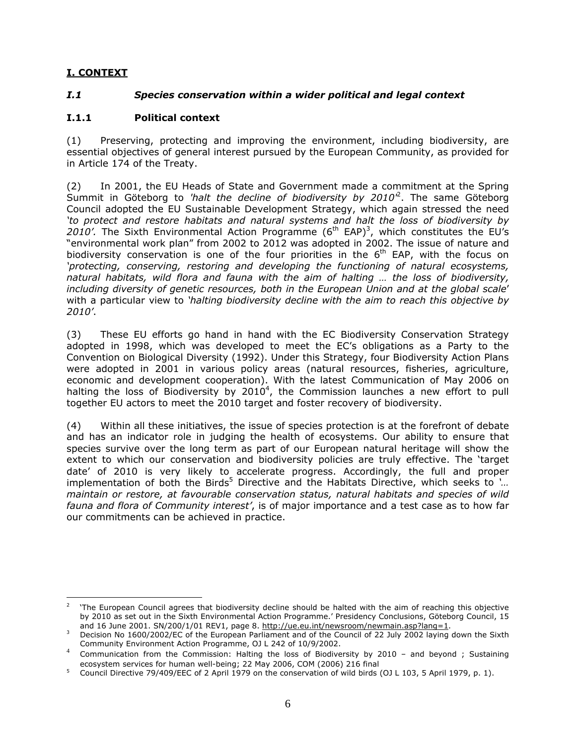## **I. CONTEXT**

### *I.1 Species conservation within a wider political and legal context*

#### **I.1.1 Political context**

(1) Preserving, protecting and improving the environment, including biodiversity, are essential objectives of general interest pursued by the European Community, as provided for in Article 174 of the Treaty.

(2) In 2001, the EU Heads of State and Government made a commitment at the Spring Summit in Göteborg to *'halt the decline of biodiversity by 2010'*[2]. The same Göteborg Council adopted the EU Sustainable Development Strategy, which again stressed the need *'to protect and restore habitats and natural systems and halt the loss of biodiversity by 2010'.* The Sixth Environmental Action Programme (6$^{th}$ EAP)[3], which constitutes the EU's "environmental work plan" from 2002 to 2012 was adopted in 2002. The issue of nature and biodiversity conservation is one of the four priorities in the 6$^{th}$ EAP, with the focus on *'protecting, conserving, restoring and developing the functioning of natural ecosystems, natural habitats, wild flora and fauna with the aim of halting … the loss of biodiversity, including diversity of genetic resources, both in the European Union and at the global scale'* with a particular view to *'halting biodiversity decline with the aim to reach this objective by 2010'*.

(3) These EU efforts go hand in hand with the EC Biodiversity Conservation Strategy adopted in 1998, which was developed to meet the EC's obligations as a Party to the Convention on Biological Diversity (1992). Under this Strategy, four Biodiversity Action Plans were adopted in 2001 in various policy areas (natural resources, fisheries, agriculture, economic and development cooperation). With the latest Communication of May 2006 on halting the loss of Biodiversity by 2010[4], the Commission launches a new effort to pull together EU actors to meet the 2010 target and foster recovery of biodiversity.

(4) Within all these initiatives, the issue of species protection is at the forefront of debate and has an indicator role in judging the health of ecosystems. Our ability to ensure that species survive over the long term as part of our European natural heritage will show the extent to which our conservation and biodiversity policies are truly effective. The 'target date' of 2010 is very likely to accelerate progress. Accordingly, the full and proper implementation of both the Birds[5] Directive and the Habitats Directive, which seeks to *'… maintain or restore, at favourable conservation status, natural habitats and species of wild fauna and flora of Community interest'*, is of major importance and a test case as to how far our commitments can be achieved in practice.

---

[2] 'The European Council agrees that biodiversity decline should be halted with the aim of reaching this objective by 2010 as set out in the Sixth Environmental Action Programme.' Presidency Conclusions, Göteborg Council, 15 and 16 June 2001. SN/200/1/01 REV1, page 8. http://ue.eu.int/newsroom/newmain.asp?lang=1.

[3] Decision No 1600/2002/EC of the European Parliament and of the Council of 22 July 2002 laying down the Sixth Community Environment Action Programme, OJ L 242 of 10/9/2002.

[4] Communication from the Commission: Halting the loss of Biodiversity by 2010 – and beyond ; Sustaining ecosystem services for human well-being; 22 May 2006, COM (2006) 216 final

[5] Council Directive 79/409/EEC of 2 April 1979 on the conservation of wild birds (OJ L 103, 5 April 1979, p. 1).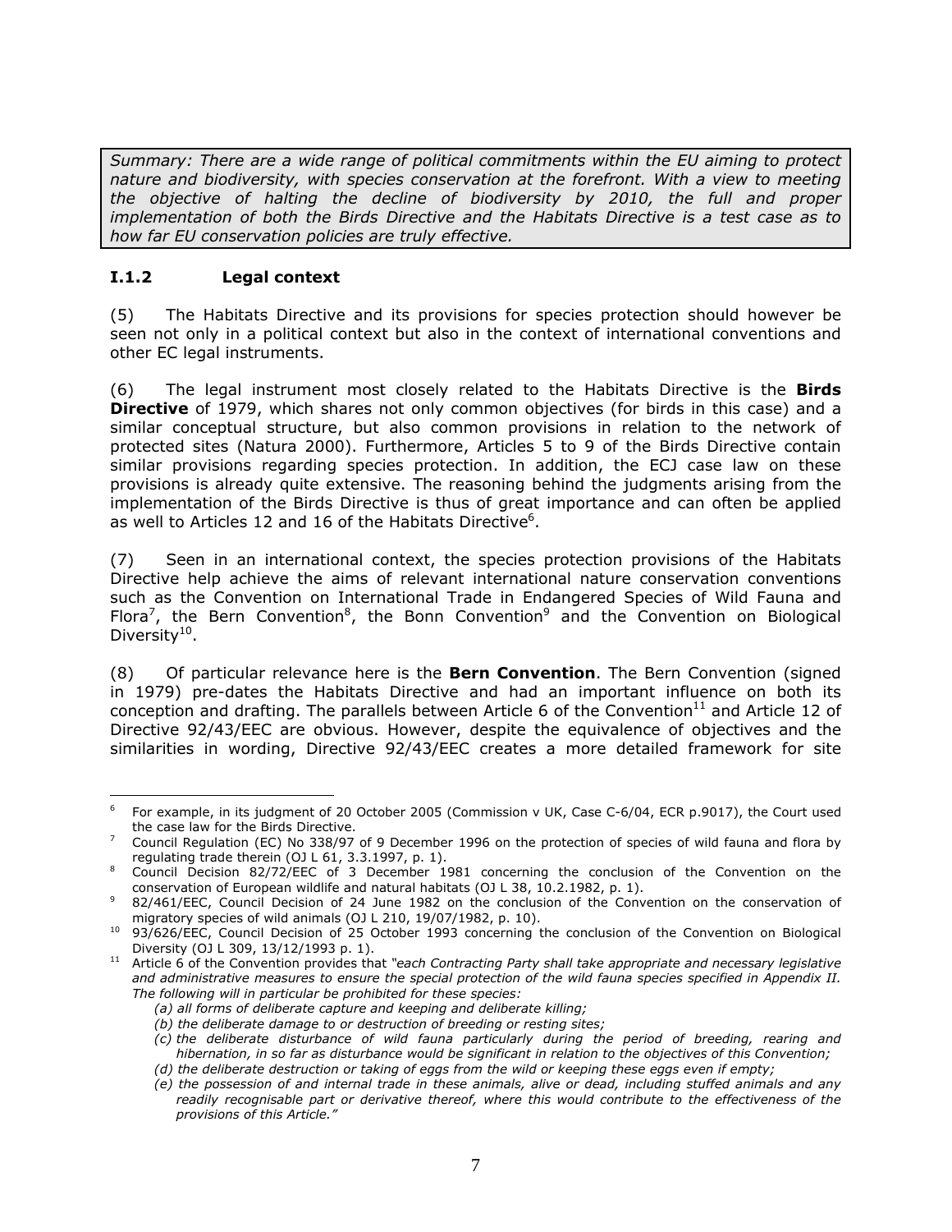*Summary: There are a wide range of political commitments within the EU aiming to protect nature and biodiversity, with species conservation at the forefront. With a view to meeting the objective of halting the decline of biodiversity by 2010, the full and proper implementation of both the Birds Directive and the Habitats Directive is a test case as to how far EU conservation policies are truly effective.*

### I.1.2 Legal context

(5) The Habitats Directive and its provisions for species protection should however be seen not only in a political context but also in the context of international conventions and other EC legal instruments.

(6) The legal instrument most closely related to the Habitats Directive is the **Birds Directive** of 1979, which shares not only common objectives (for birds in this case) and a similar conceptual structure, but also common provisions in relation to the network of protected sites (Natura 2000). Furthermore, Articles 5 to 9 of the Birds Directive contain similar provisions regarding species protection. In addition, the ECJ case law on these provisions is already quite extensive. The reasoning behind the judgments arising from the implementation of the Birds Directive is thus of great importance and can often be applied as well to Articles 12 and 16 of the Habitats Directive[6].

(7) Seen in an international context, the species protection provisions of the Habitats Directive help achieve the aims of relevant international nature conservation conventions such as the Convention on International Trade in Endangered Species of Wild Fauna and Flora[7], the Bern Convention[8], the Bonn Convention[9] and the Convention on Biological Diversity[10].

(8) Of particular relevance here is the **Bern Convention**. The Bern Convention (signed in 1979) pre-dates the Habitats Directive and had an important influence on both its conception and drafting. The parallels between Article 6 of the Convention[11] and Article 12 of Directive 92/43/EEC are obvious. However, despite the equivalence of objectives and the similarities in wording, Directive 92/43/EEC creates a more detailed framework for site

---

[6] For example, in its judgment of 20 October 2005 (Commission v UK, Case C-6/04, ECR p.9017), the Court used the case law for the Birds Directive.

[7] Council Regulation (EC) No 338/97 of 9 December 1996 on the protection of species of wild fauna and flora by regulating trade therein (OJ L 61, 3.3.1997, p. 1).

[8] Council Decision 82/72/EEC of 3 December 1981 concerning the conclusion of the Convention on the conservation of European wildlife and natural habitats (OJ L 38, 10.2.1982, p. 1).

[9] 82/461/EEC, Council Decision of 24 June 1982 on the conclusion of the Convention on the conservation of migratory species of wild animals (OJ L 210, 19/07/1982, p. 10).

[10] 93/626/EEC, Council Decision of 25 October 1993 concerning the conclusion of the Convention on Biological Diversity (OJ L 309, 13/12/1993 p. 1).

[11] Article 6 of the Convention provides that *"each Contracting Party shall take appropriate and necessary legislative and administrative measures to ensure the special protection of the wild fauna species specified in Appendix II. The following will in particular be prohibited for these species:*

*(a) all forms of deliberate capture and keeping and deliberate killing;*

*(b) the deliberate damage to or destruction of breeding or resting sites;*

*(c) the deliberate disturbance of wild fauna particularly during the period of breeding, rearing and hibernation, in so far as disturbance would be significant in relation to the objectives of this Convention;*

*(d) the deliberate destruction or taking of eggs from the wild or keeping these eggs even if empty;*

*(e) the possession of and internal trade in these animals, alive or dead, including stuffed animals and any readily recognisable part or derivative thereof, where this would contribute to the effectiveness of the provisions of this Article."*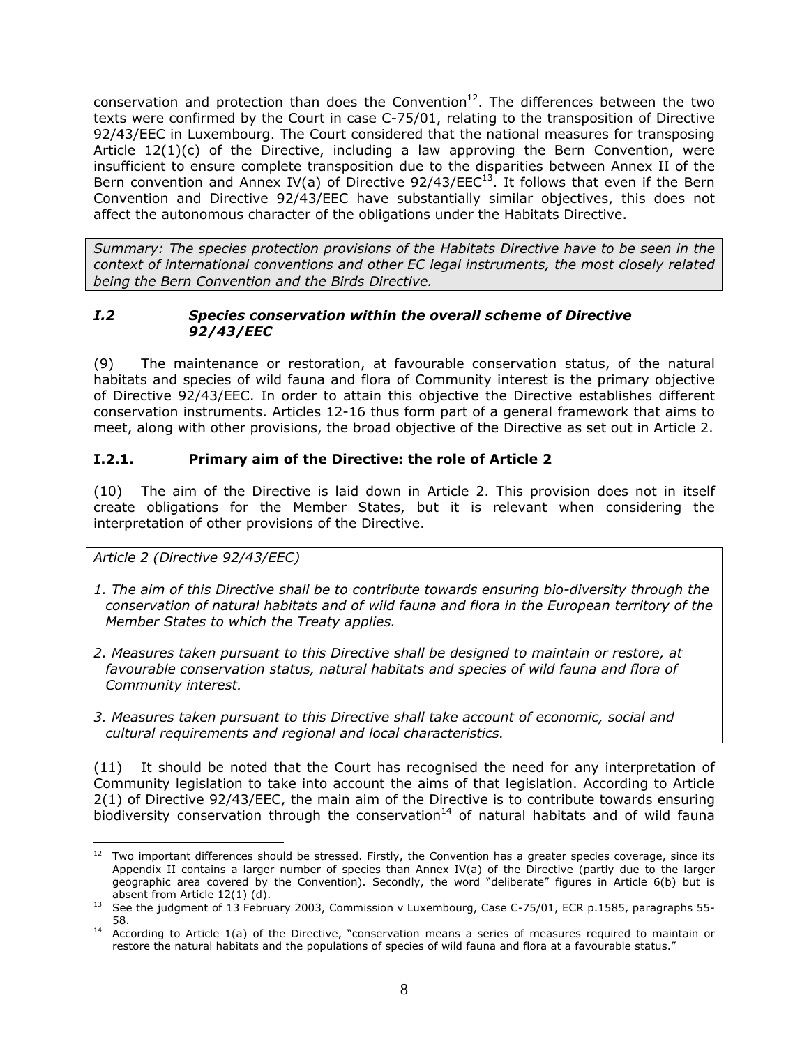conservation and protection than does the Convention[12]. The differences between the two texts were confirmed by the Court in case C-75/01, relating to the transposition of Directive 92/43/EEC in Luxembourg. The Court considered that the national measures for transposing Article 12(1)(c) of the Directive, including a law approving the Bern Convention, were insufficient to ensure complete transposition due to the disparities between Annex II of the Bern convention and Annex IV(a) of Directive 92/43/EEC[13]. It follows that even if the Bern Convention and Directive 92/43/EEC have substantially similar objectives, this does not affect the autonomous character of the obligations under the Habitats Directive.

*Summary: The species protection provisions of the Habitats Directive have to be seen in the context of international conventions and other EC legal instruments, the most closely related being the Bern Convention and the Birds Directive.*

### *I.2 Species conservation within the overall scheme of Directive 92/43/EEC*

(9) The maintenance or restoration, at favourable conservation status, of the natural habitats and species of wild fauna and flora of Community interest is the primary objective of Directive 92/43/EEC. In order to attain this objective the Directive establishes different conservation instruments. Articles 12-16 thus form part of a general framework that aims to meet, along with other provisions, the broad objective of the Directive as set out in Article 2.

#### I.2.1. Primary aim of the Directive: the role of Article 2

(10) The aim of the Directive is laid down in Article 2. This provision does not in itself create obligations for the Member States, but it is relevant when considering the interpretation of other provisions of the Directive.

*Article 2 (Directive 92/43/EEC)*

*1. The aim of this Directive shall be to contribute towards ensuring bio-diversity through the conservation of natural habitats and of wild fauna and flora in the European territory of the Member States to which the Treaty applies.*

*2. Measures taken pursuant to this Directive shall be designed to maintain or restore, at favourable conservation status, natural habitats and species of wild fauna and flora of Community interest.*

*3. Measures taken pursuant to this Directive shall take account of economic, social and cultural requirements and regional and local characteristics.*

(11) It should be noted that the Court has recognised the need for any interpretation of Community legislation to take into account the aims of that legislation. According to Article 2(1) of Directive 92/43/EEC, the main aim of the Directive is to contribute towards ensuring biodiversity conservation through the conservation[14] of natural habitats and of wild fauna

---

[12] Two important differences should be stressed. Firstly, the Convention has a greater species coverage, since its Appendix II contains a larger number of species than Annex IV(a) of the Directive (partly due to the larger geographic area covered by the Convention). Secondly, the word "deliberate" figures in Article 6(b) but is absent from Article 12(1) (d).

[13] See the judgment of 13 February 2003, Commission v Luxembourg, Case C-75/01, ECR p.1585, paragraphs 55-58.

[14] According to Article 1(a) of the Directive, "conservation means a series of measures required to maintain or restore the natural habitats and the populations of species of wild fauna and flora at a favourable status."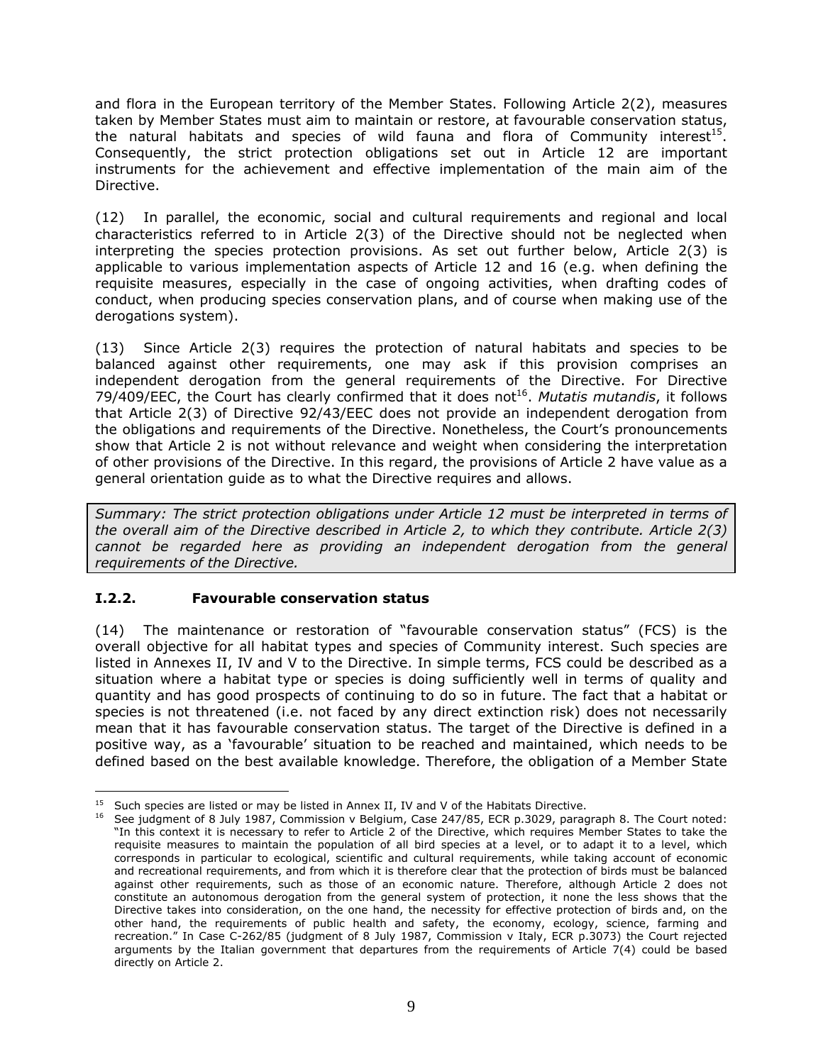and flora in the European territory of the Member States. Following Article 2(2), measures taken by Member States must aim to maintain or restore, at favourable conservation status, the natural habitats and species of wild fauna and flora of Community interest[15]. Consequently, the strict protection obligations set out in Article 12 are important instruments for the achievement and effective implementation of the main aim of the Directive.

(12) In parallel, the economic, social and cultural requirements and regional and local characteristics referred to in Article 2(3) of the Directive should not be neglected when interpreting the species protection provisions. As set out further below, Article 2(3) is applicable to various implementation aspects of Article 12 and 16 (e.g. when defining the requisite measures, especially in the case of ongoing activities, when drafting codes of conduct, when producing species conservation plans, and of course when making use of the derogations system).

(13) Since Article 2(3) requires the protection of natural habitats and species to be balanced against other requirements, one may ask if this provision comprises an independent derogation from the general requirements of the Directive. For Directive 79/409/EEC, the Court has clearly confirmed that it does not[16]. *Mutatis mutandis*, it follows that Article 2(3) of Directive 92/43/EEC does not provide an independent derogation from the obligations and requirements of the Directive. Nonetheless, the Court's pronouncements show that Article 2 is not without relevance and weight when considering the interpretation of other provisions of the Directive. In this regard, the provisions of Article 2 have value as a general orientation guide as to what the Directive requires and allows.

*Summary: The strict protection obligations under Article 12 must be interpreted in terms of the overall aim of the Directive described in Article 2, to which they contribute. Article 2(3) cannot be regarded here as providing an independent derogation from the general requirements of the Directive.*

### I.2.2. Favourable conservation status

(14) The maintenance or restoration of "favourable conservation status" (FCS) is the overall objective for all habitat types and species of Community interest. Such species are listed in Annexes II, IV and V to the Directive. In simple terms, FCS could be described as a situation where a habitat type or species is doing sufficiently well in terms of quality and quantity and has good prospects of continuing to do so in future. The fact that a habitat or species is not threatened (i.e. not faced by any direct extinction risk) does not necessarily mean that it has favourable conservation status. The target of the Directive is defined in a positive way, as a 'favourable' situation to be reached and maintained, which needs to be defined based on the best available knowledge. Therefore, the obligation of a Member State

---

[15] Such species are listed or may be listed in Annex II, IV and V of the Habitats Directive.

[16] See judgment of 8 July 1987, Commission v Belgium, Case 247/85, ECR p.3029, paragraph 8. The Court noted: "In this context it is necessary to refer to Article 2 of the Directive, which requires Member States to take the requisite measures to maintain the population of all bird species at a level, or to adapt it to a level, which corresponds in particular to ecological, scientific and cultural requirements, while taking account of economic and recreational requirements, and from which it is therefore clear that the protection of birds must be balanced against other requirements, such as those of an economic nature. Therefore, although Article 2 does not constitute an autonomous derogation from the general system of protection, it none the less shows that the Directive takes into consideration, on the one hand, the necessity for effective protection of birds and, on the other hand, the requirements of public health and safety, the economy, ecology, science, farming and recreation." In Case C-262/85 (judgment of 8 July 1987, Commission v Italy, ECR p.3073) the Court rejected arguments by the Italian government that departures from the requirements of Article 7(4) could be based directly on Article 2.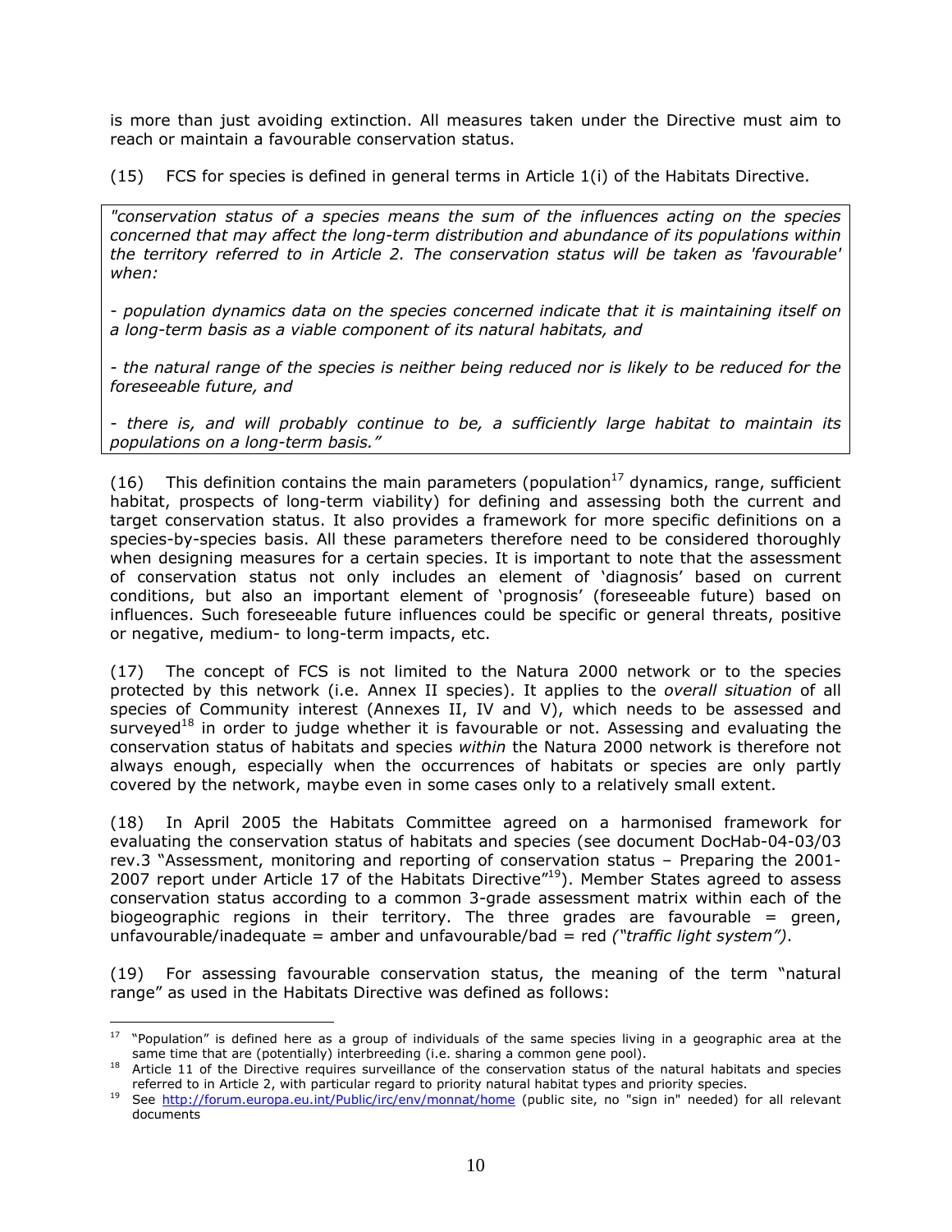is more than just avoiding extinction. All measures taken under the Directive must aim to reach or maintain a favourable conservation status.

(15) FCS for species is defined in general terms in Article 1(i) of the Habitats Directive.

> *"conservation status of a species means the sum of the influences acting on the species concerned that may affect the long-term distribution and abundance of its populations within the territory referred to in Article 2. The conservation status will be taken as 'favourable' when:*
>
> *- population dynamics data on the species concerned indicate that it is maintaining itself on a long-term basis as a viable component of its natural habitats, and*
>
> *- the natural range of the species is neither being reduced nor is likely to be reduced for the foreseeable future, and*
>
> *- there is, and will probably continue to be, a sufficiently large habitat to maintain its populations on a long-term basis."*

(16) This definition contains the main parameters (population[17] dynamics, range, sufficient habitat, prospects of long-term viability) for defining and assessing both the current and target conservation status. It also provides a framework for more specific definitions on a species-by-species basis. All these parameters therefore need to be considered thoroughly when designing measures for a certain species. It is important to note that the assessment of conservation status not only includes an element of 'diagnosis' based on current conditions, but also an important element of 'prognosis' (foreseeable future) based on influences. Such foreseeable future influences could be specific or general threats, positive or negative, medium- to long-term impacts, etc.

(17) The concept of FCS is not limited to the Natura 2000 network or to the species protected by this network (i.e. Annex II species). It applies to the *overall situation* of all species of Community interest (Annexes II, IV and V), which needs to be assessed and surveyed[18] in order to judge whether it is favourable or not. Assessing and evaluating the conservation status of habitats and species *within* the Natura 2000 network is therefore not always enough, especially when the occurrences of habitats or species are only partly covered by the network, maybe even in some cases only to a relatively small extent.

(18) In April 2005 the Habitats Committee agreed on a harmonised framework for evaluating the conservation status of habitats and species (see document DocHab-04-03/03 rev.3 "Assessment, monitoring and reporting of conservation status – Preparing the 2001-2007 report under Article 17 of the Habitats Directive"[19]). Member States agreed to assess conservation status according to a common 3-grade assessment matrix within each of the biogeographic regions in their territory. The three grades are favourable = green, unfavourable/inadequate = amber and unfavourable/bad = red *("traffic light system")*.

(19) For assessing favourable conservation status, the meaning of the term "natural range" as used in the Habitats Directive was defined as follows:

---

[17] "Population" is defined here as a group of individuals of the same species living in a geographic area at the same time that are (potentially) interbreeding (i.e. sharing a common gene pool).

[18] Article 11 of the Directive requires surveillance of the conservation status of the natural habitats and species referred to in Article 2, with particular regard to priority natural habitat types and priority species.

[19] See http://forum.europa.eu.int/Public/irc/env/monnat/home (public site, no "sign in" needed) for all relevant documents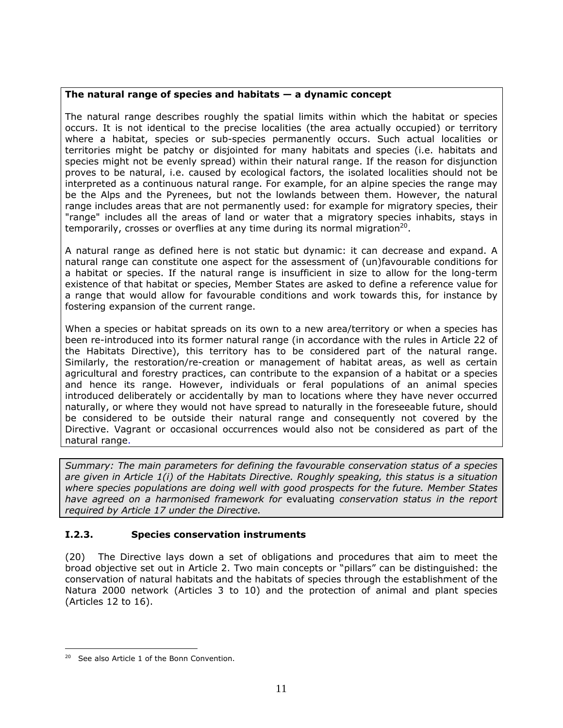**The natural range of species and habitats — a dynamic concept**

The natural range describes roughly the spatial limits within which the habitat or species occurs. It is not identical to the precise localities (the area actually occupied) or territory where a habitat, species or sub-species permanently occurs. Such actual localities or territories might be patchy or disjointed for many habitats and species (i.e. habitats and species might not be evenly spread) within their natural range. If the reason for disjunction proves to be natural, i.e. caused by ecological factors, the isolated localities should not be interpreted as a continuous natural range. For example, for an alpine species the range may be the Alps and the Pyrenees, but not the lowlands between them. However, the natural range includes areas that are not permanently used: for example for migratory species, their "range" includes all the areas of land or water that a migratory species inhabits, stays in temporarily, crosses or overflies at any time during its normal migration[20].

A natural range as defined here is not static but dynamic: it can decrease and expand. A natural range can constitute one aspect for the assessment of (un)favourable conditions for a habitat or species. If the natural range is insufficient in size to allow for the long-term existence of that habitat or species, Member States are asked to define a reference value for a range that would allow for favourable conditions and work towards this, for instance by fostering expansion of the current range.

When a species or habitat spreads on its own to a new area/territory or when a species has been re-introduced into its former natural range (in accordance with the rules in Article 22 of the Habitats Directive), this territory has to be considered part of the natural range. Similarly, the restoration/re-creation or management of habitat areas, as well as certain agricultural and forestry practices, can contribute to the expansion of a habitat or a species and hence its range. However, individuals or feral populations of an animal species introduced deliberately or accidentally by man to locations where they have never occurred naturally, or where they would not have spread to naturally in the foreseeable future, should be considered to be outside their natural range and consequently not covered by the Directive. Vagrant or occasional occurrences would also not be considered as part of the natural range.

*Summary: The main parameters for defining the favourable conservation status of a species are given in Article 1(i) of the Habitats Directive. Roughly speaking, this status is a situation where species populations are doing well with good prospects for the future. Member States have agreed on a harmonised framework for* evaluating *conservation status in the report required by Article 17 under the Directive.*

### I.2.3. Species conservation instruments

(20) The Directive lays down a set of obligations and procedures that aim to meet the broad objective set out in Article 2. Two main concepts or "pillars" can be distinguished: the conservation of natural habitats and the habitats of species through the establishment of the Natura 2000 network (Articles 3 to 10) and the protection of animal and plant species (Articles 12 to 16).

[20] See also Article 1 of the Bonn Convention.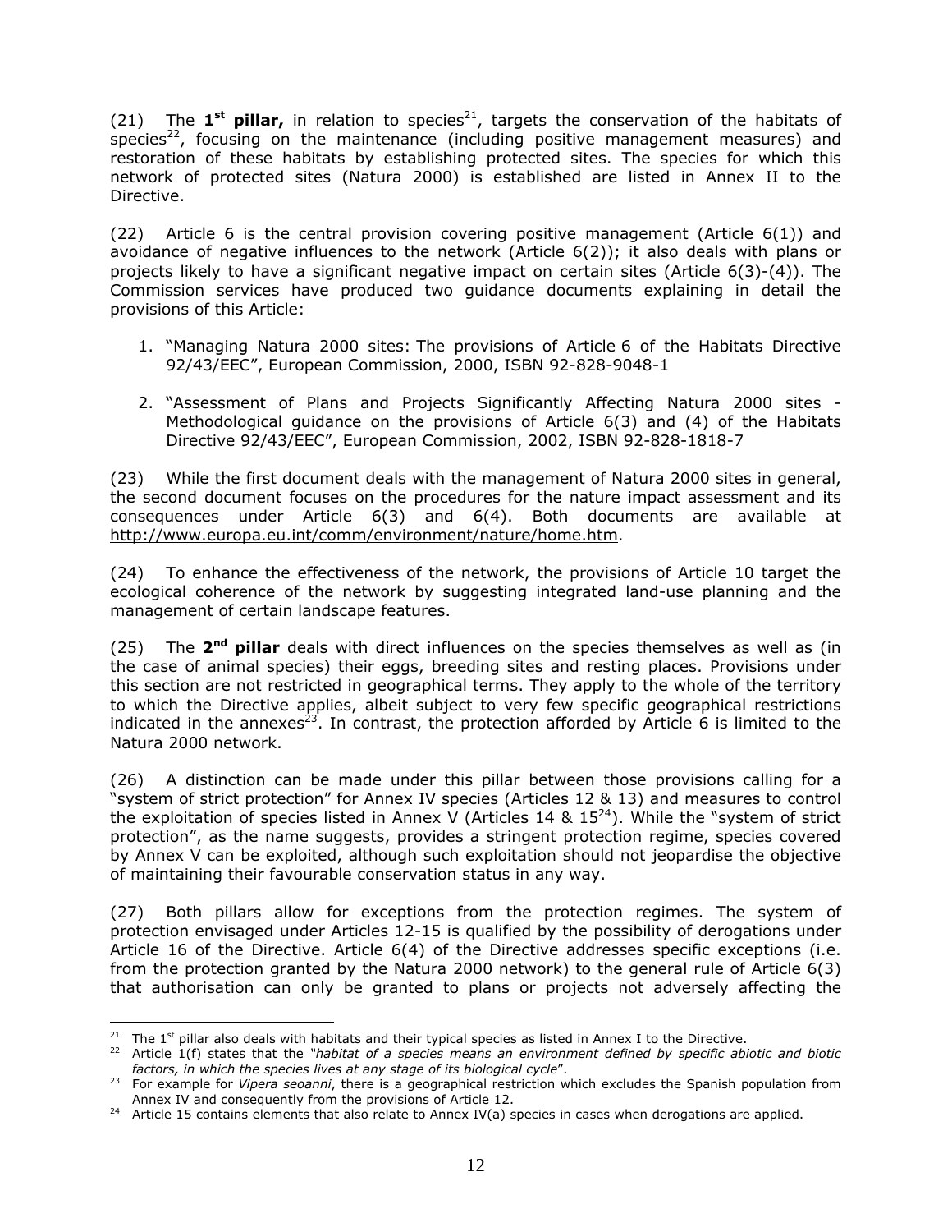(21) The **1st pillar,** in relation to species[21], targets the conservation of the habitats of species[22], focusing on the maintenance (including positive management measures) and restoration of these habitats by establishing protected sites. The species for which this network of protected sites (Natura 2000) is established are listed in Annex II to the Directive.

(22) Article 6 is the central provision covering positive management (Article 6(1)) and avoidance of negative influences to the network (Article 6(2)); it also deals with plans or projects likely to have a significant negative impact on certain sites (Article 6(3)-(4)). The Commission services have produced two guidance documents explaining in detail the provisions of this Article:

1. "Managing Natura 2000 sites: The provisions of Article 6 of the Habitats Directive 92/43/EEC", European Commission, 2000, ISBN 92-828-9048-1

2. "Assessment of Plans and Projects Significantly Affecting Natura 2000 sites - Methodological guidance on the provisions of Article 6(3) and (4) of the Habitats Directive 92/43/EEC", European Commission, 2002, ISBN 92-828-1818-7

(23) While the first document deals with the management of Natura 2000 sites in general, the second document focuses on the procedures for the nature impact assessment and its consequences under Article 6(3) and 6(4). Both documents are available at http://www.europa.eu.int/comm/environment/nature/home.htm.

(24) To enhance the effectiveness of the network, the provisions of Article 10 target the ecological coherence of the network by suggesting integrated land-use planning and the management of certain landscape features.

(25) The **2nd pillar** deals with direct influences on the species themselves as well as (in the case of animal species) their eggs, breeding sites and resting places. Provisions under this section are not restricted in geographical terms. They apply to the whole of the territory to which the Directive applies, albeit subject to very few specific geographical restrictions indicated in the annexes[23]. In contrast, the protection afforded by Article 6 is limited to the Natura 2000 network.

(26) A distinction can be made under this pillar between those provisions calling for a "system of strict protection" for Annex IV species (Articles 12 & 13) and measures to control the exploitation of species listed in Annex V (Articles 14 & 15[24]). While the "system of strict protection", as the name suggests, provides a stringent protection regime, species covered by Annex V can be exploited, although such exploitation should not jeopardise the objective of maintaining their favourable conservation status in any way.

(27) Both pillars allow for exceptions from the protection regimes. The system of protection envisaged under Articles 12-15 is qualified by the possibility of derogations under Article 16 of the Directive. Article 6(4) of the Directive addresses specific exceptions (i.e. from the protection granted by the Natura 2000 network) to the general rule of Article 6(3) that authorisation can only be granted to plans or projects not adversely affecting the

---

[21] The 1st pillar also deals with habitats and their typical species as listed in Annex I to the Directive.

[22] Article 1(f) states that the "*habitat of a species means an environment defined by specific abiotic and biotic factors, in which the species lives at any stage of its biological cycle*".

[23] For example for *Vipera seoanni*, there is a geographical restriction which excludes the Spanish population from Annex IV and consequently from the provisions of Article 12.

[24] Article 15 contains elements that also relate to Annex IV(a) species in cases when derogations are applied.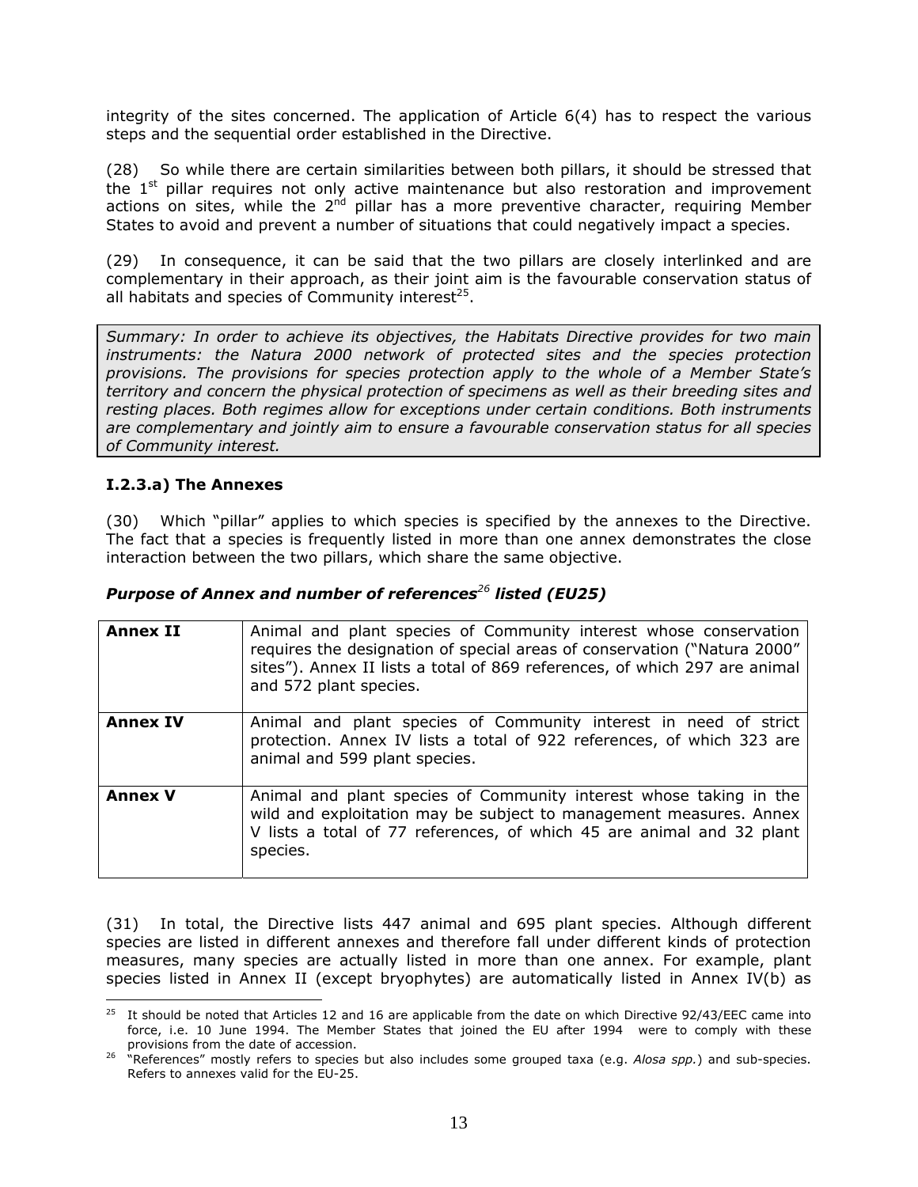integrity of the sites concerned. The application of Article 6(4) has to respect the various steps and the sequential order established in the Directive.

(28) So while there are certain similarities between both pillars, it should be stressed that the 1st pillar requires not only active maintenance but also restoration and improvement actions on sites, while the 2nd pillar has a more preventive character, requiring Member States to avoid and prevent a number of situations that could negatively impact a species.

(29) In consequence, it can be said that the two pillars are closely interlinked and are complementary in their approach, as their joint aim is the favourable conservation status of all habitats and species of Community interest[25].

> *Summary: In order to achieve its objectives, the Habitats Directive provides for two main instruments: the Natura 2000 network of protected sites and the species protection provisions. The provisions for species protection apply to the whole of a Member State's territory and concern the physical protection of specimens as well as their breeding sites and resting places. Both regimes allow for exceptions under certain conditions. Both instruments are complementary and jointly aim to ensure a favourable conservation status for all species of Community interest.*

### I.2.3.a) The Annexes

(30) Which "pillar" applies to which species is specified by the annexes to the Directive. The fact that a species is frequently listed in more than one annex demonstrates the close interaction between the two pillars, which share the same objective.

***Purpose of Annex and number of references[26] listed (EU25)***

| | |
|---|---|
| **Annex II** | Animal and plant species of Community interest whose conservation requires the designation of special areas of conservation ("Natura 2000" sites"). Annex II lists a total of 869 references, of which 297 are animal and 572 plant species. |
| **Annex IV** | Animal and plant species of Community interest in need of strict protection. Annex IV lists a total of 922 references, of which 323 are animal and 599 plant species. |
| **Annex V** | Animal and plant species of Community interest whose taking in the wild and exploitation may be subject to management measures. Annex V lists a total of 77 references, of which 45 are animal and 32 plant species. |

(31) In total, the Directive lists 447 animal and 695 plant species. Although different species are listed in different annexes and therefore fall under different kinds of protection measures, many species are actually listed in more than one annex. For example, plant species listed in Annex II (except bryophytes) are automatically listed in Annex IV(b) as

---

[25] It should be noted that Articles 12 and 16 are applicable from the date on which Directive 92/43/EEC came into force, i.e. 10 June 1994. The Member States that joined the EU after 1994 were to comply with these provisions from the date of accession.

[26] "References" mostly refers to species but also includes some grouped taxa (e.g. *Alosa spp.*) and sub-species. Refers to annexes valid for the EU-25.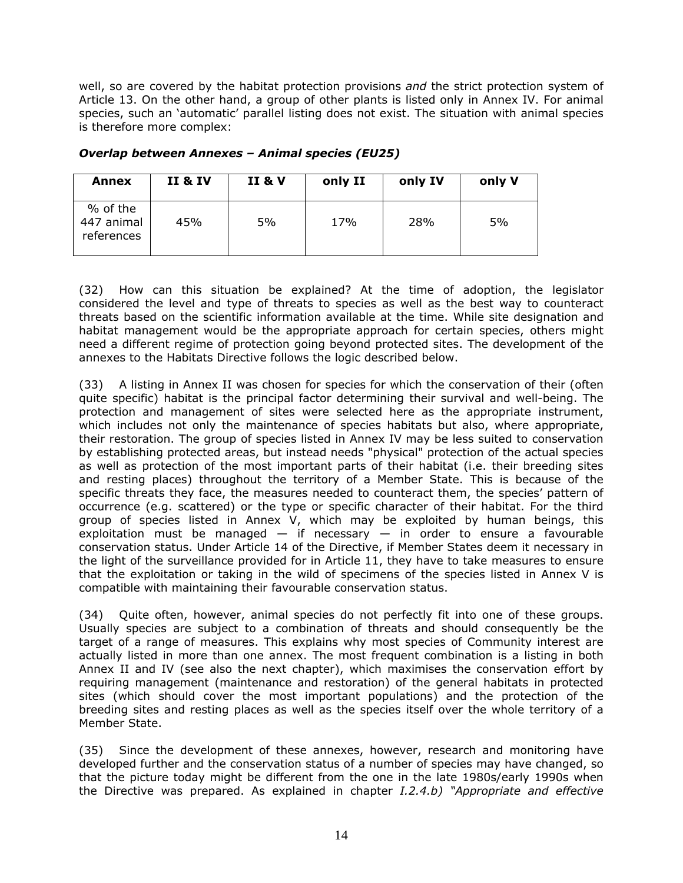well, so are covered by the habitat protection provisions *and* the strict protection system of Article 13. On the other hand, a group of other plants is listed only in Annex IV. For animal species, such an 'automatic' parallel listing does not exist. The situation with animal species is therefore more complex:

***Overlap between Annexes – Animal species (EU25)***

| Annex | II & IV | II & V | only II | only IV | only V |
|---|---|---|---|---|---|
| % of the 447 animal references | 45% | 5% | 17% | 28% | 5% |

(32) How can this situation be explained? At the time of adoption, the legislator considered the level and type of threats to species as well as the best way to counteract threats based on the scientific information available at the time. While site designation and habitat management would be the appropriate approach for certain species, others might need a different regime of protection going beyond protected sites. The development of the annexes to the Habitats Directive follows the logic described below.

(33) A listing in Annex II was chosen for species for which the conservation of their (often quite specific) habitat is the principal factor determining their survival and well-being. The protection and management of sites were selected here as the appropriate instrument, which includes not only the maintenance of species habitats but also, where appropriate, their restoration. The group of species listed in Annex IV may be less suited to conservation by establishing protected areas, but instead needs "physical" protection of the actual species as well as protection of the most important parts of their habitat (i.e. their breeding sites and resting places) throughout the territory of a Member State. This is because of the specific threats they face, the measures needed to counteract them, the species' pattern of occurrence (e.g. scattered) or the type or specific character of their habitat. For the third group of species listed in Annex V, which may be exploited by human beings, this exploitation must be managed — if necessary — in order to ensure a favourable conservation status. Under Article 14 of the Directive, if Member States deem it necessary in the light of the surveillance provided for in Article 11, they have to take measures to ensure that the exploitation or taking in the wild of specimens of the species listed in Annex V is compatible with maintaining their favourable conservation status.

(34) Quite often, however, animal species do not perfectly fit into one of these groups. Usually species are subject to a combination of threats and should consequently be the target of a range of measures. This explains why most species of Community interest are actually listed in more than one annex. The most frequent combination is a listing in both Annex II and IV (see also the next chapter), which maximises the conservation effort by requiring management (maintenance and restoration) of the general habitats in protected sites (which should cover the most important populations) and the protection of the breeding sites and resting places as well as the species itself over the whole territory of a Member State.

(35) Since the development of these annexes, however, research and monitoring have developed further and the conservation status of a number of species may have changed, so that the picture today might be different from the one in the late 1980s/early 1990s when the Directive was prepared. As explained in chapter *I.2.4.b) "Appropriate and effective*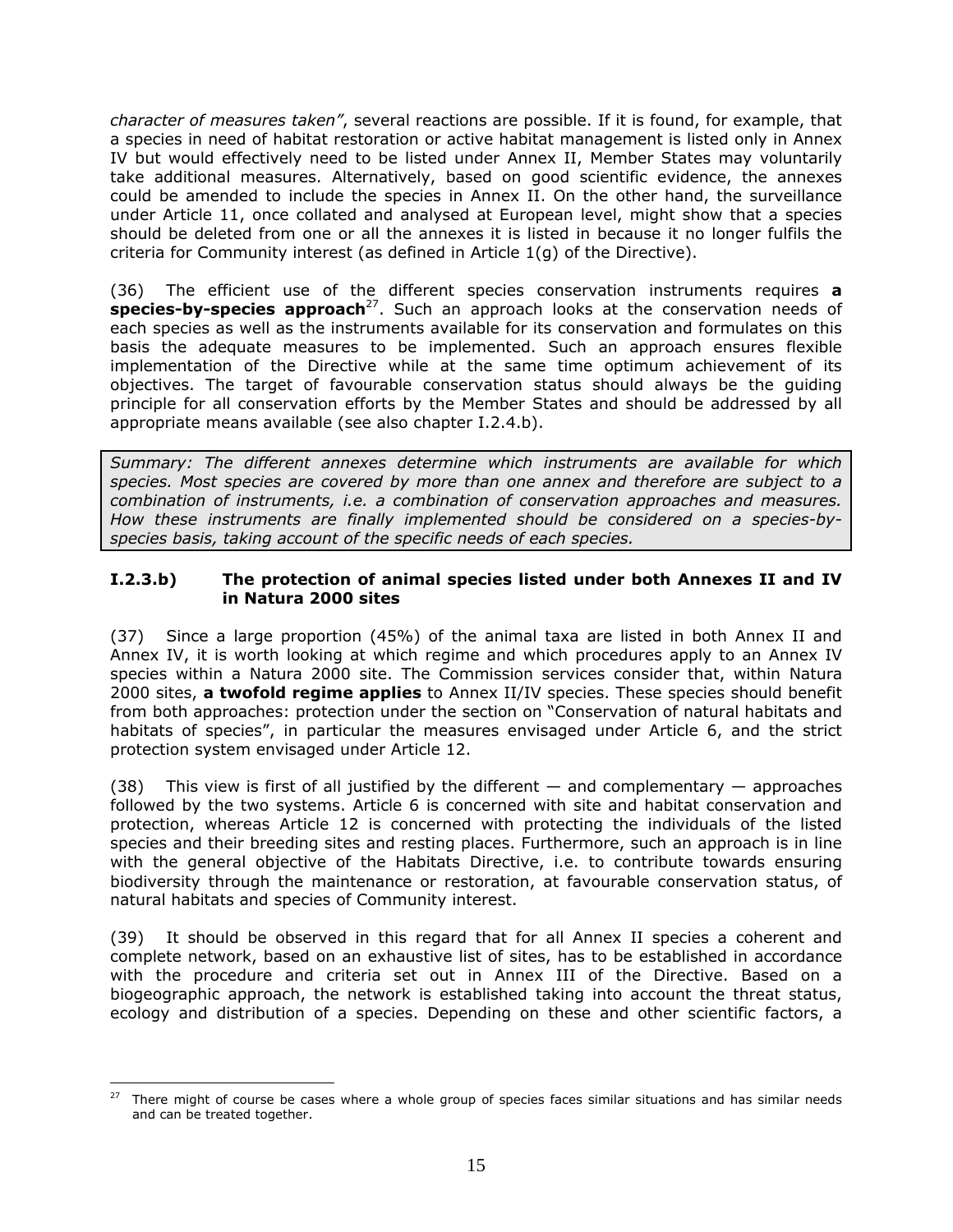*character of measures taken"*, several reactions are possible. If it is found, for example, that a species in need of habitat restoration or active habitat management is listed only in Annex IV but would effectively need to be listed under Annex II, Member States may voluntarily take additional measures. Alternatively, based on good scientific evidence, the annexes could be amended to include the species in Annex II. On the other hand, the surveillance under Article 11, once collated and analysed at European level, might show that a species should be deleted from one or all the annexes it is listed in because it no longer fulfils the criteria for Community interest (as defined in Article 1(g) of the Directive).

(36) The efficient use of the different species conservation instruments requires **a species-by-species approach**[27]. Such an approach looks at the conservation needs of each species as well as the instruments available for its conservation and formulates on this basis the adequate measures to be implemented. Such an approach ensures flexible implementation of the Directive while at the same time optimum achievement of its objectives. The target of favourable conservation status should always be the guiding principle for all conservation efforts by the Member States and should be addressed by all appropriate means available (see also chapter I.2.4.b).

*Summary: The different annexes determine which instruments are available for which species. Most species are covered by more than one annex and therefore are subject to a combination of instruments, i.e. a combination of conservation approaches and measures. How these instruments are finally implemented should be considered on a species-by-species basis, taking account of the specific needs of each species.*

### I.2.3.b) The protection of animal species listed under both Annexes II and IV in Natura 2000 sites

(37) Since a large proportion (45%) of the animal taxa are listed in both Annex II and Annex IV, it is worth looking at which regime and which procedures apply to an Annex IV species within a Natura 2000 site. The Commission services consider that, within Natura 2000 sites, **a twofold regime applies** to Annex II/IV species. These species should benefit from both approaches: protection under the section on "Conservation of natural habitats and habitats of species", in particular the measures envisaged under Article 6, and the strict protection system envisaged under Article 12.

(38) This view is first of all justified by the different — and complementary — approaches followed by the two systems. Article 6 is concerned with site and habitat conservation and protection, whereas Article 12 is concerned with protecting the individuals of the listed species and their breeding sites and resting places. Furthermore, such an approach is in line with the general objective of the Habitats Directive, i.e. to contribute towards ensuring biodiversity through the maintenance or restoration, at favourable conservation status, of natural habitats and species of Community interest.

(39) It should be observed in this regard that for all Annex II species a coherent and complete network, based on an exhaustive list of sites, has to be established in accordance with the procedure and criteria set out in Annex III of the Directive. Based on a biogeographic approach, the network is established taking into account the threat status, ecology and distribution of a species. Depending on these and other scientific factors, a

[27] There might of course be cases where a whole group of species faces similar situations and has similar needs and can be treated together.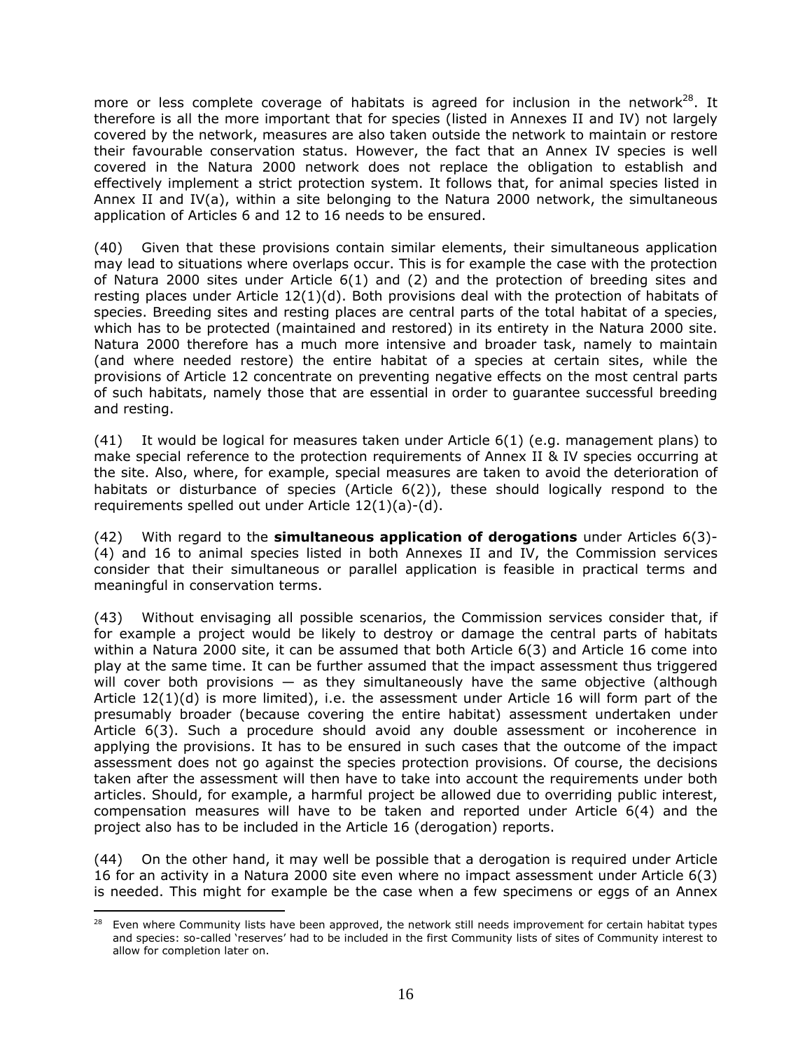more or less complete coverage of habitats is agreed for inclusion in the network[28]. It therefore is all the more important that for species (listed in Annexes II and IV) not largely covered by the network, measures are also taken outside the network to maintain or restore their favourable conservation status. However, the fact that an Annex IV species is well covered in the Natura 2000 network does not replace the obligation to establish and effectively implement a strict protection system. It follows that, for animal species listed in Annex II and IV(a), within a site belonging to the Natura 2000 network, the simultaneous application of Articles 6 and 12 to 16 needs to be ensured.

(40) Given that these provisions contain similar elements, their simultaneous application may lead to situations where overlaps occur. This is for example the case with the protection of Natura 2000 sites under Article 6(1) and (2) and the protection of breeding sites and resting places under Article 12(1)(d). Both provisions deal with the protection of habitats of species. Breeding sites and resting places are central parts of the total habitat of a species, which has to be protected (maintained and restored) in its entirety in the Natura 2000 site. Natura 2000 therefore has a much more intensive and broader task, namely to maintain (and where needed restore) the entire habitat of a species at certain sites, while the provisions of Article 12 concentrate on preventing negative effects on the most central parts of such habitats, namely those that are essential in order to guarantee successful breeding and resting.

(41) It would be logical for measures taken under Article 6(1) (e.g. management plans) to make special reference to the protection requirements of Annex II & IV species occurring at the site. Also, where, for example, special measures are taken to avoid the deterioration of habitats or disturbance of species (Article 6(2)), these should logically respond to the requirements spelled out under Article 12(1)(a)-(d).

(42) With regard to the **simultaneous application of derogations** under Articles 6(3)-(4) and 16 to animal species listed in both Annexes II and IV, the Commission services consider that their simultaneous or parallel application is feasible in practical terms and meaningful in conservation terms.

(43) Without envisaging all possible scenarios, the Commission services consider that, if for example a project would be likely to destroy or damage the central parts of habitats within a Natura 2000 site, it can be assumed that both Article 6(3) and Article 16 come into play at the same time. It can be further assumed that the impact assessment thus triggered will cover both provisions — as they simultaneously have the same objective (although Article 12(1)(d) is more limited), i.e. the assessment under Article 16 will form part of the presumably broader (because covering the entire habitat) assessment undertaken under Article 6(3). Such a procedure should avoid any double assessment or incoherence in applying the provisions. It has to be ensured in such cases that the outcome of the impact assessment does not go against the species protection provisions. Of course, the decisions taken after the assessment will then have to take into account the requirements under both articles. Should, for example, a harmful project be allowed due to overriding public interest, compensation measures will have to be taken and reported under Article 6(4) and the project also has to be included in the Article 16 (derogation) reports.

(44) On the other hand, it may well be possible that a derogation is required under Article 16 for an activity in a Natura 2000 site even where no impact assessment under Article 6(3) is needed. This might for example be the case when a few specimens or eggs of an Annex

[28] Even where Community lists have been approved, the network still needs improvement for certain habitat types and species: so-called 'reserves' had to be included in the first Community lists of sites of Community interest to allow for completion later on.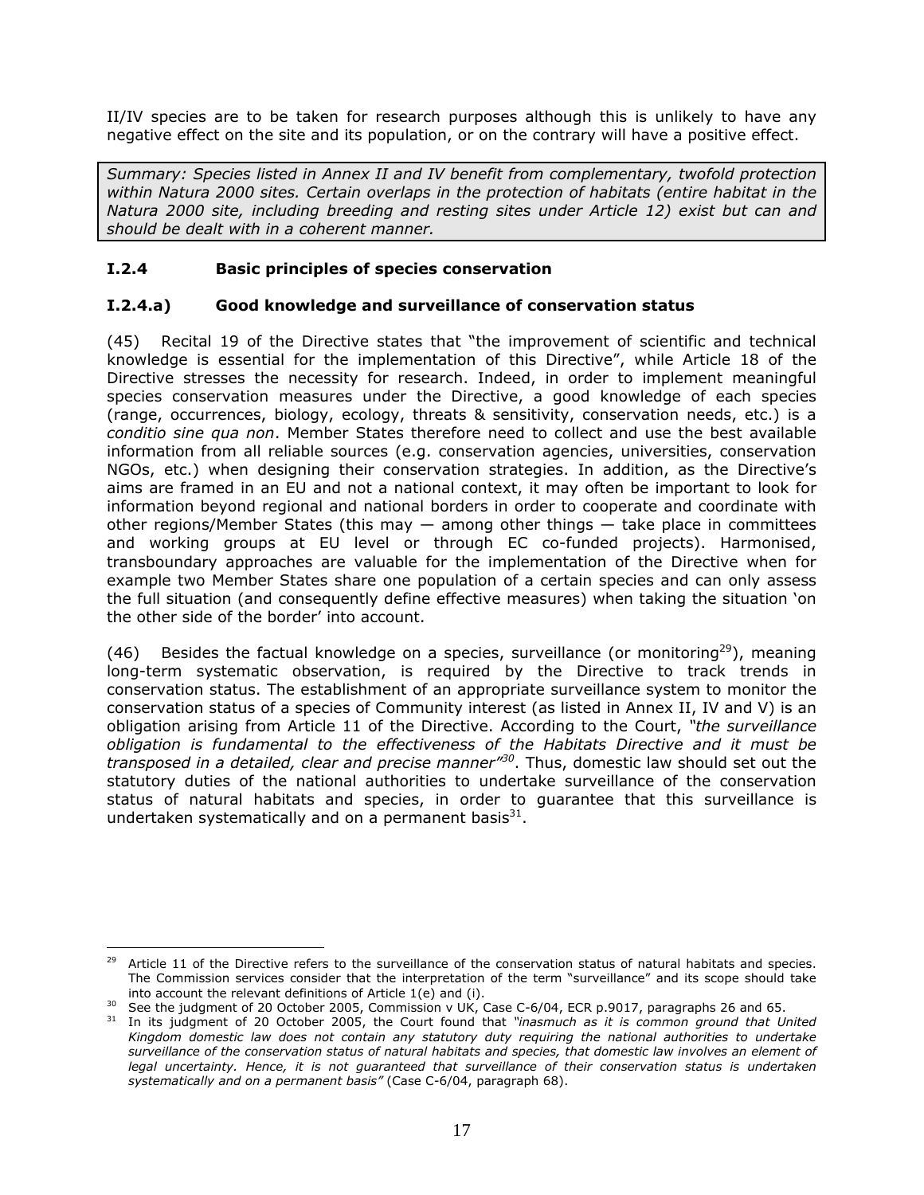II/IV species are to be taken for research purposes although this is unlikely to have any negative effect on the site and its population, or on the contrary will have a positive effect.

> *Summary: Species listed in Annex II and IV benefit from complementary, twofold protection within Natura 2000 sites. Certain overlaps in the protection of habitats (entire habitat in the Natura 2000 site, including breeding and resting sites under Article 12) exist but can and should be dealt with in a coherent manner.*

### I.2.4 Basic principles of species conservation

#### I.2.4.a) Good knowledge and surveillance of conservation status

(45) Recital 19 of the Directive states that "the improvement of scientific and technical knowledge is essential for the implementation of this Directive", while Article 18 of the Directive stresses the necessity for research. Indeed, in order to implement meaningful species conservation measures under the Directive, a good knowledge of each species (range, occurrences, biology, ecology, threats & sensitivity, conservation needs, etc.) is a *conditio sine qua non*. Member States therefore need to collect and use the best available information from all reliable sources (e.g. conservation agencies, universities, conservation NGOs, etc.) when designing their conservation strategies. In addition, as the Directive's aims are framed in an EU and not a national context, it may often be important to look for information beyond regional and national borders in order to cooperate and coordinate with other regions/Member States (this may — among other things — take place in committees and working groups at EU level or through EC co-funded projects). Harmonised, transboundary approaches are valuable for the implementation of the Directive when for example two Member States share one population of a certain species and can only assess the full situation (and consequently define effective measures) when taking the situation 'on the other side of the border' into account.

(46) Besides the factual knowledge on a species, surveillance (or monitoring[29]), meaning long-term systematic observation, is required by the Directive to track trends in conservation status. The establishment of an appropriate surveillance system to monitor the conservation status of a species of Community interest (as listed in Annex II, IV and V) is an obligation arising from Article 11 of the Directive. According to the Court, *"the surveillance obligation is fundamental to the effectiveness of the Habitats Directive and it must be transposed in a detailed, clear and precise manner"*[30]. Thus, domestic law should set out the statutory duties of the national authorities to undertake surveillance of the conservation status of natural habitats and species, in order to guarantee that this surveillance is undertaken systematically and on a permanent basis[31].

---

[29] Article 11 of the Directive refers to the surveillance of the conservation status of natural habitats and species. The Commission services consider that the interpretation of the term "surveillance" and its scope should take into account the relevant definitions of Article 1(e) and (i).

[30] See the judgment of 20 October 2005, Commission v UK, Case C-6/04, ECR p.9017, paragraphs 26 and 65.

[31] In its judgment of 20 October 2005, the Court found that *"inasmuch as it is common ground that United Kingdom domestic law does not contain any statutory duty requiring the national authorities to undertake surveillance of the conservation status of natural habitats and species, that domestic law involves an element of legal uncertainty. Hence, it is not guaranteed that surveillance of their conservation status is undertaken systematically and on a permanent basis"* (Case C-6/04, paragraph 68).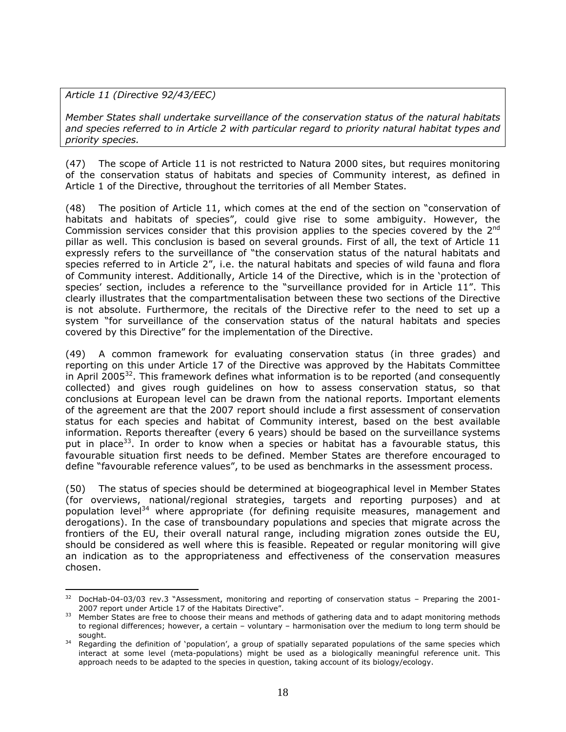*Article 11 (Directive 92/43/EEC)*

*Member States shall undertake surveillance of the conservation status of the natural habitats and species referred to in Article 2 with particular regard to priority natural habitat types and priority species.*

(47) The scope of Article 11 is not restricted to Natura 2000 sites, but requires monitoring of the conservation status of habitats and species of Community interest, as defined in Article 1 of the Directive, throughout the territories of all Member States.

(48) The position of Article 11, which comes at the end of the section on "conservation of habitats and habitats of species", could give rise to some ambiguity. However, the Commission services consider that this provision applies to the species covered by the 2nd pillar as well. This conclusion is based on several grounds. First of all, the text of Article 11 expressly refers to the surveillance of "the conservation status of the natural habitats and species referred to in Article 2", i.e. the natural habitats and species of wild fauna and flora of Community interest. Additionally, Article 14 of the Directive, which is in the 'protection of species' section, includes a reference to the "surveillance provided for in Article 11". This clearly illustrates that the compartmentalisation between these two sections of the Directive is not absolute. Furthermore, the recitals of the Directive refer to the need to set up a system "for surveillance of the conservation status of the natural habitats and species covered by this Directive" for the implementation of the Directive.

(49) A common framework for evaluating conservation status (in three grades) and reporting on this under Article 17 of the Directive was approved by the Habitats Committee in April 2005[32]. This framework defines what information is to be reported (and consequently collected) and gives rough guidelines on how to assess conservation status, so that conclusions at European level can be drawn from the national reports. Important elements of the agreement are that the 2007 report should include a first assessment of conservation status for each species and habitat of Community interest, based on the best available information. Reports thereafter (every 6 years) should be based on the surveillance systems put in place[33]. In order to know when a species or habitat has a favourable status, this favourable situation first needs to be defined. Member States are therefore encouraged to define "favourable reference values", to be used as benchmarks in the assessment process.

(50) The status of species should be determined at biogeographical level in Member States (for overviews, national/regional strategies, targets and reporting purposes) and at population level[34] where appropriate (for defining requisite measures, management and derogations). In the case of transboundary populations and species that migrate across the frontiers of the EU, their overall natural range, including migration zones outside the EU, should be considered as well where this is feasible. Repeated or regular monitoring will give an indication as to the appropriateness and effectiveness of the conservation measures chosen.

---

[32] DocHab-04-03/03 rev.3 "Assessment, monitoring and reporting of conservation status – Preparing the 2001-2007 report under Article 17 of the Habitats Directive".

[33] Member States are free to choose their means and methods of gathering data and to adapt monitoring methods to regional differences; however, a certain – voluntary – harmonisation over the medium to long term should be sought.

[34] Regarding the definition of 'population', a group of spatially separated populations of the same species which interact at some level (meta-populations) might be used as a biologically meaningful reference unit. This approach needs to be adapted to the species in question, taking account of its biology/ecology.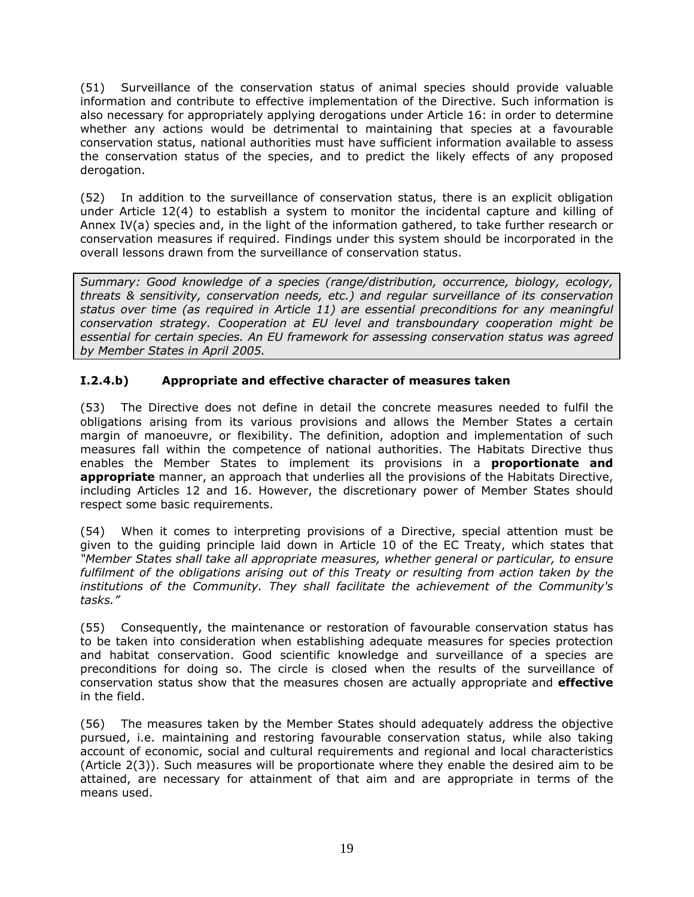(51) Surveillance of the conservation status of animal species should provide valuable information and contribute to effective implementation of the Directive. Such information is also necessary for appropriately applying derogations under Article 16: in order to determine whether any actions would be detrimental to maintaining that species at a favourable conservation status, national authorities must have sufficient information available to assess the conservation status of the species, and to predict the likely effects of any proposed derogation.

(52) In addition to the surveillance of conservation status, there is an explicit obligation under Article 12(4) to establish a system to monitor the incidental capture and killing of Annex IV(a) species and, in the light of the information gathered, to take further research or conservation measures if required. Findings under this system should be incorporated in the overall lessons drawn from the surveillance of conservation status.

*Summary: Good knowledge of a species (range/distribution, occurrence, biology, ecology, threats & sensitivity, conservation needs, etc.) and regular surveillance of its conservation status over time (as required in Article 11) are essential preconditions for any meaningful conservation strategy. Cooperation at EU level and transboundary cooperation might be essential for certain species. An EU framework for assessing conservation status was agreed by Member States in April 2005.*

### I.2.4.b) Appropriate and effective character of measures taken

(53) The Directive does not define in detail the concrete measures needed to fulfil the obligations arising from its various provisions and allows the Member States a certain margin of manoeuvre, or flexibility. The definition, adoption and implementation of such measures fall within the competence of national authorities. The Habitats Directive thus enables the Member States to implement its provisions in a **proportionate and appropriate** manner, an approach that underlies all the provisions of the Habitats Directive, including Articles 12 and 16. However, the discretionary power of Member States should respect some basic requirements.

(54) When it comes to interpreting provisions of a Directive, special attention must be given to the guiding principle laid down in Article 10 of the EC Treaty, which states that *"Member States shall take all appropriate measures, whether general or particular, to ensure fulfilment of the obligations arising out of this Treaty or resulting from action taken by the institutions of the Community. They shall facilitate the achievement of the Community's tasks."*

(55) Consequently, the maintenance or restoration of favourable conservation status has to be taken into consideration when establishing adequate measures for species protection and habitat conservation. Good scientific knowledge and surveillance of a species are preconditions for doing so. The circle is closed when the results of the surveillance of conservation status show that the measures chosen are actually appropriate and **effective** in the field.

(56) The measures taken by the Member States should adequately address the objective pursued, i.e. maintaining and restoring favourable conservation status, while also taking account of economic, social and cultural requirements and regional and local characteristics (Article 2(3)). Such measures will be proportionate where they enable the desired aim to be attained, are necessary for attainment of that aim and are appropriate in terms of the means used.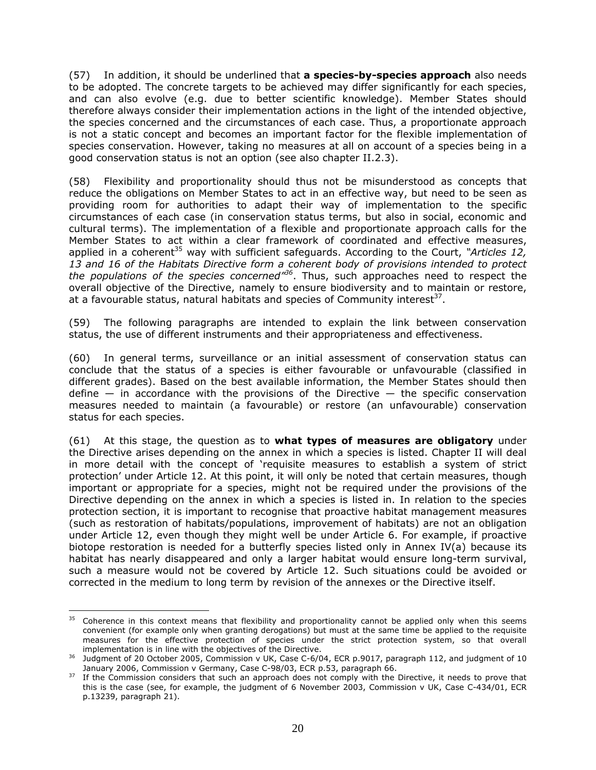(57) In addition, it should be underlined that **a species-by-species approach** also needs to be adopted. The concrete targets to be achieved may differ significantly for each species, and can also evolve (e.g. due to better scientific knowledge). Member States should therefore always consider their implementation actions in the light of the intended objective, the species concerned and the circumstances of each case. Thus, a proportionate approach is not a static concept and becomes an important factor for the flexible implementation of species conservation. However, taking no measures at all on account of a species being in a good conservation status is not an option (see also chapter II.2.3).

(58) Flexibility and proportionality should thus not be misunderstood as concepts that reduce the obligations on Member States to act in an effective way, but need to be seen as providing room for authorities to adapt their way of implementation to the specific circumstances of each case (in conservation status terms, but also in social, economic and cultural terms). The implementation of a flexible and proportionate approach calls for the Member States to act within a clear framework of coordinated and effective measures, applied in a coherent[35] way with sufficient safeguards. According to the Court, *"Articles 12, 13 and 16 of the Habitats Directive form a coherent body of provisions intended to protect the populations of the species concerned"*[36]. Thus, such approaches need to respect the overall objective of the Directive, namely to ensure biodiversity and to maintain or restore, at a favourable status, natural habitats and species of Community interest[37].

(59) The following paragraphs are intended to explain the link between conservation status, the use of different instruments and their appropriateness and effectiveness.

(60) In general terms, surveillance or an initial assessment of conservation status can conclude that the status of a species is either favourable or unfavourable (classified in different grades). Based on the best available information, the Member States should then define — in accordance with the provisions of the Directive — the specific conservation measures needed to maintain (a favourable) or restore (an unfavourable) conservation status for each species.

(61) At this stage, the question as to **what types of measures are obligatory** under the Directive arises depending on the annex in which a species is listed. Chapter II will deal in more detail with the concept of 'requisite measures to establish a system of strict protection' under Article 12. At this point, it will only be noted that certain measures, though important or appropriate for a species, might not be required under the provisions of the Directive depending on the annex in which a species is listed in. In relation to the species protection section, it is important to recognise that proactive habitat management measures (such as restoration of habitats/populations, improvement of habitats) are not an obligation under Article 12, even though they might well be under Article 6. For example, if proactive biotope restoration is needed for a butterfly species listed only in Annex IV(a) because its habitat has nearly disappeared and only a larger habitat would ensure long-term survival, such a measure would not be covered by Article 12. Such situations could be avoided or corrected in the medium to long term by revision of the annexes or the Directive itself.

---

[35] Coherence in this context means that flexibility and proportionality cannot be applied only when this seems convenient (for example only when granting derogations) but must at the same time be applied to the requisite measures for the effective protection of species under the strict protection system, so that overall implementation is in line with the objectives of the Directive.

[36] Judgment of 20 October 2005, Commission v UK, Case C-6/04, ECR p.9017, paragraph 112, and judgment of 10 January 2006, Commission v Germany, Case C-98/03, ECR p.53, paragraph 66.

[37] If the Commission considers that such an approach does not comply with the Directive, it needs to prove that this is the case (see, for example, the judgment of 6 November 2003, Commission v UK, Case C-434/01, ECR p.13239, paragraph 21).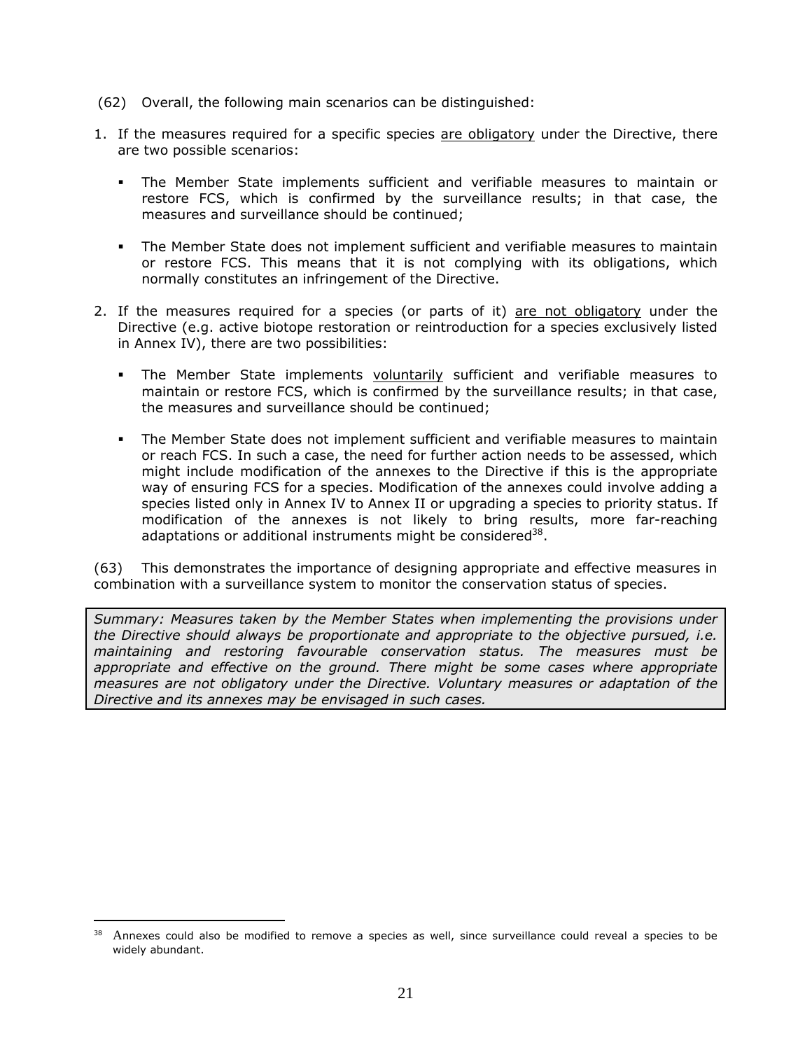(62) Overall, the following main scenarios can be distinguished:

1. If the measures required for a specific species <u>are obligatory</u> under the Directive, there are two possible scenarios:

   - The Member State implements sufficient and verifiable measures to maintain or restore FCS, which is confirmed by the surveillance results; in that case, the measures and surveillance should be continued;

   - The Member State does not implement sufficient and verifiable measures to maintain or restore FCS. This means that it is not complying with its obligations, which normally constitutes an infringement of the Directive.

2. If the measures required for a species (or parts of it) <u>are not obligatory</u> under the Directive (e.g. active biotope restoration or reintroduction for a species exclusively listed in Annex IV), there are two possibilities:

   - The Member State implements <u>voluntarily</u> sufficient and verifiable measures to maintain or restore FCS, which is confirmed by the surveillance results; in that case, the measures and surveillance should be continued;

   - The Member State does not implement sufficient and verifiable measures to maintain or reach FCS. In such a case, the need for further action needs to be assessed, which might include modification of the annexes to the Directive if this is the appropriate way of ensuring FCS for a species. Modification of the annexes could involve adding a species listed only in Annex IV to Annex II or upgrading a species to priority status. If modification of the annexes is not likely to bring results, more far-reaching adaptations or additional instruments might be considered[38].

(63) This demonstrates the importance of designing appropriate and effective measures in combination with a surveillance system to monitor the conservation status of species.

*Summary: Measures taken by the Member States when implementing the provisions under the Directive should always be proportionate and appropriate to the objective pursued, i.e. maintaining and restoring favourable conservation status. The measures must be appropriate and effective on the ground. There might be some cases where appropriate measures are not obligatory under the Directive. Voluntary measures or adaptation of the Directive and its annexes may be envisaged in such cases.*

---

[38] Annexes could also be modified to remove a species as well, since surveillance could reveal a species to be widely abundant.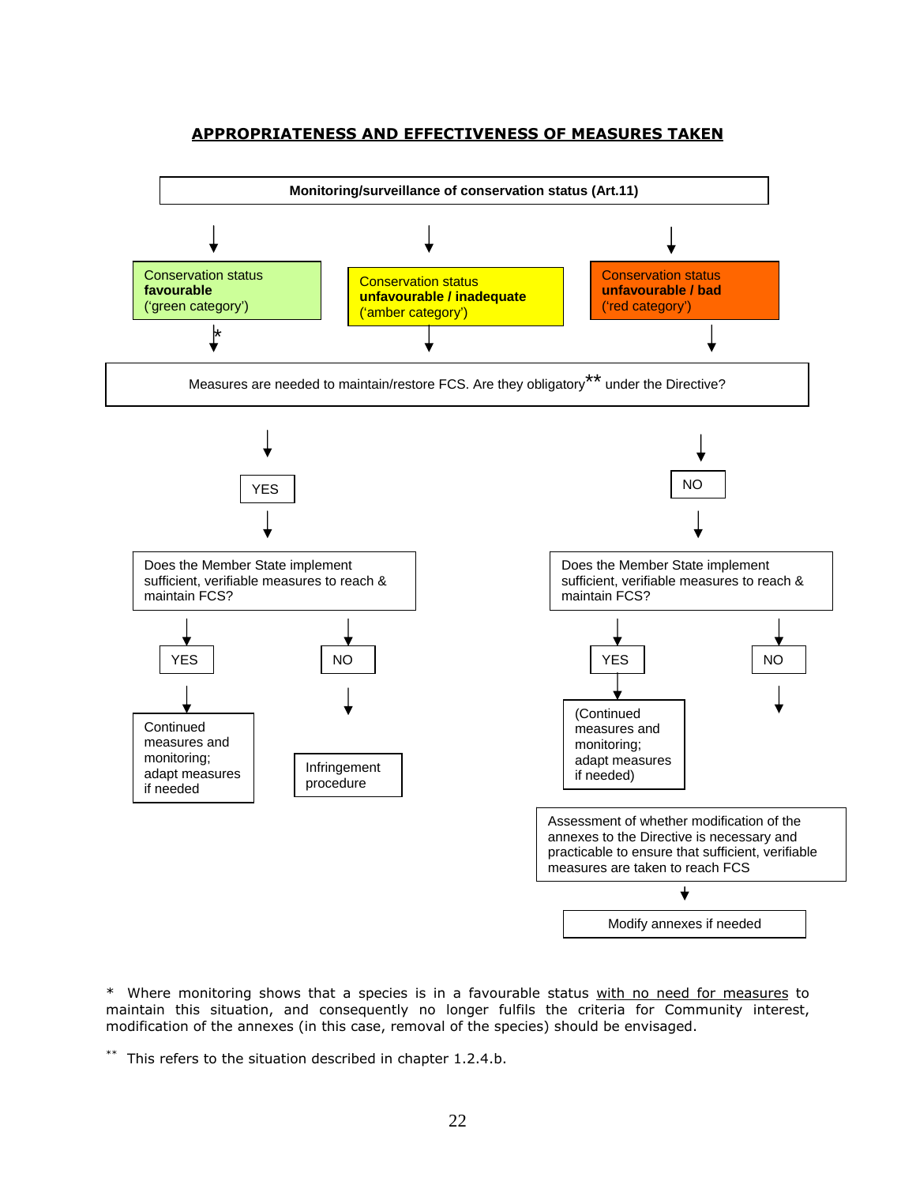## APPROPRIATENESS AND EFFECTIVENESS OF MEASURES TAKEN

**Monitoring/surveillance of conservation status (Art.11)**

Conservation status **favourable** ('green category') *

Conservation status **unfavourable / inadequate** ('amber category')

Conservation status **unfavourable / bad** ('red category')

Measures are needed to maintain/restore FCS. Are they obligatory** under the Directive?

YES

Does the Member State implement sufficient, verifiable measures to reach & maintain FCS?

YES

Continued measures and monitoring; adapt measures if needed

NO

Infringement procedure

NO

Does the Member State implement sufficient, verifiable measures to reach & maintain FCS?

YES

(Continued measures and monitoring; adapt measures if needed)

NO

Assessment of whether modification of the annexes to the Directive is necessary and practicable to ensure that sufficient, verifiable measures are taken to reach FCS

Modify annexes if needed

\* Where monitoring shows that a species is in a favourable status with no need for measures to maintain this situation, and consequently no longer fulfils the criteria for Community interest, modification of the annexes (in this case, removal of the species) should be envisaged.

** This refers to the situation described in chapter 1.2.4.b.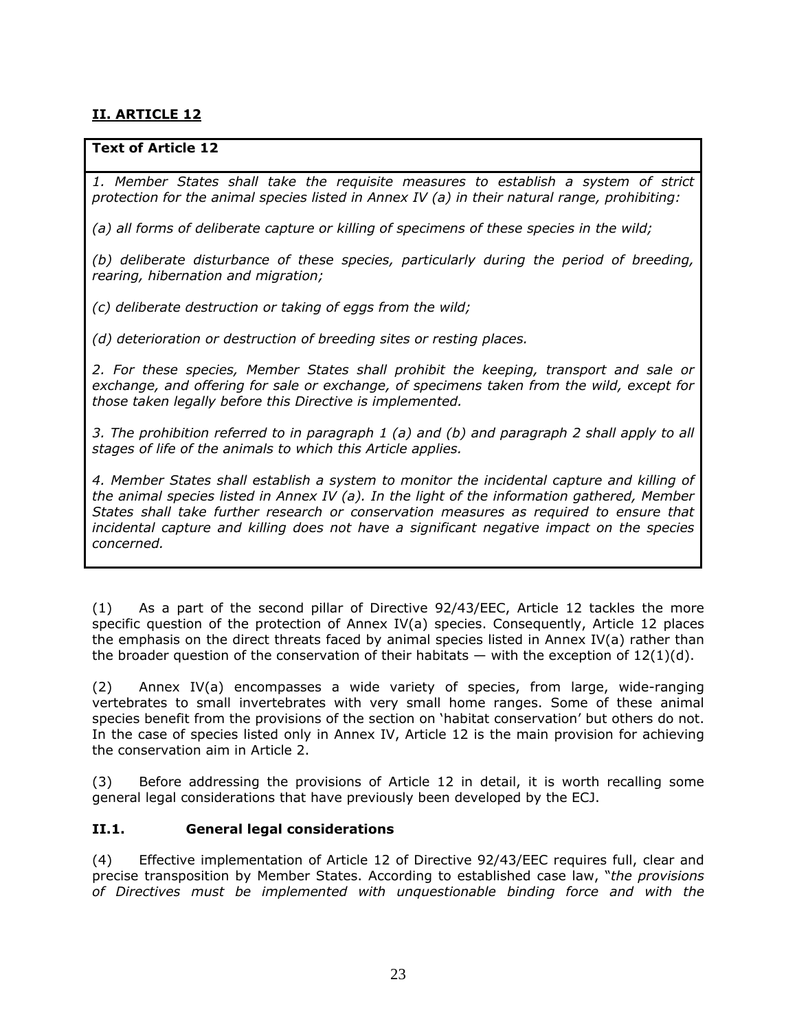## II. ARTICLE 12

| **Text of Article 12** |
| --- |
| *1. Member States shall take the requisite measures to establish a system of strict protection for the animal species listed in Annex IV (a) in their natural range, prohibiting:*<br><br>*(a) all forms of deliberate capture or killing of specimens of these species in the wild;*<br><br>*(b) deliberate disturbance of these species, particularly during the period of breeding, rearing, hibernation and migration;*<br><br>*(c) deliberate destruction or taking of eggs from the wild;*<br><br>*(d) deterioration or destruction of breeding sites or resting places.*<br><br>*2. For these species, Member States shall prohibit the keeping, transport and sale or exchange, and offering for sale or exchange, of specimens taken from the wild, except for those taken legally before this Directive is implemented.*<br><br>*3. The prohibition referred to in paragraph 1 (a) and (b) and paragraph 2 shall apply to all stages of life of the animals to which this Article applies.*<br><br>*4. Member States shall establish a system to monitor the incidental capture and killing of the animal species listed in Annex IV (a). In the light of the information gathered, Member States shall take further research or conservation measures as required to ensure that incidental capture and killing does not have a significant negative impact on the species concerned.* |

(1) As a part of the second pillar of Directive 92/43/EEC, Article 12 tackles the more specific question of the protection of Annex IV(a) species. Consequently, Article 12 places the emphasis on the direct threats faced by animal species listed in Annex IV(a) rather than the broader question of the conservation of their habitats — with the exception of 12(1)(d).

(2) Annex IV(a) encompasses a wide variety of species, from large, wide-ranging vertebrates to small invertebrates with very small home ranges. Some of these animal species benefit from the provisions of the section on 'habitat conservation' but others do not. In the case of species listed only in Annex IV, Article 12 is the main provision for achieving the conservation aim in Article 2.

(3) Before addressing the provisions of Article 12 in detail, it is worth recalling some general legal considerations that have previously been developed by the ECJ.

### II.1. General legal considerations

(4) Effective implementation of Article 12 of Directive 92/43/EEC requires full, clear and precise transposition by Member States. According to established case law, "*the provisions of Directives must be implemented with unquestionable binding force and with the*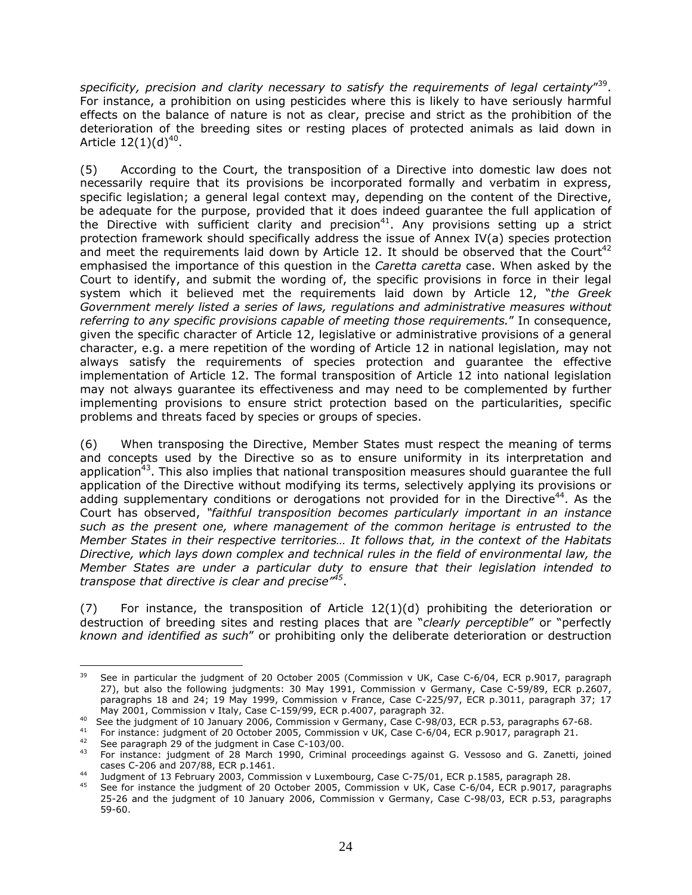*specificity, precision and clarity necessary to satisfy the requirements of legal certainty*"[39]. For instance, a prohibition on using pesticides where this is likely to have seriously harmful effects on the balance of nature is not as clear, precise and strict as the prohibition of the deterioration of the breeding sites or resting places of protected animals as laid down in Article 12(1)(d)[40].

(5) According to the Court, the transposition of a Directive into domestic law does not necessarily require that its provisions be incorporated formally and verbatim in express, specific legislation; a general legal context may, depending on the content of the Directive, be adequate for the purpose, provided that it does indeed guarantee the full application of the Directive with sufficient clarity and precision[41]. Any provisions setting up a strict protection framework should specifically address the issue of Annex IV(a) species protection and meet the requirements laid down by Article 12. It should be observed that the Court[42] emphasised the importance of this question in the *Caretta caretta* case. When asked by the Court to identify, and submit the wording of, the specific provisions in force in their legal system which it believed met the requirements laid down by Article 12, "*the Greek Government merely listed a series of laws, regulations and administrative measures without referring to any specific provisions capable of meeting those requirements.*" In consequence, given the specific character of Article 12, legislative or administrative provisions of a general character, e.g. a mere repetition of the wording of Article 12 in national legislation, may not always satisfy the requirements of species protection and guarantee the effective implementation of Article 12. The formal transposition of Article 12 into national legislation may not always guarantee its effectiveness and may need to be complemented by further implementing provisions to ensure strict protection based on the particularities, specific problems and threats faced by species or groups of species.

(6) When transposing the Directive, Member States must respect the meaning of terms and concepts used by the Directive so as to ensure uniformity in its interpretation and application[43]. This also implies that national transposition measures should guarantee the full application of the Directive without modifying its terms, selectively applying its provisions or adding supplementary conditions or derogations not provided for in the Directive[44]. As the Court has observed, *"faithful transposition becomes particularly important in an instance such as the present one, where management of the common heritage is entrusted to the Member States in their respective territories… It follows that, in the context of the Habitats Directive, which lays down complex and technical rules in the field of environmental law, the Member States are under a particular duty to ensure that their legislation intended to transpose that directive is clear and precise"*[45].

(7) For instance, the transposition of Article 12(1)(d) prohibiting the deterioration or destruction of breeding sites and resting places that are "*clearly perceptible*" or "perfectly *known and identified as such*" or prohibiting only the deliberate deterioration or destruction

---

[39] See in particular the judgment of 20 October 2005 (Commission v UK, Case C-6/04, ECR p.9017, paragraph 27), but also the following judgments: 30 May 1991, Commission v Germany, Case C-59/89, ECR p.2607, paragraphs 18 and 24; 19 May 1999, Commission v France, Case C-225/97, ECR p.3011, paragraph 37; 17 May 2001, Commission v Italy, Case C-159/99, ECR p.4007, paragraph 32.

[40] See the judgment of 10 January 2006, Commission v Germany, Case C-98/03, ECR p.53, paragraphs 67-68.

[41] For instance: judgment of 20 October 2005, Commission v UK, Case C-6/04, ECR p.9017, paragraph 21.

[42] See paragraph 29 of the judgment in Case C-103/00.

[43] For instance: judgment of 28 March 1990, Criminal proceedings against G. Vessoso and G. Zanetti, joined cases C-206 and 207/88, ECR p.1461.

[44] Judgment of 13 February 2003, Commission v Luxembourg, Case C-75/01, ECR p.1585, paragraph 28.

[45] See for instance the judgment of 20 October 2005, Commission v UK, Case C-6/04, ECR p.9017, paragraphs 25-26 and the judgment of 10 January 2006, Commission v Germany, Case C-98/03, ECR p.53, paragraphs 59-60.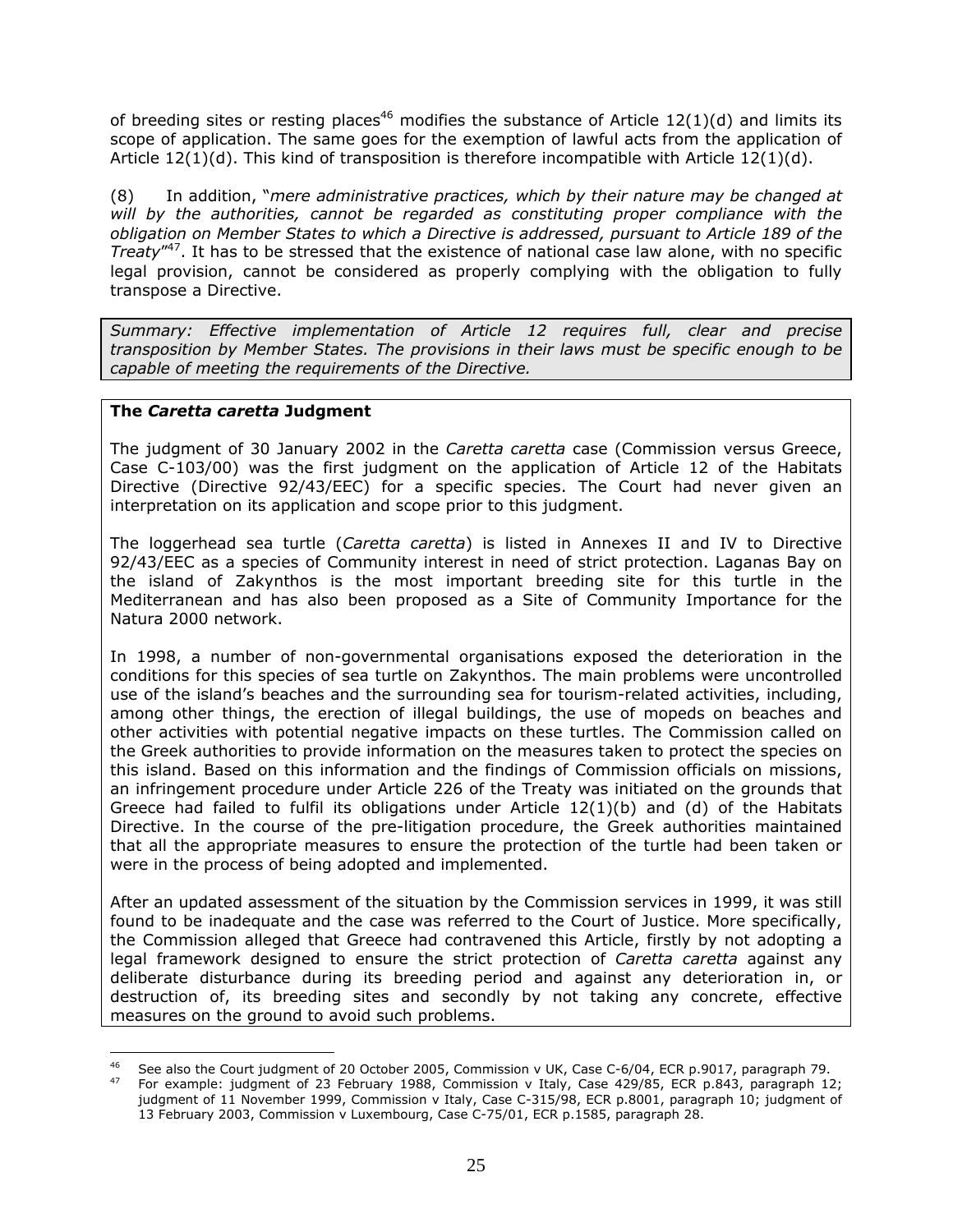of breeding sites or resting places[46] modifies the substance of Article 12(1)(d) and limits its scope of application. The same goes for the exemption of lawful acts from the application of Article 12(1)(d). This kind of transposition is therefore incompatible with Article 12(1)(d).

(8) In addition, "*mere administrative practices, which by their nature may be changed at will by the authorities, cannot be regarded as constituting proper compliance with the obligation on Member States to which a Directive is addressed, pursuant to Article 189 of the Treaty*"[47]. It has to be stressed that the existence of national case law alone, with no specific legal provision, cannot be considered as properly complying with the obligation to fully transpose a Directive.

*Summary: Effective implementation of Article 12 requires full, clear and precise transposition by Member States. The provisions in their laws must be specific enough to be capable of meeting the requirements of the Directive.*

**The *Caretta caretta* Judgment**

The judgment of 30 January 2002 in the *Caretta caretta* case (Commission versus Greece, Case C-103/00) was the first judgment on the application of Article 12 of the Habitats Directive (Directive 92/43/EEC) for a specific species. The Court had never given an interpretation on its application and scope prior to this judgment.

The loggerhead sea turtle (*Caretta caretta*) is listed in Annexes II and IV to Directive 92/43/EEC as a species of Community interest in need of strict protection. Laganas Bay on the island of Zakynthos is the most important breeding site for this turtle in the Mediterranean and has also been proposed as a Site of Community Importance for the Natura 2000 network.

In 1998, a number of non-governmental organisations exposed the deterioration in the conditions for this species of sea turtle on Zakynthos. The main problems were uncontrolled use of the island's beaches and the surrounding sea for tourism-related activities, including, among other things, the erection of illegal buildings, the use of mopeds on beaches and other activities with potential negative impacts on these turtles. The Commission called on the Greek authorities to provide information on the measures taken to protect the species on this island. Based on this information and the findings of Commission officials on missions, an infringement procedure under Article 226 of the Treaty was initiated on the grounds that Greece had failed to fulfil its obligations under Article 12(1)(b) and (d) of the Habitats Directive. In the course of the pre-litigation procedure, the Greek authorities maintained that all the appropriate measures to ensure the protection of the turtle had been taken or were in the process of being adopted and implemented.

After an updated assessment of the situation by the Commission services in 1999, it was still found to be inadequate and the case was referred to the Court of Justice. More specifically, the Commission alleged that Greece had contravened this Article, firstly by not adopting a legal framework designed to ensure the strict protection of *Caretta caretta* against any deliberate disturbance during its breeding period and against any deterioration in, or destruction of, its breeding sites and secondly by not taking any concrete, effective measures on the ground to avoid such problems.

[46] See also the Court judgment of 20 October 2005, Commission v UK, Case C-6/04, ECR p.9017, paragraph 79.

[47] For example: judgment of 23 February 1988, Commission v Italy, Case 429/85, ECR p.843, paragraph 12; judgment of 11 November 1999, Commission v Italy, Case C-315/98, ECR p.8001, paragraph 10; judgment of 13 February 2003, Commission v Luxembourg, Case C-75/01, ECR p.1585, paragraph 28.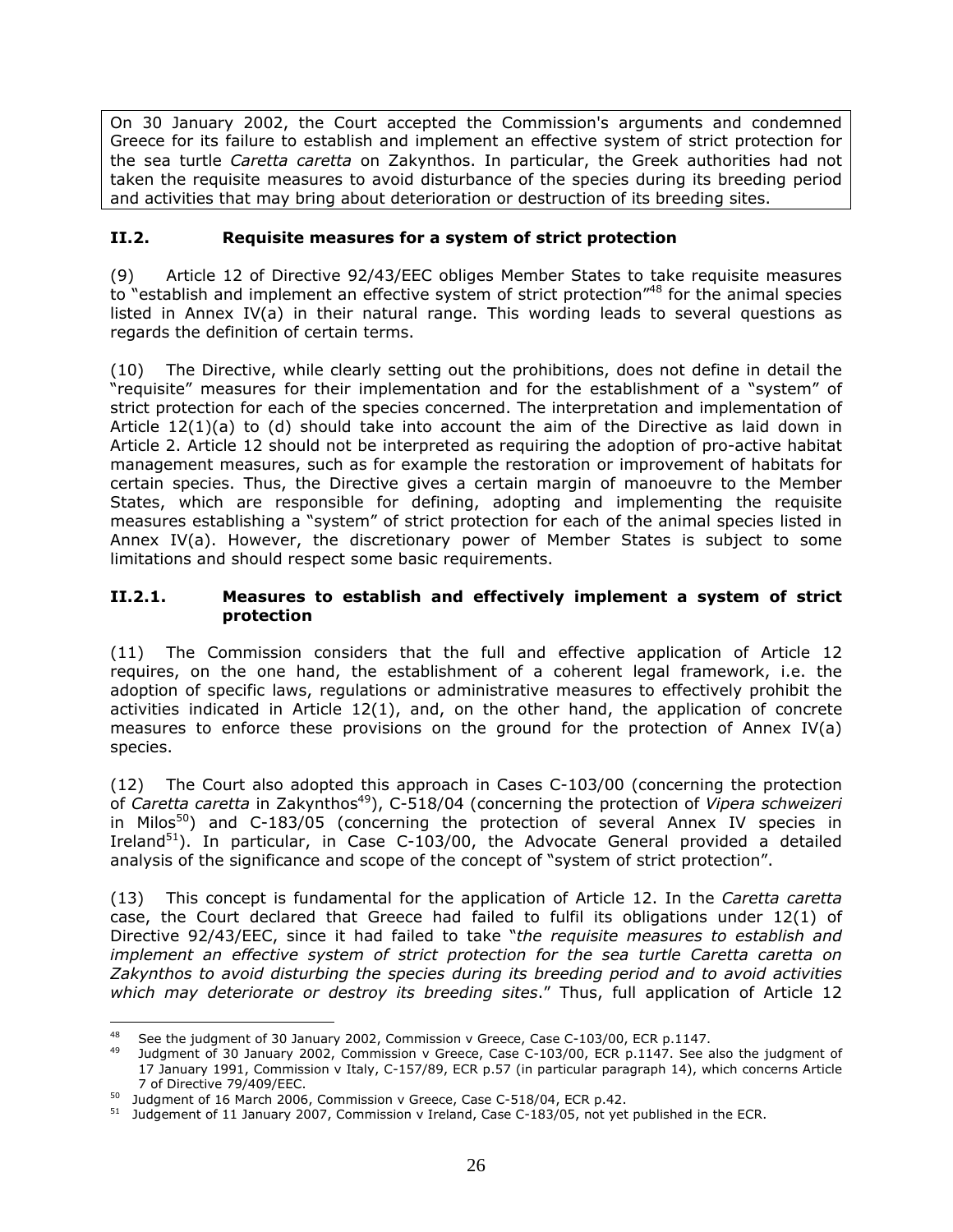On 30 January 2002, the Court accepted the Commission's arguments and condemned Greece for its failure to establish and implement an effective system of strict protection for the sea turtle *Caretta caretta* on Zakynthos. In particular, the Greek authorities had not taken the requisite measures to avoid disturbance of the species during its breeding period and activities that may bring about deterioration or destruction of its breeding sites.

### II.2. Requisite measures for a system of strict protection

(9) Article 12 of Directive 92/43/EEC obliges Member States to take requisite measures to "establish and implement an effective system of strict protection"[48] for the animal species listed in Annex IV(a) in their natural range. This wording leads to several questions as regards the definition of certain terms.

(10) The Directive, while clearly setting out the prohibitions, does not define in detail the "requisite" measures for their implementation and for the establishment of a "system" of strict protection for each of the species concerned. The interpretation and implementation of Article 12(1)(a) to (d) should take into account the aim of the Directive as laid down in Article 2. Article 12 should not be interpreted as requiring the adoption of pro-active habitat management measures, such as for example the restoration or improvement of habitats for certain species. Thus, the Directive gives a certain margin of manoeuvre to the Member States, which are responsible for defining, adopting and implementing the requisite measures establishing a "system" of strict protection for each of the animal species listed in Annex IV(a). However, the discretionary power of Member States is subject to some limitations and should respect some basic requirements.

#### II.2.1. Measures to establish and effectively implement a system of strict protection

(11) The Commission considers that the full and effective application of Article 12 requires, on the one hand, the establishment of a coherent legal framework, i.e. the adoption of specific laws, regulations or administrative measures to effectively prohibit the activities indicated in Article 12(1), and, on the other hand, the application of concrete measures to enforce these provisions on the ground for the protection of Annex IV(a) species.

(12) The Court also adopted this approach in Cases C-103/00 (concerning the protection of *Caretta caretta* in Zakynthos[49]), C-518/04 (concerning the protection of *Vipera schweizeri* in Milos[50]) and C-183/05 (concerning the protection of several Annex IV species in Ireland[51]). In particular, in Case C-103/00, the Advocate General provided a detailed analysis of the significance and scope of the concept of "system of strict protection".

(13) This concept is fundamental for the application of Article 12. In the *Caretta caretta* case, the Court declared that Greece had failed to fulfil its obligations under 12(1) of Directive 92/43/EEC, since it had failed to take "*the requisite measures to establish and implement an effective system of strict protection for the sea turtle Caretta caretta on Zakynthos to avoid disturbing the species during its breeding period and to avoid activities which may deteriorate or destroy its breeding sites*." Thus, full application of Article 12

---

[48] See the judgment of 30 January 2002, Commission v Greece, Case C-103/00, ECR p.1147.

[49] Judgment of 30 January 2002, Commission v Greece, Case C-103/00, ECR p.1147. See also the judgment of 17 January 1991, Commission v Italy, C-157/89, ECR p.57 (in particular paragraph 14), which concerns Article 7 of Directive 79/409/EEC.

[50] Judgment of 16 March 2006, Commission v Greece, Case C-518/04, ECR p.42.

[51] Judgement of 11 January 2007, Commission v Ireland, Case C-183/05, not yet published in the ECR.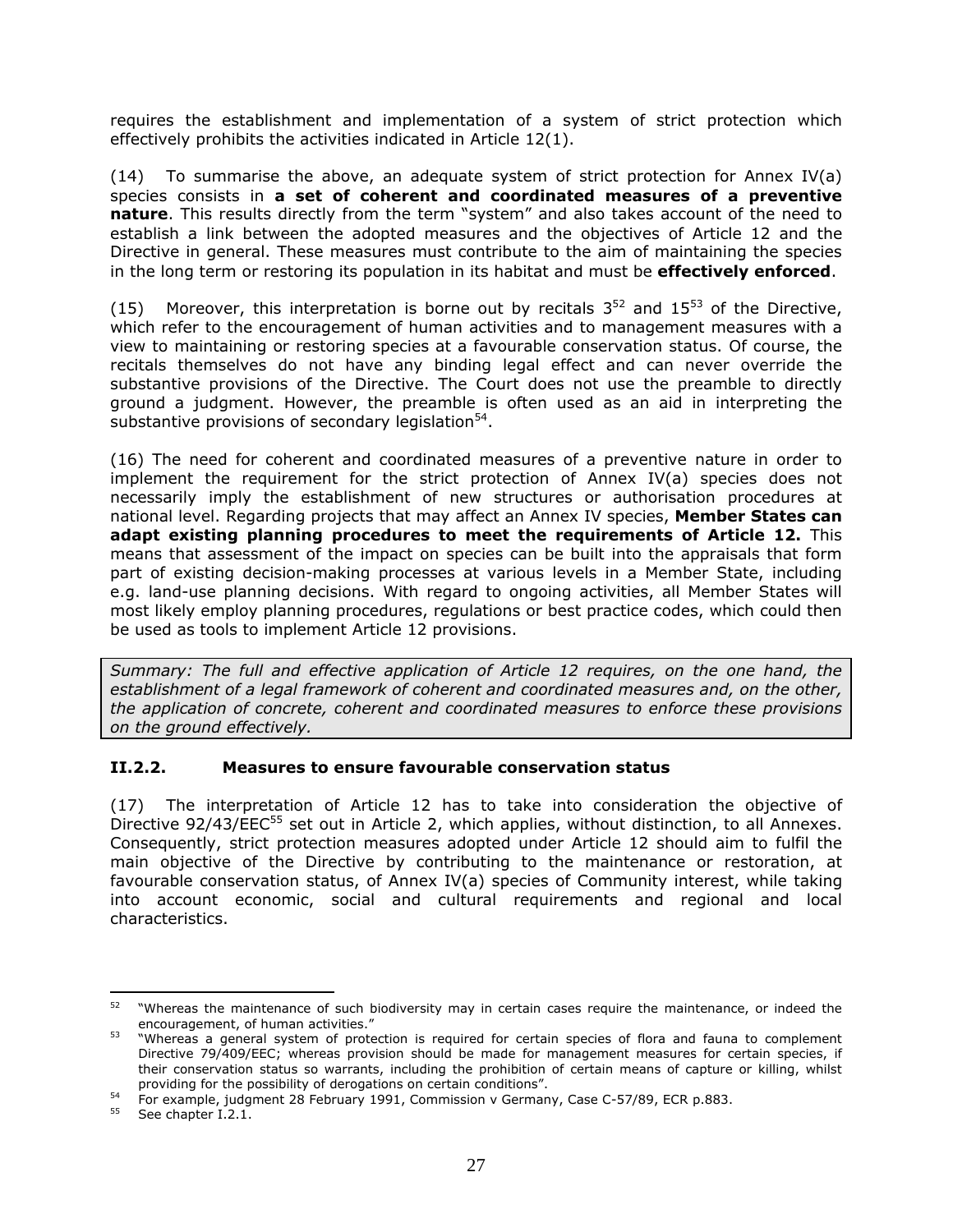requires the establishment and implementation of a system of strict protection which effectively prohibits the activities indicated in Article 12(1).

(14) To summarise the above, an adequate system of strict protection for Annex IV(a) species consists in **a set of coherent and coordinated measures of a preventive nature**. This results directly from the term "system" and also takes account of the need to establish a link between the adopted measures and the objectives of Article 12 and the Directive in general. These measures must contribute to the aim of maintaining the species in the long term or restoring its population in its habitat and must be **effectively enforced**.

(15) Moreover, this interpretation is borne out by recitals 3[52] and 15[53] of the Directive, which refer to the encouragement of human activities and to management measures with a view to maintaining or restoring species at a favourable conservation status. Of course, the recitals themselves do not have any binding legal effect and can never override the substantive provisions of the Directive. The Court does not use the preamble to directly ground a judgment. However, the preamble is often used as an aid in interpreting the substantive provisions of secondary legislation[54].

(16) The need for coherent and coordinated measures of a preventive nature in order to implement the requirement for the strict protection of Annex IV(a) species does not necessarily imply the establishment of new structures or authorisation procedures at national level. Regarding projects that may affect an Annex IV species, **Member States can adapt existing planning procedures to meet the requirements of Article 12.** This means that assessment of the impact on species can be built into the appraisals that form part of existing decision-making processes at various levels in a Member State, including e.g. land-use planning decisions. With regard to ongoing activities, all Member States will most likely employ planning procedures, regulations or best practice codes, which could then be used as tools to implement Article 12 provisions.

*Summary: The full and effective application of Article 12 requires, on the one hand, the establishment of a legal framework of coherent and coordinated measures and, on the other, the application of concrete, coherent and coordinated measures to enforce these provisions on the ground effectively.*

### II.2.2. Measures to ensure favourable conservation status

(17) The interpretation of Article 12 has to take into consideration the objective of Directive 92/43/EEC[55] set out in Article 2, which applies, without distinction, to all Annexes. Consequently, strict protection measures adopted under Article 12 should aim to fulfil the main objective of the Directive by contributing to the maintenance or restoration, at favourable conservation status, of Annex IV(a) species of Community interest, while taking into account economic, social and cultural requirements and regional and local characteristics.

---

[52] "Whereas the maintenance of such biodiversity may in certain cases require the maintenance, or indeed the encouragement, of human activities."

[53] "Whereas a general system of protection is required for certain species of flora and fauna to complement Directive 79/409/EEC; whereas provision should be made for management measures for certain species, if their conservation status so warrants, including the prohibition of certain means of capture or killing, whilst providing for the possibility of derogations on certain conditions".

[54] For example, judgment 28 February 1991, Commission v Germany, Case C-57/89, ECR p.883.

[55] See chapter I.2.1.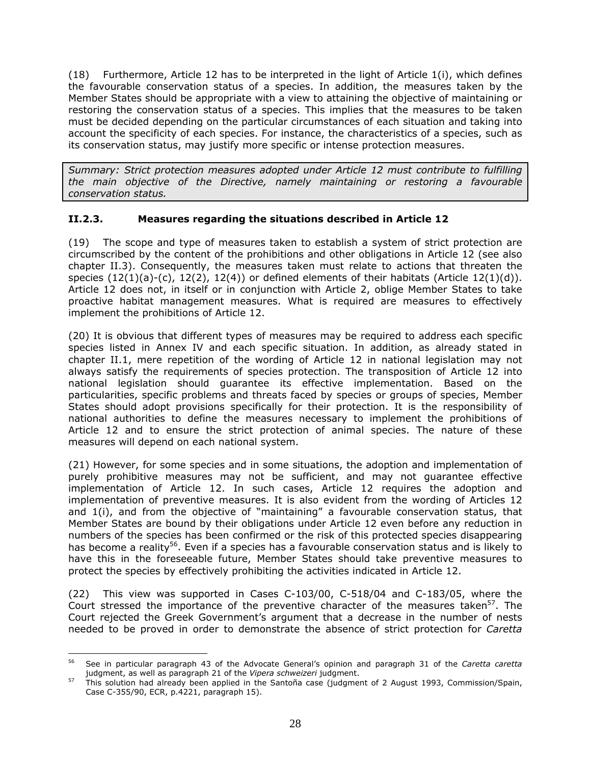(18) Furthermore, Article 12 has to be interpreted in the light of Article 1(i), which defines the favourable conservation status of a species. In addition, the measures taken by the Member States should be appropriate with a view to attaining the objective of maintaining or restoring the conservation status of a species. This implies that the measures to be taken must be decided depending on the particular circumstances of each situation and taking into account the specificity of each species. For instance, the characteristics of a species, such as its conservation status, may justify more specific or intense protection measures.

> *Summary: Strict protection measures adopted under Article 12 must contribute to fulfilling the main objective of the Directive, namely maintaining or restoring a favourable conservation status.*

### II.2.3. Measures regarding the situations described in Article 12

(19) The scope and type of measures taken to establish a system of strict protection are circumscribed by the content of the prohibitions and other obligations in Article 12 (see also chapter II.3). Consequently, the measures taken must relate to actions that threaten the species (12(1)(a)-(c), 12(2), 12(4)) or defined elements of their habitats (Article 12(1)(d)). Article 12 does not, in itself or in conjunction with Article 2, oblige Member States to take proactive habitat management measures. What is required are measures to effectively implement the prohibitions of Article 12.

(20) It is obvious that different types of measures may be required to address each specific species listed in Annex IV and each specific situation. In addition, as already stated in chapter II.1, mere repetition of the wording of Article 12 in national legislation may not always satisfy the requirements of species protection. The transposition of Article 12 into national legislation should guarantee its effective implementation. Based on the particularities, specific problems and threats faced by species or groups of species, Member States should adopt provisions specifically for their protection. It is the responsibility of national authorities to define the measures necessary to implement the prohibitions of Article 12 and to ensure the strict protection of animal species. The nature of these measures will depend on each national system.

(21) However, for some species and in some situations, the adoption and implementation of purely prohibitive measures may not be sufficient, and may not guarantee effective implementation of Article 12. In such cases, Article 12 requires the adoption and implementation of preventive measures. It is also evident from the wording of Articles 12 and 1(i), and from the objective of "maintaining" a favourable conservation status, that Member States are bound by their obligations under Article 12 even before any reduction in numbers of the species has been confirmed or the risk of this protected species disappearing has become a reality[56]. Even if a species has a favourable conservation status and is likely to have this in the foreseeable future, Member States should take preventive measures to protect the species by effectively prohibiting the activities indicated in Article 12.

(22) This view was supported in Cases C-103/00, C-518/04 and C-183/05, where the Court stressed the importance of the preventive character of the measures taken[57]. The Court rejected the Greek Government's argument that a decrease in the number of nests needed to be proved in order to demonstrate the absence of strict protection for *Caretta*

---

[56] See in particular paragraph 43 of the Advocate General's opinion and paragraph 31 of the *Caretta caretta* judgment, as well as paragraph 21 of the *Vipera schweizeri* judgment.

[57] This solution had already been applied in the Santoña case (judgment of 2 August 1993, Commission/Spain, Case C-355/90, ECR, p.4221, paragraph 15).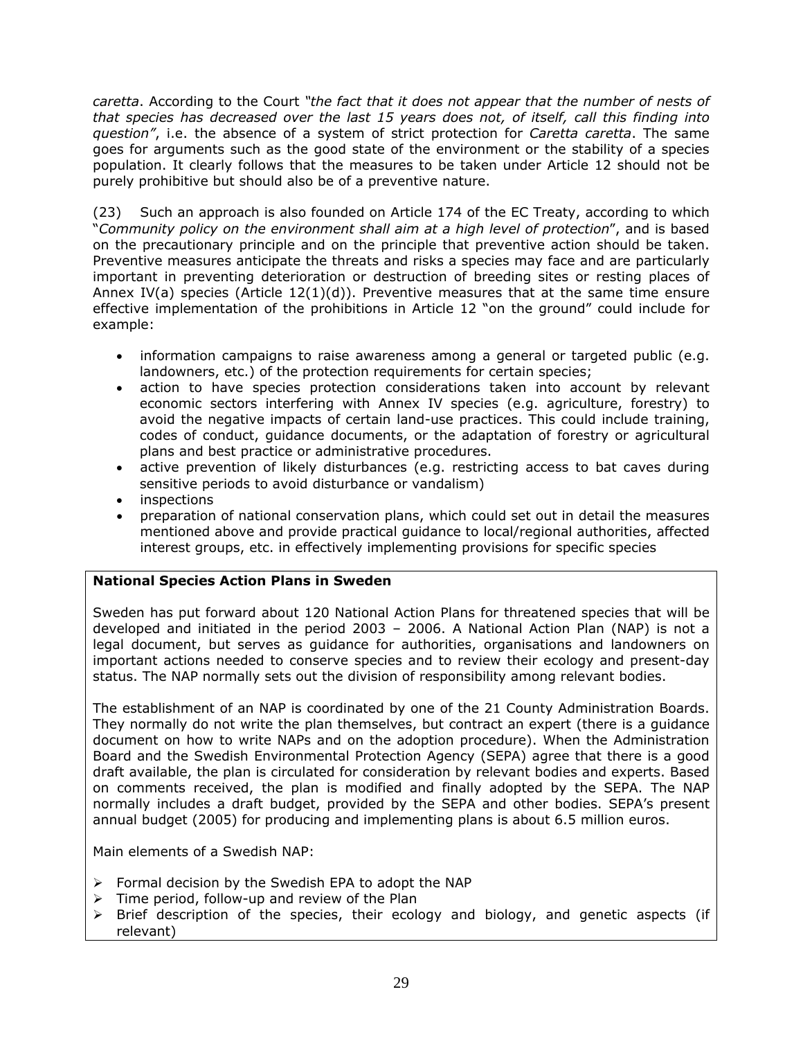*caretta*. According to the Court *"the fact that it does not appear that the number of nests of that species has decreased over the last 15 years does not, of itself, call this finding into question"*, i.e. the absence of a system of strict protection for *Caretta caretta*. The same goes for arguments such as the good state of the environment or the stability of a species population. It clearly follows that the measures to be taken under Article 12 should not be purely prohibitive but should also be of a preventive nature.

(23) Such an approach is also founded on Article 174 of the EC Treaty, according to which "*Community policy on the environment shall aim at a high level of protection*", and is based on the precautionary principle and on the principle that preventive action should be taken. Preventive measures anticipate the threats and risks a species may face and are particularly important in preventing deterioration or destruction of breeding sites or resting places of Annex IV(a) species (Article 12(1)(d)). Preventive measures that at the same time ensure effective implementation of the prohibitions in Article 12 "on the ground" could include for example:

- information campaigns to raise awareness among a general or targeted public (e.g. landowners, etc.) of the protection requirements for certain species;
- action to have species protection considerations taken into account by relevant economic sectors interfering with Annex IV species (e.g. agriculture, forestry) to avoid the negative impacts of certain land-use practices. This could include training, codes of conduct, guidance documents, or the adaptation of forestry or agricultural plans and best practice or administrative procedures.
- active prevention of likely disturbances (e.g. restricting access to bat caves during sensitive periods to avoid disturbance or vandalism)
- inspections
- preparation of national conservation plans, which could set out in detail the measures mentioned above and provide practical guidance to local/regional authorities, affected interest groups, etc. in effectively implementing provisions for specific species

**National Species Action Plans in Sweden**

Sweden has put forward about 120 National Action Plans for threatened species that will be developed and initiated in the period 2003 – 2006. A National Action Plan (NAP) is not a legal document, but serves as guidance for authorities, organisations and landowners on important actions needed to conserve species and to review their ecology and present-day status. The NAP normally sets out the division of responsibility among relevant bodies.

The establishment of an NAP is coordinated by one of the 21 County Administration Boards. They normally do not write the plan themselves, but contract an expert (there is a guidance document on how to write NAPs and on the adoption procedure). When the Administration Board and the Swedish Environmental Protection Agency (SEPA) agree that there is a good draft available, the plan is circulated for consideration by relevant bodies and experts. Based on comments received, the plan is modified and finally adopted by the SEPA. The NAP normally includes a draft budget, provided by the SEPA and other bodies. SEPA's present annual budget (2005) for producing and implementing plans is about 6.5 million euros.

Main elements of a Swedish NAP:

- Formal decision by the Swedish EPA to adopt the NAP
- Time period, follow-up and review of the Plan
- Brief description of the species, their ecology and biology, and genetic aspects (if relevant)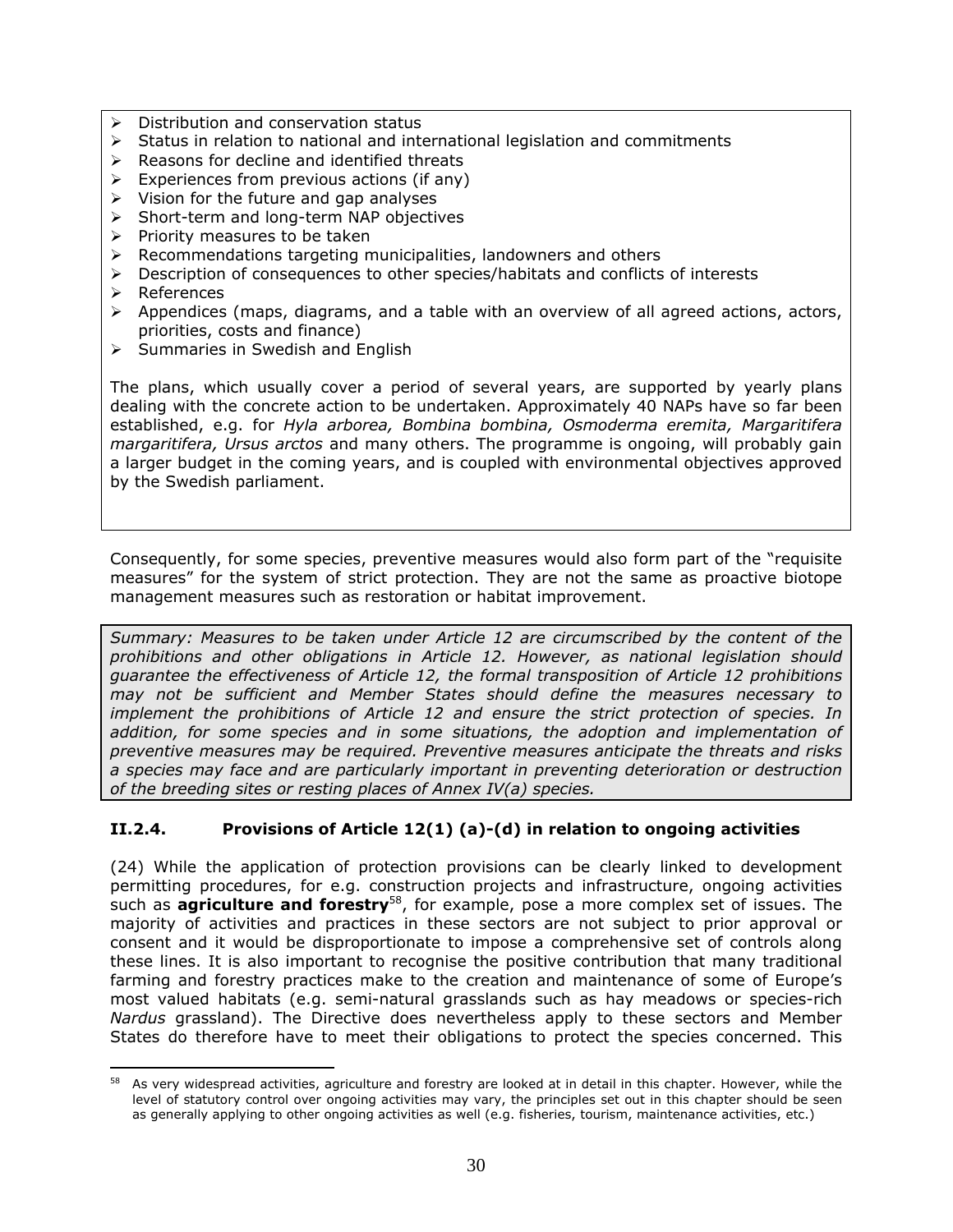- Distribution and conservation status
- Status in relation to national and international legislation and commitments
- Reasons for decline and identified threats
- Experiences from previous actions (if any)
- Vision for the future and gap analyses
- Short-term and long-term NAP objectives
- Priority measures to be taken
- Recommendations targeting municipalities, landowners and others
- Description of consequences to other species/habitats and conflicts of interests
- References
- Appendices (maps, diagrams, and a table with an overview of all agreed actions, actors, priorities, costs and finance)
- Summaries in Swedish and English

The plans, which usually cover a period of several years, are supported by yearly plans dealing with the concrete action to be undertaken. Approximately 40 NAPs have so far been established, e.g. for *Hyla arborea, Bombina bombina, Osmoderma eremita, Margaritifera margaritifera, Ursus arctos* and many others. The programme is ongoing, will probably gain a larger budget in the coming years, and is coupled with environmental objectives approved by the Swedish parliament.

Consequently, for some species, preventive measures would also form part of the "requisite measures" for the system of strict protection. They are not the same as proactive biotope management measures such as restoration or habitat improvement.

*Summary: Measures to be taken under Article 12 are circumscribed by the content of the prohibitions and other obligations in Article 12. However, as national legislation should guarantee the effectiveness of Article 12, the formal transposition of Article 12 prohibitions may not be sufficient and Member States should define the measures necessary to implement the prohibitions of Article 12 and ensure the strict protection of species. In addition, for some species and in some situations, the adoption and implementation of preventive measures may be required. Preventive measures anticipate the threats and risks a species may face and are particularly important in preventing deterioration or destruction of the breeding sites or resting places of Annex IV(a) species.*

### II.2.4. Provisions of Article 12(1) (a)-(d) in relation to ongoing activities

(24) While the application of protection provisions can be clearly linked to development permitting procedures, for e.g. construction projects and infrastructure, ongoing activities such as **agriculture and forestry**[58], for example, pose a more complex set of issues. The majority of activities and practices in these sectors are not subject to prior approval or consent and it would be disproportionate to impose a comprehensive set of controls along these lines. It is also important to recognise the positive contribution that many traditional farming and forestry practices make to the creation and maintenance of some of Europe's most valued habitats (e.g. semi-natural grasslands such as hay meadows or species-rich *Nardus* grassland). The Directive does nevertheless apply to these sectors and Member States do therefore have to meet their obligations to protect the species concerned. This

[58] As very widespread activities, agriculture and forestry are looked at in detail in this chapter. However, while the level of statutory control over ongoing activities may vary, the principles set out in this chapter should be seen as generally applying to other ongoing activities as well (e.g. fisheries, tourism, maintenance activities, etc.)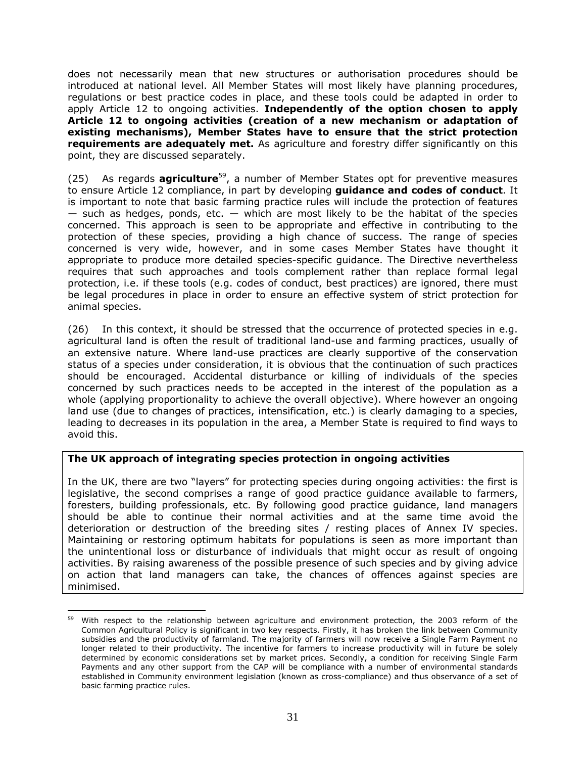does not necessarily mean that new structures or authorisation procedures should be introduced at national level. All Member States will most likely have planning procedures, regulations or best practice codes in place, and these tools could be adapted in order to apply Article 12 to ongoing activities. **Independently of the option chosen to apply Article 12 to ongoing activities (creation of a new mechanism or adaptation of existing mechanisms), Member States have to ensure that the strict protection requirements are adequately met.** As agriculture and forestry differ significantly on this point, they are discussed separately.

(25) As regards **agriculture**[59], a number of Member States opt for preventive measures to ensure Article 12 compliance, in part by developing **guidance and codes of conduct**. It is important to note that basic farming practice rules will include the protection of features — such as hedges, ponds, etc. — which are most likely to be the habitat of the species concerned. This approach is seen to be appropriate and effective in contributing to the protection of these species, providing a high chance of success. The range of species concerned is very wide, however, and in some cases Member States have thought it appropriate to produce more detailed species-specific guidance. The Directive nevertheless requires that such approaches and tools complement rather than replace formal legal protection, i.e. if these tools (e.g. codes of conduct, best practices) are ignored, there must be legal procedures in place in order to ensure an effective system of strict protection for animal species.

(26) In this context, it should be stressed that the occurrence of protected species in e.g. agricultural land is often the result of traditional land-use and farming practices, usually of an extensive nature. Where land-use practices are clearly supportive of the conservation status of a species under consideration, it is obvious that the continuation of such practices should be encouraged. Accidental disturbance or killing of individuals of the species concerned by such practices needs to be accepted in the interest of the population as a whole (applying proportionality to achieve the overall objective). Where however an ongoing land use (due to changes of practices, intensification, etc.) is clearly damaging to a species, leading to decreases in its population in the area, a Member State is required to find ways to avoid this.

**The UK approach of integrating species protection in ongoing activities**

In the UK, there are two "layers" for protecting species during ongoing activities: the first is legislative, the second comprises a range of good practice guidance available to farmers, foresters, building professionals, etc. By following good practice guidance, land managers should be able to continue their normal activities and at the same time avoid the deterioration or destruction of the breeding sites / resting places of Annex IV species. Maintaining or restoring optimum habitats for populations is seen as more important than the unintentional loss or disturbance of individuals that might occur as result of ongoing activities. By raising awareness of the possible presence of such species and by giving advice on action that land managers can take, the chances of offences against species are minimised.

[59] With respect to the relationship between agriculture and environment protection, the 2003 reform of the Common Agricultural Policy is significant in two key respects. Firstly, it has broken the link between Community subsidies and the productivity of farmland. The majority of farmers will now receive a Single Farm Payment no longer related to their productivity. The incentive for farmers to increase productivity will in future be solely determined by economic considerations set by market prices. Secondly, a condition for receiving Single Farm Payments and any other support from the CAP will be compliance with a number of environmental standards established in Community environment legislation (known as cross-compliance) and thus observance of a set of basic farming practice rules.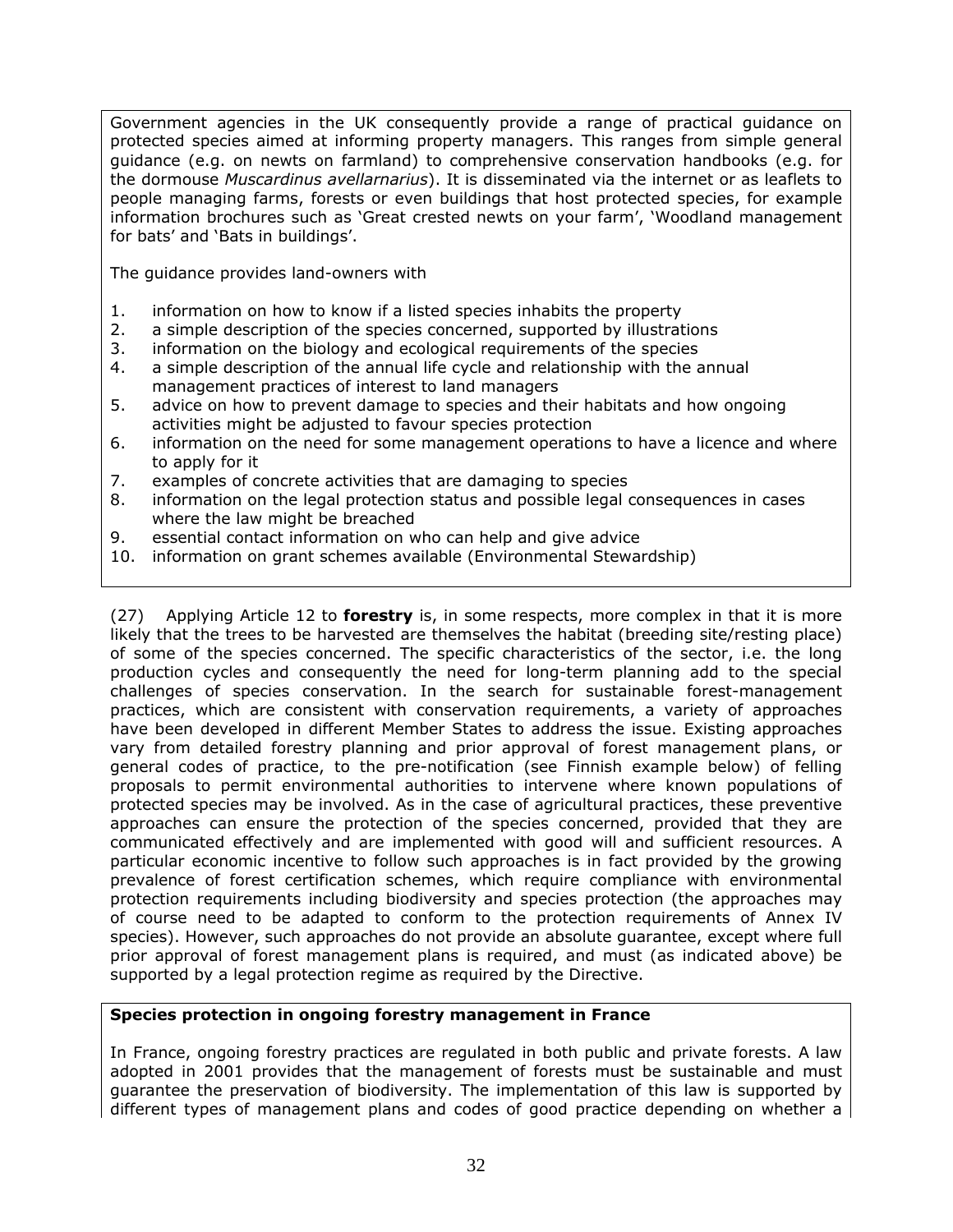Government agencies in the UK consequently provide a range of practical guidance on protected species aimed at informing property managers. This ranges from simple general guidance (e.g. on newts on farmland) to comprehensive conservation handbooks (e.g. for the dormouse *Muscardinus avellarnarius*). It is disseminated via the internet or as leaflets to people managing farms, forests or even buildings that host protected species, for example information brochures such as 'Great crested newts on your farm', 'Woodland management for bats' and 'Bats in buildings'.

The guidance provides land-owners with

1. information on how to know if a listed species inhabits the property
2. a simple description of the species concerned, supported by illustrations
3. information on the biology and ecological requirements of the species
4. a simple description of the annual life cycle and relationship with the annual management practices of interest to land managers
5. advice on how to prevent damage to species and their habitats and how ongoing activities might be adjusted to favour species protection
6. information on the need for some management operations to have a licence and where to apply for it
7. examples of concrete activities that are damaging to species
8. information on the legal protection status and possible legal consequences in cases where the law might be breached
9. essential contact information on who can help and give advice
10. information on grant schemes available (Environmental Stewardship)

(27) Applying Article 12 to **forestry** is, in some respects, more complex in that it is more likely that the trees to be harvested are themselves the habitat (breeding site/resting place) of some of the species concerned. The specific characteristics of the sector, i.e. the long production cycles and consequently the need for long-term planning add to the special challenges of species conservation. In the search for sustainable forest-management practices, which are consistent with conservation requirements, a variety of approaches have been developed in different Member States to address the issue. Existing approaches vary from detailed forestry planning and prior approval of forest management plans, or general codes of practice, to the pre-notification (see Finnish example below) of felling proposals to permit environmental authorities to intervene where known populations of protected species may be involved. As in the case of agricultural practices, these preventive approaches can ensure the protection of the species concerned, provided that they are communicated effectively and are implemented with good will and sufficient resources. A particular economic incentive to follow such approaches is in fact provided by the growing prevalence of forest certification schemes, which require compliance with environmental protection requirements including biodiversity and species protection (the approaches may of course need to be adapted to conform to the protection requirements of Annex IV species). However, such approaches do not provide an absolute guarantee, except where full prior approval of forest management plans is required, and must (as indicated above) be supported by a legal protection regime as required by the Directive.

**Species protection in ongoing forestry management in France**

In France, ongoing forestry practices are regulated in both public and private forests. A law adopted in 2001 provides that the management of forests must be sustainable and must guarantee the preservation of biodiversity. The implementation of this law is supported by different types of management plans and codes of good practice depending on whether a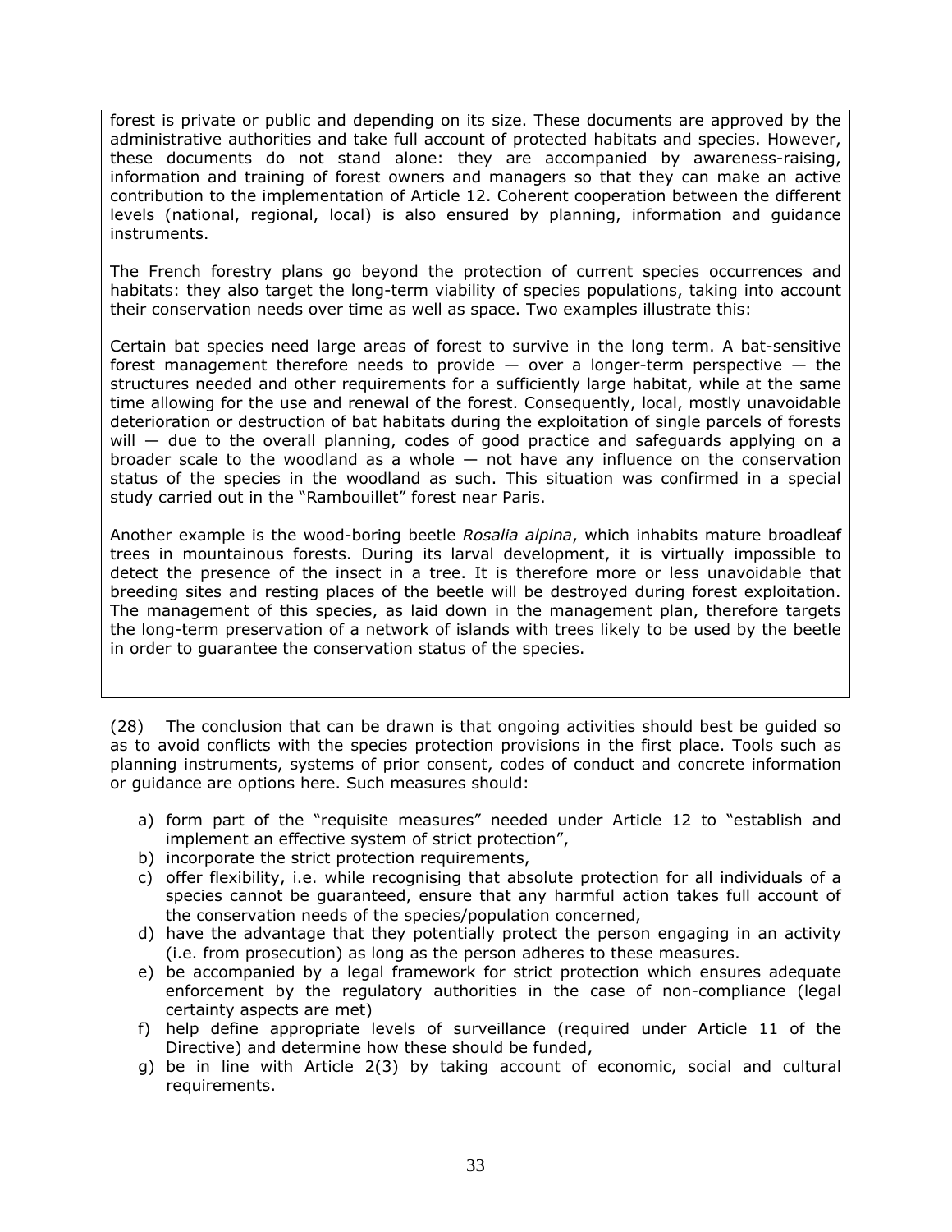forest is private or public and depending on its size. These documents are approved by the administrative authorities and take full account of protected habitats and species. However, these documents do not stand alone: they are accompanied by awareness-raising, information and training of forest owners and managers so that they can make an active contribution to the implementation of Article 12. Coherent cooperation between the different levels (national, regional, local) is also ensured by planning, information and guidance instruments.

The French forestry plans go beyond the protection of current species occurrences and habitats: they also target the long-term viability of species populations, taking into account their conservation needs over time as well as space. Two examples illustrate this:

Certain bat species need large areas of forest to survive in the long term. A bat-sensitive forest management therefore needs to provide — over a longer-term perspective — the structures needed and other requirements for a sufficiently large habitat, while at the same time allowing for the use and renewal of the forest. Consequently, local, mostly unavoidable deterioration or destruction of bat habitats during the exploitation of single parcels of forests will — due to the overall planning, codes of good practice and safeguards applying on a broader scale to the woodland as a whole — not have any influence on the conservation status of the species in the woodland as such. This situation was confirmed in a special study carried out in the "Rambouillet" forest near Paris.

Another example is the wood-boring beetle *Rosalia alpina*, which inhabits mature broadleaf trees in mountainous forests. During its larval development, it is virtually impossible to detect the presence of the insect in a tree. It is therefore more or less unavoidable that breeding sites and resting places of the beetle will be destroyed during forest exploitation. The management of this species, as laid down in the management plan, therefore targets the long-term preservation of a network of islands with trees likely to be used by the beetle in order to guarantee the conservation status of the species.

(28) The conclusion that can be drawn is that ongoing activities should best be guided so as to avoid conflicts with the species protection provisions in the first place. Tools such as planning instruments, systems of prior consent, codes of conduct and concrete information or guidance are options here. Such measures should:

a) form part of the "requisite measures" needed under Article 12 to "establish and implement an effective system of strict protection",
b) incorporate the strict protection requirements,
c) offer flexibility, i.e. while recognising that absolute protection for all individuals of a species cannot be guaranteed, ensure that any harmful action takes full account of the conservation needs of the species/population concerned,
d) have the advantage that they potentially protect the person engaging in an activity (i.e. from prosecution) as long as the person adheres to these measures.
e) be accompanied by a legal framework for strict protection which ensures adequate enforcement by the regulatory authorities in the case of non-compliance (legal certainty aspects are met)
f) help define appropriate levels of surveillance (required under Article 11 of the Directive) and determine how these should be funded,
g) be in line with Article 2(3) by taking account of economic, social and cultural requirements.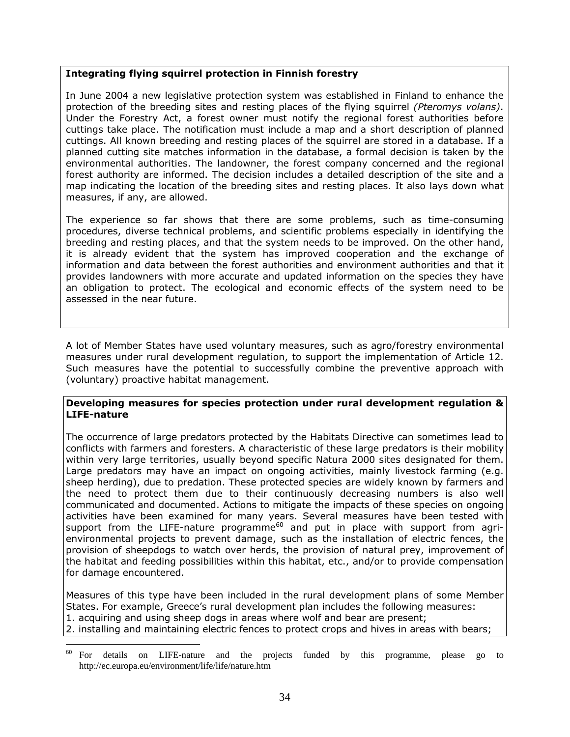**Integrating flying squirrel protection in Finnish forestry**

In June 2004 a new legislative protection system was established in Finland to enhance the protection of the breeding sites and resting places of the flying squirrel *(Pteromys volans)*. Under the Forestry Act, a forest owner must notify the regional forest authorities before cuttings take place. The notification must include a map and a short description of planned cuttings. All known breeding and resting places of the squirrel are stored in a database. If a planned cutting site matches information in the database, a formal decision is taken by the environmental authorities. The landowner, the forest company concerned and the regional forest authority are informed. The decision includes a detailed description of the site and a map indicating the location of the breeding sites and resting places. It also lays down what measures, if any, are allowed.

The experience so far shows that there are some problems, such as time-consuming procedures, diverse technical problems, and scientific problems especially in identifying the breeding and resting places, and that the system needs to be improved. On the other hand, it is already evident that the system has improved cooperation and the exchange of information and data between the forest authorities and environment authorities and that it provides landowners with more accurate and updated information on the species they have an obligation to protect. The ecological and economic effects of the system need to be assessed in the near future.

A lot of Member States have used voluntary measures, such as agro/forestry environmental measures under rural development regulation, to support the implementation of Article 12. Such measures have the potential to successfully combine the preventive approach with (voluntary) proactive habitat management.

**Developing measures for species protection under rural development regulation & LIFE-nature**

The occurrence of large predators protected by the Habitats Directive can sometimes lead to conflicts with farmers and foresters. A characteristic of these large predators is their mobility within very large territories, usually beyond specific Natura 2000 sites designated for them. Large predators may have an impact on ongoing activities, mainly livestock farming (e.g. sheep herding), due to predation. These protected species are widely known by farmers and the need to protect them due to their continuously decreasing numbers is also well communicated and documented. Actions to mitigate the impacts of these species on ongoing activities have been examined for many years. Several measures have been tested with support from the LIFE-nature programme[60] and put in place with support from agri-environmental projects to prevent damage, such as the installation of electric fences, the provision of sheepdogs to watch over herds, the provision of natural prey, improvement of the habitat and feeding possibilities within this habitat, etc., and/or to provide compensation for damage encountered.

Measures of this type have been included in the rural development plans of some Member States. For example, Greece's rural development plan includes the following measures:

1. acquiring and using sheep dogs in areas where wolf and bear are present;
2. installing and maintaining electric fences to protect crops and hives in areas with bears;

[60] For details on LIFE-nature and the projects funded by this programme, please go to http://ec.europa.eu/environment/life/life/nature.htm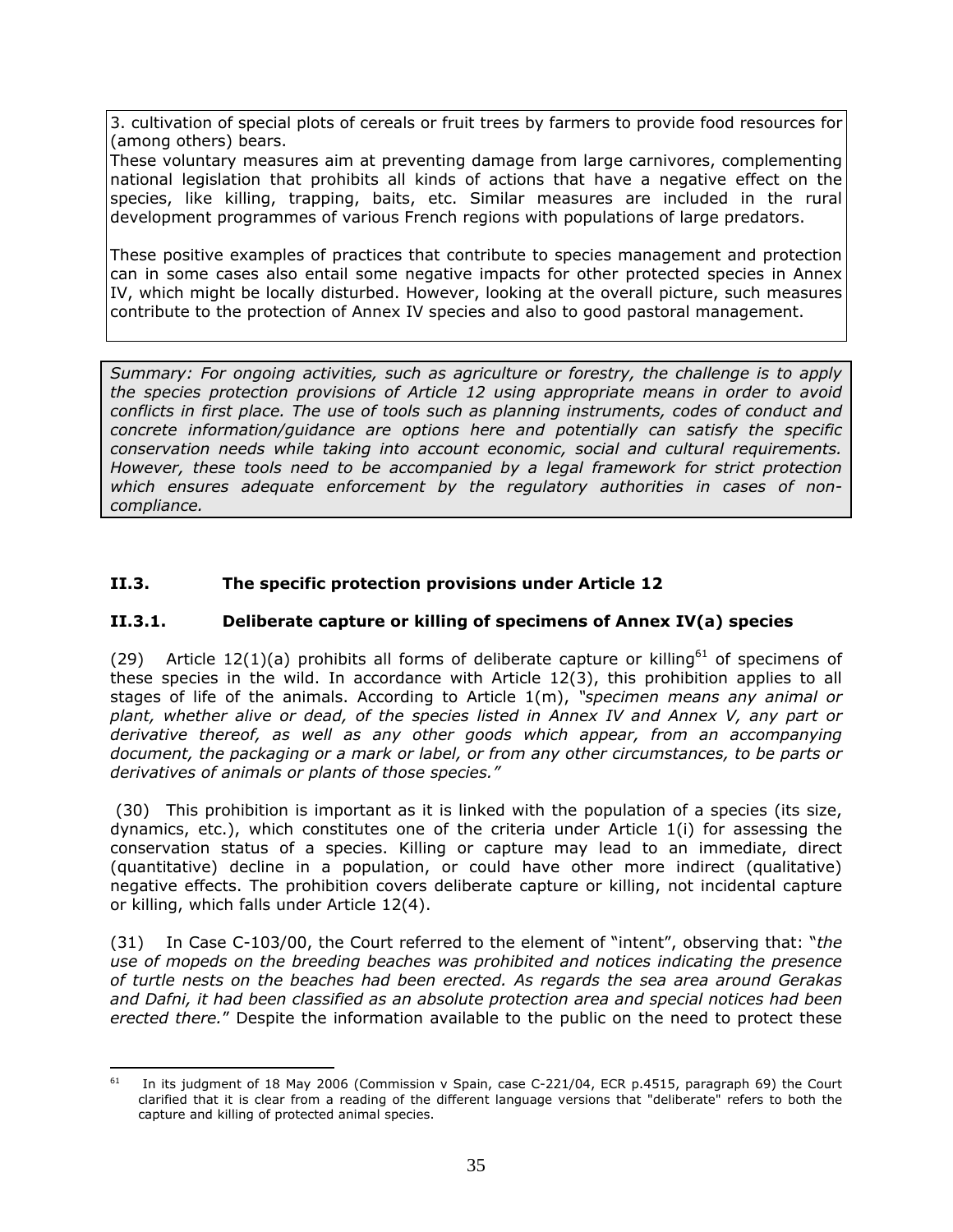3. cultivation of special plots of cereals or fruit trees by farmers to provide food resources for (among others) bears.

These voluntary measures aim at preventing damage from large carnivores, complementing national legislation that prohibits all kinds of actions that have a negative effect on the species, like killing, trapping, baits, etc. Similar measures are included in the rural development programmes of various French regions with populations of large predators.

These positive examples of practices that contribute to species management and protection can in some cases also entail some negative impacts for other protected species in Annex IV, which might be locally disturbed. However, looking at the overall picture, such measures contribute to the protection of Annex IV species and also to good pastoral management.

*Summary: For ongoing activities, such as agriculture or forestry, the challenge is to apply the species protection provisions of Article 12 using appropriate means in order to avoid conflicts in first place. The use of tools such as planning instruments, codes of conduct and concrete information/guidance are options here and potentially can satisfy the specific conservation needs while taking into account economic, social and cultural requirements. However, these tools need to be accompanied by a legal framework for strict protection which ensures adequate enforcement by the regulatory authorities in cases of non-compliance.*

### II.3. The specific protection provisions under Article 12

#### II.3.1. Deliberate capture or killing of specimens of Annex IV(a) species

(29) Article 12(1)(a) prohibits all forms of deliberate capture or killing[61] of specimens of these species in the wild. In accordance with Article 12(3), this prohibition applies to all stages of life of the animals. According to Article 1(m), *"specimen means any animal or plant, whether alive or dead, of the species listed in Annex IV and Annex V, any part or derivative thereof, as well as any other goods which appear, from an accompanying document, the packaging or a mark or label, or from any other circumstances, to be parts or derivatives of animals or plants of those species."*

(30) This prohibition is important as it is linked with the population of a species (its size, dynamics, etc.), which constitutes one of the criteria under Article 1(i) for assessing the conservation status of a species. Killing or capture may lead to an immediate, direct (quantitative) decline in a population, or could have other more indirect (qualitative) negative effects. The prohibition covers deliberate capture or killing, not incidental capture or killing, which falls under Article 12(4).

(31) In Case C-103/00, the Court referred to the element of "intent", observing that: "*the use of mopeds on the breeding beaches was prohibited and notices indicating the presence of turtle nests on the beaches had been erected. As regards the sea area around Gerakas and Dafni, it had been classified as an absolute protection area and special notices had been erected there.*" Despite the information available to the public on the need to protect these

[61] In its judgment of 18 May 2006 (Commission v Spain, case C-221/04, ECR p.4515, paragraph 69) the Court clarified that it is clear from a reading of the different language versions that "deliberate" refers to both the capture and killing of protected animal species.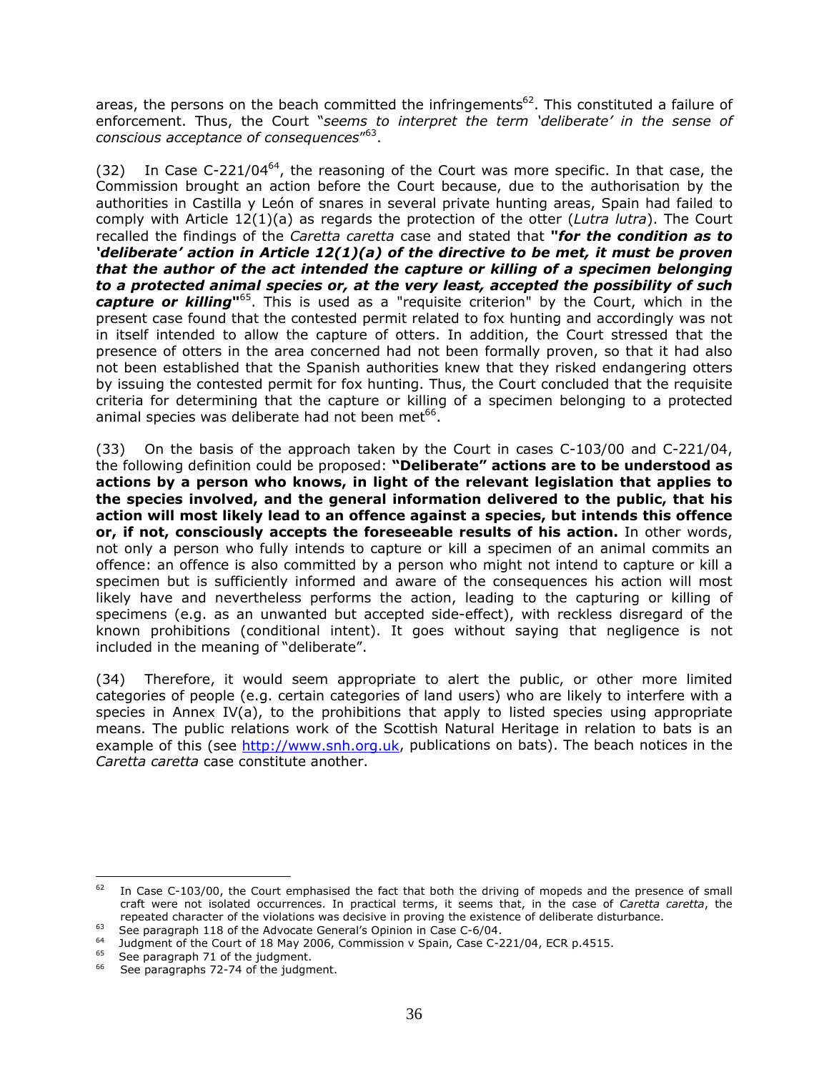areas, the persons on the beach committed the infringements[62]. This constituted a failure of enforcement. Thus, the Court "*seems to interpret the term 'deliberate' in the sense of conscious acceptance of consequences*"[63].

(32) In Case C-221/04[64], the reasoning of the Court was more specific. In that case, the Commission brought an action before the Court because, due to the authorisation by the authorities in Castilla y León of snares in several private hunting areas, Spain had failed to comply with Article 12(1)(a) as regards the protection of the otter (*Lutra lutra*). The Court recalled the findings of the *Caretta caretta* case and stated that ***"for the condition as to 'deliberate' action in Article 12(1)(a) of the directive to be met, it must be proven that the author of the act intended the capture or killing of a specimen belonging to a protected animal species or, at the very least, accepted the possibility of such capture or killing"***[65]. This is used as a "requisite criterion" by the Court, which in the present case found that the contested permit related to fox hunting and accordingly was not in itself intended to allow the capture of otters. In addition, the Court stressed that the presence of otters in the area concerned had not been formally proven, so that it had also not been established that the Spanish authorities knew that they risked endangering otters by issuing the contested permit for fox hunting. Thus, the Court concluded that the requisite criteria for determining that the capture or killing of a specimen belonging to a protected animal species was deliberate had not been met[66].

(33) On the basis of the approach taken by the Court in cases C-103/00 and C-221/04, the following definition could be proposed: **"Deliberate" actions are to be understood as actions by a person who knows, in light of the relevant legislation that applies to the species involved, and the general information delivered to the public, that his action will most likely lead to an offence against a species, but intends this offence or, if not, consciously accepts the foreseeable results of his action.** In other words, not only a person who fully intends to capture or kill a specimen of an animal commits an offence: an offence is also committed by a person who might not intend to capture or kill a specimen but is sufficiently informed and aware of the consequences his action will most likely have and nevertheless performs the action, leading to the capturing or killing of specimens (e.g. as an unwanted but accepted side-effect), with reckless disregard of the known prohibitions (conditional intent). It goes without saying that negligence is not included in the meaning of "deliberate".

(34) Therefore, it would seem appropriate to alert the public, or other more limited categories of people (e.g. certain categories of land users) who are likely to interfere with a species in Annex IV(a), to the prohibitions that apply to listed species using appropriate means. The public relations work of the Scottish Natural Heritage in relation to bats is an example of this (see http://www.snh.org.uk, publications on bats). The beach notices in the *Caretta caretta* case constitute another.

---

[62] In Case C-103/00, the Court emphasised the fact that both the driving of mopeds and the presence of small craft were not isolated occurrences. In practical terms, it seems that, in the case of *Caretta caretta*, the repeated character of the violations was decisive in proving the existence of deliberate disturbance.

[63] See paragraph 118 of the Advocate General's Opinion in Case C-6/04.

[64] Judgment of the Court of 18 May 2006, Commission v Spain, Case C-221/04, ECR p.4515.

[65] See paragraph 71 of the judgment.

[66] See paragraphs 72-74 of the judgment.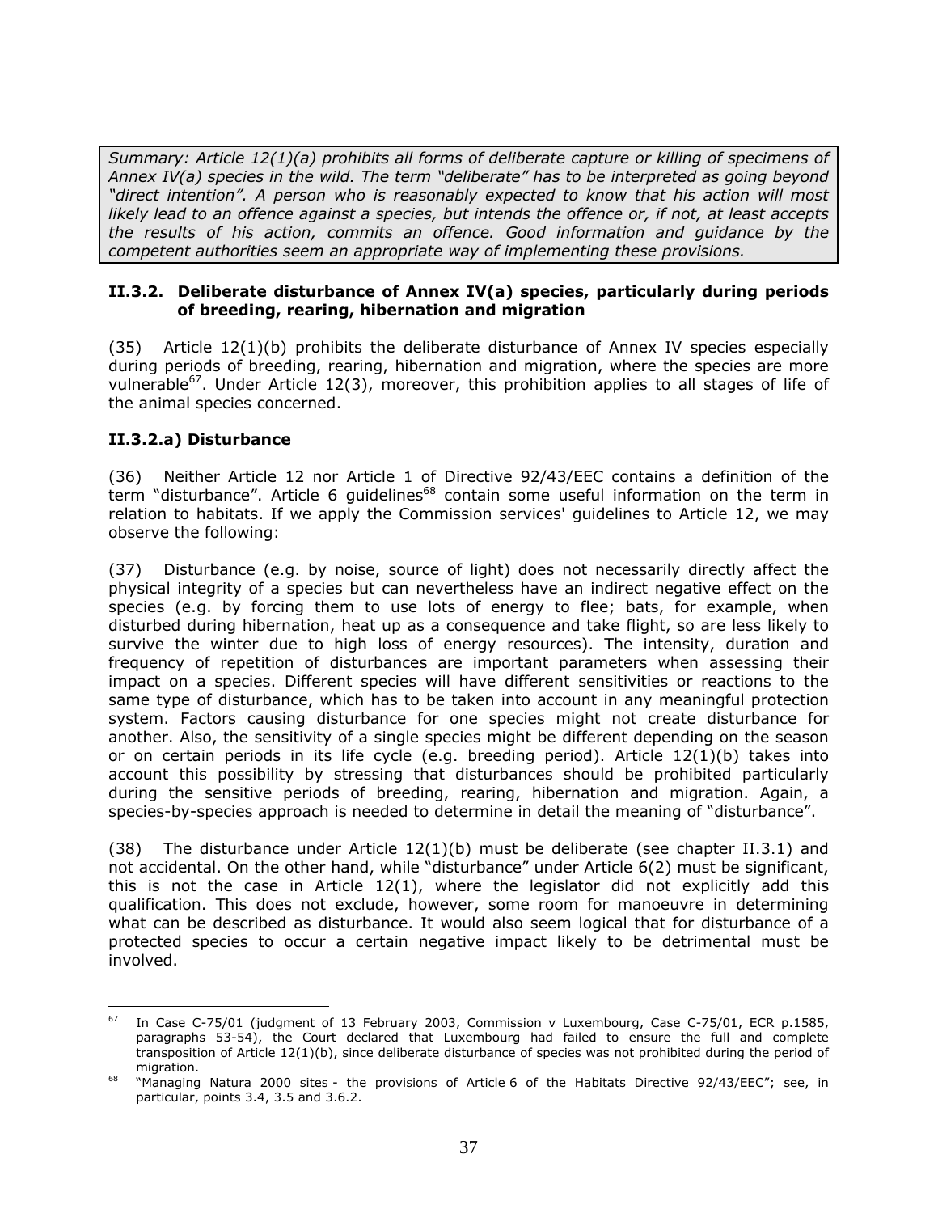*Summary: Article 12(1)(a) prohibits all forms of deliberate capture or killing of specimens of Annex IV(a) species in the wild. The term "deliberate" has to be interpreted as going beyond "direct intention". A person who is reasonably expected to know that his action will most likely lead to an offence against a species, but intends the offence or, if not, at least accepts the results of his action, commits an offence. Good information and guidance by the competent authorities seem an appropriate way of implementing these provisions.*

### II.3.2. Deliberate disturbance of Annex IV(a) species, particularly during periods of breeding, rearing, hibernation and migration

(35) Article 12(1)(b) prohibits the deliberate disturbance of Annex IV species especially during periods of breeding, rearing, hibernation and migration, where the species are more vulnerable[67]. Under Article 12(3), moreover, this prohibition applies to all stages of life of the animal species concerned.

#### II.3.2.a) Disturbance

(36) Neither Article 12 nor Article 1 of Directive 92/43/EEC contains a definition of the term "disturbance". Article 6 guidelines[68] contain some useful information on the term in relation to habitats. If we apply the Commission services' guidelines to Article 12, we may observe the following:

(37) Disturbance (e.g. by noise, source of light) does not necessarily directly affect the physical integrity of a species but can nevertheless have an indirect negative effect on the species (e.g. by forcing them to use lots of energy to flee; bats, for example, when disturbed during hibernation, heat up as a consequence and take flight, so are less likely to survive the winter due to high loss of energy resources). The intensity, duration and frequency of repetition of disturbances are important parameters when assessing their impact on a species. Different species will have different sensitivities or reactions to the same type of disturbance, which has to be taken into account in any meaningful protection system. Factors causing disturbance for one species might not create disturbance for another. Also, the sensitivity of a single species might be different depending on the season or on certain periods in its life cycle (e.g. breeding period). Article 12(1)(b) takes into account this possibility by stressing that disturbances should be prohibited particularly during the sensitive periods of breeding, rearing, hibernation and migration. Again, a species-by-species approach is needed to determine in detail the meaning of "disturbance".

(38) The disturbance under Article 12(1)(b) must be deliberate (see chapter II.3.1) and not accidental. On the other hand, while "disturbance" under Article 6(2) must be significant, this is not the case in Article 12(1), where the legislator did not explicitly add this qualification. This does not exclude, however, some room for manoeuvre in determining what can be described as disturbance. It would also seem logical that for disturbance of a protected species to occur a certain negative impact likely to be detrimental must be involved.

---

[67] In Case C-75/01 (judgment of 13 February 2003, Commission v Luxembourg, Case C-75/01, ECR p.1585, paragraphs 53-54), the Court declared that Luxembourg had failed to ensure the full and complete transposition of Article 12(1)(b), since deliberate disturbance of species was not prohibited during the period of migration.

[68] "Managing Natura 2000 sites - the provisions of Article 6 of the Habitats Directive 92/43/EEC"; see, in particular, points 3.4, 3.5 and 3.6.2.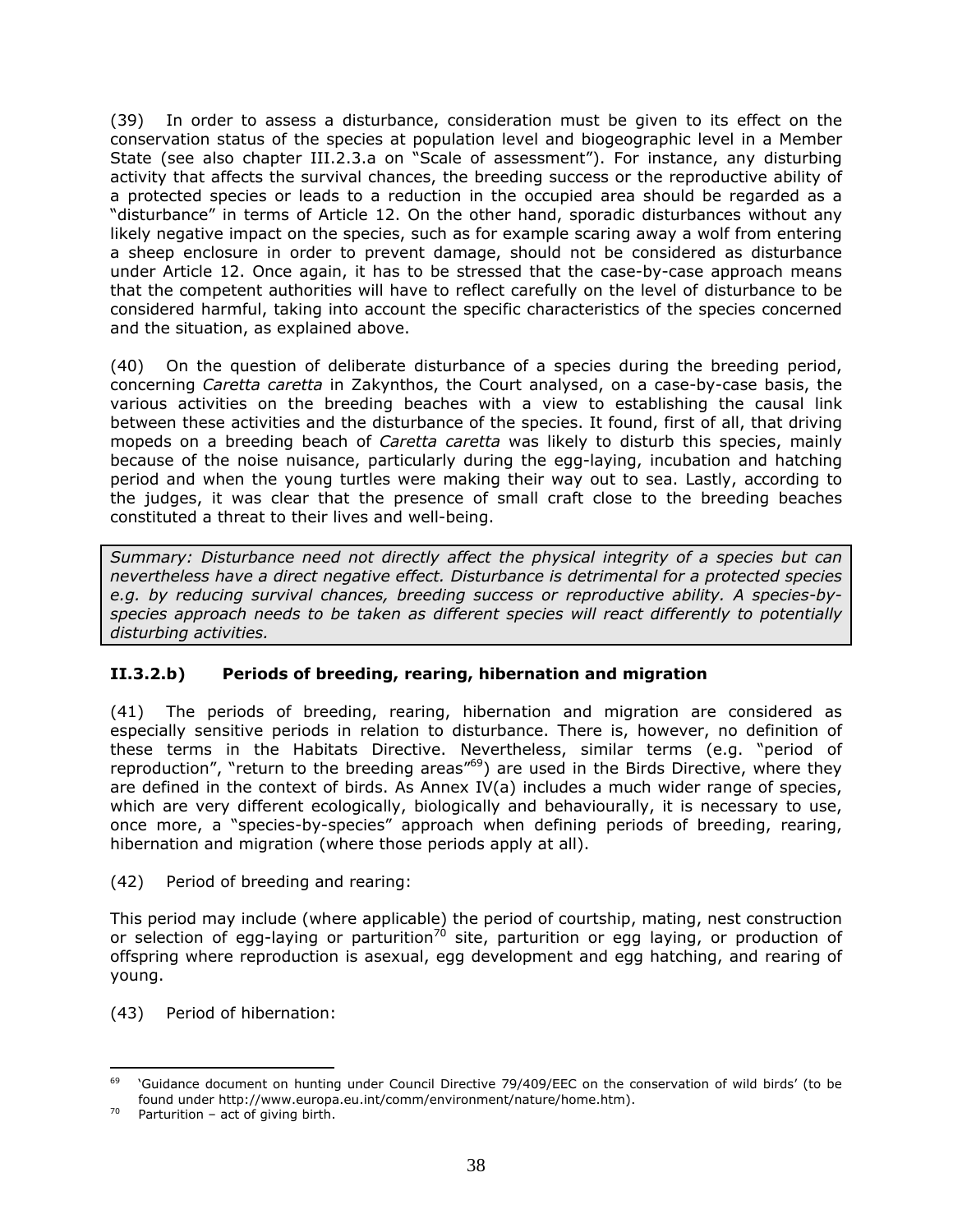(39) In order to assess a disturbance, consideration must be given to its effect on the conservation status of the species at population level and biogeographic level in a Member State (see also chapter III.2.3.a on "Scale of assessment"). For instance, any disturbing activity that affects the survival chances, the breeding success or the reproductive ability of a protected species or leads to a reduction in the occupied area should be regarded as a "disturbance" in terms of Article 12. On the other hand, sporadic disturbances without any likely negative impact on the species, such as for example scaring away a wolf from entering a sheep enclosure in order to prevent damage, should not be considered as disturbance under Article 12. Once again, it has to be stressed that the case-by-case approach means that the competent authorities will have to reflect carefully on the level of disturbance to be considered harmful, taking into account the specific characteristics of the species concerned and the situation, as explained above.

(40) On the question of deliberate disturbance of a species during the breeding period, concerning *Caretta caretta* in Zakynthos, the Court analysed, on a case-by-case basis, the various activities on the breeding beaches with a view to establishing the causal link between these activities and the disturbance of the species. It found, first of all, that driving mopeds on a breeding beach of *Caretta caretta* was likely to disturb this species, mainly because of the noise nuisance, particularly during the egg-laying, incubation and hatching period and when the young turtles were making their way out to sea. Lastly, according to the judges, it was clear that the presence of small craft close to the breeding beaches constituted a threat to their lives and well-being.

*Summary: Disturbance need not directly affect the physical integrity of a species but can nevertheless have a direct negative effect. Disturbance is detrimental for a protected species e.g. by reducing survival chances, breeding success or reproductive ability. A species-by-species approach needs to be taken as different species will react differently to potentially disturbing activities.*

### II.3.2.b) Periods of breeding, rearing, hibernation and migration

(41) The periods of breeding, rearing, hibernation and migration are considered as especially sensitive periods in relation to disturbance. There is, however, no definition of these terms in the Habitats Directive. Nevertheless, similar terms (e.g. "period of reproduction", "return to the breeding areas"[69]) are used in the Birds Directive, where they are defined in the context of birds. As Annex IV(a) includes a much wider range of species, which are very different ecologically, biologically and behaviourally, it is necessary to use, once more, a "species-by-species" approach when defining periods of breeding, rearing, hibernation and migration (where those periods apply at all).

(42) Period of breeding and rearing:

This period may include (where applicable) the period of courtship, mating, nest construction or selection of egg-laying or parturition[70] site, parturition or egg laying, or production of offspring where reproduction is asexual, egg development and egg hatching, and rearing of young.

(43) Period of hibernation:

---

[69] 'Guidance document on hunting under Council Directive 79/409/EEC on the conservation of wild birds' (to be found under http://www.europa.eu.int/comm/environment/nature/home.htm).

[70] Parturition – act of giving birth.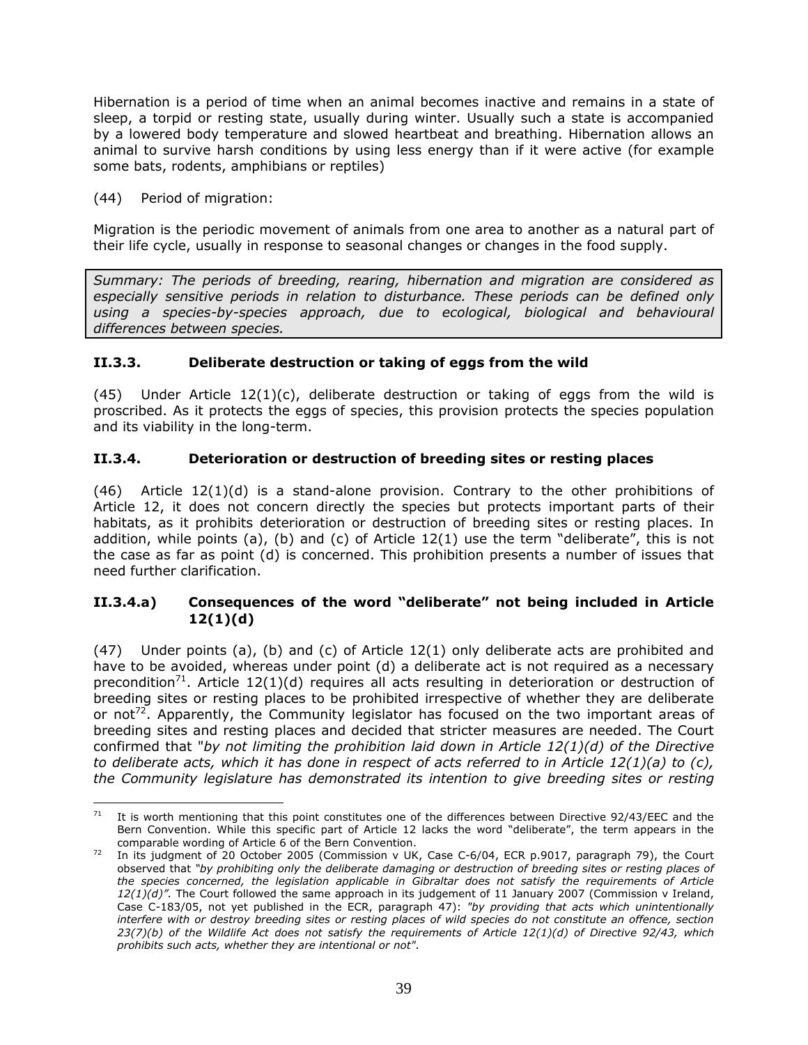Hibernation is a period of time when an animal becomes inactive and remains in a state of sleep, a torpid or resting state, usually during winter. Usually such a state is accompanied by a lowered body temperature and slowed heartbeat and breathing. Hibernation allows an animal to survive harsh conditions by using less energy than if it were active (for example some bats, rodents, amphibians or reptiles)

(44) Period of migration:

Migration is the periodic movement of animals from one area to another as a natural part of their life cycle, usually in response to seasonal changes or changes in the food supply.

> *Summary: The periods of breeding, rearing, hibernation and migration are considered as especially sensitive periods in relation to disturbance. These periods can be defined only using a species-by-species approach, due to ecological, biological and behavioural differences between species.*

### II.3.3. Deliberate destruction or taking of eggs from the wild

(45) Under Article 12(1)(c), deliberate destruction or taking of eggs from the wild is proscribed. As it protects the eggs of species, this provision protects the species population and its viability in the long-term.

### II.3.4. Deterioration or destruction of breeding sites or resting places

(46) Article 12(1)(d) is a stand-alone provision. Contrary to the other prohibitions of Article 12, it does not concern directly the species but protects important parts of their habitats, as it prohibits deterioration or destruction of breeding sites or resting places. In addition, while points (a), (b) and (c) of Article 12(1) use the term "deliberate", this is not the case as far as point (d) is concerned. This prohibition presents a number of issues that need further clarification.

#### II.3.4.a) Consequences of the word "deliberate" not being included in Article 12(1)(d)

(47) Under points (a), (b) and (c) of Article 12(1) only deliberate acts are prohibited and have to be avoided, whereas under point (d) a deliberate act is not required as a necessary precondition[71]. Article 12(1)(d) requires all acts resulting in deterioration or destruction of breeding sites or resting places to be prohibited irrespective of whether they are deliberate or not[72]. Apparently, the Community legislator has focused on the two important areas of breeding sites and resting places and decided that stricter measures are needed. The Court confirmed that "*by not limiting the prohibition laid down in Article 12(1)(d) of the Directive to deliberate acts, which it has done in respect of acts referred to in Article 12(1)(a) to (c), the Community legislature has demonstrated its intention to give breeding sites or resting*

---

[71] It is worth mentioning that this point constitutes one of the differences between Directive 92/43/EEC and the Bern Convention. While this specific part of Article 12 lacks the word "deliberate", the term appears in the comparable wording of Article 6 of the Bern Convention.

[72] In its judgment of 20 October 2005 (Commission v UK, Case C-6/04, ECR p.9017, paragraph 79), the Court observed that *"by prohibiting only the deliberate damaging or destruction of breeding sites or resting places of the species concerned, the legislation applicable in Gibraltar does not satisfy the requirements of Article 12(1)(d)".* The Court followed the same approach in its judgement of 11 January 2007 (Commission v Ireland, Case C-183/05, not yet published in the ECR, paragraph 47): *"by providing that acts which unintentionally interfere with or destroy breeding sites or resting places of wild species do not constitute an offence, section 23(7)(b) of the Wildlife Act does not satisfy the requirements of Article 12(1)(d) of Directive 92/43, which prohibits such acts, whether they are intentional or not".*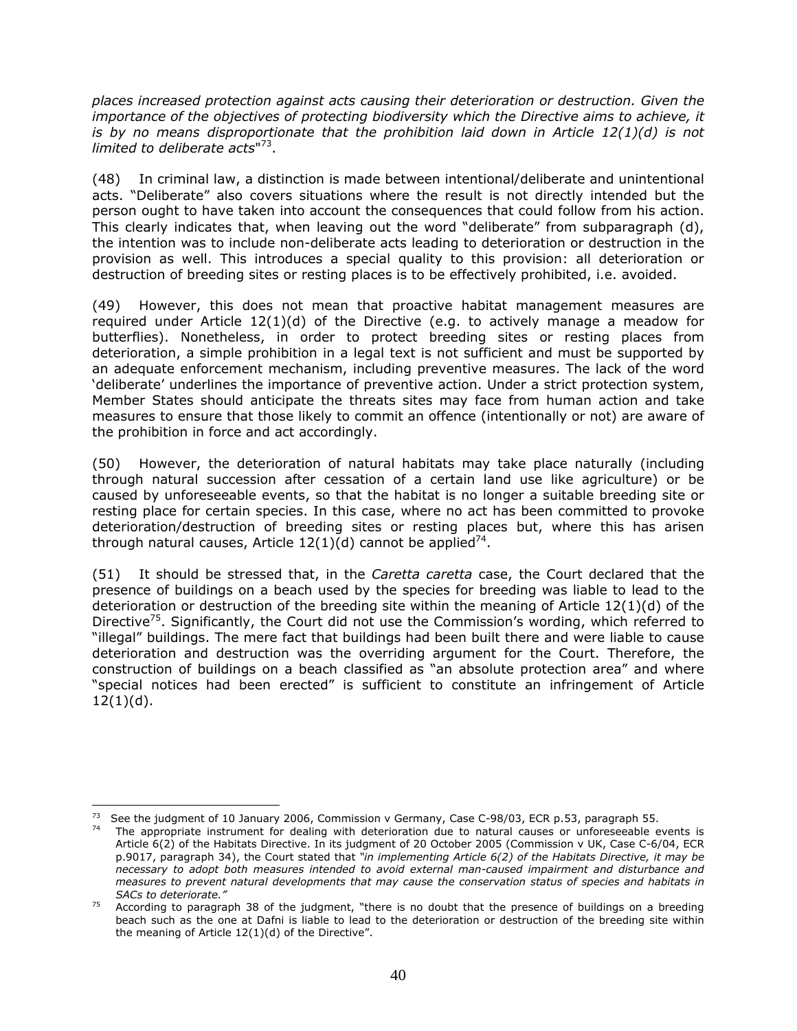*places increased protection against acts causing their deterioration or destruction. Given the importance of the objectives of protecting biodiversity which the Directive aims to achieve, it is by no means disproportionate that the prohibition laid down in Article 12(1)(d) is not limited to deliberate acts*"[73].

(48) In criminal law, a distinction is made between intentional/deliberate and unintentional acts. "Deliberate" also covers situations where the result is not directly intended but the person ought to have taken into account the consequences that could follow from his action. This clearly indicates that, when leaving out the word "deliberate" from subparagraph (d), the intention was to include non-deliberate acts leading to deterioration or destruction in the provision as well. This introduces a special quality to this provision: all deterioration or destruction of breeding sites or resting places is to be effectively prohibited, i.e. avoided.

(49) However, this does not mean that proactive habitat management measures are required under Article 12(1)(d) of the Directive (e.g. to actively manage a meadow for butterflies). Nonetheless, in order to protect breeding sites or resting places from deterioration, a simple prohibition in a legal text is not sufficient and must be supported by an adequate enforcement mechanism, including preventive measures. The lack of the word 'deliberate' underlines the importance of preventive action. Under a strict protection system, Member States should anticipate the threats sites may face from human action and take measures to ensure that those likely to commit an offence (intentionally or not) are aware of the prohibition in force and act accordingly.

(50) However, the deterioration of natural habitats may take place naturally (including through natural succession after cessation of a certain land use like agriculture) or be caused by unforeseeable events, so that the habitat is no longer a suitable breeding site or resting place for certain species. In this case, where no act has been committed to provoke deterioration/destruction of breeding sites or resting places but, where this has arisen through natural causes, Article 12(1)(d) cannot be applied[74].

(51) It should be stressed that, in the *Caretta caretta* case, the Court declared that the presence of buildings on a beach used by the species for breeding was liable to lead to the deterioration or destruction of the breeding site within the meaning of Article 12(1)(d) of the Directive[75]. Significantly, the Court did not use the Commission's wording, which referred to "illegal" buildings. The mere fact that buildings had been built there and were liable to cause deterioration and destruction was the overriding argument for the Court. Therefore, the construction of buildings on a beach classified as "an absolute protection area" and where "special notices had been erected" is sufficient to constitute an infringement of Article 12(1)(d).

---

[73] See the judgment of 10 January 2006, Commission v Germany, Case C-98/03, ECR p.53, paragraph 55.

[74] The appropriate instrument for dealing with deterioration due to natural causes or unforeseeable events is Article 6(2) of the Habitats Directive. In its judgment of 20 October 2005 (Commission v UK, Case C-6/04, ECR p.9017, paragraph 34), the Court stated that *"in implementing Article 6(2) of the Habitats Directive, it may be necessary to adopt both measures intended to avoid external man-caused impairment and disturbance and measures to prevent natural developments that may cause the conservation status of species and habitats in SACs to deteriorate."*

[75] According to paragraph 38 of the judgment, "there is no doubt that the presence of buildings on a breeding beach such as the one at Dafni is liable to lead to the deterioration or destruction of the breeding site within the meaning of Article 12(1)(d) of the Directive".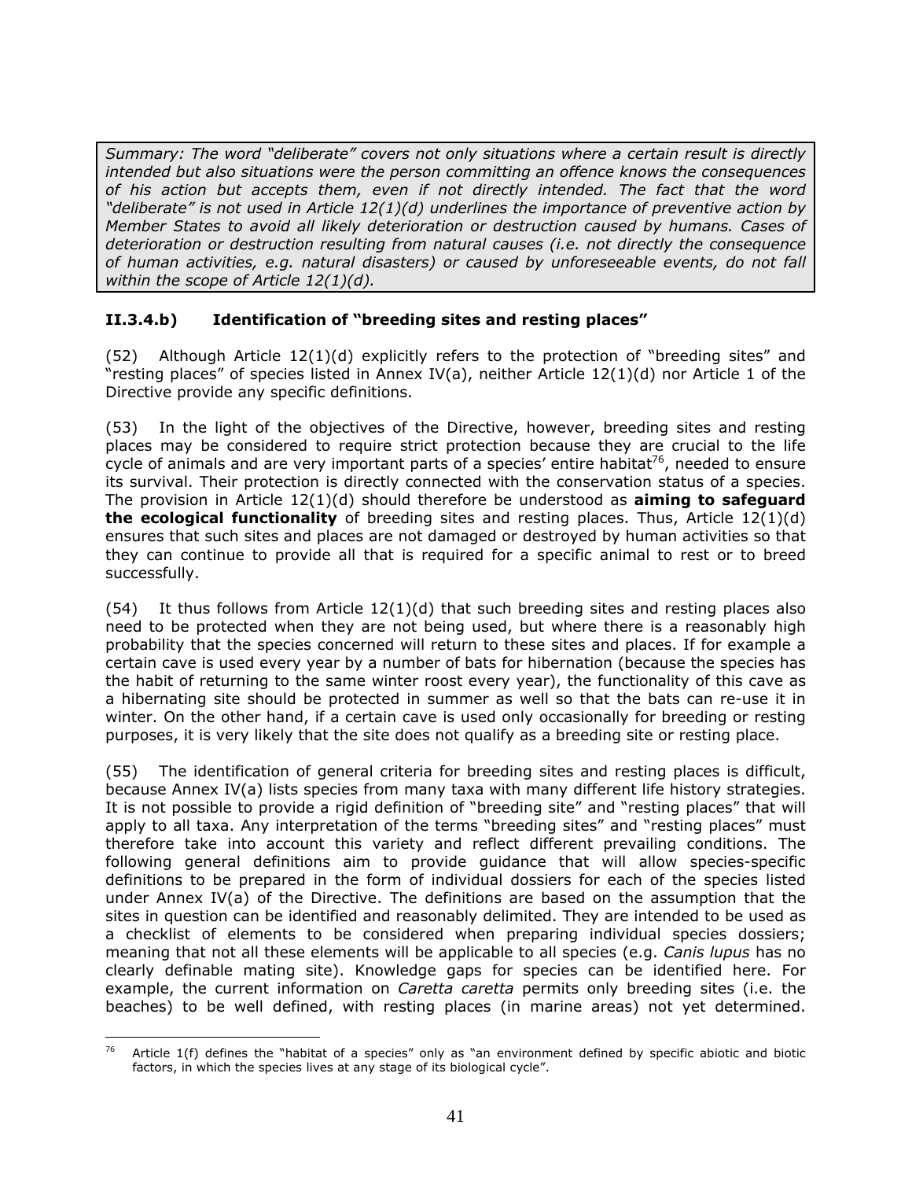*Summary: The word "deliberate" covers not only situations where a certain result is directly intended but also situations were the person committing an offence knows the consequences of his action but accepts them, even if not directly intended. The fact that the word "deliberate" is not used in Article 12(1)(d) underlines the importance of preventive action by Member States to avoid all likely deterioration or destruction caused by humans. Cases of deterioration or destruction resulting from natural causes (i.e. not directly the consequence of human activities, e.g. natural disasters) or caused by unforeseeable events, do not fall within the scope of Article 12(1)(d).*

### II.3.4.b) Identification of "breeding sites and resting places"

(52) Although Article 12(1)(d) explicitly refers to the protection of "breeding sites" and "resting places" of species listed in Annex IV(a), neither Article 12(1)(d) nor Article 1 of the Directive provide any specific definitions.

(53) In the light of the objectives of the Directive, however, breeding sites and resting places may be considered to require strict protection because they are crucial to the life cycle of animals and are very important parts of a species' entire habitat[76], needed to ensure its survival. Their protection is directly connected with the conservation status of a species. The provision in Article 12(1)(d) should therefore be understood as **aiming to safeguard the ecological functionality** of breeding sites and resting places. Thus, Article 12(1)(d) ensures that such sites and places are not damaged or destroyed by human activities so that they can continue to provide all that is required for a specific animal to rest or to breed successfully.

(54) It thus follows from Article 12(1)(d) that such breeding sites and resting places also need to be protected when they are not being used, but where there is a reasonably high probability that the species concerned will return to these sites and places. If for example a certain cave is used every year by a number of bats for hibernation (because the species has the habit of returning to the same winter roost every year), the functionality of this cave as a hibernating site should be protected in summer as well so that the bats can re-use it in winter. On the other hand, if a certain cave is used only occasionally for breeding or resting purposes, it is very likely that the site does not qualify as a breeding site or resting place.

(55) The identification of general criteria for breeding sites and resting places is difficult, because Annex IV(a) lists species from many taxa with many different life history strategies. It is not possible to provide a rigid definition of "breeding site" and "resting places" that will apply to all taxa. Any interpretation of the terms "breeding sites" and "resting places" must therefore take into account this variety and reflect different prevailing conditions. The following general definitions aim to provide guidance that will allow species-specific definitions to be prepared in the form of individual dossiers for each of the species listed under Annex IV(a) of the Directive. The definitions are based on the assumption that the sites in question can be identified and reasonably delimited. They are intended to be used as a checklist of elements to be considered when preparing individual species dossiers; meaning that not all these elements will be applicable to all species (e.g. *Canis lupus* has no clearly definable mating site). Knowledge gaps for species can be identified here. For example, the current information on *Caretta caretta* permits only breeding sites (i.e. the beaches) to be well defined, with resting places (in marine areas) not yet determined.

[76] Article 1(f) defines the "habitat of a species" only as "an environment defined by specific abiotic and biotic factors, in which the species lives at any stage of its biological cycle".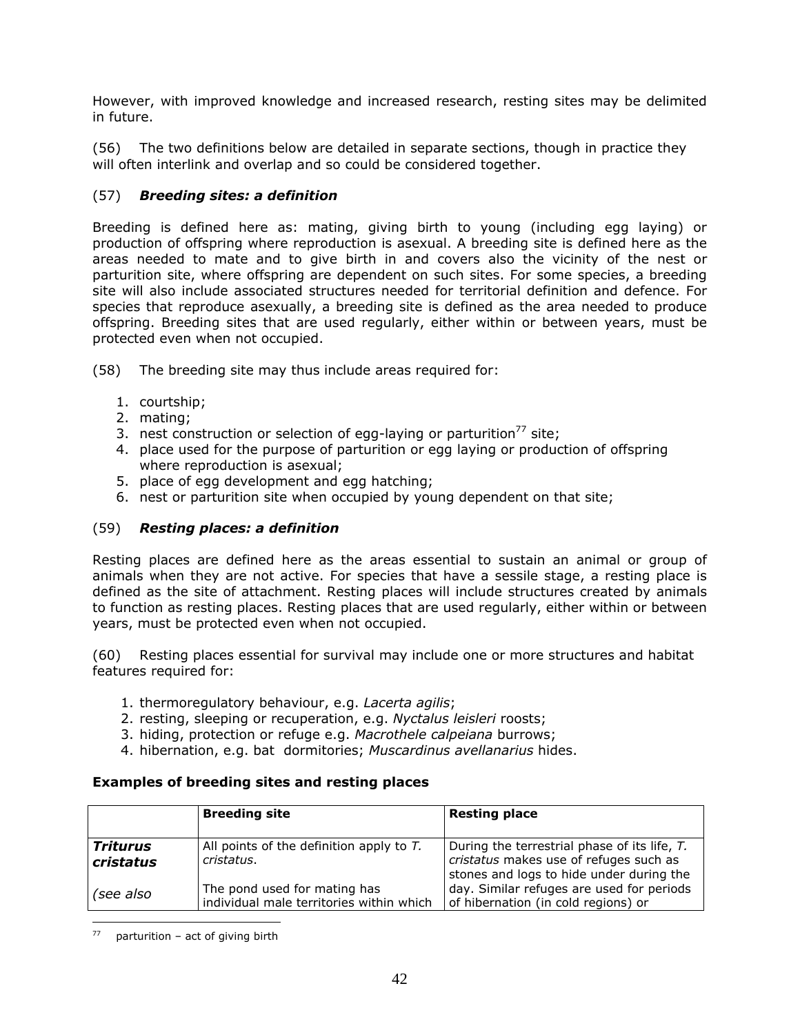However, with improved knowledge and increased research, resting sites may be delimited in future.

(56) The two definitions below are detailed in separate sections, though in practice they will often interlink and overlap and so could be considered together.

(57) ***Breeding sites: a definition***

Breeding is defined here as: mating, giving birth to young (including egg laying) or production of offspring where reproduction is asexual. A breeding site is defined here as the areas needed to mate and to give birth in and covers also the vicinity of the nest or parturition site, where offspring are dependent on such sites. For some species, a breeding site will also include associated structures needed for territorial definition and defence. For species that reproduce asexually, a breeding site is defined as the area needed to produce offspring. Breeding sites that are used regularly, either within or between years, must be protected even when not occupied.

(58) The breeding site may thus include areas required for:

1. courtship;
2. mating;
3. nest construction or selection of egg-laying or parturition[77] site;
4. place used for the purpose of parturition or egg laying or production of offspring where reproduction is asexual;
5. place of egg development and egg hatching;
6. nest or parturition site when occupied by young dependent on that site;

(59) ***Resting places: a definition***

Resting places are defined here as the areas essential to sustain an animal or group of animals when they are not active. For species that have a sessile stage, a resting place is defined as the site of attachment. Resting places will include structures created by animals to function as resting places. Resting places that are used regularly, either within or between years, must be protected even when not occupied.

(60) Resting places essential for survival may include one or more structures and habitat features required for:

1. thermoregulatory behaviour, e.g. *Lacerta agilis*;
2. resting, sleeping or recuperation, e.g. *Nyctalus leisleri* roosts;
3. hiding, protection or refuge e.g. *Macrothele calpeiana* burrows;
4. hibernation, e.g. bat dormitories; *Muscardinus avellanarius* hides.

**Examples of breeding sites and resting places**

| | **Breeding site** | **Resting place** |
|---|---|---|
| ***Triturus cristatus*** <br><br> *(see also* | All points of the definition apply to *T. cristatus*. <br><br> The pond used for mating has individual male territories within which | During the terrestrial phase of its life, *T. cristatus* makes use of refuges such as stones and logs to hide under during the day. Similar refuges are used for periods of hibernation (in cold regions) or |

[77] parturition – act of giving birth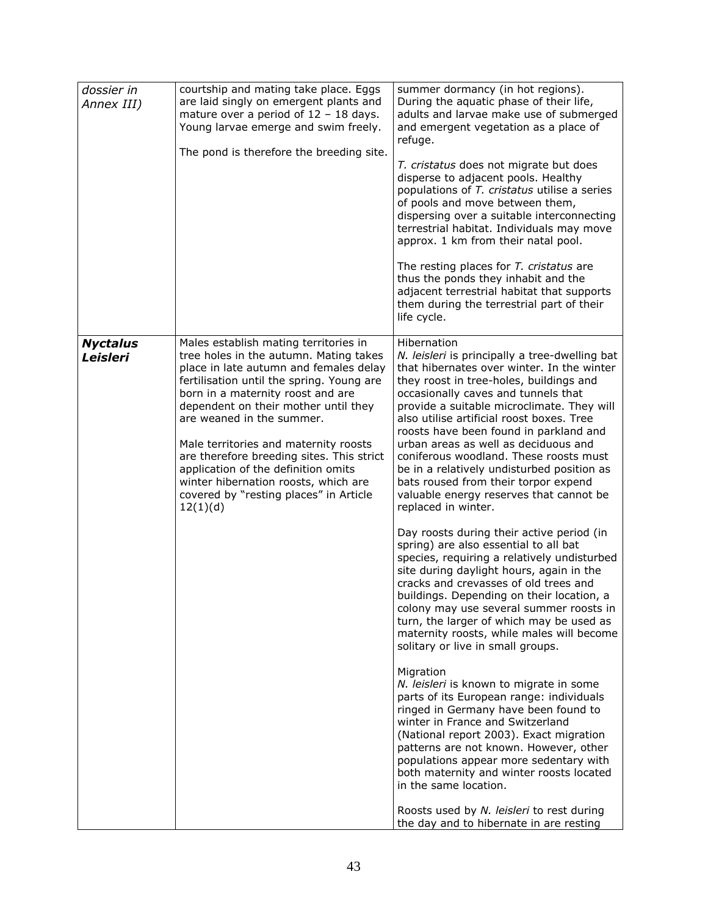| | | |
|---|---|---|
| *dossier in Annex III)* | courtship and mating take place. Eggs are laid singly on emergent plants and mature over a period of 12 – 18 days. Young larvae emerge and swim freely.<br><br>The pond is therefore the breeding site. | summer dormancy (in hot regions). During the aquatic phase of their life, adults and larvae make use of submerged and emergent vegetation as a place of refuge.<br><br>*T. cristatus* does not migrate but does disperse to adjacent pools. Healthy populations of *T. cristatus* utilise a series of pools and move between them, dispersing over a suitable interconnecting terrestrial habitat. Individuals may move approx. 1 km from their natal pool.<br><br>The resting places for *T. cristatus* are thus the ponds they inhabit and the adjacent terrestrial habitat that supports them during the terrestrial part of their life cycle. |
| ***Nyctalus Leisleri*** | Males establish mating territories in tree holes in the autumn. Mating takes place in late autumn and females delay fertilisation until the spring. Young are born in a maternity roost and are dependent on their mother until they are weaned in the summer.<br><br>Male territories and maternity roosts are therefore breeding sites. This strict application of the definition omits winter hibernation roosts, which are covered by "resting places" in Article 12(1)(d) | Hibernation<br>*N. leisleri* is principally a tree-dwelling bat that hibernates over winter. In the winter they roost in tree-holes, buildings and occasionally caves and tunnels that provide a suitable microclimate. They will also utilise artificial roost boxes. Tree roosts have been found in parkland and urban areas as well as deciduous and coniferous woodland. These roosts must be in a relatively undisturbed position as bats roused from their torpor expend valuable energy reserves that cannot be replaced in winter.<br><br>Day roosts during their active period (in spring) are also essential to all bat species, requiring a relatively undisturbed site during daylight hours, again in the cracks and crevasses of old trees and buildings. Depending on their location, a colony may use several summer roosts in turn, the larger of which may be used as maternity roosts, while males will become solitary or live in small groups.<br><br>Migration<br>*N. leisleri* is known to migrate in some parts of its European range: individuals ringed in Germany have been found to winter in France and Switzerland (National report 2003). Exact migration patterns are not known. However, other populations appear more sedentary with both maternity and winter roosts located in the same location.<br><br>Roosts used by *N. leisleri* to rest during the day and to hibernate in are resting |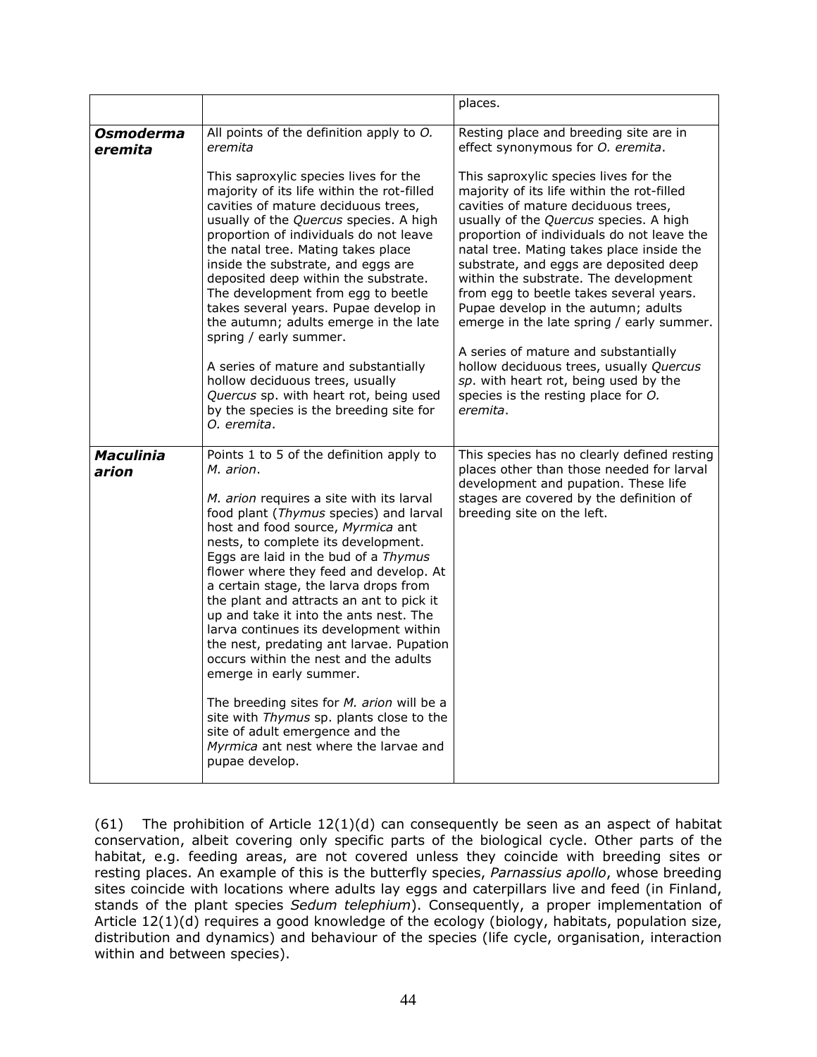| | | |
|---|---|---|
| | | places. |
| ***Osmoderma eremita*** | All points of the definition apply to *O. eremita*<br><br>This saproxylic species lives for the majority of its life within the rot-filled cavities of mature deciduous trees, usually of the *Quercus* species. A high proportion of individuals do not leave the natal tree. Mating takes place inside the substrate, and eggs are deposited deep within the substrate. The development from egg to beetle takes several years. Pupae develop in the autumn; adults emerge in the late spring / early summer.<br><br>A series of mature and substantially hollow deciduous trees, usually *Quercus* sp. with heart rot, being used by the species is the breeding site for *O. eremita*. | Resting place and breeding site are in effect synonymous for *O. eremita*.<br><br>This saproxylic species lives for the majority of its life within the rot-filled cavities of mature deciduous trees, usually of the *Quercus* species. A high proportion of individuals do not leave the natal tree. Mating takes place inside the substrate, and eggs are deposited deep within the substrate. The development from egg to beetle takes several years. Pupae develop in the autumn; adults emerge in the late spring / early summer.<br><br>A series of mature and substantially hollow deciduous trees, usually *Quercus sp*. with heart rot, being used by the species is the resting place for *O. eremita*. |
| ***Maculinia arion*** | Points 1 to 5 of the definition apply to *M. arion*.<br><br>*M. arion* requires a site with its larval food plant (*Thymus* species) and larval host and food source, *Myrmica* ant nests, to complete its development. Eggs are laid in the bud of a *Thymus* flower where they feed and develop. At a certain stage, the larva drops from the plant and attracts an ant to pick it up and take it into the ants nest. The larva continues its development within the nest, predating ant larvae. Pupation occurs within the nest and the adults emerge in early summer.<br><br>The breeding sites for *M. arion* will be a site with *Thymus* sp. plants close to the site of adult emergence and the *Myrmica* ant nest where the larvae and pupae develop. | This species has no clearly defined resting places other than those needed for larval development and pupation. These life stages are covered by the definition of breeding site on the left. |

(61) The prohibition of Article 12(1)(d) can consequently be seen as an aspect of habitat conservation, albeit covering only specific parts of the biological cycle. Other parts of the habitat, e.g. feeding areas, are not covered unless they coincide with breeding sites or resting places. An example of this is the butterfly species, *Parnassius apollo*, whose breeding sites coincide with locations where adults lay eggs and caterpillars live and feed (in Finland, stands of the plant species *Sedum telephium*). Consequently, a proper implementation of Article 12(1)(d) requires a good knowledge of the ecology (biology, habitats, population size, distribution and dynamics) and behaviour of the species (life cycle, organisation, interaction within and between species).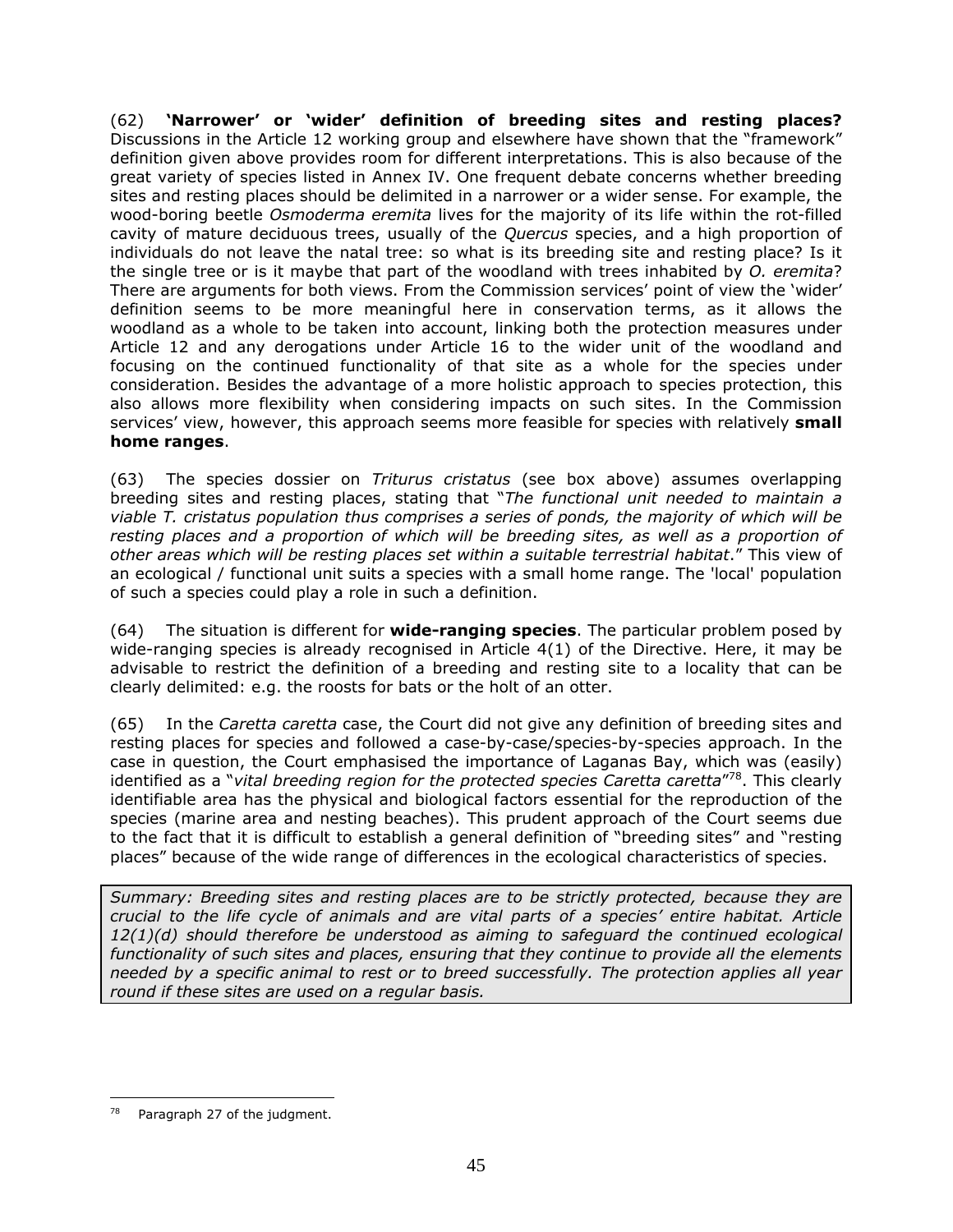(62) **'Narrower' or 'wider' definition of breeding sites and resting places?** Discussions in the Article 12 working group and elsewhere have shown that the "framework" definition given above provides room for different interpretations. This is also because of the great variety of species listed in Annex IV. One frequent debate concerns whether breeding sites and resting places should be delimited in a narrower or a wider sense. For example, the wood-boring beetle *Osmoderma eremita* lives for the majority of its life within the rot-filled cavity of mature deciduous trees, usually of the *Quercus* species, and a high proportion of individuals do not leave the natal tree: so what is its breeding site and resting place? Is it the single tree or is it maybe that part of the woodland with trees inhabited by *O. eremita*? There are arguments for both views. From the Commission services' point of view the 'wider' definition seems to be more meaningful here in conservation terms, as it allows the woodland as a whole to be taken into account, linking both the protection measures under Article 12 and any derogations under Article 16 to the wider unit of the woodland and focusing on the continued functionality of that site as a whole for the species under consideration. Besides the advantage of a more holistic approach to species protection, this also allows more flexibility when considering impacts on such sites. In the Commission services' view, however, this approach seems more feasible for species with relatively **small home ranges**.

(63) The species dossier on *Triturus cristatus* (see box above) assumes overlapping breeding sites and resting places, stating that "*The functional unit needed to maintain a viable T. cristatus population thus comprises a series of ponds, the majority of which will be resting places and a proportion of which will be breeding sites, as well as a proportion of other areas which will be resting places set within a suitable terrestrial habitat*." This view of an ecological / functional unit suits a species with a small home range. The 'local' population of such a species could play a role in such a definition.

(64) The situation is different for **wide-ranging species**. The particular problem posed by wide-ranging species is already recognised in Article 4(1) of the Directive. Here, it may be advisable to restrict the definition of a breeding and resting site to a locality that can be clearly delimited: e.g. the roosts for bats or the holt of an otter.

(65) In the *Caretta caretta* case, the Court did not give any definition of breeding sites and resting places for species and followed a case-by-case/species-by-species approach. In the case in question, the Court emphasised the importance of Laganas Bay, which was (easily) identified as a "*vital breeding region for the protected species Caretta caretta*"[78]. This clearly identifiable area has the physical and biological factors essential for the reproduction of the species (marine area and nesting beaches). This prudent approach of the Court seems due to the fact that it is difficult to establish a general definition of "breeding sites" and "resting places" because of the wide range of differences in the ecological characteristics of species.

*Summary: Breeding sites and resting places are to be strictly protected, because they are crucial to the life cycle of animals and are vital parts of a species' entire habitat. Article 12(1)(d) should therefore be understood as aiming to safeguard the continued ecological functionality of such sites and places, ensuring that they continue to provide all the elements needed by a specific animal to rest or to breed successfully. The protection applies all year round if these sites are used on a regular basis.*

---

[78] Paragraph 27 of the judgment.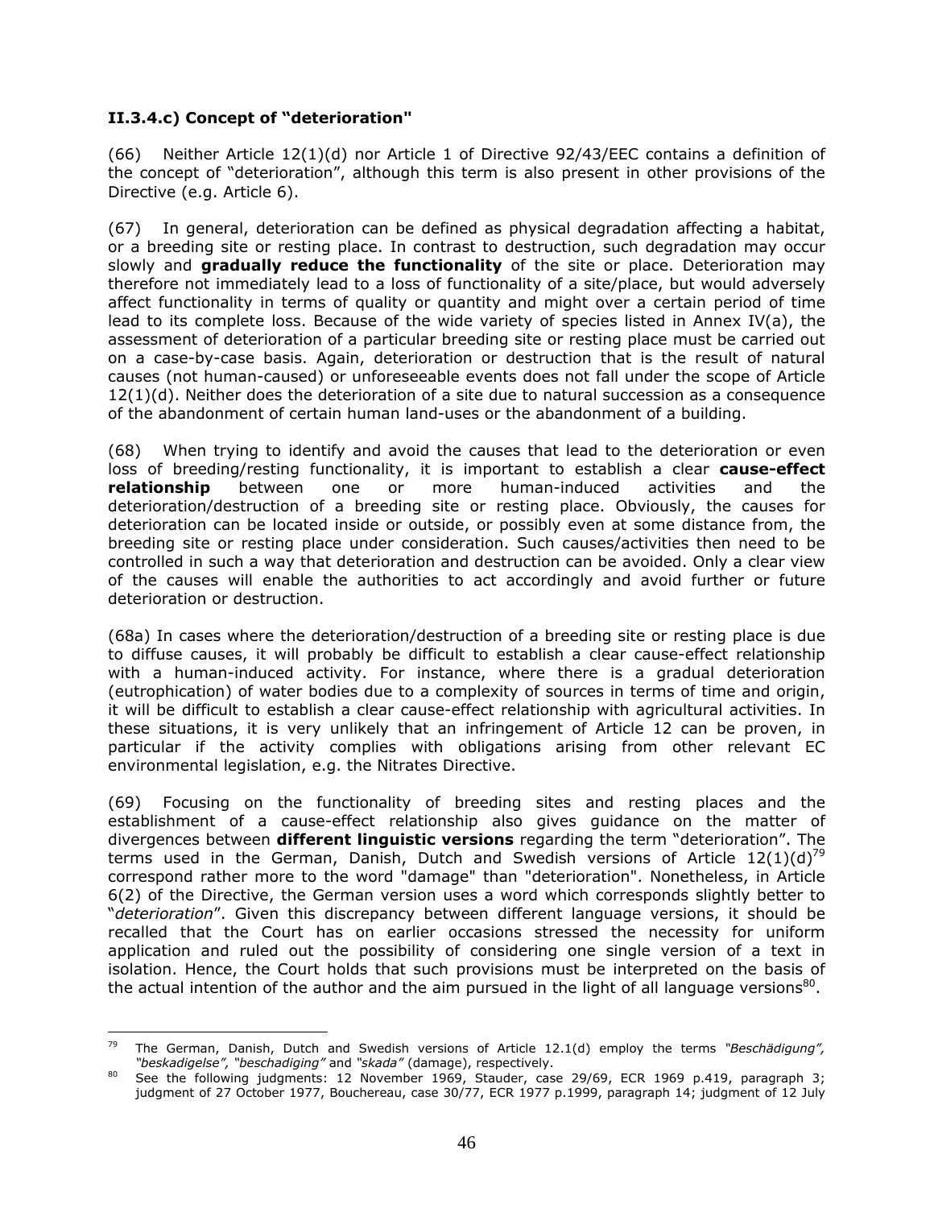#### II.3.4.c) Concept of "deterioration"

(66) Neither Article 12(1)(d) nor Article 1 of Directive 92/43/EEC contains a definition of the concept of "deterioration", although this term is also present in other provisions of the Directive (e.g. Article 6).

(67) In general, deterioration can be defined as physical degradation affecting a habitat, or a breeding site or resting place. In contrast to destruction, such degradation may occur slowly and **gradually reduce the functionality** of the site or place. Deterioration may therefore not immediately lead to a loss of functionality of a site/place, but would adversely affect functionality in terms of quality or quantity and might over a certain period of time lead to its complete loss. Because of the wide variety of species listed in Annex IV(a), the assessment of deterioration of a particular breeding site or resting place must be carried out on a case-by-case basis. Again, deterioration or destruction that is the result of natural causes (not human-caused) or unforeseeable events does not fall under the scope of Article 12(1)(d). Neither does the deterioration of a site due to natural succession as a consequence of the abandonment of certain human land-uses or the abandonment of a building.

(68) When trying to identify and avoid the causes that lead to the deterioration or even loss of breeding/resting functionality, it is important to establish a clear **cause-effect relationship** between one or more human-induced activities and the deterioration/destruction of a breeding site or resting place. Obviously, the causes for deterioration can be located inside or outside, or possibly even at some distance from, the breeding site or resting place under consideration. Such causes/activities then need to be controlled in such a way that deterioration and destruction can be avoided. Only a clear view of the causes will enable the authorities to act accordingly and avoid further or future deterioration or destruction.

(68a) In cases where the deterioration/destruction of a breeding site or resting place is due to diffuse causes, it will probably be difficult to establish a clear cause-effect relationship with a human-induced activity. For instance, where there is a gradual deterioration (eutrophication) of water bodies due to a complexity of sources in terms of time and origin, it will be difficult to establish a clear cause-effect relationship with agricultural activities. In these situations, it is very unlikely that an infringement of Article 12 can be proven, in particular if the activity complies with obligations arising from other relevant EC environmental legislation, e.g. the Nitrates Directive.

(69) Focusing on the functionality of breeding sites and resting places and the establishment of a cause-effect relationship also gives guidance on the matter of divergences between **different linguistic versions** regarding the term "deterioration". The terms used in the German, Danish, Dutch and Swedish versions of Article 12(1)(d)[79] correspond rather more to the word "damage" than "deterioration". Nonetheless, in Article 6(2) of the Directive, the German version uses a word which corresponds slightly better to "*deterioration*". Given this discrepancy between different language versions, it should be recalled that the Court has on earlier occasions stressed the necessity for uniform application and ruled out the possibility of considering one single version of a text in isolation. Hence, the Court holds that such provisions must be interpreted on the basis of the actual intention of the author and the aim pursued in the light of all language versions[80].

---

[79] The German, Danish, Dutch and Swedish versions of Article 12.1(d) employ the terms *"Beschädigung", "beskadigelse", "beschadiging"* and *"skada"* (damage), respectively.

[80] See the following judgments: 12 November 1969, Stauder, case 29/69, ECR 1969 p.419, paragraph 3; judgment of 27 October 1977, Bouchereau, case 30/77, ECR 1977 p.1999, paragraph 14; judgment of 12 July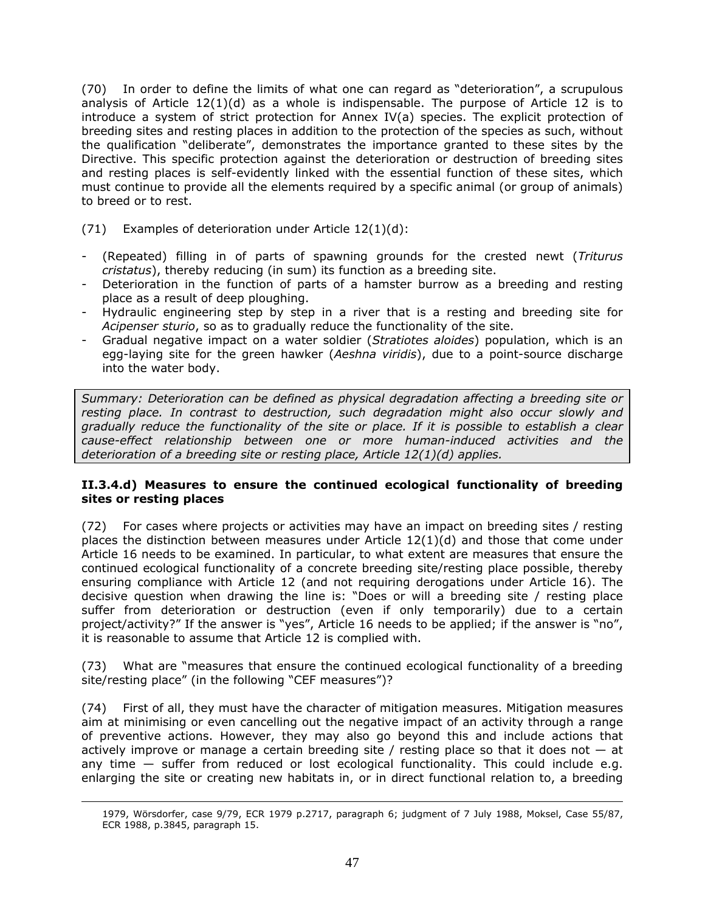(70) In order to define the limits of what one can regard as "deterioration", a scrupulous analysis of Article 12(1)(d) as a whole is indispensable. The purpose of Article 12 is to introduce a system of strict protection for Annex IV(a) species. The explicit protection of breeding sites and resting places in addition to the protection of the species as such, without the qualification "deliberate", demonstrates the importance granted to these sites by the Directive. This specific protection against the deterioration or destruction of breeding sites and resting places is self-evidently linked with the essential function of these sites, which must continue to provide all the elements required by a specific animal (or group of animals) to breed or to rest.

(71) Examples of deterioration under Article 12(1)(d):

- (Repeated) filling in of parts of spawning grounds for the crested newt (*Triturus cristatus*), thereby reducing (in sum) its function as a breeding site.
- Deterioration in the function of parts of a hamster burrow as a breeding and resting place as a result of deep ploughing.
- Hydraulic engineering step by step in a river that is a resting and breeding site for *Acipenser sturio*, so as to gradually reduce the functionality of the site.
- Gradual negative impact on a water soldier (*Stratiotes aloides*) population, which is an egg-laying site for the green hawker (*Aeshna viridis*), due to a point-source discharge into the water body.

*Summary: Deterioration can be defined as physical degradation affecting a breeding site or resting place. In contrast to destruction, such degradation might also occur slowly and gradually reduce the functionality of the site or place. If it is possible to establish a clear cause-effect relationship between one or more human-induced activities and the deterioration of a breeding site or resting place, Article 12(1)(d) applies.*

#### II.3.4.d) Measures to ensure the continued ecological functionality of breeding sites or resting places

(72) For cases where projects or activities may have an impact on breeding sites / resting places the distinction between measures under Article 12(1)(d) and those that come under Article 16 needs to be examined. In particular, to what extent are measures that ensure the continued ecological functionality of a concrete breeding site/resting place possible, thereby ensuring compliance with Article 12 (and not requiring derogations under Article 16). The decisive question when drawing the line is: "Does or will a breeding site / resting place suffer from deterioration or destruction (even if only temporarily) due to a certain project/activity?" If the answer is "yes", Article 16 needs to be applied; if the answer is "no", it is reasonable to assume that Article 12 is complied with.

(73) What are "measures that ensure the continued ecological functionality of a breeding site/resting place" (in the following "CEF measures")?

(74) First of all, they must have the character of mitigation measures. Mitigation measures aim at minimising or even cancelling out the negative impact of an activity through a range of preventive actions. However, they may also go beyond this and include actions that actively improve or manage a certain breeding site / resting place so that it does not — at any time — suffer from reduced or lost ecological functionality. This could include e.g. enlarging the site or creating new habitats in, or in direct functional relation to, a breeding

1979, Wörsdorfer, case 9/79, ECR 1979 p.2717, paragraph 6; judgment of 7 July 1988, Moksel, Case 55/87, ECR 1988, p.3845, paragraph 15.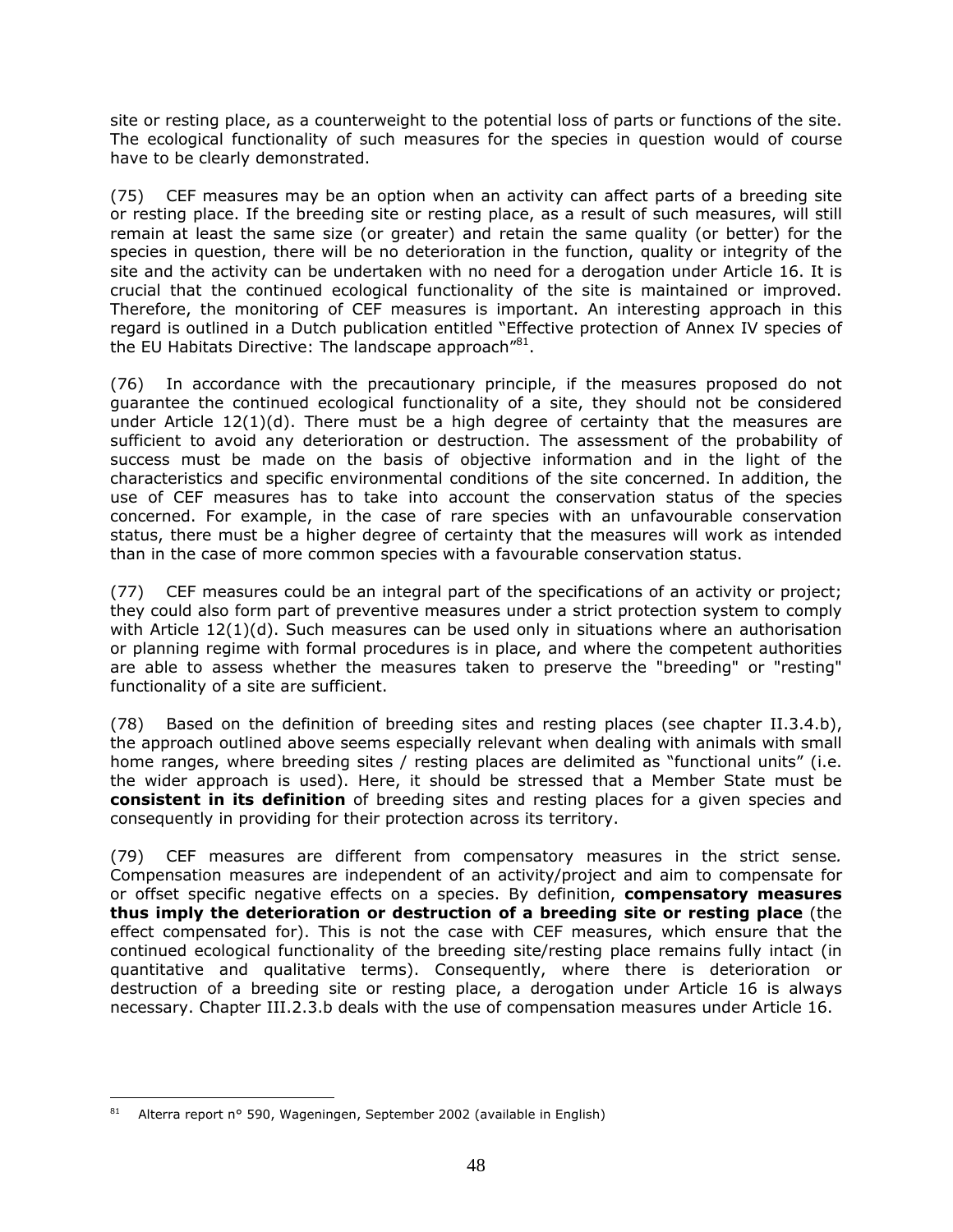site or resting place, as a counterweight to the potential loss of parts or functions of the site. The ecological functionality of such measures for the species in question would of course have to be clearly demonstrated.

(75) CEF measures may be an option when an activity can affect parts of a breeding site or resting place. If the breeding site or resting place, as a result of such measures, will still remain at least the same size (or greater) and retain the same quality (or better) for the species in question, there will be no deterioration in the function, quality or integrity of the site and the activity can be undertaken with no need for a derogation under Article 16. It is crucial that the continued ecological functionality of the site is maintained or improved. Therefore, the monitoring of CEF measures is important. An interesting approach in this regard is outlined in a Dutch publication entitled "Effective protection of Annex IV species of the EU Habitats Directive: The landscape approach"[81].

(76) In accordance with the precautionary principle, if the measures proposed do not guarantee the continued ecological functionality of a site, they should not be considered under Article 12(1)(d). There must be a high degree of certainty that the measures are sufficient to avoid any deterioration or destruction. The assessment of the probability of success must be made on the basis of objective information and in the light of the characteristics and specific environmental conditions of the site concerned. In addition, the use of CEF measures has to take into account the conservation status of the species concerned. For example, in the case of rare species with an unfavourable conservation status, there must be a higher degree of certainty that the measures will work as intended than in the case of more common species with a favourable conservation status.

(77) CEF measures could be an integral part of the specifications of an activity or project; they could also form part of preventive measures under a strict protection system to comply with Article 12(1)(d). Such measures can be used only in situations where an authorisation or planning regime with formal procedures is in place, and where the competent authorities are able to assess whether the measures taken to preserve the "breeding" or "resting" functionality of a site are sufficient.

(78) Based on the definition of breeding sites and resting places (see chapter II.3.4.b), the approach outlined above seems especially relevant when dealing with animals with small home ranges, where breeding sites / resting places are delimited as "functional units" (i.e. the wider approach is used). Here, it should be stressed that a Member State must be **consistent in its definition** of breeding sites and resting places for a given species and consequently in providing for their protection across its territory.

(79) CEF measures are different from compensatory measures in the strict sense*.* Compensation measures are independent of an activity/project and aim to compensate for or offset specific negative effects on a species. By definition, **compensatory measures thus imply the deterioration or destruction of a breeding site or resting place** (the effect compensated for). This is not the case with CEF measures, which ensure that the continued ecological functionality of the breeding site/resting place remains fully intact (in quantitative and qualitative terms). Consequently, where there is deterioration or destruction of a breeding site or resting place, a derogation under Article 16 is always necessary. Chapter III.2.3.b deals with the use of compensation measures under Article 16.

[81] Alterra report n° 590, Wageningen, September 2002 (available in English)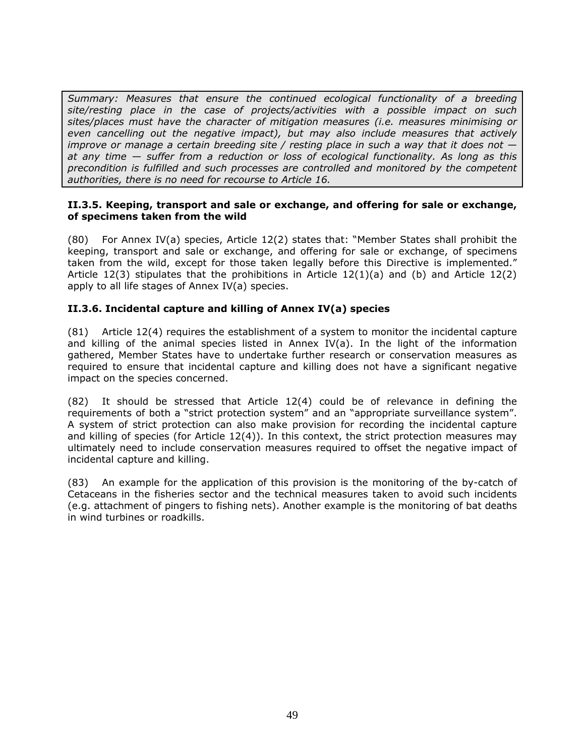*Summary: Measures that ensure the continued ecological functionality of a breeding site/resting place in the case of projects/activities with a possible impact on such sites/places must have the character of mitigation measures (i.e. measures minimising or even cancelling out the negative impact), but may also include measures that actively improve or manage a certain breeding site / resting place in such a way that it does not — at any time — suffer from a reduction or loss of ecological functionality. As long as this precondition is fulfilled and such processes are controlled and monitored by the competent authorities, there is no need for recourse to Article 16.*

#### II.3.5. Keeping, transport and sale or exchange, and offering for sale or exchange, of specimens taken from the wild

(80) For Annex IV(a) species, Article 12(2) states that: "Member States shall prohibit the keeping, transport and sale or exchange, and offering for sale or exchange, of specimens taken from the wild, except for those taken legally before this Directive is implemented." Article 12(3) stipulates that the prohibitions in Article 12(1)(a) and (b) and Article 12(2) apply to all life stages of Annex IV(a) species.

#### II.3.6. Incidental capture and killing of Annex IV(a) species

(81) Article 12(4) requires the establishment of a system to monitor the incidental capture and killing of the animal species listed in Annex IV(a). In the light of the information gathered, Member States have to undertake further research or conservation measures as required to ensure that incidental capture and killing does not have a significant negative impact on the species concerned.

(82) It should be stressed that Article 12(4) could be of relevance in defining the requirements of both a "strict protection system" and an "appropriate surveillance system". A system of strict protection can also make provision for recording the incidental capture and killing of species (for Article 12(4)). In this context, the strict protection measures may ultimately need to include conservation measures required to offset the negative impact of incidental capture and killing.

(83) An example for the application of this provision is the monitoring of the by-catch of Cetaceans in the fisheries sector and the technical measures taken to avoid such incidents (e.g. attachment of pingers to fishing nets). Another example is the monitoring of bat deaths in wind turbines or roadkills.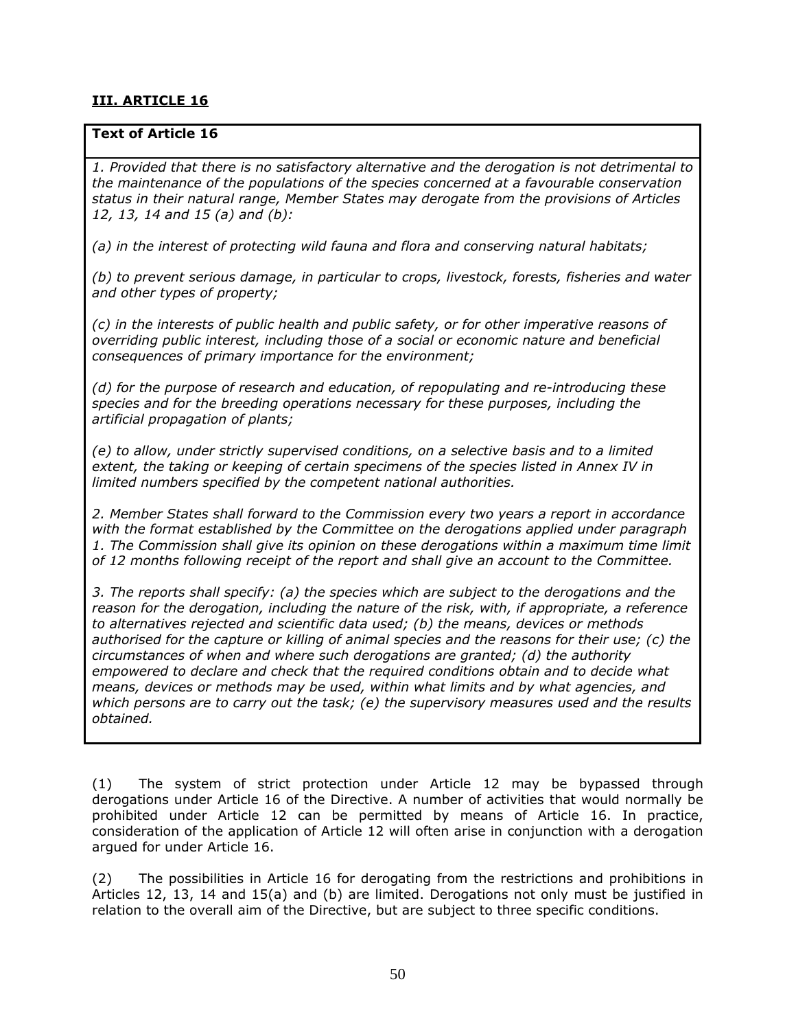## III. ARTICLE 16

**Text of Article 16**

*1. Provided that there is no satisfactory alternative and the derogation is not detrimental to the maintenance of the populations of the species concerned at a favourable conservation status in their natural range, Member States may derogate from the provisions of Articles 12, 13, 14 and 15 (a) and (b):*

*(a) in the interest of protecting wild fauna and flora and conserving natural habitats;*

*(b) to prevent serious damage, in particular to crops, livestock, forests, fisheries and water and other types of property;*

*(c) in the interests of public health and public safety, or for other imperative reasons of overriding public interest, including those of a social or economic nature and beneficial consequences of primary importance for the environment;*

*(d) for the purpose of research and education, of repopulating and re-introducing these species and for the breeding operations necessary for these purposes, including the artificial propagation of plants;*

*(e) to allow, under strictly supervised conditions, on a selective basis and to a limited extent, the taking or keeping of certain specimens of the species listed in Annex IV in limited numbers specified by the competent national authorities.*

*2. Member States shall forward to the Commission every two years a report in accordance with the format established by the Committee on the derogations applied under paragraph 1. The Commission shall give its opinion on these derogations within a maximum time limit of 12 months following receipt of the report and shall give an account to the Committee.*

*3. The reports shall specify: (a) the species which are subject to the derogations and the reason for the derogation, including the nature of the risk, with, if appropriate, a reference to alternatives rejected and scientific data used; (b) the means, devices or methods authorised for the capture or killing of animal species and the reasons for their use; (c) the circumstances of when and where such derogations are granted; (d) the authority empowered to declare and check that the required conditions obtain and to decide what means, devices or methods may be used, within what limits and by what agencies, and which persons are to carry out the task; (e) the supervisory measures used and the results obtained.*

(1) The system of strict protection under Article 12 may be bypassed through derogations under Article 16 of the Directive. A number of activities that would normally be prohibited under Article 12 can be permitted by means of Article 16. In practice, consideration of the application of Article 12 will often arise in conjunction with a derogation argued for under Article 16.

(2) The possibilities in Article 16 for derogating from the restrictions and prohibitions in Articles 12, 13, 14 and 15(a) and (b) are limited. Derogations not only must be justified in relation to the overall aim of the Directive, but are subject to three specific conditions.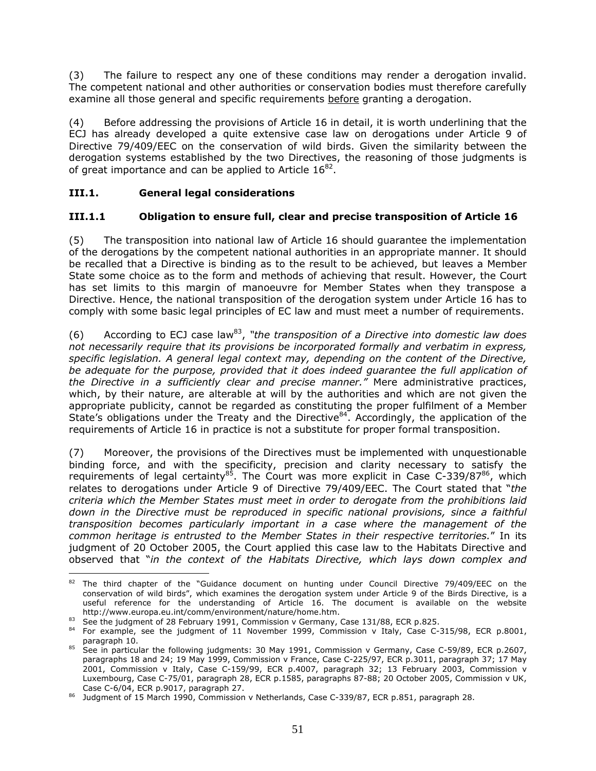(3) The failure to respect any one of these conditions may render a derogation invalid. The competent national and other authorities or conservation bodies must therefore carefully examine all those general and specific requirements before granting a derogation.

(4) Before addressing the provisions of Article 16 in detail, it is worth underlining that the ECJ has already developed a quite extensive case law on derogations under Article 9 of Directive 79/409/EEC on the conservation of wild birds. Given the similarity between the derogation systems established by the two Directives, the reasoning of those judgments is of great importance and can be applied to Article 16[82].

### III.1. General legal considerations

### III.1.1 Obligation to ensure full, clear and precise transposition of Article 16

(5) The transposition into national law of Article 16 should guarantee the implementation of the derogations by the competent national authorities in an appropriate manner. It should be recalled that a Directive is binding as to the result to be achieved, but leaves a Member State some choice as to the form and methods of achieving that result. However, the Court has set limits to this margin of manoeuvre for Member States when they transpose a Directive. Hence, the national transposition of the derogation system under Article 16 has to comply with some basic legal principles of EC law and must meet a number of requirements.

(6) According to ECJ case law[83], *"the transposition of a Directive into domestic law does not necessarily require that its provisions be incorporated formally and verbatim in express, specific legislation. A general legal context may, depending on the content of the Directive, be adequate for the purpose, provided that it does indeed guarantee the full application of the Directive in a sufficiently clear and precise manner."* Mere administrative practices, which, by their nature, are alterable at will by the authorities and which are not given the appropriate publicity, cannot be regarded as constituting the proper fulfilment of a Member State's obligations under the Treaty and the Directive[84]. Accordingly, the application of the requirements of Article 16 in practice is not a substitute for proper formal transposition.

(7) Moreover, the provisions of the Directives must be implemented with unquestionable binding force, and with the specificity, precision and clarity necessary to satisfy the requirements of legal certainty[85]. The Court was more explicit in Case C-339/87[86], which relates to derogations under Article 9 of Directive 79/409/EEC. The Court stated that "*the criteria which the Member States must meet in order to derogate from the prohibitions laid down in the Directive must be reproduced in specific national provisions, since a faithful transposition becomes particularly important in a case where the management of the common heritage is entrusted to the Member States in their respective territories.*" In its judgment of 20 October 2005, the Court applied this case law to the Habitats Directive and observed that "*in the context of the Habitats Directive, which lays down complex and*

---

[82] The third chapter of the "Guidance document on hunting under Council Directive 79/409/EEC on the conservation of wild birds", which examines the derogation system under Article 9 of the Birds Directive, is a useful reference for the understanding of Article 16. The document is available on the website http://www.europa.eu.int/comm/environment/nature/home.htm.

[83] See the judgment of 28 February 1991, Commission v Germany, Case 131/88, ECR p.825.

[84] For example, see the judgment of 11 November 1999, Commission v Italy, Case C-315/98, ECR p.8001, paragraph 10.

[85] See in particular the following judgments: 30 May 1991, Commission v Germany, Case C-59/89, ECR p.2607, paragraphs 18 and 24; 19 May 1999, Commission v France, Case C-225/97, ECR p.3011, paragraph 37; 17 May 2001, Commission v Italy, Case C-159/99, ECR p.4007, paragraph 32; 13 February 2003, Commission v Luxembourg, Case C-75/01, paragraph 28, ECR p.1585, paragraphs 87-88; 20 October 2005, Commission v UK, Case C-6/04, ECR p.9017, paragraph 27.

[86] Judgment of 15 March 1990, Commission v Netherlands, Case C-339/87, ECR p.851, paragraph 28.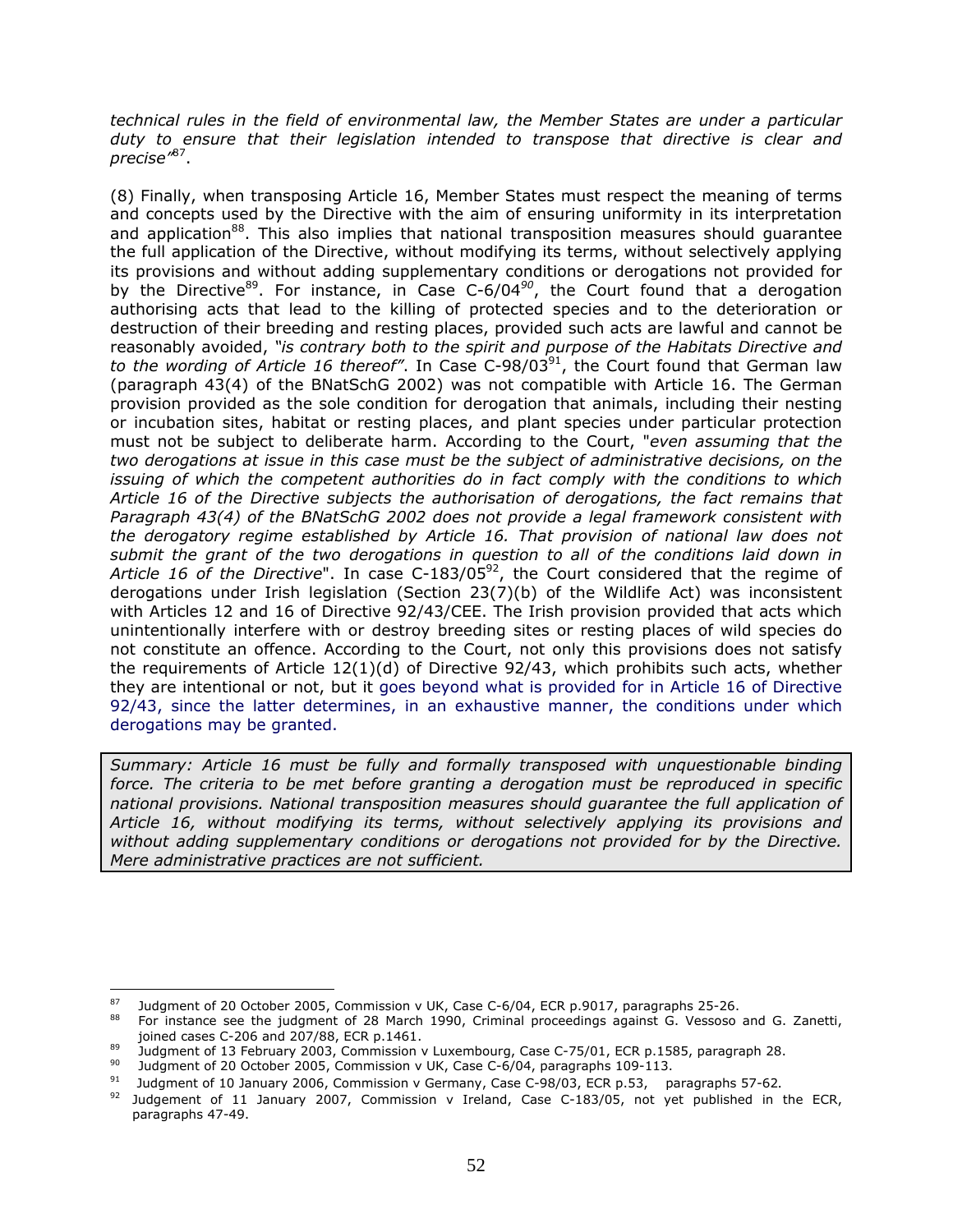*technical rules in the field of environmental law, the Member States are under a particular duty to ensure that their legislation intended to transpose that directive is clear and precise"*[87].

(8) Finally, when transposing Article 16, Member States must respect the meaning of terms and concepts used by the Directive with the aim of ensuring uniformity in its interpretation and application[88]. This also implies that national transposition measures should guarantee the full application of the Directive, without modifying its terms, without selectively applying its provisions and without adding supplementary conditions or derogations not provided for by the Directive[89]. For instance, in Case C-6/04[90], the Court found that a derogation authorising acts that lead to the killing of protected species and to the deterioration or destruction of their breeding and resting places, provided such acts are lawful and cannot be reasonably avoided, *"is contrary both to the spirit and purpose of the Habitats Directive and to the wording of Article 16 thereof"*. In Case C-98/03[91], the Court found that German law (paragraph 43(4) of the BNatSchG 2002) was not compatible with Article 16. The German provision provided as the sole condition for derogation that animals, including their nesting or incubation sites, habitat or resting places, and plant species under particular protection must not be subject to deliberate harm. According to the Court, "*even assuming that the two derogations at issue in this case must be the subject of administrative decisions, on the issuing of which the competent authorities do in fact comply with the conditions to which Article 16 of the Directive subjects the authorisation of derogations, the fact remains that Paragraph 43(4) of the BNatSchG 2002 does not provide a legal framework consistent with the derogatory regime established by Article 16. That provision of national law does not submit the grant of the two derogations in question to all of the conditions laid down in Article 16 of the Directive*". In case C-183/05[92], the Court considered that the regime of derogations under Irish legislation (Section 23(7)(b) of the Wildlife Act) was inconsistent with Articles 12 and 16 of Directive 92/43/CEE. The Irish provision provided that acts which unintentionally interfere with or destroy breeding sites or resting places of wild species do not constitute an offence. According to the Court, not only this provisions does not satisfy the requirements of Article 12(1)(d) of Directive 92/43, which prohibits such acts, whether they are intentional or not, but it goes beyond what is provided for in Article 16 of Directive 92/43, since the latter determines, in an exhaustive manner, the conditions under which derogations may be granted.

> *Summary: Article 16 must be fully and formally transposed with unquestionable binding force. The criteria to be met before granting a derogation must be reproduced in specific national provisions. National transposition measures should guarantee the full application of Article 16, without modifying its terms, without selectively applying its provisions and without adding supplementary conditions or derogations not provided for by the Directive. Mere administrative practices are not sufficient.*

---

[87] Judgment of 20 October 2005, Commission v UK, Case C-6/04, ECR p.9017, paragraphs 25-26.

[88] For instance see the judgment of 28 March 1990, Criminal proceedings against G. Vessoso and G. Zanetti, joined cases C-206 and 207/88, ECR p.1461.

[89] Judgment of 13 February 2003, Commission v Luxembourg, Case C-75/01, ECR p.1585, paragraph 28.

[90] Judgment of 20 October 2005, Commission v UK, Case C-6/04, paragraphs 109-113.

[91] Judgment of 10 January 2006, Commission v Germany, Case C-98/03, ECR p.53, paragraphs 57-62.

[92] Judgement of 11 January 2007, Commission v Ireland, Case C-183/05, not yet published in the ECR, paragraphs 47-49.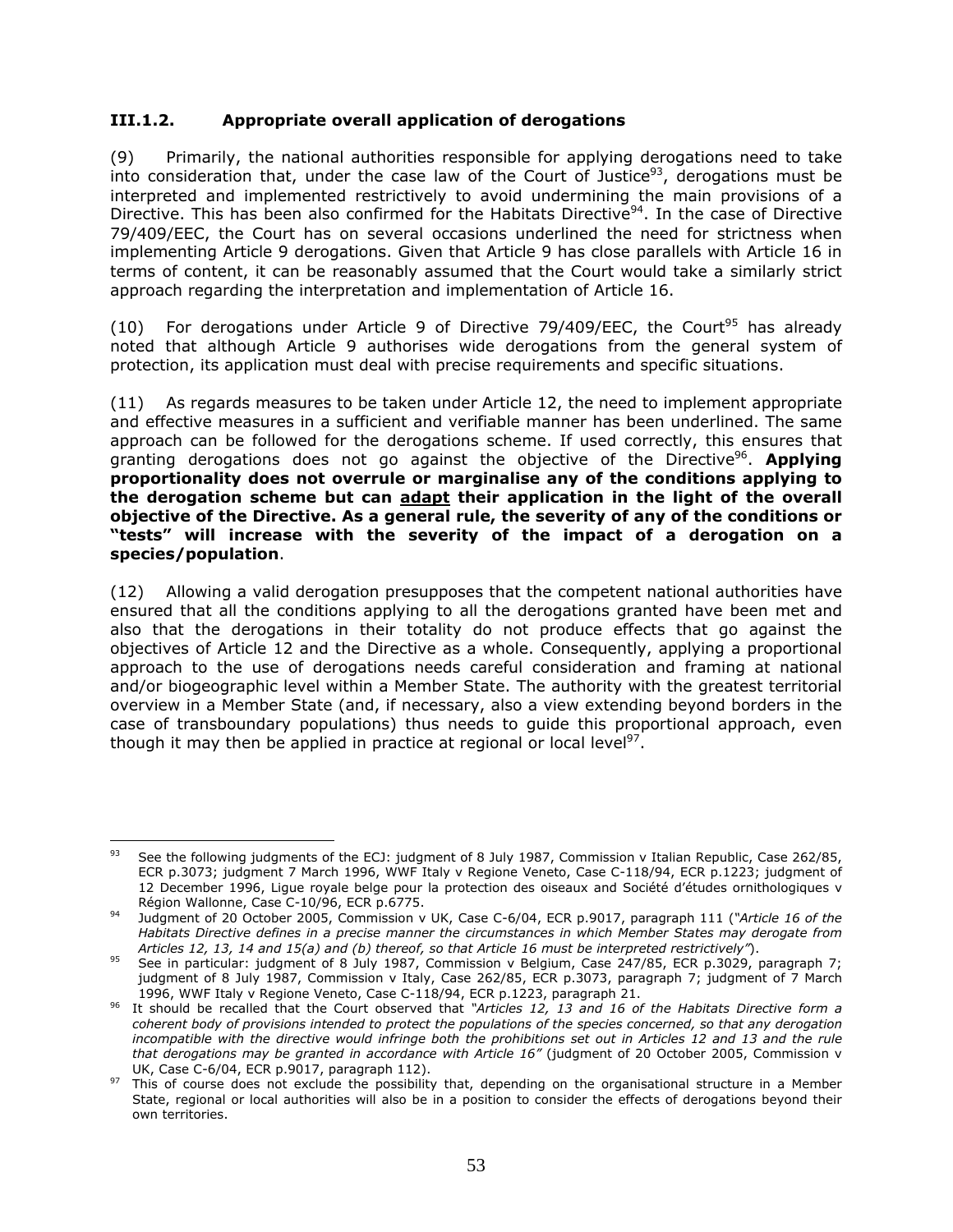### III.1.2. Appropriate overall application of derogations

(9) Primarily, the national authorities responsible for applying derogations need to take into consideration that, under the case law of the Court of Justice[93], derogations must be interpreted and implemented restrictively to avoid undermining the main provisions of a Directive. This has been also confirmed for the Habitats Directive[94]. In the case of Directive 79/409/EEC, the Court has on several occasions underlined the need for strictness when implementing Article 9 derogations. Given that Article 9 has close parallels with Article 16 in terms of content, it can be reasonably assumed that the Court would take a similarly strict approach regarding the interpretation and implementation of Article 16.

(10) For derogations under Article 9 of Directive 79/409/EEC, the Court[95] has already noted that although Article 9 authorises wide derogations from the general system of protection, its application must deal with precise requirements and specific situations.

(11) As regards measures to be taken under Article 12, the need to implement appropriate and effective measures in a sufficient and verifiable manner has been underlined. The same approach can be followed for the derogations scheme. If used correctly, this ensures that granting derogations does not go against the objective of the Directive[96]. **Applying proportionality does not overrule or marginalise any of the conditions applying to the derogation scheme but can <u>adapt</u> their application in the light of the overall objective of the Directive. As a general rule, the severity of any of the conditions or "tests" will increase with the severity of the impact of a derogation on a species/population**.

(12) Allowing a valid derogation presupposes that the competent national authorities have ensured that all the conditions applying to all the derogations granted have been met and also that the derogations in their totality do not produce effects that go against the objectives of Article 12 and the Directive as a whole. Consequently, applying a proportional approach to the use of derogations needs careful consideration and framing at national and/or biogeographic level within a Member State. The authority with the greatest territorial overview in a Member State (and, if necessary, also a view extending beyond borders in the case of transboundary populations) thus needs to guide this proportional approach, even though it may then be applied in practice at regional or local level[97].

---

[93] See the following judgments of the ECJ: judgment of 8 July 1987, Commission v Italian Republic, Case 262/85, ECR p.3073; judgment 7 March 1996, WWF Italy v Regione Veneto, Case C-118/94, ECR p.1223; judgment of 12 December 1996, Ligue royale belge pour la protection des oiseaux and Société d'études ornithologiques v Région Wallonne, Case C-10/96, ECR p.6775.

[94] Judgment of 20 October 2005, Commission v UK, Case C-6/04, ECR p.9017, paragraph 111 (*"Article 16 of the Habitats Directive defines in a precise manner the circumstances in which Member States may derogate from Articles 12, 13, 14 and 15(a) and (b) thereof, so that Article 16 must be interpreted restrictively"*).

[95] See in particular: judgment of 8 July 1987, Commission v Belgium, Case 247/85, ECR p.3029, paragraph 7; judgment of 8 July 1987, Commission v Italy, Case 262/85, ECR p.3073, paragraph 7; judgment of 7 March 1996, WWF Italy v Regione Veneto, Case C-118/94, ECR p.1223, paragraph 21.

[96] It should be recalled that the Court observed that *"Articles 12, 13 and 16 of the Habitats Directive form a coherent body of provisions intended to protect the populations of the species concerned, so that any derogation incompatible with the directive would infringe both the prohibitions set out in Articles 12 and 13 and the rule that derogations may be granted in accordance with Article 16"* (judgment of 20 October 2005, Commission v UK, Case C-6/04, ECR p.9017, paragraph 112).

[97] This of course does not exclude the possibility that, depending on the organisational structure in a Member State, regional or local authorities will also be in a position to consider the effects of derogations beyond their own territories.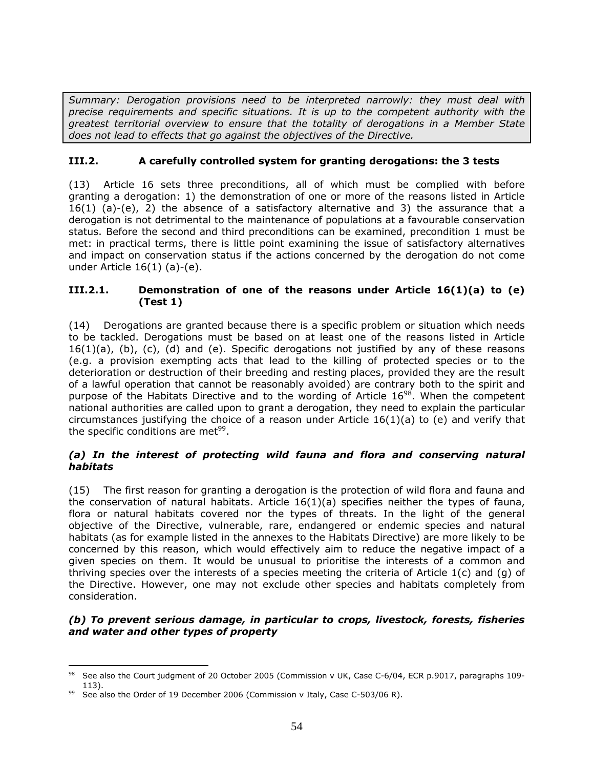*Summary: Derogation provisions need to be interpreted narrowly: they must deal with precise requirements and specific situations. It is up to the competent authority with the greatest territorial overview to ensure that the totality of derogations in a Member State does not lead to effects that go against the objectives of the Directive.*

### III.2. A carefully controlled system for granting derogations: the 3 tests

(13) Article 16 sets three preconditions, all of which must be complied with before granting a derogation: 1) the demonstration of one or more of the reasons listed in Article 16(1) (a)-(e), 2) the absence of a satisfactory alternative and 3) the assurance that a derogation is not detrimental to the maintenance of populations at a favourable conservation status. Before the second and third preconditions can be examined, precondition 1 must be met: in practical terms, there is little point examining the issue of satisfactory alternatives and impact on conservation status if the actions concerned by the derogation do not come under Article 16(1) (a)-(e).

#### III.2.1. Demonstration of one of the reasons under Article 16(1)(a) to (e) (Test 1)

(14) Derogations are granted because there is a specific problem or situation which needs to be tackled. Derogations must be based on at least one of the reasons listed in Article 16(1)(a), (b), (c), (d) and (e). Specific derogations not justified by any of these reasons (e.g. a provision exempting acts that lead to the killing of protected species or to the deterioration or destruction of their breeding and resting places, provided they are the result of a lawful operation that cannot be reasonably avoided) are contrary both to the spirit and purpose of the Habitats Directive and to the wording of Article 16[98]. When the competent national authorities are called upon to grant a derogation, they need to explain the particular circumstances justifying the choice of a reason under Article 16(1)(a) to (e) and verify that the specific conditions are met[99].

***(a) In the interest of protecting wild fauna and flora and conserving natural habitats***

(15) The first reason for granting a derogation is the protection of wild flora and fauna and the conservation of natural habitats. Article 16(1)(a) specifies neither the types of fauna, flora or natural habitats covered nor the types of threats. In the light of the general objective of the Directive, vulnerable, rare, endangered or endemic species and natural habitats (as for example listed in the annexes to the Habitats Directive) are more likely to be concerned by this reason, which would effectively aim to reduce the negative impact of a given species on them. It would be unusual to prioritise the interests of a common and thriving species over the interests of a species meeting the criteria of Article 1(c) and (g) of the Directive. However, one may not exclude other species and habitats completely from consideration.

***(b) To prevent serious damage, in particular to crops, livestock, forests, fisheries and water and other types of property***

---

[98] See also the Court judgment of 20 October 2005 (Commission v UK, Case C-6/04, ECR p.9017, paragraphs 109-113).

[99] See also the Order of 19 December 2006 (Commission v Italy, Case C-503/06 R).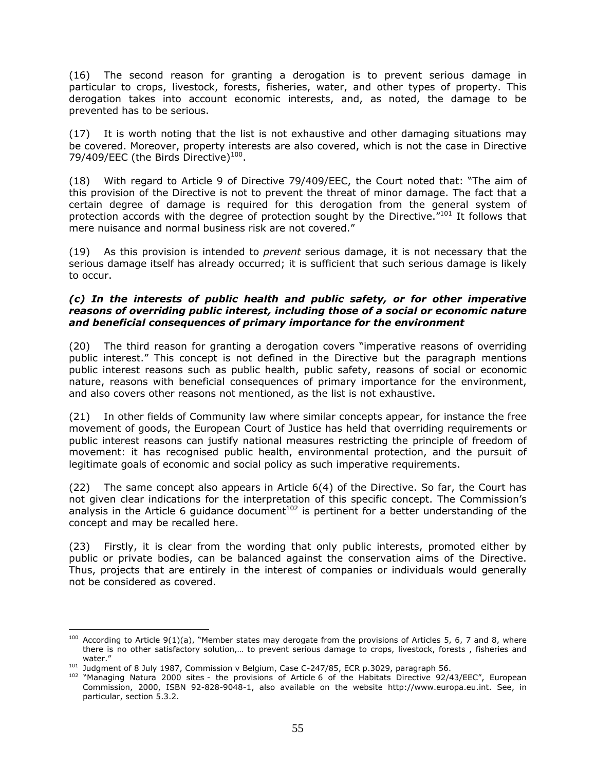(16) The second reason for granting a derogation is to prevent serious damage in particular to crops, livestock, forests, fisheries, water, and other types of property. This derogation takes into account economic interests, and, as noted, the damage to be prevented has to be serious.

(17) It is worth noting that the list is not exhaustive and other damaging situations may be covered. Moreover, property interests are also covered, which is not the case in Directive 79/409/EEC (the Birds Directive)[100].

(18) With regard to Article 9 of Directive 79/409/EEC, the Court noted that: "The aim of this provision of the Directive is not to prevent the threat of minor damage. The fact that a certain degree of damage is required for this derogation from the general system of protection accords with the degree of protection sought by the Directive."[101] It follows that mere nuisance and normal business risk are not covered."

(19) As this provision is intended to *prevent* serious damage, it is not necessary that the serious damage itself has already occurred; it is sufficient that such serious damage is likely to occur.

***(c) In the interests of public health and public safety, or for other imperative reasons of overriding public interest, including those of a social or economic nature and beneficial consequences of primary importance for the environment***

(20) The third reason for granting a derogation covers "imperative reasons of overriding public interest." This concept is not defined in the Directive but the paragraph mentions public interest reasons such as public health, public safety, reasons of social or economic nature, reasons with beneficial consequences of primary importance for the environment, and also covers other reasons not mentioned, as the list is not exhaustive.

(21) In other fields of Community law where similar concepts appear, for instance the free movement of goods, the European Court of Justice has held that overriding requirements or public interest reasons can justify national measures restricting the principle of freedom of movement: it has recognised public health, environmental protection, and the pursuit of legitimate goals of economic and social policy as such imperative requirements.

(22) The same concept also appears in Article 6(4) of the Directive. So far, the Court has not given clear indications for the interpretation of this specific concept. The Commission's analysis in the Article 6 guidance document[102] is pertinent for a better understanding of the concept and may be recalled here.

(23) Firstly, it is clear from the wording that only public interests, promoted either by public or private bodies, can be balanced against the conservation aims of the Directive. Thus, projects that are entirely in the interest of companies or individuals would generally not be considered as covered.

---

[100] According to Article 9(1)(a), "Member states may derogate from the provisions of Articles 5, 6, 7 and 8, where there is no other satisfactory solution,… to prevent serious damage to crops, livestock, forests , fisheries and water."

[101] Judgment of 8 July 1987, Commission v Belgium, Case C-247/85, ECR p.3029, paragraph 56.

[102] "Managing Natura 2000 sites - the provisions of Article 6 of the Habitats Directive 92/43/EEC", European Commission, 2000, ISBN 92-828-9048-1, also available on the website http://www.europa.eu.int. See, in particular, section 5.3.2.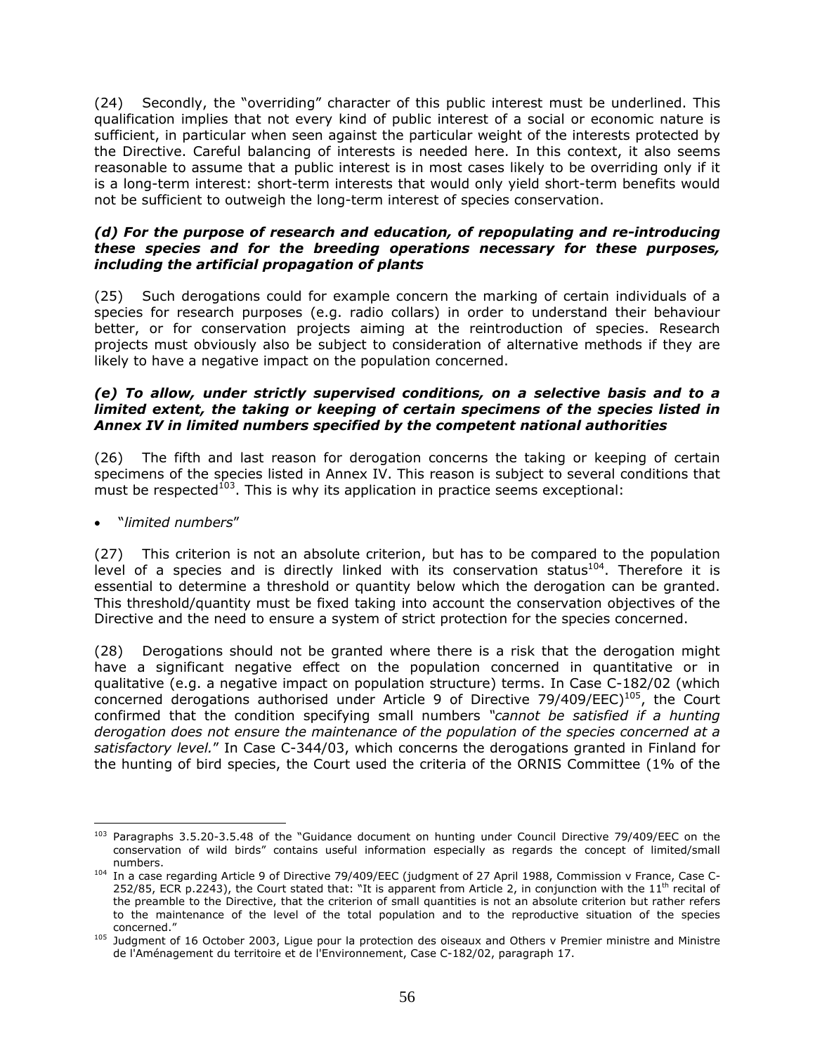(24) Secondly, the "overriding" character of this public interest must be underlined. This qualification implies that not every kind of public interest of a social or economic nature is sufficient, in particular when seen against the particular weight of the interests protected by the Directive. Careful balancing of interests is needed here. In this context, it also seems reasonable to assume that a public interest is in most cases likely to be overriding only if it is a long-term interest: short-term interests that would only yield short-term benefits would not be sufficient to outweigh the long-term interest of species conservation.

### *(d) For the purpose of research and education, of repopulating and re-introducing these species and for the breeding operations necessary for these purposes, including the artificial propagation of plants*

(25) Such derogations could for example concern the marking of certain individuals of a species for research purposes (e.g. radio collars) in order to understand their behaviour better, or for conservation projects aiming at the reintroduction of species. Research projects must obviously also be subject to consideration of alternative methods if they are likely to have a negative impact on the population concerned.

### *(e) To allow, under strictly supervised conditions, on a selective basis and to a limited extent, the taking or keeping of certain specimens of the species listed in Annex IV in limited numbers specified by the competent national authorities*

(26) The fifth and last reason for derogation concerns the taking or keeping of certain specimens of the species listed in Annex IV. This reason is subject to several conditions that must be respected[103]. This is why its application in practice seems exceptional:

- "*limited numbers*"

(27) This criterion is not an absolute criterion, but has to be compared to the population level of a species and is directly linked with its conservation status[104]. Therefore it is essential to determine a threshold or quantity below which the derogation can be granted. This threshold/quantity must be fixed taking into account the conservation objectives of the Directive and the need to ensure a system of strict protection for the species concerned.

(28) Derogations should not be granted where there is a risk that the derogation might have a significant negative effect on the population concerned in quantitative or in qualitative (e.g. a negative impact on population structure) terms. In Case C-182/02 (which concerned derogations authorised under Article 9 of Directive 79/409/EEC)[105], the Court confirmed that the condition specifying small numbers *"cannot be satisfied if a hunting derogation does not ensure the maintenance of the population of the species concerned at a satisfactory level."* In Case C-344/03, which concerns the derogations granted in Finland for the hunting of bird species, the Court used the criteria of the ORNIS Committee (1% of the

---

[103] Paragraphs 3.5.20-3.5.48 of the "Guidance document on hunting under Council Directive 79/409/EEC on the conservation of wild birds" contains useful information especially as regards the concept of limited/small numbers.

[104] In a case regarding Article 9 of Directive 79/409/EEC (judgment of 27 April 1988, Commission v France, Case C-252/85, ECR p.2243), the Court stated that: "It is apparent from Article 2, in conjunction with the 11[th] recital of the preamble to the Directive, that the criterion of small quantities is not an absolute criterion but rather refers to the maintenance of the level of the total population and to the reproductive situation of the species concerned."

[105] Judgment of 16 October 2003, Ligue pour la protection des oiseaux and Others v Premier ministre and Ministre de l'Aménagement du territoire et de l'Environnement, Case C-182/02, paragraph 17.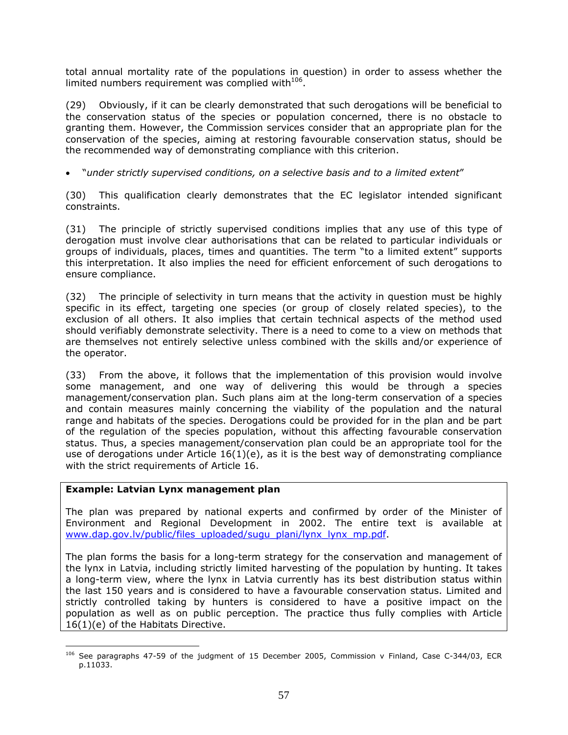total annual mortality rate of the populations in question) in order to assess whether the limited numbers requirement was complied with[106].

(29) Obviously, if it can be clearly demonstrated that such derogations will be beneficial to the conservation status of the species or population concerned, there is no obstacle to granting them. However, the Commission services consider that an appropriate plan for the conservation of the species, aiming at restoring favourable conservation status, should be the recommended way of demonstrating compliance with this criterion.

- "*under strictly supervised conditions, on a selective basis and to a limited extent*"

(30) This qualification clearly demonstrates that the EC legislator intended significant constraints.

(31) The principle of strictly supervised conditions implies that any use of this type of derogation must involve clear authorisations that can be related to particular individuals or groups of individuals, places, times and quantities. The term "to a limited extent" supports this interpretation. It also implies the need for efficient enforcement of such derogations to ensure compliance.

(32) The principle of selectivity in turn means that the activity in question must be highly specific in its effect, targeting one species (or group of closely related species), to the exclusion of all others. It also implies that certain technical aspects of the method used should verifiably demonstrate selectivity. There is a need to come to a view on methods that are themselves not entirely selective unless combined with the skills and/or experience of the operator.

(33) From the above, it follows that the implementation of this provision would involve some management, and one way of delivering this would be through a species management/conservation plan. Such plans aim at the long-term conservation of a species and contain measures mainly concerning the viability of the population and the natural range and habitats of the species. Derogations could be provided for in the plan and be part of the regulation of the species population, without this affecting favourable conservation status. Thus, a species management/conservation plan could be an appropriate tool for the use of derogations under Article 16(1)(e), as it is the best way of demonstrating compliance with the strict requirements of Article 16.

**Example: Latvian Lynx management plan**

The plan was prepared by national experts and confirmed by order of the Minister of Environment and Regional Development in 2002. The entire text is available at www.dap.gov.lv/public/files_uploaded/sugu_plani/lynx_lynx_mp.pdf.

The plan forms the basis for a long-term strategy for the conservation and management of the lynx in Latvia, including strictly limited harvesting of the population by hunting. It takes a long-term view, where the lynx in Latvia currently has its best distribution status within the last 150 years and is considered to have a favourable conservation status. Limited and strictly controlled taking by hunters is considered to have a positive impact on the population as well as on public perception. The practice thus fully complies with Article 16(1)(e) of the Habitats Directive.

---

[106] See paragraphs 47-59 of the judgment of 15 December 2005, Commission v Finland, Case C-344/03, ECR p.11033.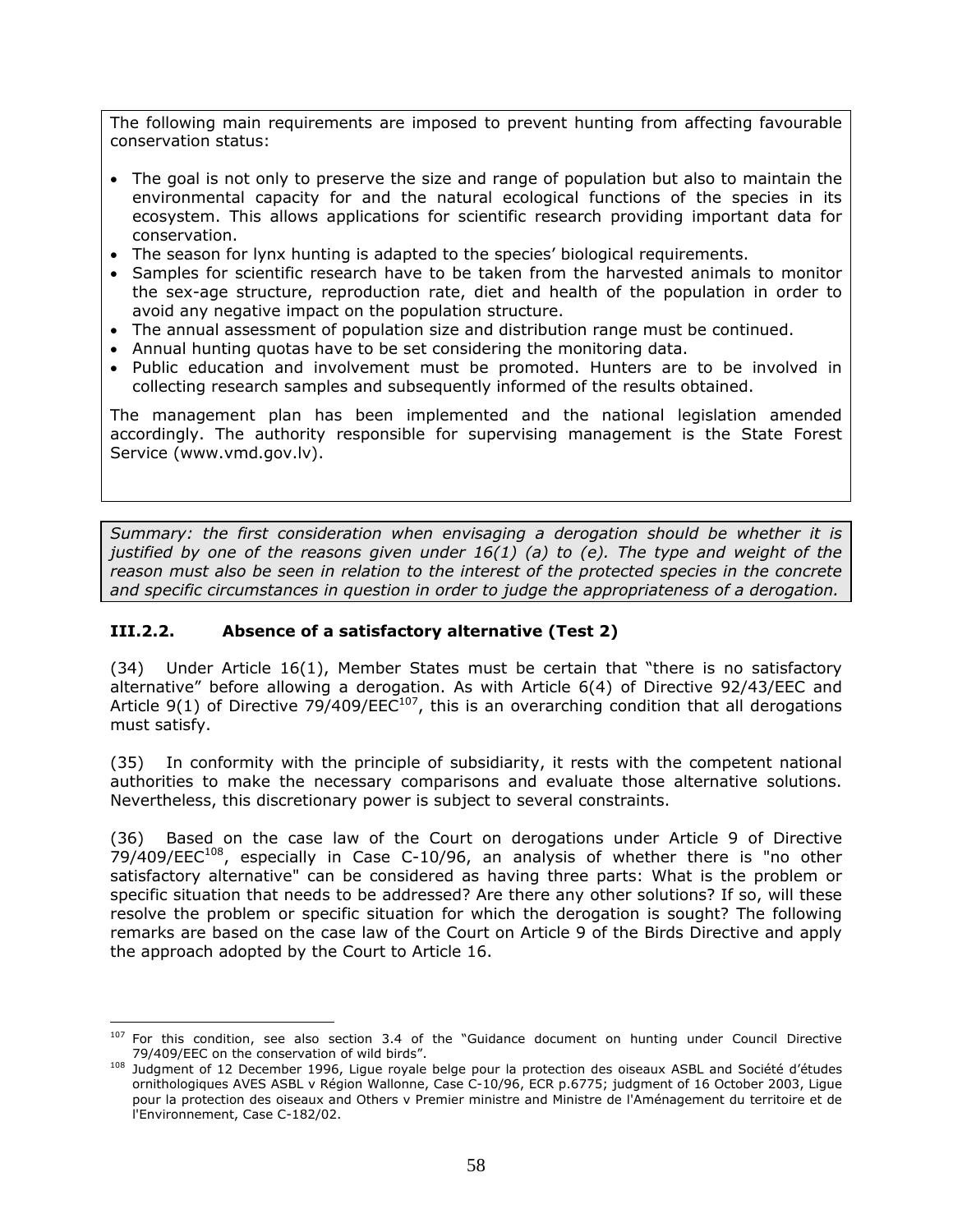The following main requirements are imposed to prevent hunting from affecting favourable conservation status:

- The goal is not only to preserve the size and range of population but also to maintain the environmental capacity for and the natural ecological functions of the species in its ecosystem. This allows applications for scientific research providing important data for conservation.
- The season for lynx hunting is adapted to the species' biological requirements.
- Samples for scientific research have to be taken from the harvested animals to monitor the sex-age structure, reproduction rate, diet and health of the population in order to avoid any negative impact on the population structure.
- The annual assessment of population size and distribution range must be continued.
- Annual hunting quotas have to be set considering the monitoring data.
- Public education and involvement must be promoted. Hunters are to be involved in collecting research samples and subsequently informed of the results obtained.

The management plan has been implemented and the national legislation amended accordingly. The authority responsible for supervising management is the State Forest Service (www.vmd.gov.lv).

*Summary: the first consideration when envisaging a derogation should be whether it is justified by one of the reasons given under 16(1) (a) to (e). The type and weight of the reason must also be seen in relation to the interest of the protected species in the concrete and specific circumstances in question in order to judge the appropriateness of a derogation.*

### III.2.2. Absence of a satisfactory alternative (Test 2)

(34) Under Article 16(1), Member States must be certain that "there is no satisfactory alternative" before allowing a derogation. As with Article 6(4) of Directive 92/43/EEC and Article 9(1) of Directive 79/409/EEC[107], this is an overarching condition that all derogations must satisfy.

(35) In conformity with the principle of subsidiarity, it rests with the competent national authorities to make the necessary comparisons and evaluate those alternative solutions. Nevertheless, this discretionary power is subject to several constraints.

(36) Based on the case law of the Court on derogations under Article 9 of Directive 79/409/EEC[108], especially in Case C-10/96, an analysis of whether there is "no other satisfactory alternative" can be considered as having three parts: What is the problem or specific situation that needs to be addressed? Are there any other solutions? If so, will these resolve the problem or specific situation for which the derogation is sought? The following remarks are based on the case law of the Court on Article 9 of the Birds Directive and apply the approach adopted by the Court to Article 16.

---

[107] For this condition, see also section 3.4 of the "Guidance document on hunting under Council Directive 79/409/EEC on the conservation of wild birds".

[108] Judgment of 12 December 1996, Ligue royale belge pour la protection des oiseaux ASBL and Société d'études ornithologiques AVES ASBL v Région Wallonne, Case C-10/96, ECR p.6775; judgment of 16 October 2003, Ligue pour la protection des oiseaux and Others v Premier ministre and Ministre de l'Aménagement du territoire et de l'Environnement, Case C-182/02.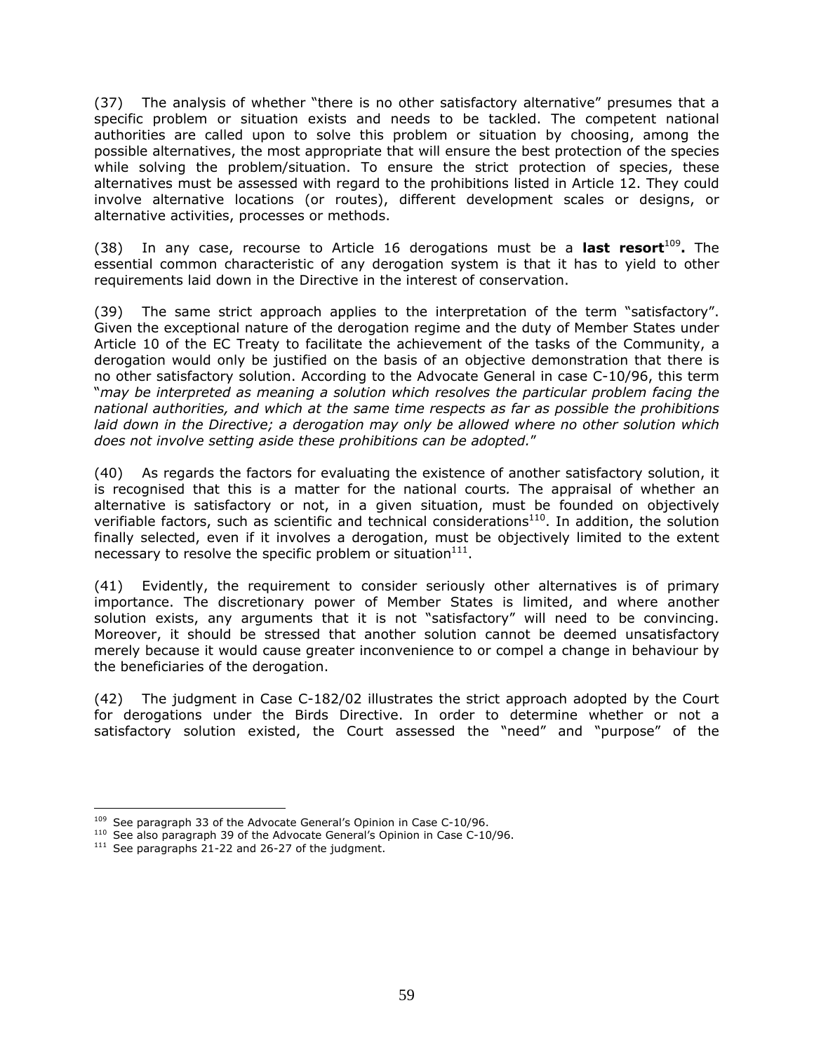(37) The analysis of whether "there is no other satisfactory alternative" presumes that a specific problem or situation exists and needs to be tackled. The competent national authorities are called upon to solve this problem or situation by choosing, among the possible alternatives, the most appropriate that will ensure the best protection of the species while solving the problem/situation. To ensure the strict protection of species, these alternatives must be assessed with regard to the prohibitions listed in Article 12. They could involve alternative locations (or routes), different development scales or designs, or alternative activities, processes or methods.

(38) In any case, recourse to Article 16 derogations must be a **last resort**[109]**.** The essential common characteristic of any derogation system is that it has to yield to other requirements laid down in the Directive in the interest of conservation.

(39) The same strict approach applies to the interpretation of the term "satisfactory". Given the exceptional nature of the derogation regime and the duty of Member States under Article 10 of the EC Treaty to facilitate the achievement of the tasks of the Community, a derogation would only be justified on the basis of an objective demonstration that there is no other satisfactory solution. According to the Advocate General in case C-10/96, this term "*may be interpreted as meaning a solution which resolves the particular problem facing the national authorities, and which at the same time respects as far as possible the prohibitions laid down in the Directive; a derogation may only be allowed where no other solution which does not involve setting aside these prohibitions can be adopted.*"

(40) As regards the factors for evaluating the existence of another satisfactory solution, it is recognised that this is a matter for the national courts*.* The appraisal of whether an alternative is satisfactory or not, in a given situation, must be founded on objectively verifiable factors, such as scientific and technical considerations[110]. In addition, the solution finally selected, even if it involves a derogation, must be objectively limited to the extent necessary to resolve the specific problem or situation[111].

(41) Evidently, the requirement to consider seriously other alternatives is of primary importance. The discretionary power of Member States is limited, and where another solution exists, any arguments that it is not "satisfactory" will need to be convincing. Moreover, it should be stressed that another solution cannot be deemed unsatisfactory merely because it would cause greater inconvenience to or compel a change in behaviour by the beneficiaries of the derogation.

(42) The judgment in Case C-182/02 illustrates the strict approach adopted by the Court for derogations under the Birds Directive. In order to determine whether or not a satisfactory solution existed, the Court assessed the "need" and "purpose" of the

---

[109] See paragraph 33 of the Advocate General's Opinion in Case C-10/96.

[110] See also paragraph 39 of the Advocate General's Opinion in Case C-10/96.

[111] See paragraphs 21-22 and 26-27 of the judgment.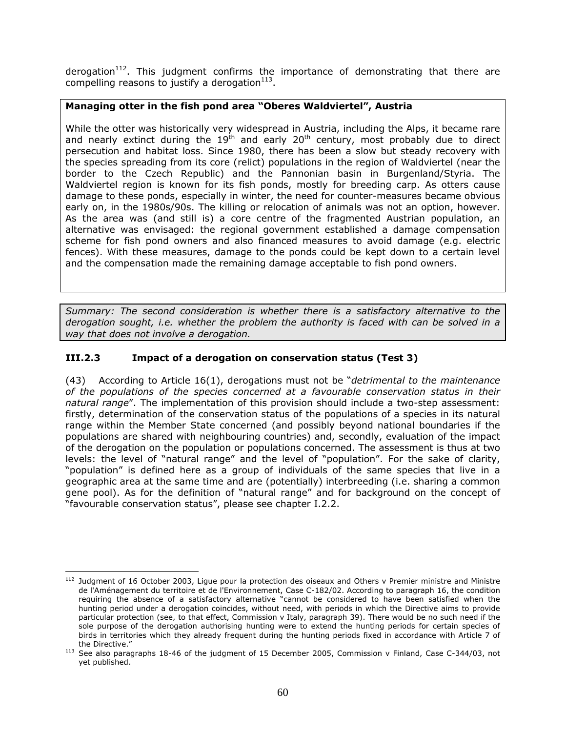derogation[112]. This judgment confirms the importance of demonstrating that there are compelling reasons to justify a derogation[113].

**Managing otter in the fish pond area "Oberes Waldviertel", Austria**

While the otter was historically very widespread in Austria, including the Alps, it became rare and nearly extinct during the 19th and early 20th century, most probably due to direct persecution and habitat loss. Since 1980, there has been a slow but steady recovery with the species spreading from its core (relict) populations in the region of Waldviertel (near the border to the Czech Republic) and the Pannonian basin in Burgenland/Styria. The Waldviertel region is known for its fish ponds, mostly for breeding carp. As otters cause damage to these ponds, especially in winter, the need for counter-measures became obvious early on, in the 1980s/90s. The killing or relocation of animals was not an option, however. As the area was (and still is) a core centre of the fragmented Austrian population, an alternative was envisaged: the regional government established a damage compensation scheme for fish pond owners and also financed measures to avoid damage (e.g. electric fences). With these measures, damage to the ponds could be kept down to a certain level and the compensation made the remaining damage acceptable to fish pond owners.

*Summary: The second consideration is whether there is a satisfactory alternative to the derogation sought, i.e. whether the problem the authority is faced with can be solved in a way that does not involve a derogation.*

### III.2.3 Impact of a derogation on conservation status (Test 3)

(43) According to Article 16(1), derogations must not be "*detrimental to the maintenance of the populations of the species concerned at a favourable conservation status in their natural range*". The implementation of this provision should include a two-step assessment: firstly, determination of the conservation status of the populations of a species in its natural range within the Member State concerned (and possibly beyond national boundaries if the populations are shared with neighbouring countries) and, secondly, evaluation of the impact of the derogation on the population or populations concerned. The assessment is thus at two levels: the level of "natural range" and the level of "population". For the sake of clarity, "population" is defined here as a group of individuals of the same species that live in a geographic area at the same time and are (potentially) interbreeding (i.e. sharing a common gene pool). As for the definition of "natural range" and for background on the concept of "favourable conservation status", please see chapter I.2.2.

---

[112] Judgment of 16 October 2003, Ligue pour la protection des oiseaux and Others v Premier ministre and Ministre de l'Aménagement du territoire et de l'Environnement, Case C-182/02. According to paragraph 16, the condition requiring the absence of a satisfactory alternative "cannot be considered to have been satisfied when the hunting period under a derogation coincides, without need, with periods in which the Directive aims to provide particular protection (see, to that effect, Commission v Italy, paragraph 39). There would be no such need if the sole purpose of the derogation authorising hunting were to extend the hunting periods for certain species of birds in territories which they already frequent during the hunting periods fixed in accordance with Article 7 of the Directive."

[113] See also paragraphs 18-46 of the judgment of 15 December 2005, Commission v Finland, Case C-344/03, not yet published.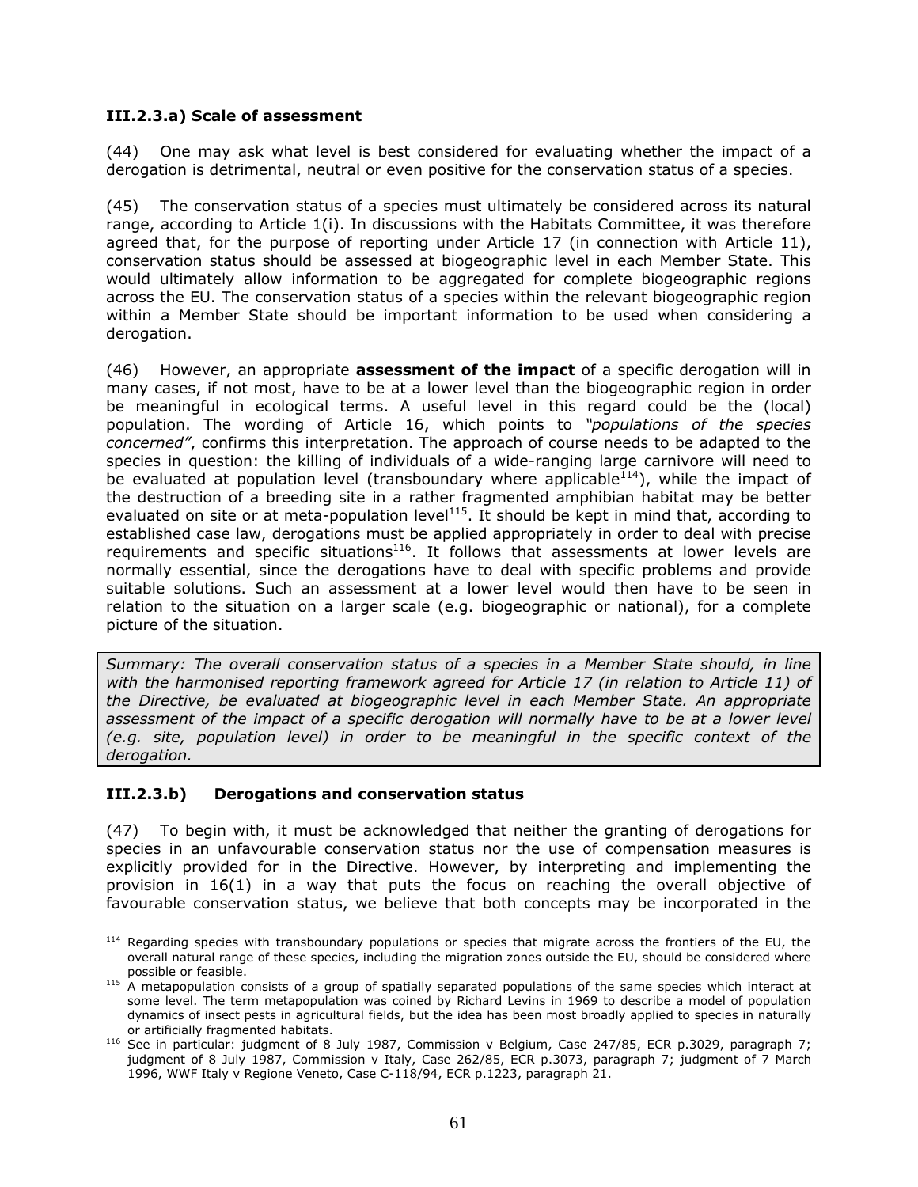### III.2.3.a) Scale of assessment

(44) One may ask what level is best considered for evaluating whether the impact of a derogation is detrimental, neutral or even positive for the conservation status of a species.

(45) The conservation status of a species must ultimately be considered across its natural range, according to Article 1(i). In discussions with the Habitats Committee, it was therefore agreed that, for the purpose of reporting under Article 17 (in connection with Article 11), conservation status should be assessed at biogeographic level in each Member State. This would ultimately allow information to be aggregated for complete biogeographic regions across the EU. The conservation status of a species within the relevant biogeographic region within a Member State should be important information to be used when considering a derogation.

(46) However, an appropriate **assessment of the impact** of a specific derogation will in many cases, if not most, have to be at a lower level than the biogeographic region in order be meaningful in ecological terms. A useful level in this regard could be the (local) population. The wording of Article 16, which points to *"populations of the species concerned"*, confirms this interpretation. The approach of course needs to be adapted to the species in question: the killing of individuals of a wide-ranging large carnivore will need to be evaluated at population level (transboundary where applicable[114]), while the impact of the destruction of a breeding site in a rather fragmented amphibian habitat may be better evaluated on site or at meta-population level[115]. It should be kept in mind that, according to established case law, derogations must be applied appropriately in order to deal with precise requirements and specific situations[116]. It follows that assessments at lower levels are normally essential, since the derogations have to deal with specific problems and provide suitable solutions. Such an assessment at a lower level would then have to be seen in relation to the situation on a larger scale (e.g. biogeographic or national), for a complete picture of the situation.

*Summary: The overall conservation status of a species in a Member State should, in line with the harmonised reporting framework agreed for Article 17 (in relation to Article 11) of the Directive, be evaluated at biogeographic level in each Member State. An appropriate assessment of the impact of a specific derogation will normally have to be at a lower level (e.g. site, population level) in order to be meaningful in the specific context of the derogation.*

### III.2.3.b) Derogations and conservation status

(47) To begin with, it must be acknowledged that neither the granting of derogations for species in an unfavourable conservation status nor the use of compensation measures is explicitly provided for in the Directive. However, by interpreting and implementing the provision in 16(1) in a way that puts the focus on reaching the overall objective of favourable conservation status, we believe that both concepts may be incorporated in the

---

[114] Regarding species with transboundary populations or species that migrate across the frontiers of the EU, the overall natural range of these species, including the migration zones outside the EU, should be considered where possible or feasible.

[115] A metapopulation consists of a group of spatially separated populations of the same species which interact at some level. The term metapopulation was coined by Richard Levins in 1969 to describe a model of population dynamics of insect pests in agricultural fields, but the idea has been most broadly applied to species in naturally or artificially fragmented habitats.

[116] See in particular: judgment of 8 July 1987, Commission v Belgium, Case 247/85, ECR p.3029, paragraph 7; judgment of 8 July 1987, Commission v Italy, Case 262/85, ECR p.3073, paragraph 7; judgment of 7 March 1996, WWF Italy v Regione Veneto, Case C-118/94, ECR p.1223, paragraph 21.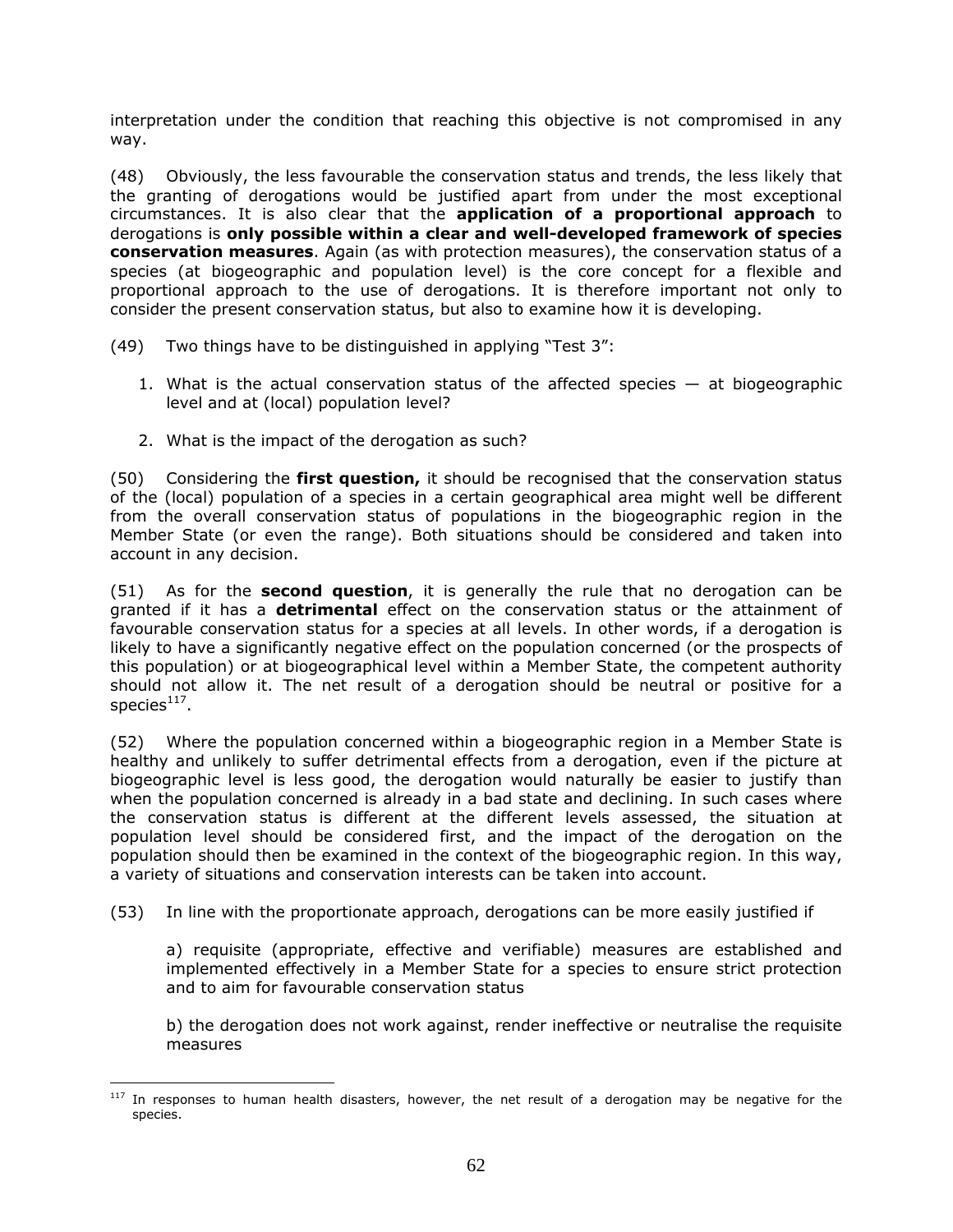interpretation under the condition that reaching this objective is not compromised in any way.

(48) Obviously, the less favourable the conservation status and trends, the less likely that the granting of derogations would be justified apart from under the most exceptional circumstances. It is also clear that the **application of a proportional approach** to derogations is **only possible within a clear and well-developed framework of species conservation measures**. Again (as with protection measures), the conservation status of a species (at biogeographic and population level) is the core concept for a flexible and proportional approach to the use of derogations. It is therefore important not only to consider the present conservation status, but also to examine how it is developing.

(49) Two things have to be distinguished in applying "Test 3":

1. What is the actual conservation status of the affected species — at biogeographic level and at (local) population level?
2. What is the impact of the derogation as such?

(50) Considering the **first question,** it should be recognised that the conservation status of the (local) population of a species in a certain geographical area might well be different from the overall conservation status of populations in the biogeographic region in the Member State (or even the range). Both situations should be considered and taken into account in any decision.

(51) As for the **second question**, it is generally the rule that no derogation can be granted if it has a **detrimental** effect on the conservation status or the attainment of favourable conservation status for a species at all levels. In other words, if a derogation is likely to have a significantly negative effect on the population concerned (or the prospects of this population) or at biogeographical level within a Member State, the competent authority should not allow it. The net result of a derogation should be neutral or positive for a species[117].

(52) Where the population concerned within a biogeographic region in a Member State is healthy and unlikely to suffer detrimental effects from a derogation, even if the picture at biogeographic level is less good, the derogation would naturally be easier to justify than when the population concerned is already in a bad state and declining. In such cases where the conservation status is different at the different levels assessed, the situation at population level should be considered first, and the impact of the derogation on the population should then be examined in the context of the biogeographic region. In this way, a variety of situations and conservation interests can be taken into account.

(53) In line with the proportionate approach, derogations can be more easily justified if

a) requisite (appropriate, effective and verifiable) measures are established and implemented effectively in a Member State for a species to ensure strict protection and to aim for favourable conservation status

b) the derogation does not work against, render ineffective or neutralise the requisite measures

---

[117] In responses to human health disasters, however, the net result of a derogation may be negative for the species.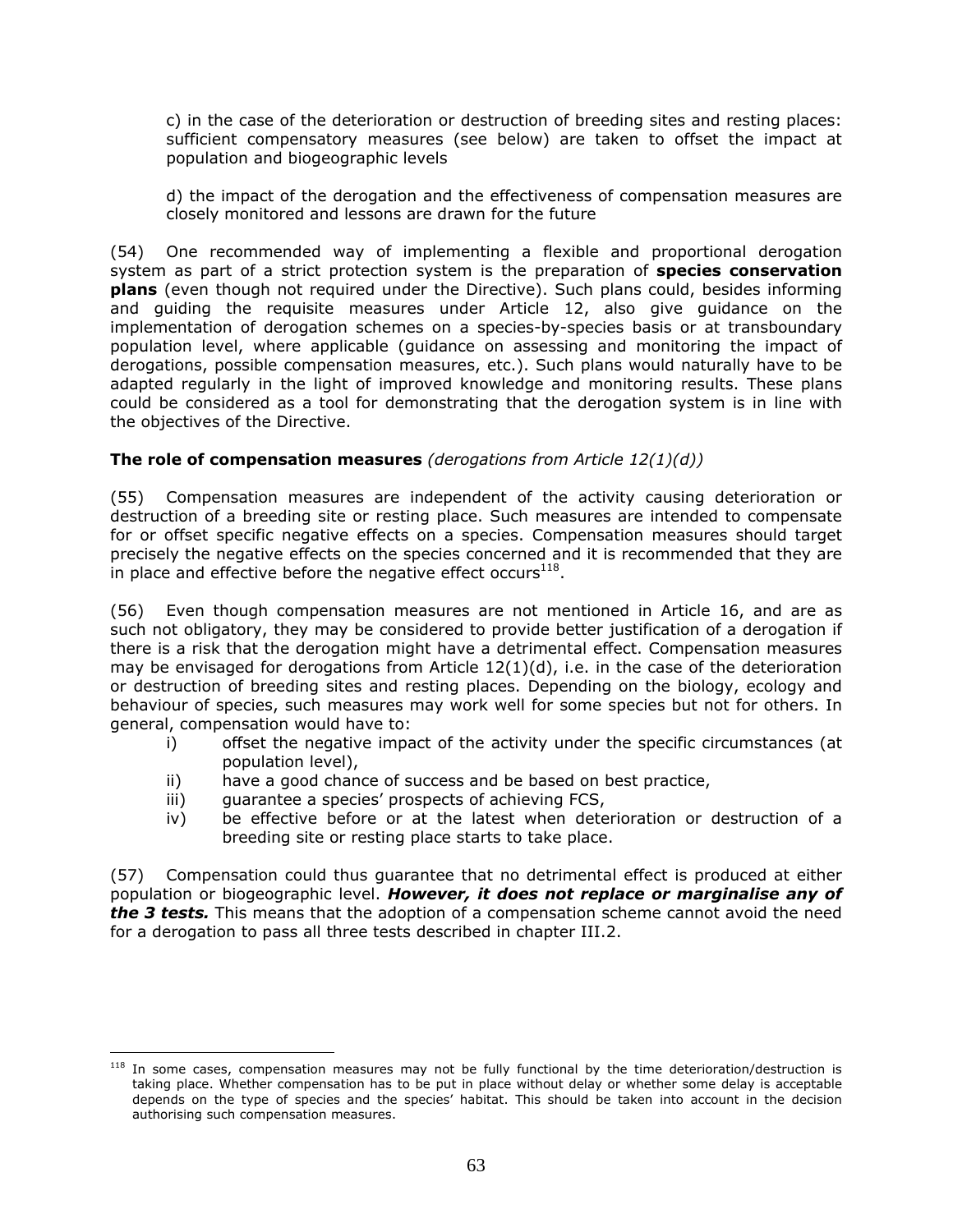c) in the case of the deterioration or destruction of breeding sites and resting places: sufficient compensatory measures (see below) are taken to offset the impact at population and biogeographic levels

d) the impact of the derogation and the effectiveness of compensation measures are closely monitored and lessons are drawn for the future

(54) One recommended way of implementing a flexible and proportional derogation system as part of a strict protection system is the preparation of **species conservation plans** (even though not required under the Directive). Such plans could, besides informing and guiding the requisite measures under Article 12, also give guidance on the implementation of derogation schemes on a species-by-species basis or at transboundary population level, where applicable (guidance on assessing and monitoring the impact of derogations, possible compensation measures, etc.). Such plans would naturally have to be adapted regularly in the light of improved knowledge and monitoring results. These plans could be considered as a tool for demonstrating that the derogation system is in line with the objectives of the Directive.

**The role of compensation measures** *(derogations from Article 12(1)(d))*

(55) Compensation measures are independent of the activity causing deterioration or destruction of a breeding site or resting place. Such measures are intended to compensate for or offset specific negative effects on a species. Compensation measures should target precisely the negative effects on the species concerned and it is recommended that they are in place and effective before the negative effect occurs[118].

(56) Even though compensation measures are not mentioned in Article 16, and are as such not obligatory, they may be considered to provide better justification of a derogation if there is a risk that the derogation might have a detrimental effect. Compensation measures may be envisaged for derogations from Article 12(1)(d), i.e. in the case of the deterioration or destruction of breeding sites and resting places. Depending on the biology, ecology and behaviour of species, such measures may work well for some species but not for others. In general, compensation would have to:

i) offset the negative impact of the activity under the specific circumstances (at population level),
ii) have a good chance of success and be based on best practice,
iii) guarantee a species' prospects of achieving FCS,
iv) be effective before or at the latest when deterioration or destruction of a breeding site or resting place starts to take place.

(57) Compensation could thus guarantee that no detrimental effect is produced at either population or biogeographic level. ***However, it does not replace or marginalise any of the 3 tests.*** This means that the adoption of a compensation scheme cannot avoid the need for a derogation to pass all three tests described in chapter III.2.

[118] In some cases, compensation measures may not be fully functional by the time deterioration/destruction is taking place. Whether compensation has to be put in place without delay or whether some delay is acceptable depends on the type of species and the species' habitat. This should be taken into account in the decision authorising such compensation measures.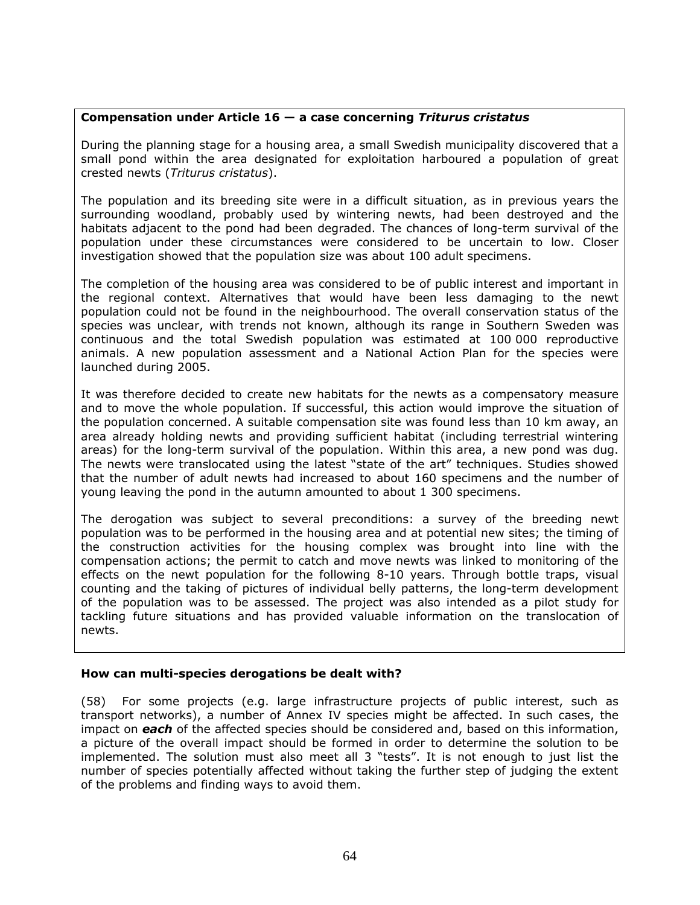**Compensation under Article 16 — a case concerning *Triturus cristatus***

During the planning stage for a housing area, a small Swedish municipality discovered that a small pond within the area designated for exploitation harboured a population of great crested newts (*Triturus cristatus*).

The population and its breeding site were in a difficult situation, as in previous years the surrounding woodland, probably used by wintering newts, had been destroyed and the habitats adjacent to the pond had been degraded. The chances of long-term survival of the population under these circumstances were considered to be uncertain to low. Closer investigation showed that the population size was about 100 adult specimens.

The completion of the housing area was considered to be of public interest and important in the regional context. Alternatives that would have been less damaging to the newt population could not be found in the neighbourhood. The overall conservation status of the species was unclear, with trends not known, although its range in Southern Sweden was continuous and the total Swedish population was estimated at 100 000 reproductive animals. A new population assessment and a National Action Plan for the species were launched during 2005.

It was therefore decided to create new habitats for the newts as a compensatory measure and to move the whole population. If successful, this action would improve the situation of the population concerned. A suitable compensation site was found less than 10 km away, an area already holding newts and providing sufficient habitat (including terrestrial wintering areas) for the long-term survival of the population. Within this area, a new pond was dug. The newts were translocated using the latest "state of the art" techniques. Studies showed that the number of adult newts had increased to about 160 specimens and the number of young leaving the pond in the autumn amounted to about 1 300 specimens.

The derogation was subject to several preconditions: a survey of the breeding newt population was to be performed in the housing area and at potential new sites; the timing of the construction activities for the housing complex was brought into line with the compensation actions; the permit to catch and move newts was linked to monitoring of the effects on the newt population for the following 8-10 years. Through bottle traps, visual counting and the taking of pictures of individual belly patterns, the long-term development of the population was to be assessed. The project was also intended as a pilot study for tackling future situations and has provided valuable information on the translocation of newts.

**How can multi-species derogations be dealt with?**

(58) For some projects (e.g. large infrastructure projects of public interest, such as transport networks), a number of Annex IV species might be affected. In such cases, the impact on ***each*** of the affected species should be considered and, based on this information, a picture of the overall impact should be formed in order to determine the solution to be implemented. The solution must also meet all 3 "tests". It is not enough to just list the number of species potentially affected without taking the further step of judging the extent of the problems and finding ways to avoid them.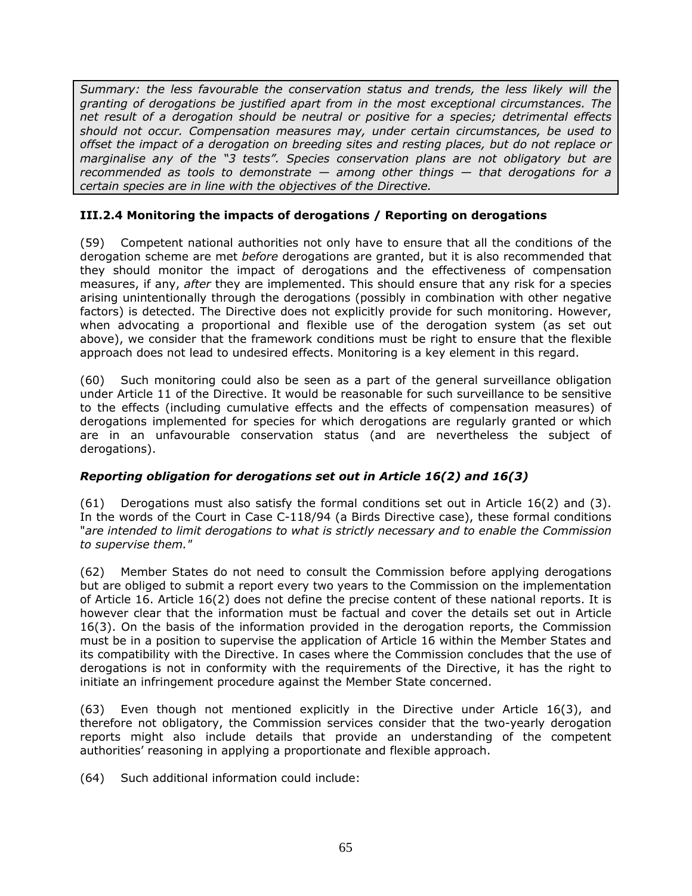*Summary: the less favourable the conservation status and trends, the less likely will the granting of derogations be justified apart from in the most exceptional circumstances. The net result of a derogation should be neutral or positive for a species; detrimental effects should not occur. Compensation measures may, under certain circumstances, be used to offset the impact of a derogation on breeding sites and resting places, but do not replace or marginalise any of the "3 tests". Species conservation plans are not obligatory but are recommended as tools to demonstrate — among other things — that derogations for a certain species are in line with the objectives of the Directive.*

### III.2.4 Monitoring the impacts of derogations / Reporting on derogations

(59) Competent national authorities not only have to ensure that all the conditions of the derogation scheme are met *before* derogations are granted, but it is also recommended that they should monitor the impact of derogations and the effectiveness of compensation measures, if any, *after* they are implemented. This should ensure that any risk for a species arising unintentionally through the derogations (possibly in combination with other negative factors) is detected. The Directive does not explicitly provide for such monitoring. However, when advocating a proportional and flexible use of the derogation system (as set out above), we consider that the framework conditions must be right to ensure that the flexible approach does not lead to undesired effects. Monitoring is a key element in this regard.

(60) Such monitoring could also be seen as a part of the general surveillance obligation under Article 11 of the Directive. It would be reasonable for such surveillance to be sensitive to the effects (including cumulative effects and the effects of compensation measures) of derogations implemented for species for which derogations are regularly granted or which are in an unfavourable conservation status (and are nevertheless the subject of derogations).

#### *Reporting obligation for derogations set out in Article 16(2) and 16(3)*

(61) Derogations must also satisfy the formal conditions set out in Article 16(2) and (3). In the words of the Court in Case C-118/94 (a Birds Directive case), these formal conditions "*are intended to limit derogations to what is strictly necessary and to enable the Commission to supervise them.*"

(62) Member States do not need to consult the Commission before applying derogations but are obliged to submit a report every two years to the Commission on the implementation of Article 16. Article 16(2) does not define the precise content of these national reports. It is however clear that the information must be factual and cover the details set out in Article 16(3). On the basis of the information provided in the derogation reports, the Commission must be in a position to supervise the application of Article 16 within the Member States and its compatibility with the Directive. In cases where the Commission concludes that the use of derogations is not in conformity with the requirements of the Directive, it has the right to initiate an infringement procedure against the Member State concerned.

(63) Even though not mentioned explicitly in the Directive under Article 16(3), and therefore not obligatory, the Commission services consider that the two-yearly derogation reports might also include details that provide an understanding of the competent authorities' reasoning in applying a proportionate and flexible approach.

(64) Such additional information could include: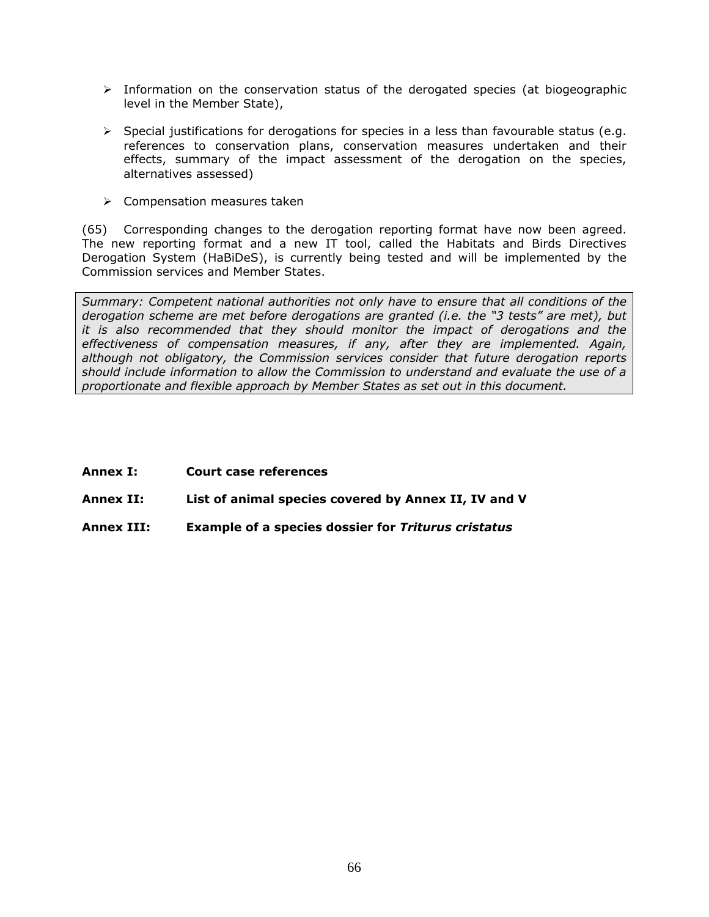- Information on the conservation status of the derogated species (at biogeographic level in the Member State),
- Special justifications for derogations for species in a less than favourable status (e.g. references to conservation plans, conservation measures undertaken and their effects, summary of the impact assessment of the derogation on the species, alternatives assessed)
- Compensation measures taken

(65) Corresponding changes to the derogation reporting format have now been agreed. The new reporting format and a new IT tool, called the Habitats and Birds Directives Derogation System (HaBiDeS), is currently being tested and will be implemented by the Commission services and Member States.

*Summary: Competent national authorities not only have to ensure that all conditions of the derogation scheme are met before derogations are granted (i.e. the "3 tests" are met), but it is also recommended that they should monitor the impact of derogations and the effectiveness of compensation measures, if any, after they are implemented. Again, although not obligatory, the Commission services consider that future derogation reports should include information to allow the Commission to understand and evaluate the use of a proportionate and flexible approach by Member States as set out in this document.*

**Annex I:** **Court case references**

**Annex II:** **List of animal species covered by Annex II, IV and V**

**Annex III:** **Example of a species dossier for *Triturus cristatus***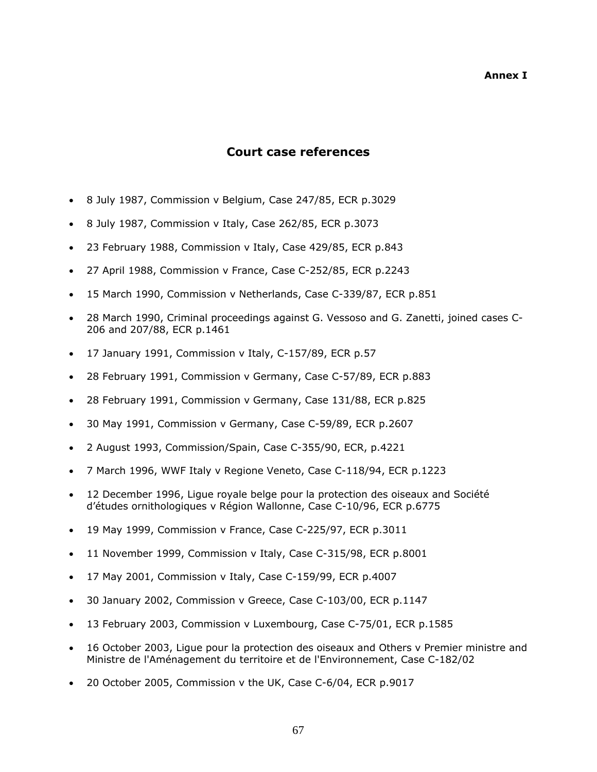**Annex I**

## Court case references

- 8 July 1987, Commission v Belgium, Case 247/85, ECR p.3029
- 8 July 1987, Commission v Italy, Case 262/85, ECR p.3073
- 23 February 1988, Commission v Italy, Case 429/85, ECR p.843
- 27 April 1988, Commission v France, Case C-252/85, ECR p.2243
- 15 March 1990, Commission v Netherlands, Case C-339/87, ECR p.851
- 28 March 1990, Criminal proceedings against G. Vessoso and G. Zanetti, joined cases C-206 and 207/88, ECR p.1461
- 17 January 1991, Commission v Italy, C-157/89, ECR p.57
- 28 February 1991, Commission v Germany, Case C-57/89, ECR p.883
- 28 February 1991, Commission v Germany, Case 131/88, ECR p.825
- 30 May 1991, Commission v Germany, Case C-59/89, ECR p.2607
- 2 August 1993, Commission/Spain, Case C-355/90, ECR, p.4221
- 7 March 1996, WWF Italy v Regione Veneto, Case C-118/94, ECR p.1223
- 12 December 1996, Ligue royale belge pour la protection des oiseaux and Société d'études ornithologiques v Région Wallonne, Case C-10/96, ECR p.6775
- 19 May 1999, Commission v France, Case C-225/97, ECR p.3011
- 11 November 1999, Commission v Italy, Case C-315/98, ECR p.8001
- 17 May 2001, Commission v Italy, Case C-159/99, ECR p.4007
- 30 January 2002, Commission v Greece, Case C-103/00, ECR p.1147
- 13 February 2003, Commission v Luxembourg, Case C-75/01, ECR p.1585
- 16 October 2003, Ligue pour la protection des oiseaux and Others v Premier ministre and Ministre de l'Aménagement du territoire et de l'Environnement, Case C-182/02
- 20 October 2005, Commission v the UK, Case C-6/04, ECR p.9017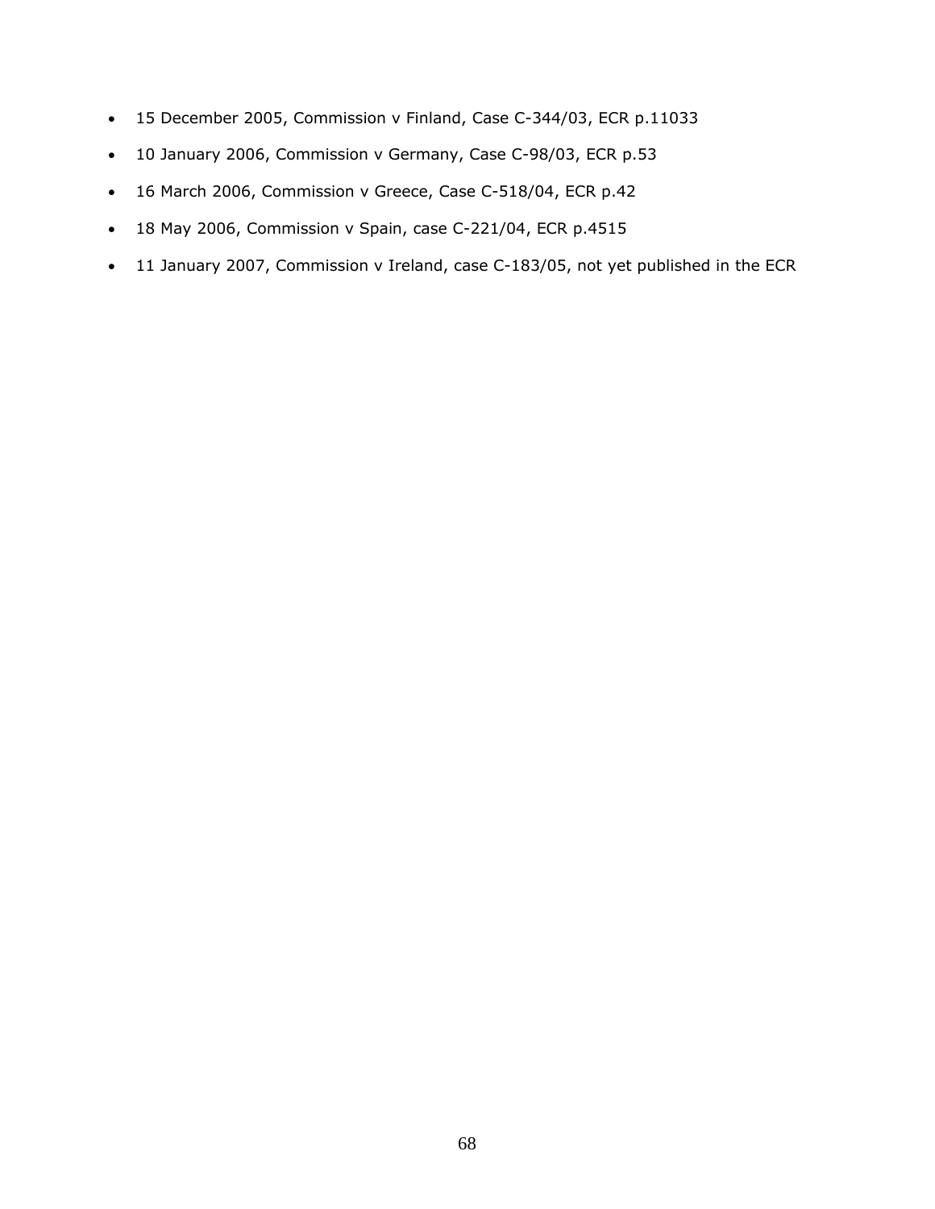- 15 December 2005, Commission v Finland, Case C-344/03, ECR p.11033
- 10 January 2006, Commission v Germany, Case C-98/03, ECR p.53
- 16 March 2006, Commission v Greece, Case C-518/04, ECR p.42
- 18 May 2006, Commission v Spain, case C-221/04, ECR p.4515
- 11 January 2007, Commission v Ireland, case C-183/05, not yet published in the ECR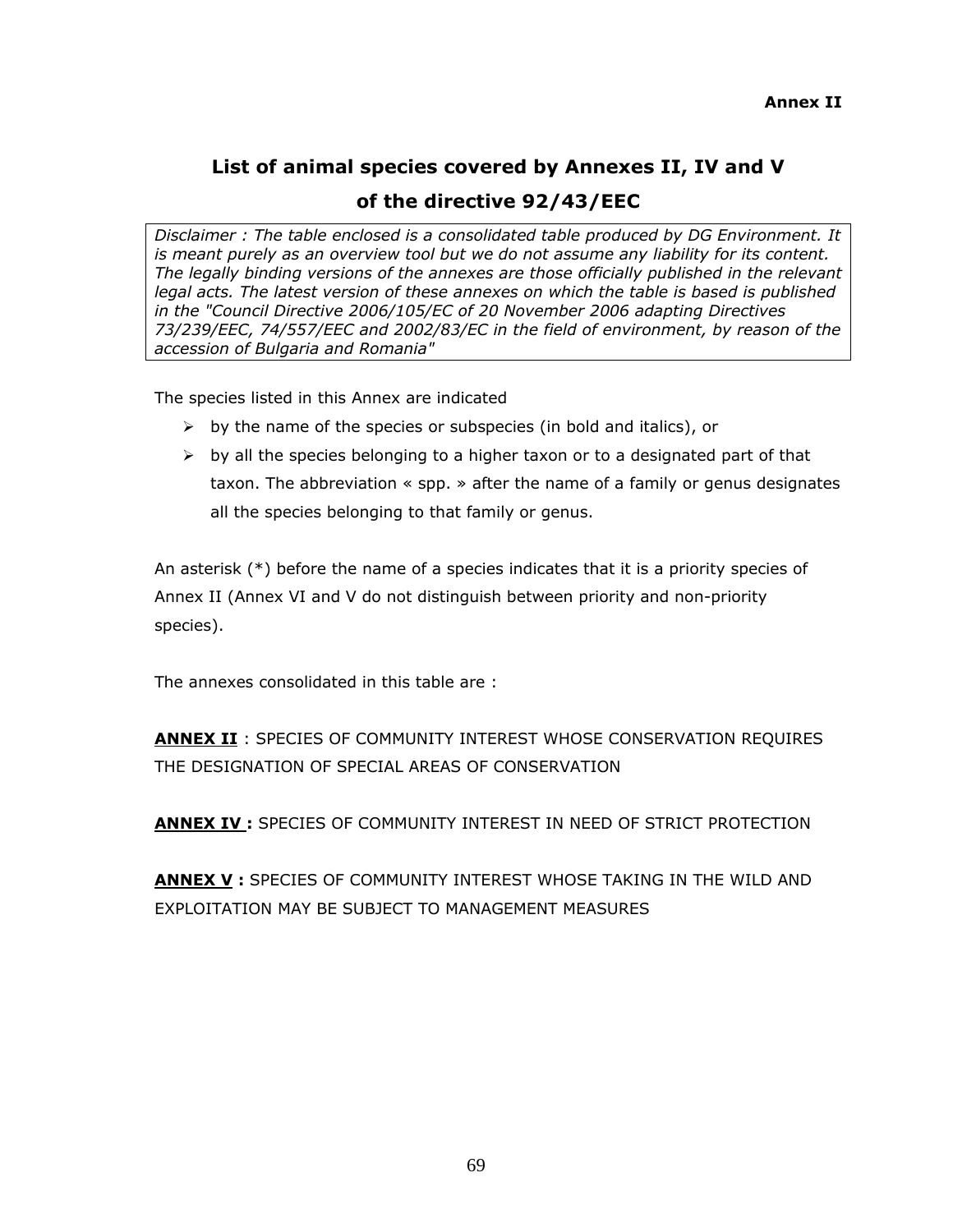**Annex II**

## List of animal species covered by Annexes II, IV and V of the directive 92/43/EEC

*Disclaimer : The table enclosed is a consolidated table produced by DG Environment. It is meant purely as an overview tool but we do not assume any liability for its content. The legally binding versions of the annexes are those officially published in the relevant legal acts. The latest version of these annexes on which the table is based is published in the "Council Directive 2006/105/EC of 20 November 2006 adapting Directives 73/239/EEC, 74/557/EEC and 2002/83/EC in the field of environment, by reason of the accession of Bulgaria and Romania"*

The species listed in this Annex are indicated

- by the name of the species or subspecies (in bold and italics), or
- by all the species belonging to a higher taxon or to a designated part of that taxon. The abbreviation « spp. » after the name of a family or genus designates all the species belonging to that family or genus.

An asterisk (*) before the name of a species indicates that it is a priority species of Annex II (Annex VI and V do not distinguish between priority and non-priority species).

The annexes consolidated in this table are :

**ANNEX II** : SPECIES OF COMMUNITY INTEREST WHOSE CONSERVATION REQUIRES THE DESIGNATION OF SPECIAL AREAS OF CONSERVATION

**ANNEX IV :** SPECIES OF COMMUNITY INTEREST IN NEED OF STRICT PROTECTION

**ANNEX V :** SPECIES OF COMMUNITY INTEREST WHOSE TAKING IN THE WILD AND EXPLOITATION MAY BE SUBJECT TO MANAGEMENT MEASURES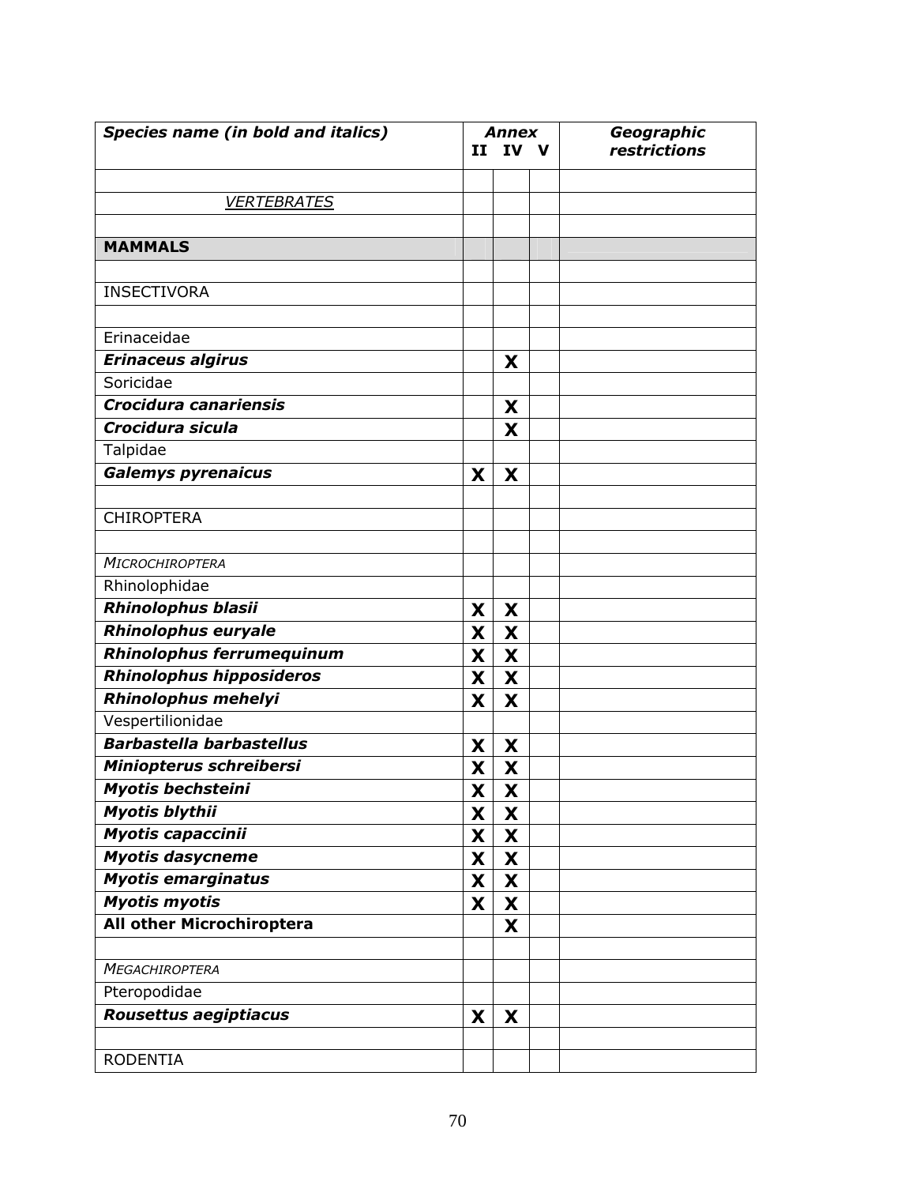| ***Species name (in bold and italics)*** | ***Annex*** II | IV | V | ***Geographic restrictions*** |
|---|---|---|---|---|
| | | | | |
| *VERTEBRATES* | | | | |
| | | | | |
| **MAMMALS** | | | | |
| | | | | |
| INSECTIVORA | | | | |
| | | | | |
| Erinaceidae | | | | |
| ***Erinaceus algirus*** | | **X** | | |
| Soricidae | | | | |
| ***Crocidura canariensis*** | | **X** | | |
| ***Crocidura sicula*** | | **X** | | |
| Talpidae | | | | |
| ***Galemys pyrenaicus*** | **X** | **X** | | |
| | | | | |
| CHIROPTERA | | | | |
| | | | | |
| *MICROCHIROPTERA* | | | | |
| Rhinolophidae | | | | |
| ***Rhinolophus blasii*** | **X** | **X** | | |
| ***Rhinolophus euryale*** | **X** | **X** | | |
| ***Rhinolophus ferrumequinum*** | **X** | **X** | | |
| ***Rhinolophus hipposideros*** | **X** | **X** | | |
| ***Rhinolophus mehelyi*** | **X** | **X** | | |
| Vespertilionidae | | | | |
| ***Barbastella barbastellus*** | **X** | **X** | | |
| ***Miniopterus schreibersi*** | **X** | **X** | | |
| ***Myotis bechsteini*** | **X** | **X** | | |
| ***Myotis blythii*** | **X** | **X** | | |
| ***Myotis capaccinii*** | **X** | **X** | | |
| ***Myotis dasycneme*** | **X** | **X** | | |
| ***Myotis emarginatus*** | **X** | **X** | | |
| ***Myotis myotis*** | **X** | **X** | | |
| **All other Microchiroptera** | | **X** | | |
| | | | | |
| *MEGACHIROPTERA* | | | | |
| Pteropodidae | | | | |
| ***Rousettus aegiptiacus*** | **X** | **X** | | |
| | | | | |
| RODENTIA | | | | |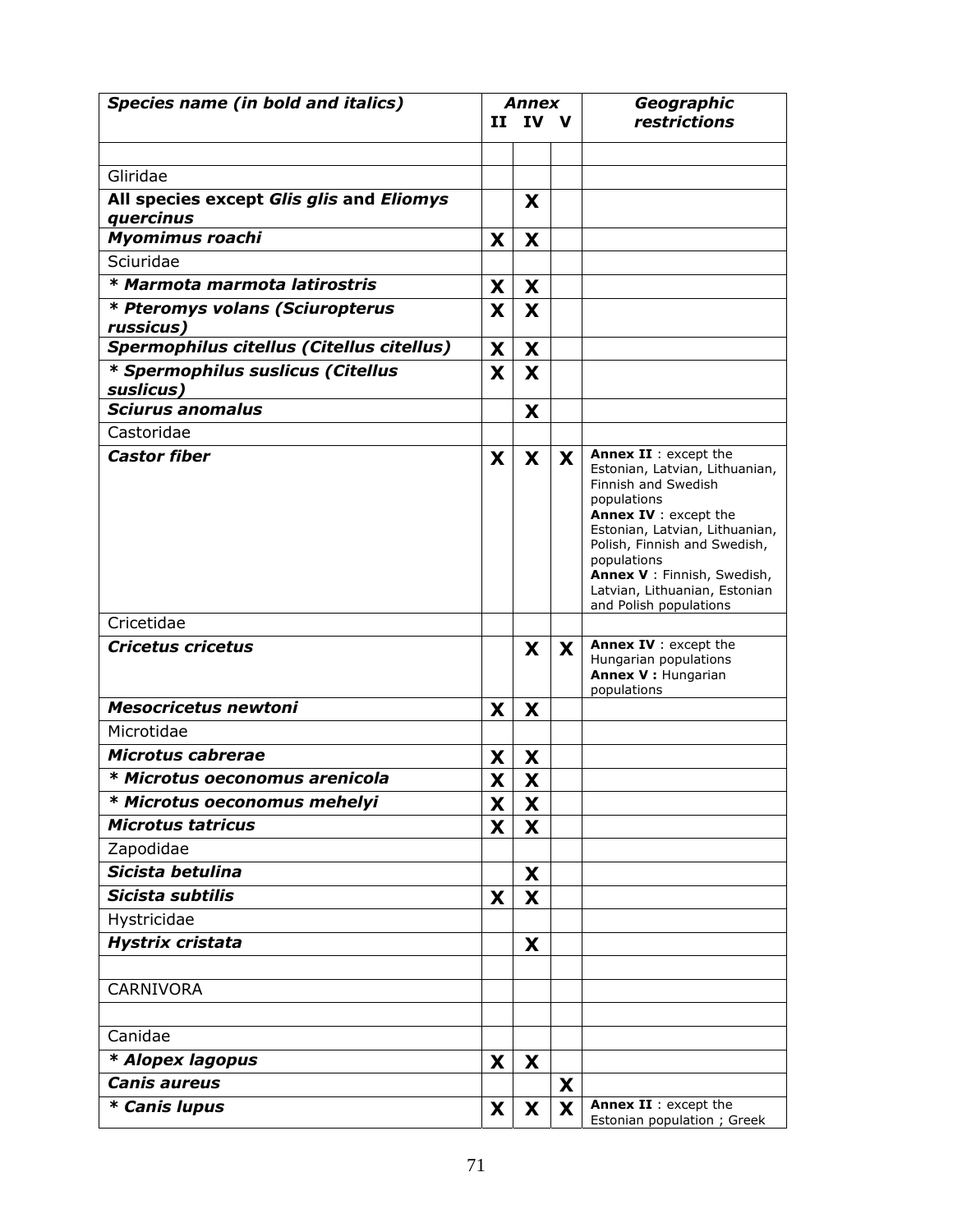| ***Species name (in bold and italics)*** | ***Annex*** | | | ***Geographic restrictions*** |
|---|---|---|---|---|
| | **II** | **IV** | **V** | |
| | | | | |
| Gliridae | | | | |
| **All species except *Glis glis* and *Eliomys quercinus*** | | **X** | | |
| ***Myomimus roachi*** | **X** | **X** | | |
| Sciuridae | | | | |
| ***\* Marmota marmota latirostris*** | **X** | **X** | | |
| ***\* Pteromys volans (Sciuropterus russicus)*** | **X** | **X** | | |
| ***Spermophilus citellus (Citellus citellus)*** | **X** | **X** | | |
| ***\* Spermophilus suslicus (Citellus suslicus)*** | **X** | **X** | | |
| ***Sciurus anomalus*** | | **X** | | |
| Castoridae | | | | |
| ***Castor fiber*** | **X** | **X** | **X** | **Annex II** : except the Estonian, Latvian, Lithuanian, Finnish and Swedish populations **Annex IV** : except the Estonian, Latvian, Lithuanian, Polish, Finnish and Swedish, populations **Annex V** : Finnish, Swedish, Latvian, Lithuanian, Estonian and Polish populations |
| Cricetidae | | | | |
| ***Cricetus cricetus*** | | **X** | **X** | **Annex IV** : except the Hungarian populations **Annex V :** Hungarian populations |
| ***Mesocricetus newtoni*** | **X** | **X** | | |
| Microtidae | | | | |
| ***Microtus cabrerae*** | **X** | **X** | | |
| ***\* Microtus oeconomus arenicola*** | **X** | **X** | | |
| ***\* Microtus oeconomus mehelyi*** | **X** | **X** | | |
| ***Microtus tatricus*** | **X** | **X** | | |
| Zapodidae | | | | |
| ***Sicista betulina*** | | **X** | | |
| ***Sicista subtilis*** | **X** | **X** | | |
| Hystricidae | | | | |
| ***Hystrix cristata*** | | **X** | | |
| | | | | |
| CARNIVORA | | | | |
| | | | | |
| Canidae | | | | |
| ***\* Alopex lagopus*** | **X** | **X** | | |
| ***Canis aureus*** | | | **X** | |
| ***\* Canis lupus*** | **X** | **X** | **X** | **Annex II** : except the Estonian population ; Greek |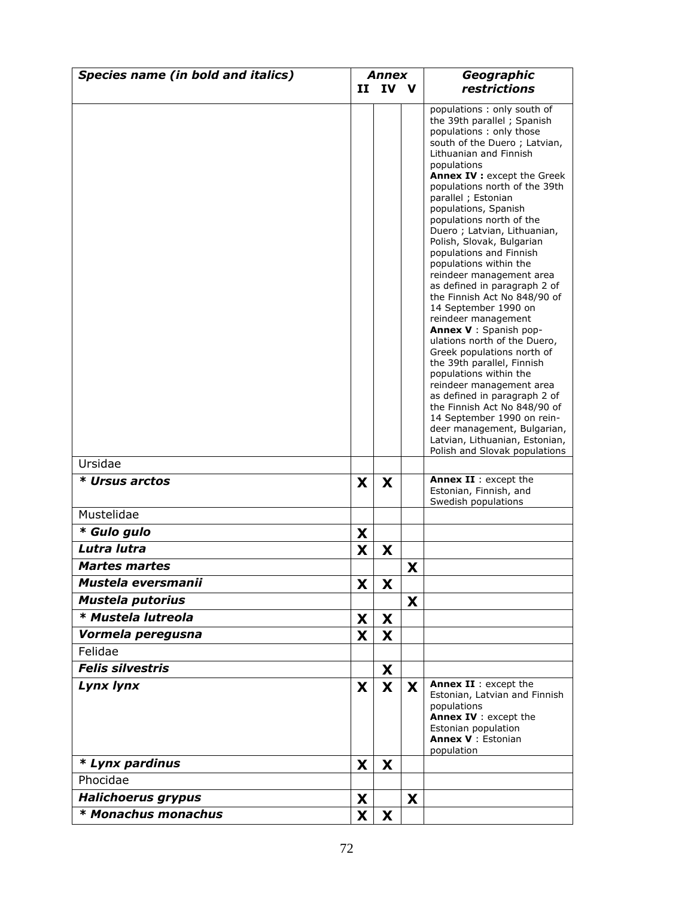| ***Species name (in bold and italics)*** | ***Annex*** | | | ***Geographic restrictions*** |
|---|---|---|---|---|
| | **II** | **IV** | **V** | |
| | | | | populations : only south of the 39th parallel ; Spanish populations : only those south of the Duero ; Latvian, Lithuanian and Finnish populations **Annex IV :** except the Greek populations north of the 39th parallel ; Estonian populations, Spanish populations north of the Duero ; Latvian, Lithuanian, Polish, Slovak, Bulgarian populations and Finnish populations within the reindeer management area as defined in paragraph 2 of the Finnish Act No 848/90 of 14 September 1990 on reindeer management **Annex V** : Spanish populations north of the Duero, Greek populations north of the 39th parallel, Finnish populations within the reindeer management area as defined in paragraph 2 of the Finnish Act No 848/90 of 14 September 1990 on reindeer management, Bulgarian, Latvian, Lithuanian, Estonian, Polish and Slovak populations |
| Ursidae | | | | |
| ***\* Ursus arctos*** | X | X | | **Annex II** : except the Estonian, Finnish, and Swedish populations |
| Mustelidae | | | | |
| ***\* Gulo gulo*** | X | | | |
| ***Lutra lutra*** | X | X | | |
| ***Martes martes*** | | | X | |
| ***Mustela eversmanii*** | X | X | | |
| ***Mustela putorius*** | | | X | |
| ***\* Mustela lutreola*** | X | X | | |
| ***Vormela peregusna*** | X | X | | |
| Felidae | | | | |
| ***Felis silvestris*** | | X | | |
| ***Lynx lynx*** | X | X | X | **Annex II** : except the Estonian, Latvian and Finnish populations **Annex IV** : except the Estonian population **Annex V** : Estonian population |
| ***\* Lynx pardinus*** | X | X | | |
| Phocidae | | | | |
| ***Halichoerus grypus*** | X | | X | |
| ***\* Monachus monachus*** | X | X | | |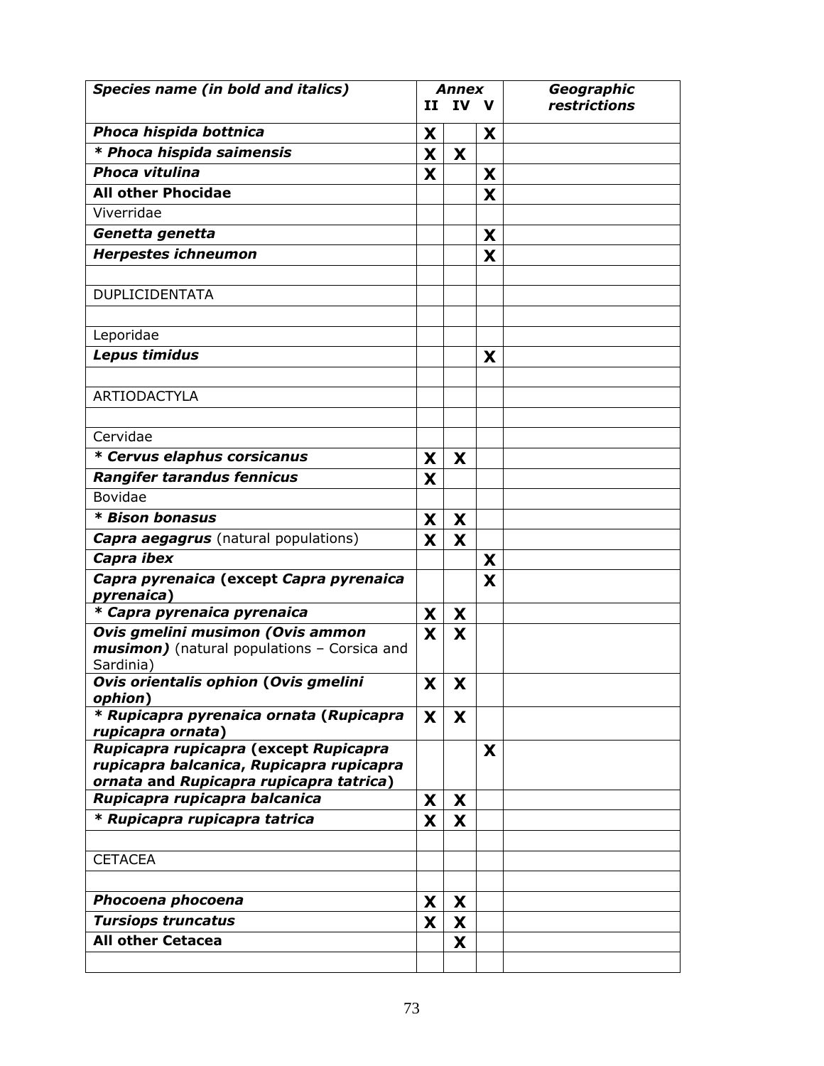| *Species name (in bold and italics)* | *Annex* II | IV | V | *Geographic restrictions* |
|---|---|---|---|---|
| ***Phoca hispida bottnica*** | X | | X | |
| ***\* Phoca hispida saimensis*** | X | X | | |
| ***Phoca vitulina*** | X | | X | |
| **All other Phocidae** | | | X | |
| Viverridae | | | | |
| ***Genetta genetta*** | | | X | |
| ***Herpestes ichneumon*** | | | X | |
| | | | | |
| DUPLICIDENTATA | | | | |
| | | | | |
| Leporidae | | | | |
| ***Lepus timidus*** | | | X | |
| | | | | |
| ARTIODACTYLA | | | | |
| | | | | |
| Cervidae | | | | |
| ***\* Cervus elaphus corsicanus*** | X | X | | |
| ***Rangifer tarandus fennicus*** | X | | | |
| Bovidae | | | | |
| ***\* Bison bonasus*** | X | X | | |
| ***Capra aegagrus*** (natural populations) | X | X | | |
| ***Capra ibex*** | | | X | |
| ***Capra pyrenaica*** **(except *Capra pyrenaica pyrenaica*)** | | | X | |
| ***\* Capra pyrenaica pyrenaica*** | X | X | | |
| ***Ovis gmelini musimon (Ovis ammon musimon)*** (natural populations – Corsica and Sardinia) | X | X | | |
| ***Ovis orientalis ophion*** **(*Ovis gmelini ophion*)** | X | X | | |
| ***\* Rupicapra pyrenaica ornata*** **(*Rupicapra rupicapra ornata*)** | X | X | | |
| ***Rupicapra rupicapra*** **(except *Rupicapra rupicapra balcanica, Rupicapra rupicapra ornata* and *Rupicapra rupicapra tatrica*)** | | | X | |
| ***Rupicapra rupicapra balcanica*** | X | X | | |
| ***\* Rupicapra rupicapra tatrica*** | X | X | | |
| | | | | |
| CETACEA | | | | |
| | | | | |
| ***Phocoena phocoena*** | X | X | | |
| ***Tursiops truncatus*** | X | X | | |
| **All other Cetacea** | | X | | |
| | | | | |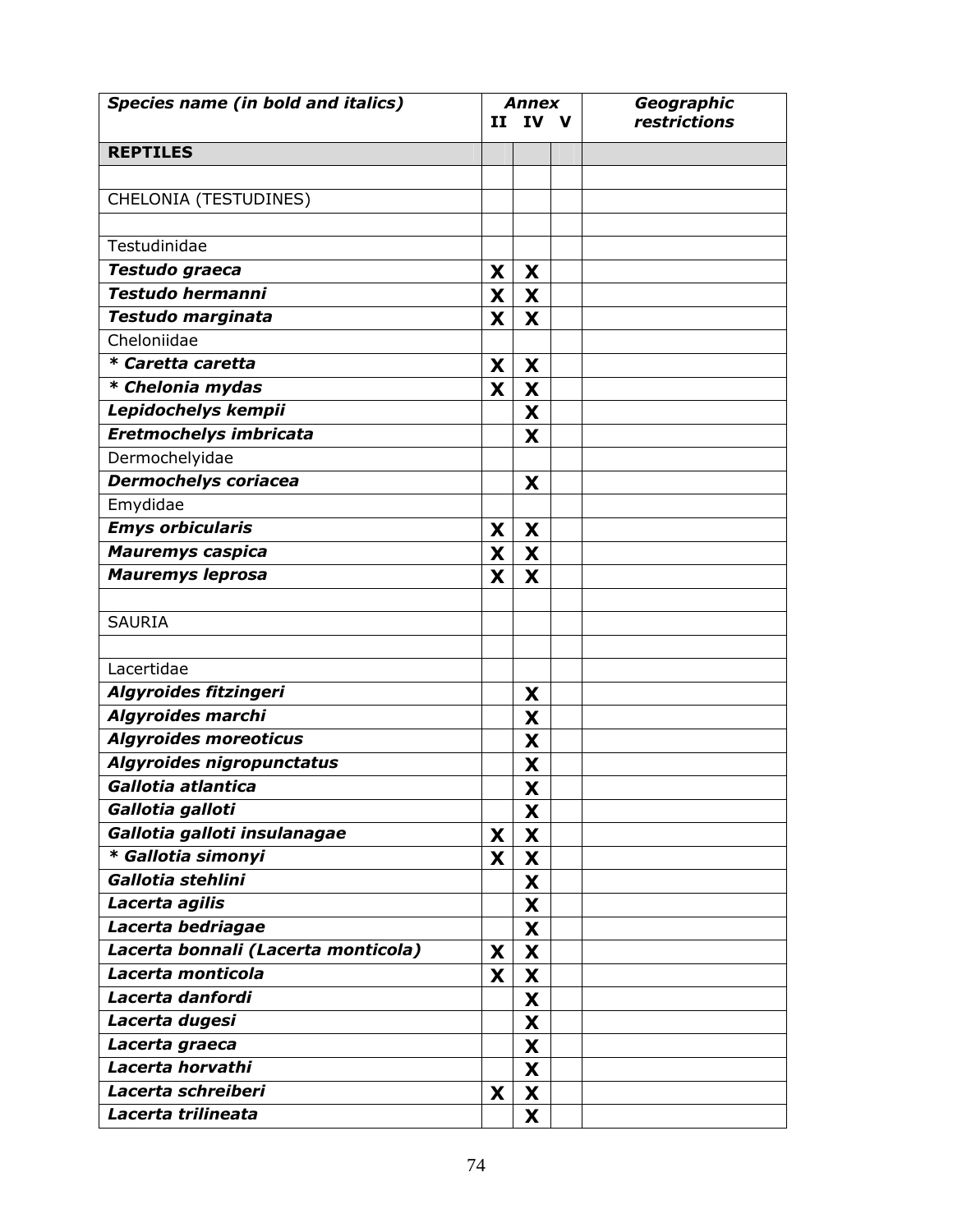| ***Species name (in bold and italics)*** | ***Annex*** | | | ***Geographic restrictions*** |
|---|---|---|---|---|
| | **II** | **IV** | **V** | |
| **REPTILES** | | | | |
| | | | | |
| CHELONIA (TESTUDINES) | | | | |
| | | | | |
| Testudinidae | | | | |
| ***Testudo graeca*** | **X** | **X** | | |
| ***Testudo hermanni*** | **X** | **X** | | |
| ***Testudo marginata*** | **X** | **X** | | |
| Cheloniidae | | | | |
| ***\* Caretta caretta*** | **X** | **X** | | |
| ***\* Chelonia mydas*** | **X** | **X** | | |
| ***Lepidochelys kempii*** | | **X** | | |
| ***Eretmochelys imbricata*** | | **X** | | |
| Dermochelyidae | | | | |
| ***Dermochelys coriacea*** | | **X** | | |
| Emydidae | | | | |
| ***Emys orbicularis*** | **X** | **X** | | |
| ***Mauremys caspica*** | **X** | **X** | | |
| ***Mauremys leprosa*** | **X** | **X** | | |
| | | | | |
| SAURIA | | | | |
| | | | | |
| Lacertidae | | | | |
| ***Algyroides fitzingeri*** | | **X** | | |
| ***Algyroides marchi*** | | **X** | | |
| ***Algyroides moreoticus*** | | **X** | | |
| ***Algyroides nigropunctatus*** | | **X** | | |
| ***Gallotia atlantica*** | | **X** | | |
| ***Gallotia galloti*** | | **X** | | |
| ***Gallotia galloti insulanagae*** | **X** | **X** | | |
| ***\* Gallotia simonyi*** | **X** | **X** | | |
| ***Gallotia stehlini*** | | **X** | | |
| ***Lacerta agilis*** | | **X** | | |
| ***Lacerta bedriagae*** | | **X** | | |
| ***Lacerta bonnali (Lacerta monticola)*** | **X** | **X** | | |
| ***Lacerta monticola*** | **X** | **X** | | |
| ***Lacerta danfordi*** | | **X** | | |
| ***Lacerta dugesi*** | | **X** | | |
| ***Lacerta graeca*** | | **X** | | |
| ***Lacerta horvathi*** | | **X** | | |
| ***Lacerta schreiberi*** | **X** | **X** | | |
| ***Lacerta trilineata*** | | **X** | | |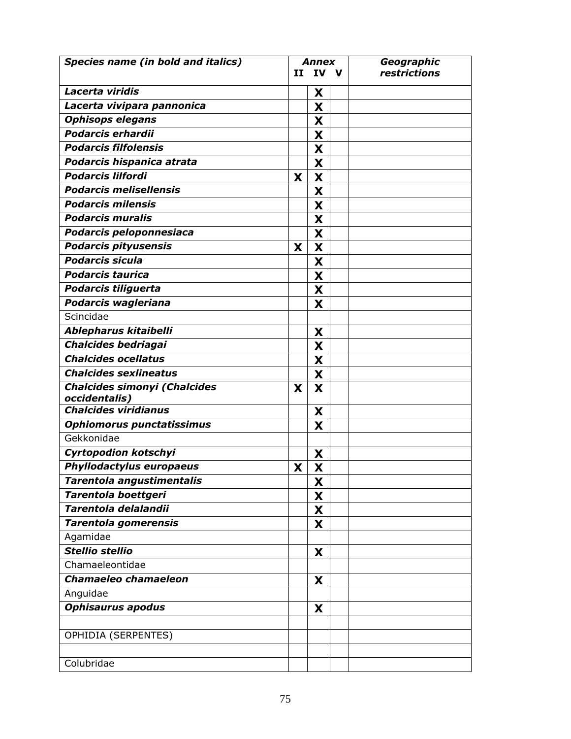| ***Species name (in bold and italics)*** | ***Annex*** II | IV | V | ***Geographic restrictions*** |
|---|---|---|---|---|
| ***Lacerta viridis*** | | **X** | | |
| ***Lacerta vivipara pannonica*** | | **X** | | |
| ***Ophisops elegans*** | | **X** | | |
| ***Podarcis erhardii*** | | **X** | | |
| ***Podarcis filfolensis*** | | **X** | | |
| ***Podarcis hispanica atrata*** | | **X** | | |
| ***Podarcis lilfordi*** | **X** | **X** | | |
| ***Podarcis melisellensis*** | | **X** | | |
| ***Podarcis milensis*** | | **X** | | |
| ***Podarcis muralis*** | | **X** | | |
| ***Podarcis peloponnesiaca*** | | **X** | | |
| ***Podarcis pityusensis*** | **X** | **X** | | |
| ***Podarcis sicula*** | | **X** | | |
| ***Podarcis taurica*** | | **X** | | |
| ***Podarcis tiliguerta*** | | **X** | | |
| ***Podarcis wagleriana*** | | **X** | | |
| Scincidae | | | | |
| ***Ablepharus kitaibelli*** | | **X** | | |
| ***Chalcides bedriagai*** | | **X** | | |
| ***Chalcides ocellatus*** | | **X** | | |
| ***Chalcides sexlineatus*** | | **X** | | |
| ***Chalcides simonyi (Chalcides occidentalis)*** | **X** | **X** | | |
| ***Chalcides viridianus*** | | **X** | | |
| ***Ophiomorus punctatissimus*** | | **X** | | |
| Gekkonidae | | | | |
| ***Cyrtopodion kotschyi*** | | **X** | | |
| ***Phyllodactylus europaeus*** | **X** | **X** | | |
| ***Tarentola angustimentalis*** | | **X** | | |
| ***Tarentola boettgeri*** | | **X** | | |
| ***Tarentola delalandii*** | | **X** | | |
| ***Tarentola gomerensis*** | | **X** | | |
| Agamidae | | | | |
| ***Stellio stellio*** | | **X** | | |
| Chamaeleontidae | | | | |
| ***Chamaeleo chamaeleon*** | | **X** | | |
| Anguidae | | | | |
| ***Ophisaurus apodus*** | | **X** | | |
| | | | | |
| OPHIDIA (SERPENTES) | | | | |
| | | | | |
| Colubridae | | | | |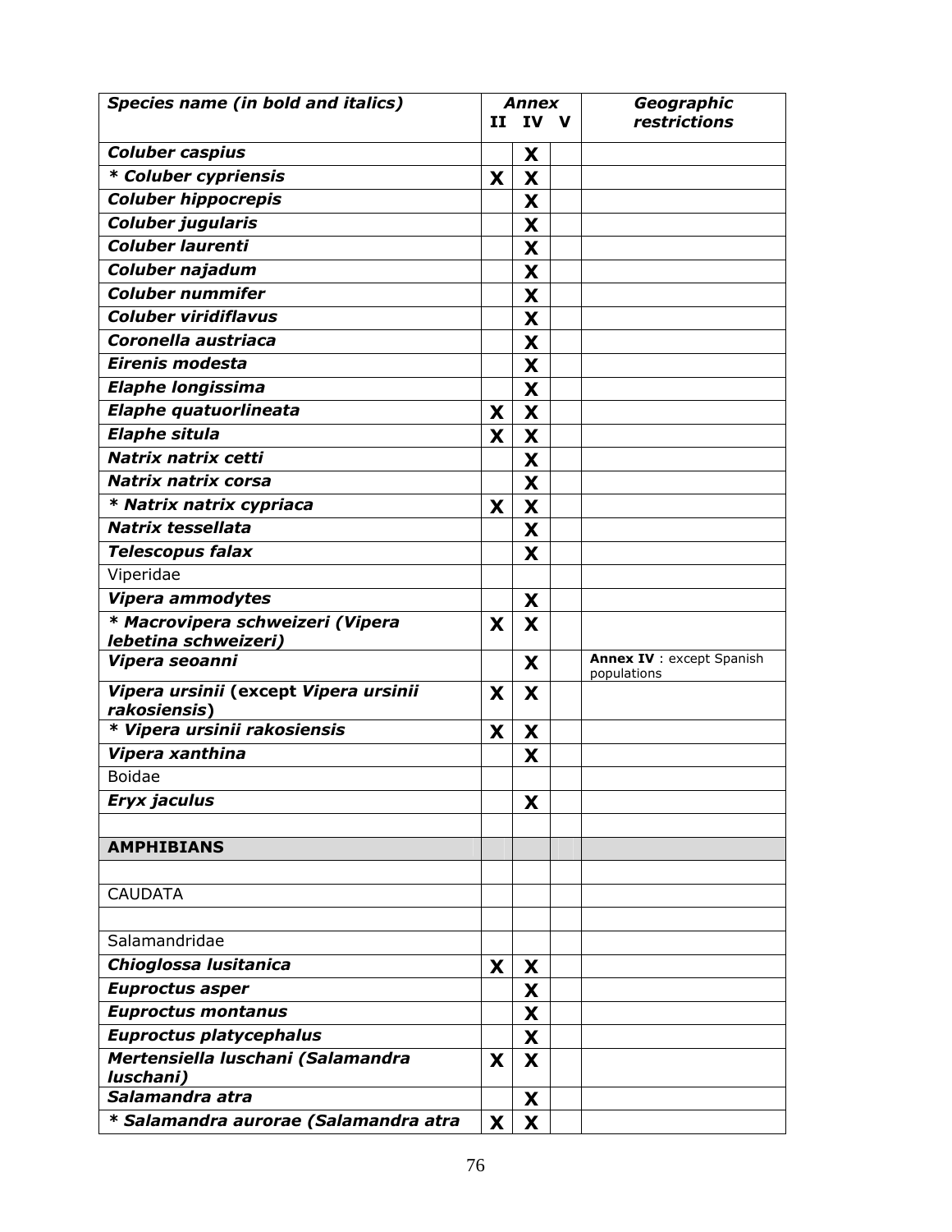| ***Species name (in bold and italics)*** | ***Annex*** II | IV | V | ***Geographic restrictions*** |
|---|---|---|---|---|
| ***Coluber caspius*** | | **X** | | |
| ***\* Coluber cypriensis*** | **X** | **X** | | |
| ***Coluber hippocrepis*** | | **X** | | |
| ***Coluber jugularis*** | | **X** | | |
| ***Coluber laurenti*** | | **X** | | |
| ***Coluber najadum*** | | **X** | | |
| ***Coluber nummifer*** | | **X** | | |
| ***Coluber viridiflavus*** | | **X** | | |
| ***Coronella austriaca*** | | **X** | | |
| ***Eirenis modesta*** | | **X** | | |
| ***Elaphe longissima*** | | **X** | | |
| ***Elaphe quatuorlineata*** | **X** | **X** | | |
| ***Elaphe situla*** | **X** | **X** | | |
| ***Natrix natrix cetti*** | | **X** | | |
| ***Natrix natrix corsa*** | | **X** | | |
| ***\* Natrix natrix cypriaca*** | **X** | **X** | | |
| ***Natrix tessellata*** | | **X** | | |
| ***Telescopus falax*** | | **X** | | |
| Viperidae | | | | |
| ***Vipera ammodytes*** | | **X** | | |
| ***\* Macrovipera schweizeri (Vipera lebetina schweizeri)*** | **X** | **X** | | |
| ***Vipera seoanni*** | | **X** | | **Annex IV** : except Spanish populations |
| ***Vipera ursinii* (except *Vipera ursinii rakosiensis*)** | **X** | **X** | | |
| ***\* Vipera ursinii rakosiensis*** | **X** | **X** | | |
| ***Vipera xanthina*** | | **X** | | |
| Boidae | | | | |
| ***Eryx jaculus*** | | **X** | | |
| | | | | |
| **AMPHIBIANS** | | | | |
| | | | | |
| CAUDATA | | | | |
| | | | | |
| Salamandridae | | | | |
| ***Chioglossa lusitanica*** | **X** | **X** | | |
| ***Euproctus asper*** | | **X** | | |
| ***Euproctus montanus*** | | **X** | | |
| ***Euproctus platycephalus*** | | **X** | | |
| ***Mertensiella luschani (Salamandra luschani)*** | **X** | **X** | | |
| ***Salamandra atra*** | | **X** | | |
| ***\* Salamandra aurorae (Salamandra atra*** | **X** | **X** | | |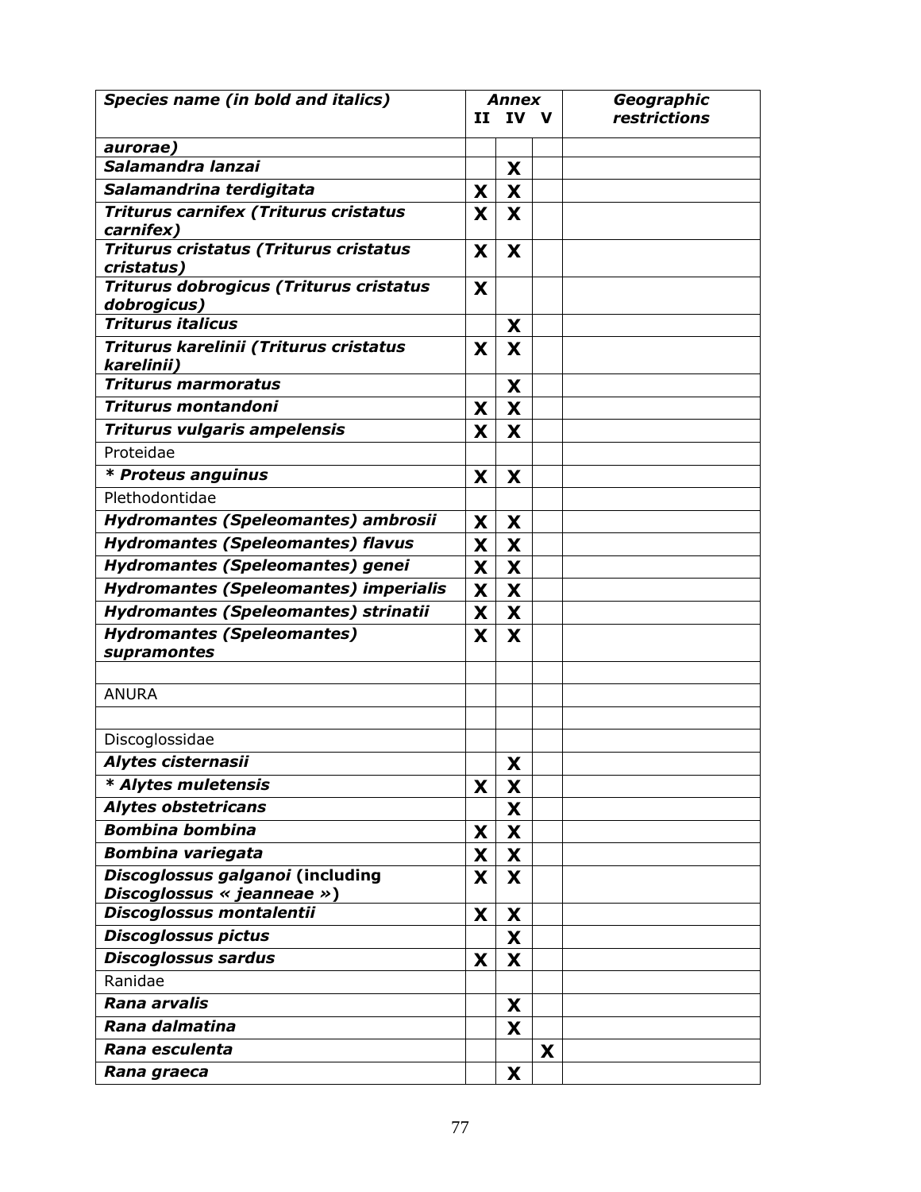| ***Species name (in bold and italics)*** | ***Annex*** | | | ***Geographic restrictions*** |
|---|---|---|---|---|
| | **II** | **IV** | **V** | |
| ***aurorae)*** | | | | |
| ***Salamandra lanzai*** | | **X** | | |
| ***Salamandrina terdigitata*** | **X** | **X** | | |
| ***Triturus carnifex (Triturus cristatus carnifex)*** | **X** | **X** | | |
| ***Triturus cristatus (Triturus cristatus cristatus)*** | **X** | **X** | | |
| ***Triturus dobrogicus (Triturus cristatus dobrogicus)*** | **X** | | | |
| ***Triturus italicus*** | | **X** | | |
| ***Triturus karelinii (Triturus cristatus karelinii)*** | **X** | **X** | | |
| ***Triturus marmoratus*** | | **X** | | |
| ***Triturus montandoni*** | **X** | **X** | | |
| ***Triturus vulgaris ampelensis*** | **X** | **X** | | |
| Proteidae | | | | |
| ***\* Proteus anguinus*** | **X** | **X** | | |
| Plethodontidae | | | | |
| ***Hydromantes (Speleomantes) ambrosii*** | **X** | **X** | | |
| ***Hydromantes (Speleomantes) flavus*** | **X** | **X** | | |
| ***Hydromantes (Speleomantes) genei*** | **X** | **X** | | |
| ***Hydromantes (Speleomantes) imperialis*** | **X** | **X** | | |
| ***Hydromantes (Speleomantes) strinatii*** | **X** | **X** | | |
| ***Hydromantes (Speleomantes) supramontes*** | **X** | **X** | | |
| | | | | |
| ANURA | | | | |
| | | | | |
| Discoglossidae | | | | |
| ***Alytes cisternasii*** | | **X** | | |
| ***\* Alytes muletensis*** | **X** | **X** | | |
| ***Alytes obstetricans*** | | **X** | | |
| ***Bombina bombina*** | **X** | **X** | | |
| ***Bombina variegata*** | **X** | **X** | | |
| ***Discoglossus galganoi* (including *Discoglossus « jeanneae »*)** | **X** | **X** | | |
| ***Discoglossus montalentii*** | **X** | **X** | | |
| ***Discoglossus pictus*** | | **X** | | |
| ***Discoglossus sardus*** | **X** | **X** | | |
| Ranidae | | | | |
| ***Rana arvalis*** | | **X** | | |
| ***Rana dalmatina*** | | **X** | | |
| ***Rana esculenta*** | | | **X** | |
| ***Rana graeca*** | | **X** | | |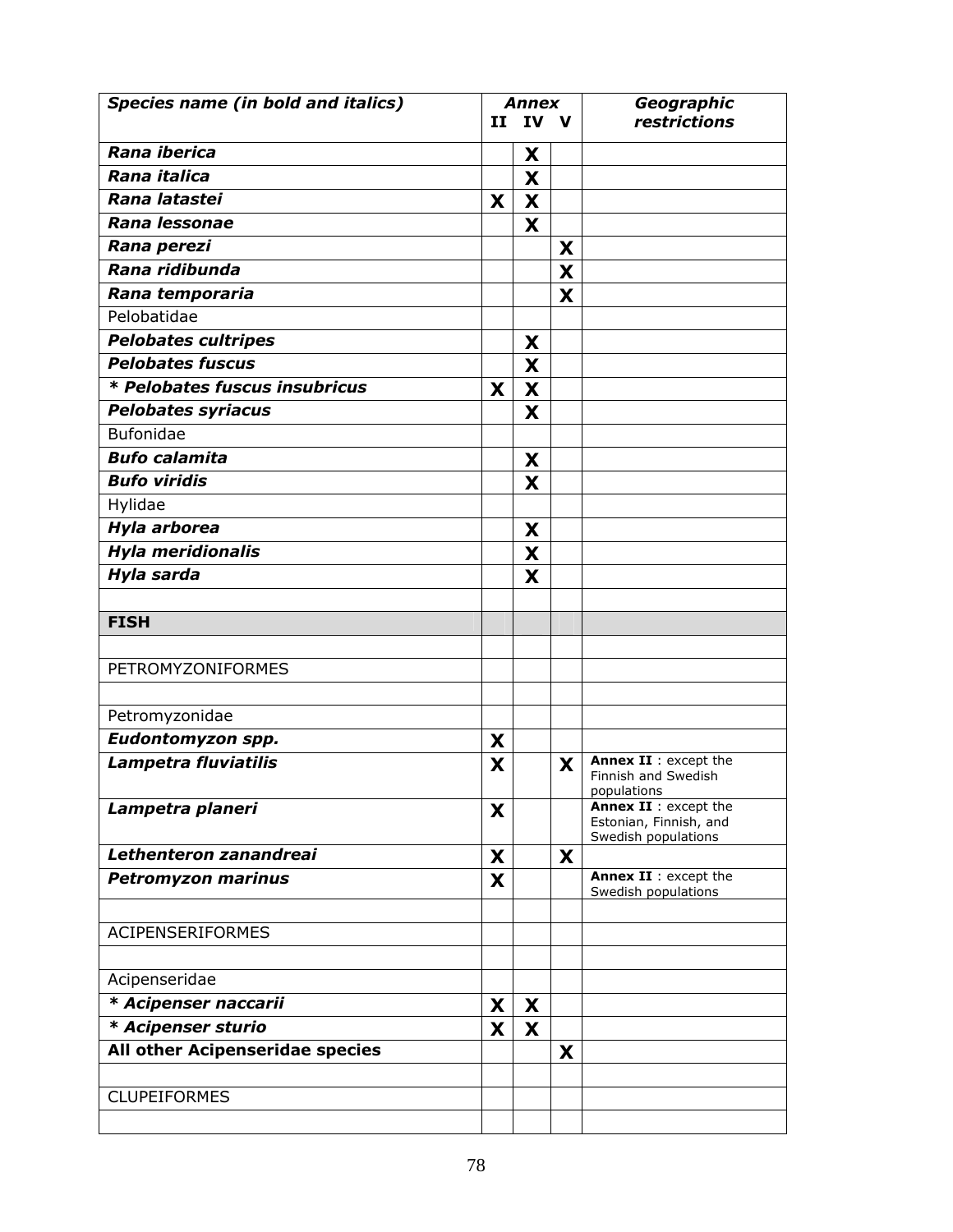| *Species name (in bold and italics)* | *Annex* II | IV | V | *Geographic restrictions* |
|---|---|---|---|---|
| ***Rana iberica*** | | X | | |
| ***Rana italica*** | | X | | |
| ***Rana latastei*** | X | X | | |
| ***Rana lessonae*** | | X | | |
| ***Rana perezi*** | | | X | |
| ***Rana ridibunda*** | | | X | |
| ***Rana temporaria*** | | | X | |
| Pelobatidae | | | | |
| ***Pelobates cultripes*** | | X | | |
| ***Pelobates fuscus*** | | X | | |
| ***\* Pelobates fuscus insubricus*** | X | X | | |
| ***Pelobates syriacus*** | | X | | |
| Bufonidae | | | | |
| ***Bufo calamita*** | | X | | |
| ***Bufo viridis*** | | X | | |
| Hylidae | | | | |
| ***Hyla arborea*** | | X | | |
| ***Hyla meridionalis*** | | X | | |
| ***Hyla sarda*** | | X | | |
| | | | | |
| **FISH** | | | | |
| | | | | |
| PETROMYZONIFORMES | | | | |
| | | | | |
| Petromyzonidae | | | | |
| ***Eudontomyzon spp.*** | X | | | |
| ***Lampetra fluviatilis*** | X | | X | **Annex II** : except the Finnish and Swedish populations |
| ***Lampetra planeri*** | X | | | **Annex II** : except the Estonian, Finnish, and Swedish populations |
| ***Lethenteron zanandreai*** | X | | X | |
| ***Petromyzon marinus*** | X | | | **Annex II** : except the Swedish populations |
| | | | | |
| ACIPENSERIFORMES | | | | |
| | | | | |
| Acipenseridae | | | | |
| ***\* Acipenser naccarii*** | X | X | | |
| ***\* Acipenser sturio*** | X | X | | |
| **All other Acipenseridae species** | | | X | |
| | | | | |
| CLUPEIFORMES | | | | |
| | | | | |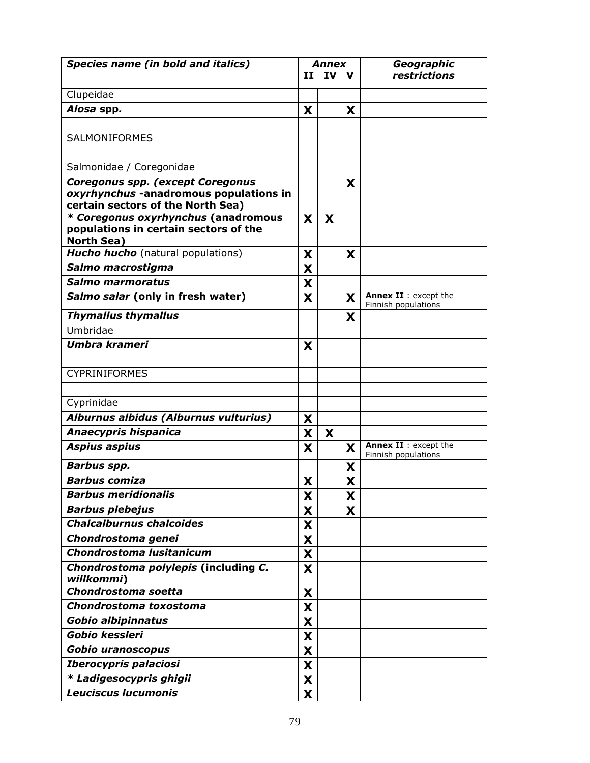| *Species name (in bold and italics)* | *Annex* II | IV | V | *Geographic restrictions* |
|---|---|---|---|---|
| Clupeidae | | | | |
| ***Alosa* spp.** | X | | X | |
| | | | | |
| SALMONIFORMES | | | | |
| | | | | |
| Salmonidae / Coregonidae | | | | |
| ***Coregonus* spp. (except *Coregonus oxyrhynchus* -anadromous populations in certain sectors of the North Sea)** | | | X | |
| *** *Coregonus oxyrhynchus* (anadromous populations in certain sectors of the North Sea)** | X | X | | |
| ***Hucho hucho*** (natural populations) | X | | X | |
| ***Salmo macrostigma*** | X | | | |
| ***Salmo marmoratus*** | X | | | |
| ***Salmo salar* (only in fresh water)** | X | | X | **Annex II** : except the Finnish populations |
| ***Thymallus thymallus*** | | | X | |
| Umbridae | | | | |
| ***Umbra krameri*** | X | | | |
| | | | | |
| CYPRINIFORMES | | | | |
| | | | | |
| Cyprinidae | | | | |
| ***Alburnus albidus (Alburnus vulturius)*** | X | | | |
| ***Anaecypris hispanica*** | X | X | | |
| ***Aspius aspius*** | X | | X | **Annex II** : except the Finnish populations |
| ***Barbus* spp.** | | | X | |
| ***Barbus comiza*** | X | | X | |
| ***Barbus meridionalis*** | X | | X | |
| ***Barbus plebejus*** | X | | X | |
| ***Chalcalburnus chalcoides*** | X | | | |
| ***Chondrostoma genei*** | X | | | |
| ***Chondrostoma lusitanicum*** | X | | | |
| ***Chondrostoma polylepis* (including *C. willkommi*)** | X | | | |
| ***Chondrostoma soetta*** | X | | | |
| ***Chondrostoma toxostoma*** | X | | | |
| ***Gobio albipinnatus*** | X | | | |
| ***Gobio kessleri*** | X | | | |
| ***Gobio uranoscopus*** | X | | | |
| ***Iberocypris palaciosi*** | X | | | |
| *** *Ladigesocypris ghigii*** | X | | | |
| ***Leuciscus lucumonis*** | X | | | |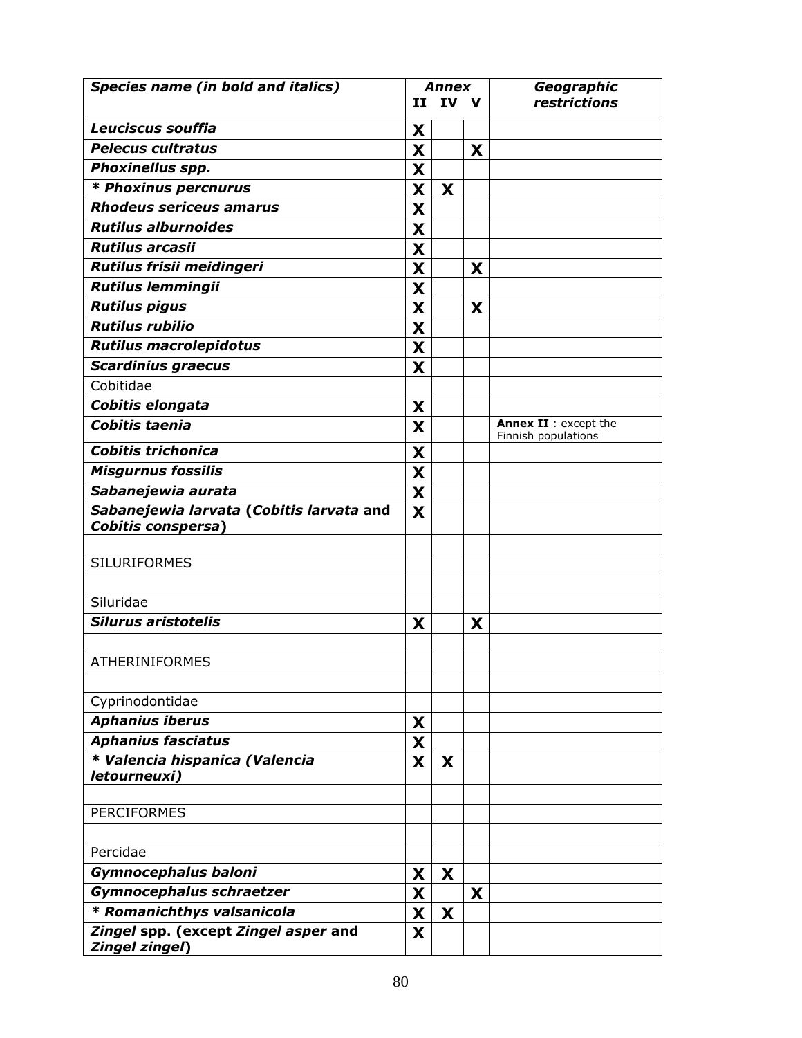| ***Species name (in bold and italics)*** | ***Annex*** II | IV | V | ***Geographic restrictions*** |
|---|---|---|---|---|
| ***Leuciscus souffia*** | X | | | |
| ***Pelecus cultratus*** | X | | X | |
| ***Phoxinellus spp.*** | X | | | |
| ***\* Phoxinus percnurus*** | X | X | | |
| ***Rhodeus sericeus amarus*** | X | | | |
| ***Rutilus alburnoides*** | X | | | |
| ***Rutilus arcasii*** | X | | | |
| ***Rutilus frisii meidingeri*** | X | | X | |
| ***Rutilus lemmingii*** | X | | | |
| ***Rutilus pigus*** | X | | X | |
| ***Rutilus rubilio*** | X | | | |
| ***Rutilus macrolepidotus*** | X | | | |
| ***Scardinius graecus*** | X | | | |
| Cobitidae | | | | |
| ***Cobitis elongata*** | X | | | |
| ***Cobitis taenia*** | X | | | **Annex II** : except the Finnish populations |
| ***Cobitis trichonica*** | X | | | |
| ***Misgurnus fossilis*** | X | | | |
| ***Sabanejewia aurata*** | X | | | |
| ***Sabanejewia larvata* (*Cobitis larvata* and *Cobitis conspersa*)** | X | | | |
| | | | | |
| SILURIFORMES | | | | |
| | | | | |
| Siluridae | | | | |
| ***Silurus aristotelis*** | X | | X | |
| | | | | |
| ATHERINIFORMES | | | | |
| | | | | |
| Cyprinodontidae | | | | |
| ***Aphanius iberus*** | X | | | |
| ***Aphanius fasciatus*** | X | | | |
| ***\* Valencia hispanica (Valencia letourneuxi)*** | X | X | | |
| | | | | |
| PERCIFORMES | | | | |
| | | | | |
| Percidae | | | | |
| ***Gymnocephalus baloni*** | X | X | | |
| ***Gymnocephalus schraetzer*** | X | | X | |
| ***\* Romanichthys valsanicola*** | X | X | | |
| ***Zingel* spp. (except *Zingel asper* and *Zingel zingel*)** | X | | | |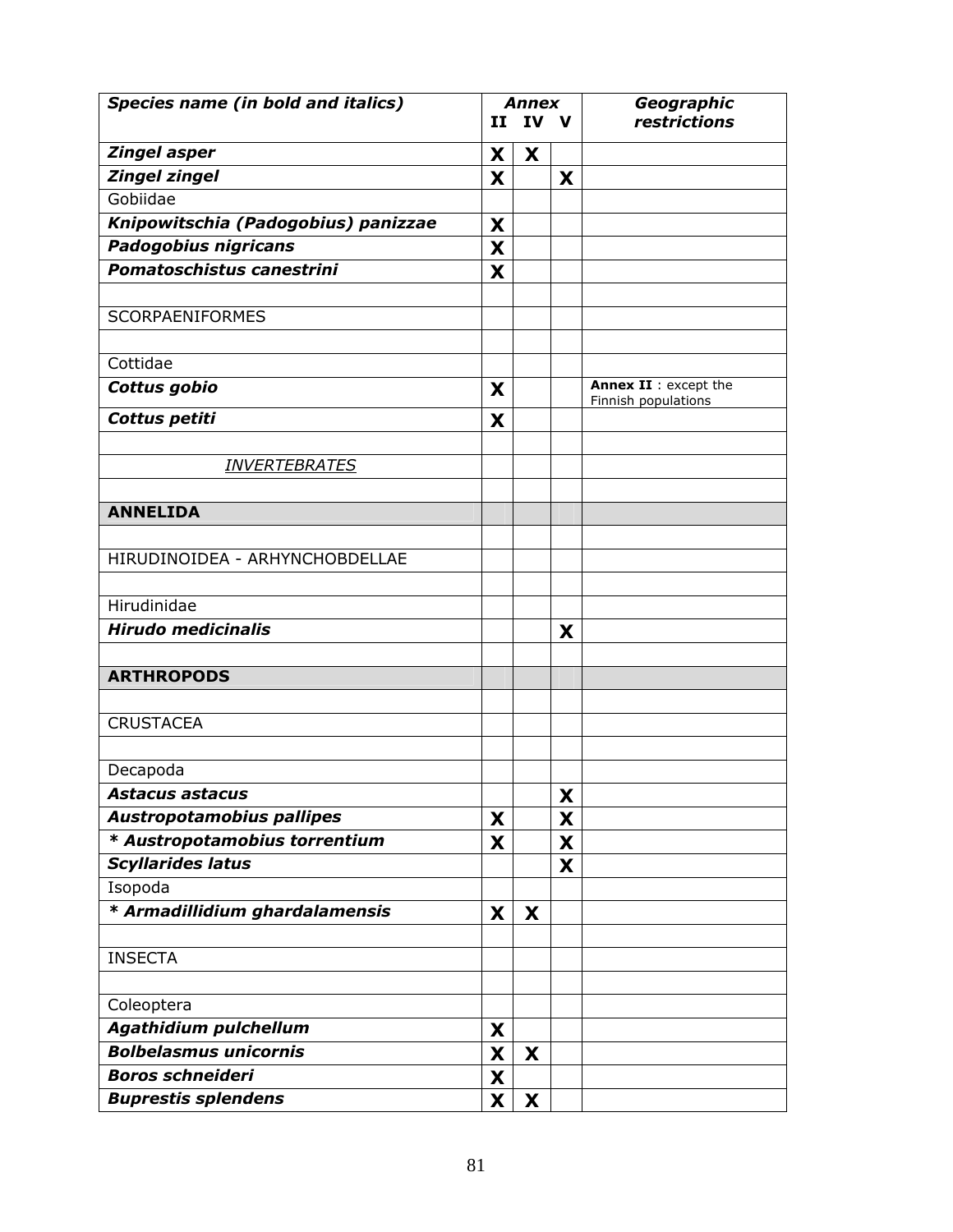| ***Species name (in bold and italics)*** | ***Annex*** | | | ***Geographic restrictions*** |
|---|---|---|---|---|
| | **II** | **IV** | **V** | |
| ***Zingel asper*** | **X** | **X** | | |
| ***Zingel zingel*** | **X** | | **X** | |
| Gobiidae | | | | |
| ***Knipowitschia (Padogobius) panizzae*** | **X** | | | |
| ***Padogobius nigricans*** | **X** | | | |
| ***Pomatoschistus canestrini*** | **X** | | | |
| | | | | |
| SCORPAENIFORMES | | | | |
| | | | | |
| Cottidae | | | | |
| ***Cottus gobio*** | **X** | | | **Annex II** : except the Finnish populations |
| ***Cottus petiti*** | **X** | | | |
| | | | | |
| <u>*INVERTEBRATES*</u> | | | | |
| | | | | |
| **ANNELIDA** | | | | |
| | | | | |
| HIRUDINOIDEA - ARHYNCHOBDELLAE | | | | |
| | | | | |
| Hirudinidae | | | | |
| ***Hirudo medicinalis*** | | | **X** | |
| | | | | |
| **ARTHROPODS** | | | | |
| | | | | |
| CRUSTACEA | | | | |
| | | | | |
| Decapoda | | | | |
| ***Astacus astacus*** | | | **X** | |
| ***Austropotamobius pallipes*** | **X** | | **X** | |
| ***\* Austropotamobius torrentium*** | **X** | | **X** | |
| ***Scyllarides latus*** | | | **X** | |
| Isopoda | | | | |
| ***\* Armadillidium ghardalamensis*** | **X** | **X** | | |
| | | | | |
| INSECTA | | | | |
| | | | | |
| Coleoptera | | | | |
| ***Agathidium pulchellum*** | **X** | | | |
| ***Bolbelasmus unicornis*** | **X** | **X** | | |
| ***Boros schneideri*** | **X** | | | |
| ***Buprestis splendens*** | **X** | **X** | | |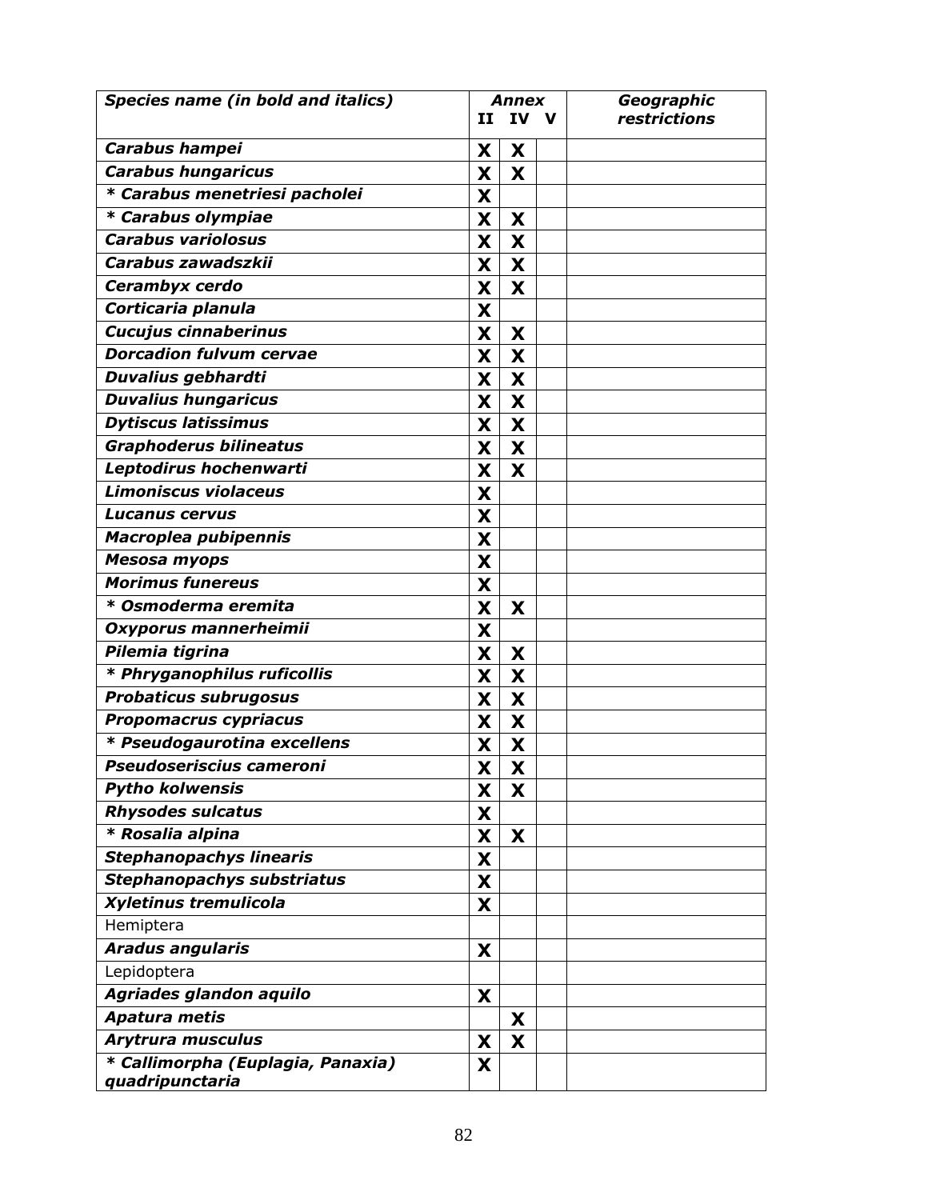| ***Species name (in bold and italics)*** | ***Annex*** II | IV | V | ***Geographic restrictions*** |
|---|---|---|---|---|
| ***Carabus hampei*** | X | X | | |
| ***Carabus hungaricus*** | X | X | | |
| ***\* Carabus menetriesi pacholei*** | X | | | |
| ***\* Carabus olympiae*** | X | X | | |
| ***Carabus variolosus*** | X | X | | |
| ***Carabus zawadszkii*** | X | X | | |
| ***Cerambyx cerdo*** | X | X | | |
| ***Corticaria planula*** | X | | | |
| ***Cucujus cinnaberinus*** | X | X | | |
| ***Dorcadion fulvum cervae*** | X | X | | |
| ***Duvalius gebhardti*** | X | X | | |
| ***Duvalius hungaricus*** | X | X | | |
| ***Dytiscus latissimus*** | X | X | | |
| ***Graphoderus bilineatus*** | X | X | | |
| ***Leptodirus hochenwarti*** | X | X | | |
| ***Limoniscus violaceus*** | X | | | |
| ***Lucanus cervus*** | X | | | |
| ***Macroplea pubipennis*** | X | | | |
| ***Mesosa myops*** | X | | | |
| ***Morimus funereus*** | X | | | |
| ***\* Osmoderma eremita*** | X | X | | |
| ***Oxyporus mannerheimii*** | X | | | |
| ***Pilemia tigrina*** | X | X | | |
| ***\* Phryganophilus ruficollis*** | X | X | | |
| ***Probaticus subrugosus*** | X | X | | |
| ***Propomacrus cypriacus*** | X | X | | |
| ***\* Pseudogaurotina excellens*** | X | X | | |
| ***Pseudoseriscius cameroni*** | X | X | | |
| ***Pytho kolwensis*** | X | X | | |
| ***Rhysodes sulcatus*** | X | | | |
| ***\* Rosalia alpina*** | X | X | | |
| ***Stephanopachys linearis*** | X | | | |
| ***Stephanopachys substriatus*** | X | | | |
| ***Xyletinus tremulicola*** | X | | | |
| Hemiptera | | | | |
| ***Aradus angularis*** | X | | | |
| Lepidoptera | | | | |
| ***Agriades glandon aquilo*** | X | | | |
| ***Apatura metis*** | | X | | |
| ***Arytrura musculus*** | X | X | | |
| ***\* Callimorpha (Euplagia, Panaxia) quadripunctaria*** | X | | | |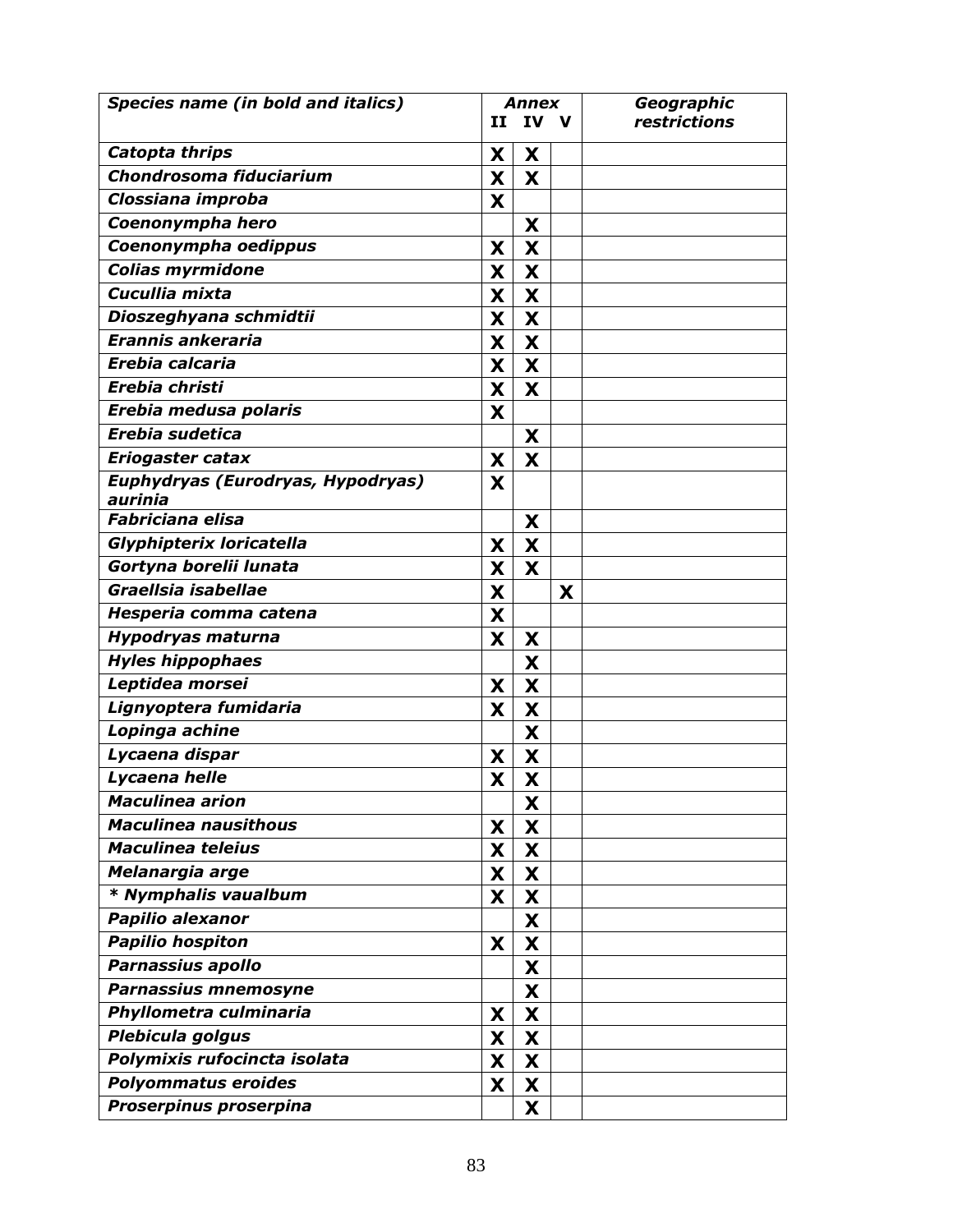| ***Species name (in bold and italics)*** | ***Annex*** | | | ***Geographic restrictions*** |
|---|---|---|---|---|
| | **II** | **IV** | **V** | |
| ***Catopta thrips*** | X | X | | |
| ***Chondrosoma fiduciarium*** | X | X | | |
| ***Clossiana improba*** | X | | | |
| ***Coenonympha hero*** | | X | | |
| ***Coenonympha oedippus*** | X | X | | |
| ***Colias myrmidone*** | X | X | | |
| ***Cucullia mixta*** | X | X | | |
| ***Dioszeghyana schmidtii*** | X | X | | |
| ***Erannis ankeraria*** | X | X | | |
| ***Erebia calcaria*** | X | X | | |
| ***Erebia christi*** | X | X | | |
| ***Erebia medusa polaris*** | X | | | |
| ***Erebia sudetica*** | | X | | |
| ***Eriogaster catax*** | X | X | | |
| ***Euphydryas (Eurodryas, Hypodryas) aurinia*** | X | | | |
| ***Fabriciana elisa*** | | X | | |
| ***Glyphipterix loricatella*** | X | X | | |
| ***Gortyna borelii lunata*** | X | X | | |
| ***Graellsia isabellae*** | X | | X | |
| ***Hesperia comma catena*** | X | | | |
| ***Hypodryas maturna*** | X | X | | |
| ***Hyles hippophaes*** | | X | | |
| ***Leptidea morsei*** | X | X | | |
| ***Lignyoptera fumidaria*** | X | X | | |
| ***Lopinga achine*** | | X | | |
| ***Lycaena dispar*** | X | X | | |
| ***Lycaena helle*** | X | X | | |
| ***Maculinea arion*** | | X | | |
| ***Maculinea nausithous*** | X | X | | |
| ***Maculinea teleius*** | X | X | | |
| ***Melanargia arge*** | X | X | | |
| ***\* Nymphalis vaualbum*** | X | X | | |
| ***Papilio alexanor*** | | X | | |
| ***Papilio hospiton*** | X | X | | |
| ***Parnassius apollo*** | | X | | |
| ***Parnassius mnemosyne*** | | X | | |
| ***Phyllometra culminaria*** | X | X | | |
| ***Plebicula golgus*** | X | X | | |
| ***Polymixis rufocincta isolata*** | X | X | | |
| ***Polyommatus eroides*** | X | X | | |
| ***Proserpinus proserpina*** | | X | | |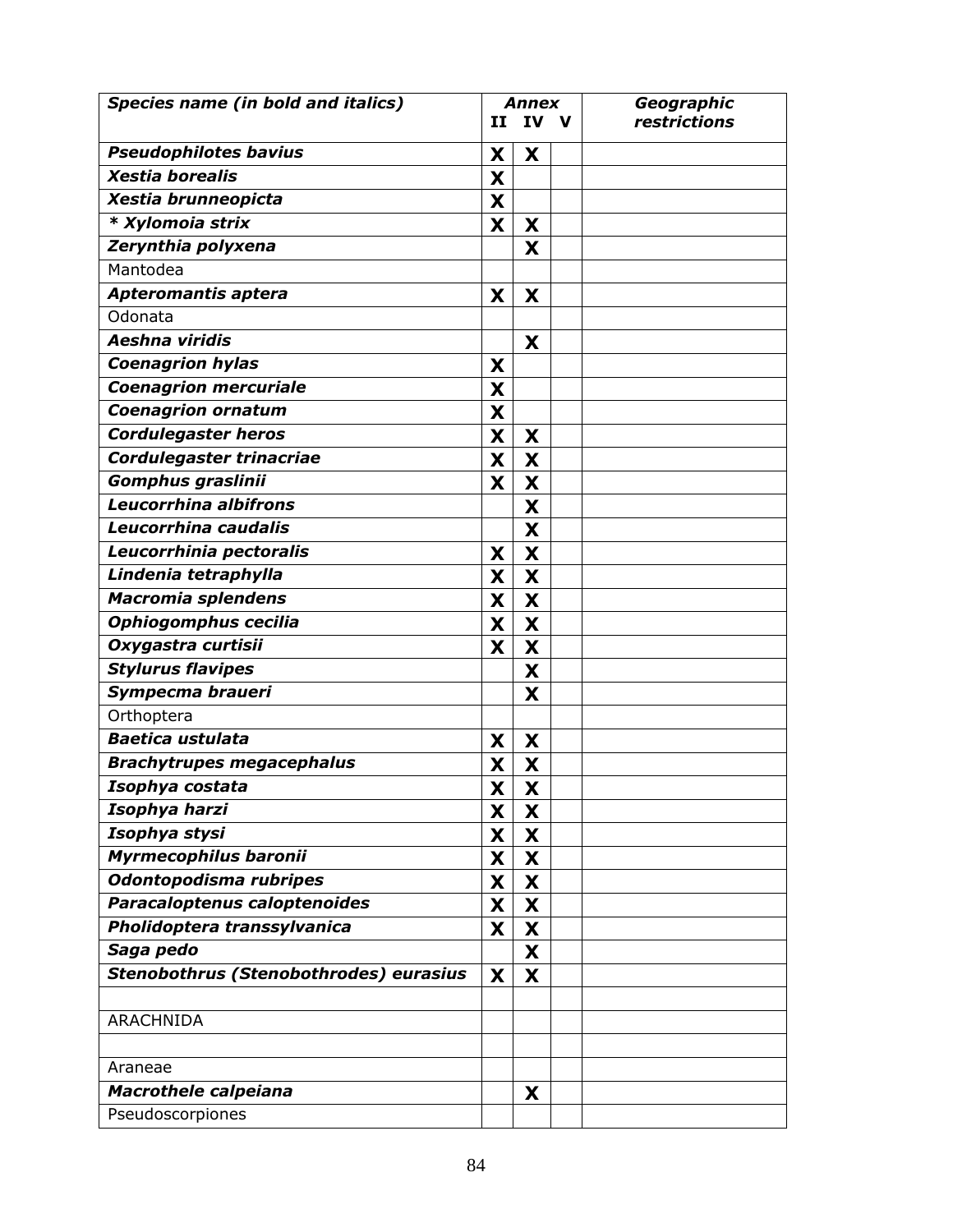| *Species name (in bold and italics)* | *Annex* II | IV | V | *Geographic restrictions* |
|---|---|---|---|---|
| ***Pseudophilotes bavius*** | X | X | | |
| ***Xestia borealis*** | X | | | |
| ***Xestia brunneopicta*** | X | | | |
| ***\* Xylomoia strix*** | X | X | | |
| ***Zerynthia polyxena*** | | X | | |
| Mantodea | | | | |
| ***Apteromantis aptera*** | X | X | | |
| Odonata | | | | |
| ***Aeshna viridis*** | | X | | |
| ***Coenagrion hylas*** | X | | | |
| ***Coenagrion mercuriale*** | X | | | |
| ***Coenagrion ornatum*** | X | | | |
| ***Cordulegaster heros*** | X | X | | |
| ***Cordulegaster trinacriae*** | X | X | | |
| ***Gomphus graslinii*** | X | X | | |
| ***Leucorrhina albifrons*** | | X | | |
| ***Leucorrhina caudalis*** | | X | | |
| ***Leucorrhinia pectoralis*** | X | X | | |
| ***Lindenia tetraphylla*** | X | X | | |
| ***Macromia splendens*** | X | X | | |
| ***Ophiogomphus cecilia*** | X | X | | |
| ***Oxygastra curtisii*** | X | X | | |
| ***Stylurus flavipes*** | | X | | |
| ***Sympecma braueri*** | | X | | |
| Orthoptera | | | | |
| ***Baetica ustulata*** | X | X | | |
| ***Brachytrupes megacephalus*** | X | X | | |
| ***Isophya costata*** | X | X | | |
| ***Isophya harzi*** | X | X | | |
| ***Isophya stysi*** | X | X | | |
| ***Myrmecophilus baronii*** | X | X | | |
| ***Odontopodisma rubripes*** | X | X | | |
| ***Paracaloptenus caloptenoides*** | X | X | | |
| ***Pholidoptera transsylvanica*** | X | X | | |
| ***Saga pedo*** | | X | | |
| ***Stenobothrus (Stenobothrodes) eurasius*** | X | X | | |
| | | | | |
| ARACHNIDA | | | | |
| | | | | |
| Araneae | | | | |
| ***Macrothele calpeiana*** | | X | | |
| Pseudoscorpiones | | | | |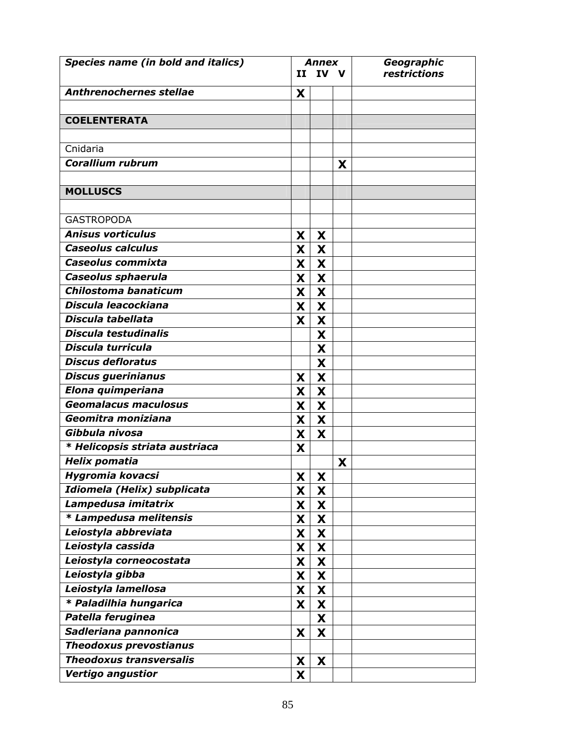| ***Species name (in bold and italics)*** | ***Annex*** | | | ***Geographic restrictions*** |
|---|---|---|---|---|
| | **II** | **IV** | **V** | |
| ***Anthrenochernes stellae*** | **X** | | | |
| | | | | |
| **COELENTERATA** | | | | |
| | | | | |
| Cnidaria | | | | |
| ***Corallium rubrum*** | | | **X** | |
| | | | | |
| **MOLLUSCS** | | | | |
| | | | | |
| GASTROPODA | | | | |
| ***Anisus vorticulus*** | **X** | **X** | | |
| ***Caseolus calculus*** | **X** | **X** | | |
| ***Caseolus commixta*** | **X** | **X** | | |
| ***Caseolus sphaerula*** | **X** | **X** | | |
| ***Chilostoma banaticum*** | **X** | **X** | | |
| ***Discula leacockiana*** | **X** | **X** | | |
| ***Discula tabellata*** | **X** | **X** | | |
| ***Discula testudinalis*** | | **X** | | |
| ***Discula turricula*** | | **X** | | |
| ***Discus defloratus*** | | **X** | | |
| ***Discus guerinianus*** | **X** | **X** | | |
| ***Elona quimperiana*** | **X** | **X** | | |
| ***Geomalacus maculosus*** | **X** | **X** | | |
| ***Geomitra moniziana*** | **X** | **X** | | |
| ***Gibbula nivosa*** | **X** | **X** | | |
| ***\* Helicopsis striata austriaca*** | **X** | | | |
| ***Helix pomatia*** | | | **X** | |
| ***Hygromia kovacsi*** | **X** | **X** | | |
| ***Idiomela (Helix) subplicata*** | **X** | **X** | | |
| ***Lampedusa imitatrix*** | **X** | **X** | | |
| ***\* Lampedusa melitensis*** | **X** | **X** | | |
| ***Leiostyla abbreviata*** | **X** | **X** | | |
| ***Leiostyla cassida*** | **X** | **X** | | |
| ***Leiostyla corneocostata*** | **X** | **X** | | |
| ***Leiostyla gibba*** | **X** | **X** | | |
| ***Leiostyla lamellosa*** | **X** | **X** | | |
| ***\* Paladilhia hungarica*** | **X** | **X** | | |
| ***Patella feruginea*** | | **X** | | |
| ***Sadleriana pannonica*** | **X** | **X** | | |
| ***Theodoxus prevostianus*** | | | | |
| ***Theodoxus transversalis*** | **X** | **X** | | |
| ***Vertigo angustior*** | **X** | | | |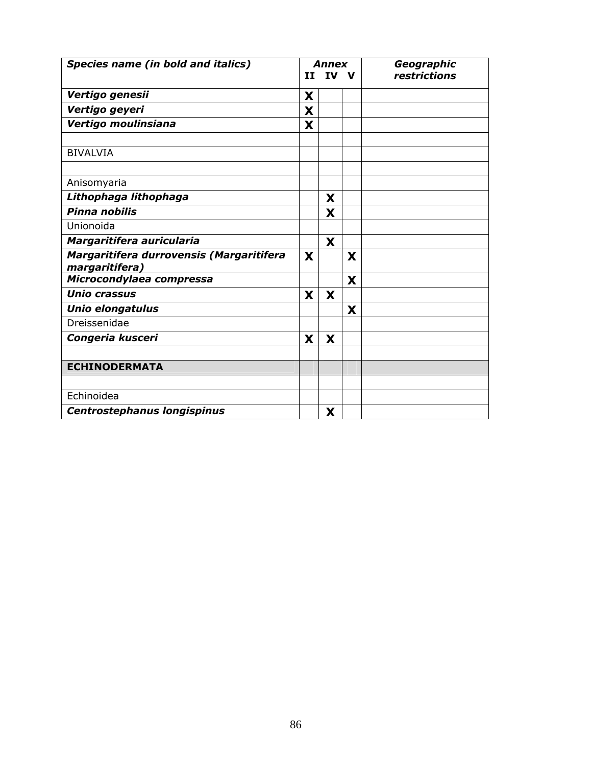| ***Species name (in bold and italics)*** | ***Annex*** II | IV | V | ***Geographic restrictions*** |
|---|---|---|---|---|
| ***Vertigo genesii*** | **X** | | | |
| ***Vertigo geyeri*** | **X** | | | |
| ***Vertigo moulinsiana*** | **X** | | | |
| | | | | |
| BIVALVIA | | | | |
| | | | | |
| Anisomyaria | | | | |
| ***Lithophaga lithophaga*** | | **X** | | |
| ***Pinna nobilis*** | | **X** | | |
| Unionoida | | | | |
| ***Margaritifera auricularia*** | | **X** | | |
| ***Margaritifera durrovensis (Margaritifera margaritifera)*** | **X** | | **X** | |
| ***Microcondylaea compressa*** | | | **X** | |
| ***Unio crassus*** | **X** | **X** | | |
| ***Unio elongatulus*** | | | **X** | |
| Dreissenidae | | | | |
| ***Congeria kusceri*** | **X** | **X** | | |
| | | | | |
| **ECHINODERMATA** | | | | |
| | | | | |
| Echinoidea | | | | |
| ***Centrostephanus longispinus*** | | **X** | | |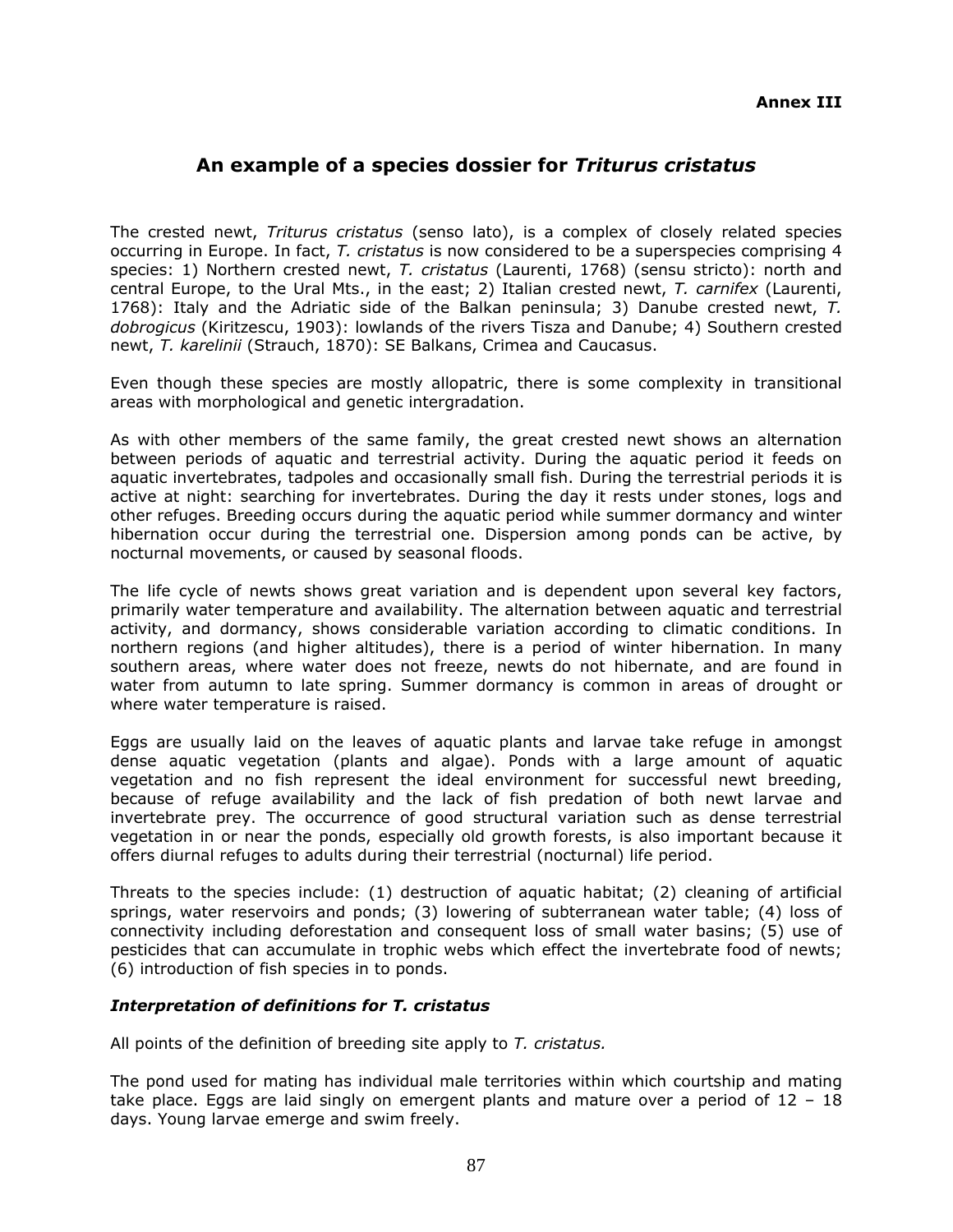**Annex III**

# An example of a species dossier for *Triturus cristatus*

The crested newt, *Triturus cristatus* (senso lato), is a complex of closely related species occurring in Europe. In fact, *T. cristatus* is now considered to be a superspecies comprising 4 species: 1) Northern crested newt, *T. cristatus* (Laurenti, 1768) (sensu stricto): north and central Europe, to the Ural Mts., in the east; 2) Italian crested newt, *T. carnifex* (Laurenti, 1768): Italy and the Adriatic side of the Balkan peninsula; 3) Danube crested newt, *T. dobrogicus* (Kiritzescu, 1903): lowlands of the rivers Tisza and Danube; 4) Southern crested newt, *T. karelinii* (Strauch, 1870): SE Balkans, Crimea and Caucasus.

Even though these species are mostly allopatric, there is some complexity in transitional areas with morphological and genetic intergradation.

As with other members of the same family, the great crested newt shows an alternation between periods of aquatic and terrestrial activity. During the aquatic period it feeds on aquatic invertebrates, tadpoles and occasionally small fish. During the terrestrial periods it is active at night: searching for invertebrates. During the day it rests under stones, logs and other refuges. Breeding occurs during the aquatic period while summer dormancy and winter hibernation occur during the terrestrial one. Dispersion among ponds can be active, by nocturnal movements, or caused by seasonal floods.

The life cycle of newts shows great variation and is dependent upon several key factors, primarily water temperature and availability. The alternation between aquatic and terrestrial activity, and dormancy, shows considerable variation according to climatic conditions. In northern regions (and higher altitudes), there is a period of winter hibernation. In many southern areas, where water does not freeze, newts do not hibernate, and are found in water from autumn to late spring. Summer dormancy is common in areas of drought or where water temperature is raised.

Eggs are usually laid on the leaves of aquatic plants and larvae take refuge in amongst dense aquatic vegetation (plants and algae). Ponds with a large amount of aquatic vegetation and no fish represent the ideal environment for successful newt breeding, because of refuge availability and the lack of fish predation of both newt larvae and invertebrate prey. The occurrence of good structural variation such as dense terrestrial vegetation in or near the ponds, especially old growth forests, is also important because it offers diurnal refuges to adults during their terrestrial (nocturnal) life period.

Threats to the species include: (1) destruction of aquatic habitat; (2) cleaning of artificial springs, water reservoirs and ponds; (3) lowering of subterranean water table; (4) loss of connectivity including deforestation and consequent loss of small water basins; (5) use of pesticides that can accumulate in trophic webs which effect the invertebrate food of newts; (6) introduction of fish species in to ponds.

### *Interpretation of definitions for T. cristatus*

All points of the definition of breeding site apply to *T. cristatus.*

The pond used for mating has individual male territories within which courtship and mating take place. Eggs are laid singly on emergent plants and mature over a period of 12 – 18 days. Young larvae emerge and swim freely.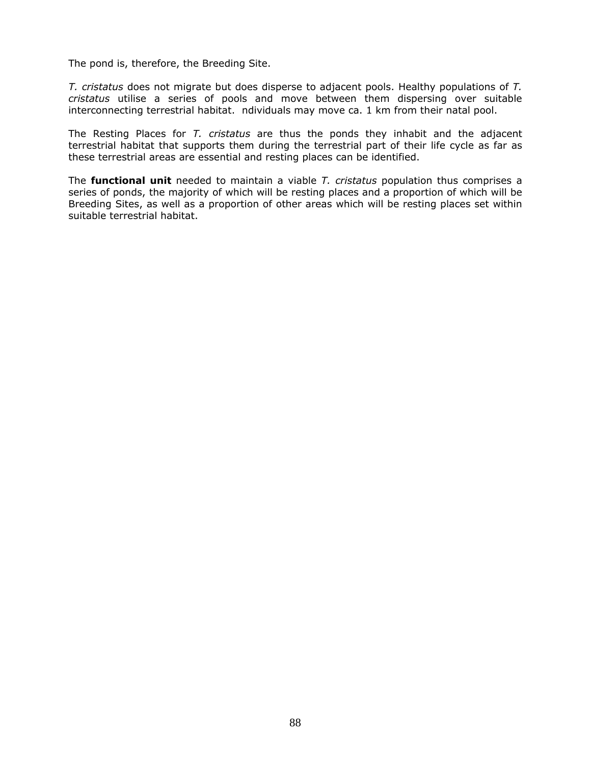The pond is, therefore, the Breeding Site.

*T. cristatus* does not migrate but does disperse to adjacent pools. Healthy populations of *T. cristatus* utilise a series of pools and move between them dispersing over suitable interconnecting terrestrial habitat.  ndividuals may move ca. 1 km from their natal pool.

The Resting Places for *T. cristatus* are thus the ponds they inhabit and the adjacent terrestrial habitat that supports them during the terrestrial part of their life cycle as far as these terrestrial areas are essential and resting places can be identified.

The **functional unit** needed to maintain a viable *T. cristatus* population thus comprises a series of ponds, the majority of which will be resting places and a proportion of which will be Breeding Sites, as well as a proportion of other areas which will be resting places set within suitable terrestrial habitat.